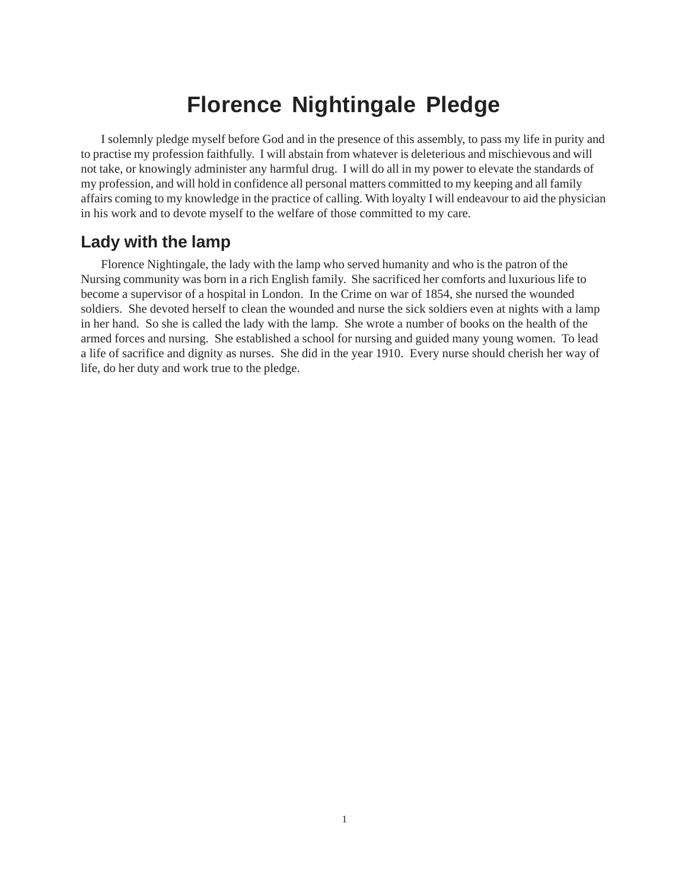# Florence Nightingale Pledge

I solemnly pledge myself before God and in the presence of this assembly, to pass my life in purity and to practise my profession faithfully. I will abstain from whatever is deleterious and mischievous and will not take, or knowingly administer any harmful drug. I will do all in my power to elevate the standards of my profession, and will hold in confidence all personal matters committed to my keeping and all family affairs coming to my knowledge in the practice of calling. With loyalty I will endeavour to aid the physician in his work and to devote myself to the welfare of those committed to my care.

## Lady with the lamp

Florence Nightingale, the lady with the lamp who served humanity and who is the patron of the Nursing community was born in a rich English family. She sacrificed her comforts and luxurious life to become a supervisor of a hospital in London. In the Crime on war of 1854, she nursed the wounded soldiers. She devoted herself to clean the wounded and nurse the sick soldiers even at nights with a lamp in her hand. So she is called the lady with the lamp. She wrote a number of books on the health of the armed forces and nursing. She established a school for nursing and guided many young women. To lead a life of sacrifice and dignity as nurses. She did in the year 1910. Every nurse should cherish her way of life, do her duty and work true to the pledge.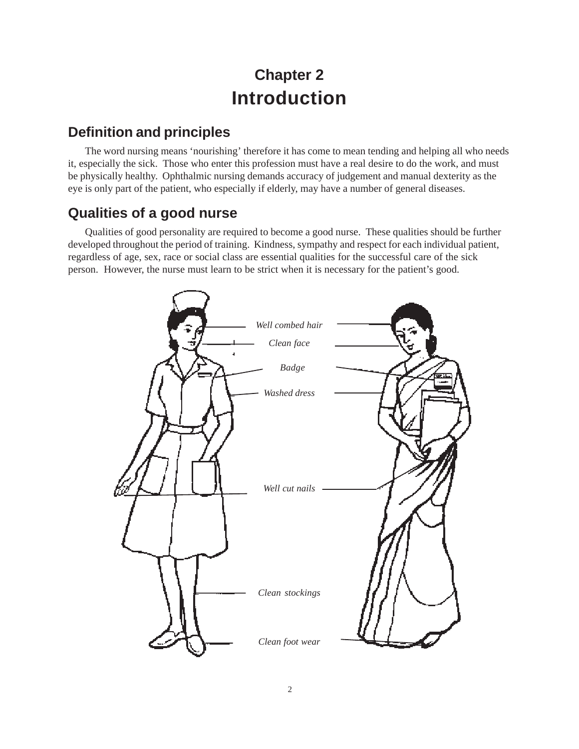# Chapter 2
# Introduction

## Definition and principles

The word nursing means 'nourishing' therefore it has come to mean tending and helping all who needs it, especially the sick. Those who enter this profession must have a real desire to do the work, and must be physically healthy. Ophthalmic nursing demands accuracy of judgement and manual dexterity as the eye is only part of the patient, who especially if elderly, may have a number of general diseases.

## Qualities of a good nurse

Qualities of good personality are required to become a good nurse. These qualities should be further developed throughout the period of training. Kindness, sympathy and respect for each individual patient, regardless of age, sex, race or social class are essential qualities for the successful care of the sick person. However, the nurse must learn to be strict when it is necessary for the patient's good.

*Well combed hair*

*Clean face*

*Badge*

*Washed dress*

*Well cut nails*

*Clean stockings*

*Clean foot wear*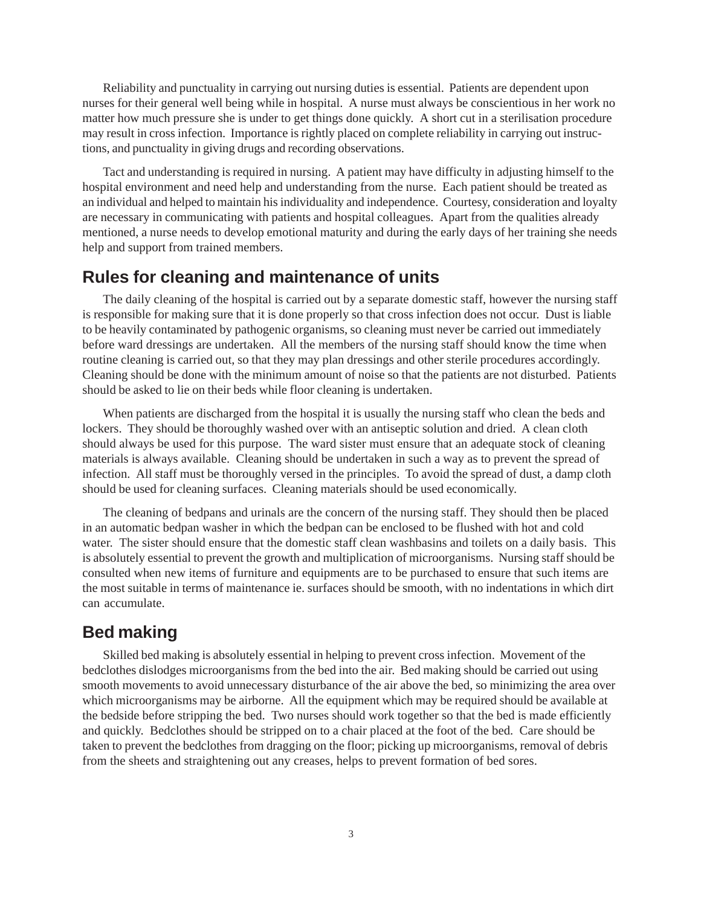Reliability and punctuality in carrying out nursing duties is essential. Patients are dependent upon nurses for their general well being while in hospital. A nurse must always be conscientious in her work no matter how much pressure she is under to get things done quickly. A short cut in a sterilisation procedure may result in cross infection. Importance is rightly placed on complete reliability in carrying out instructions, and punctuality in giving drugs and recording observations.

Tact and understanding is required in nursing. A patient may have difficulty in adjusting himself to the hospital environment and need help and understanding from the nurse. Each patient should be treated as an individual and helped to maintain his individuality and independence. Courtesy, consideration and loyalty are necessary in communicating with patients and hospital colleagues. Apart from the qualities already mentioned, a nurse needs to develop emotional maturity and during the early days of her training she needs help and support from trained members.

## Rules for cleaning and maintenance of units

The daily cleaning of the hospital is carried out by a separate domestic staff, however the nursing staff is responsible for making sure that it is done properly so that cross infection does not occur. Dust is liable to be heavily contaminated by pathogenic organisms, so cleaning must never be carried out immediately before ward dressings are undertaken. All the members of the nursing staff should know the time when routine cleaning is carried out, so that they may plan dressings and other sterile procedures accordingly. Cleaning should be done with the minimum amount of noise so that the patients are not disturbed. Patients should be asked to lie on their beds while floor cleaning is undertaken.

When patients are discharged from the hospital it is usually the nursing staff who clean the beds and lockers. They should be thoroughly washed over with an antiseptic solution and dried. A clean cloth should always be used for this purpose. The ward sister must ensure that an adequate stock of cleaning materials is always available. Cleaning should be undertaken in such a way as to prevent the spread of infection. All staff must be thoroughly versed in the principles. To avoid the spread of dust, a damp cloth should be used for cleaning surfaces. Cleaning materials should be used economically.

The cleaning of bedpans and urinals are the concern of the nursing staff. They should then be placed in an automatic bedpan washer in which the bedpan can be enclosed to be flushed with hot and cold water. The sister should ensure that the domestic staff clean washbasins and toilets on a daily basis. This is absolutely essential to prevent the growth and multiplication of microorganisms. Nursing staff should be consulted when new items of furniture and equipments are to be purchased to ensure that such items are the most suitable in terms of maintenance ie. surfaces should be smooth, with no indentations in which dirt can accumulate.

## Bed making

Skilled bed making is absolutely essential in helping to prevent cross infection. Movement of the bedclothes dislodges microorganisms from the bed into the air. Bed making should be carried out using smooth movements to avoid unnecessary disturbance of the air above the bed, so minimizing the area over which microorganisms may be airborne. All the equipment which may be required should be available at the bedside before stripping the bed. Two nurses should work together so that the bed is made efficiently and quickly. Bedclothes should be stripped on to a chair placed at the foot of the bed. Care should be taken to prevent the bedclothes from dragging on the floor; picking up microorganisms, removal of debris from the sheets and straightening out any creases, helps to prevent formation of bed sores.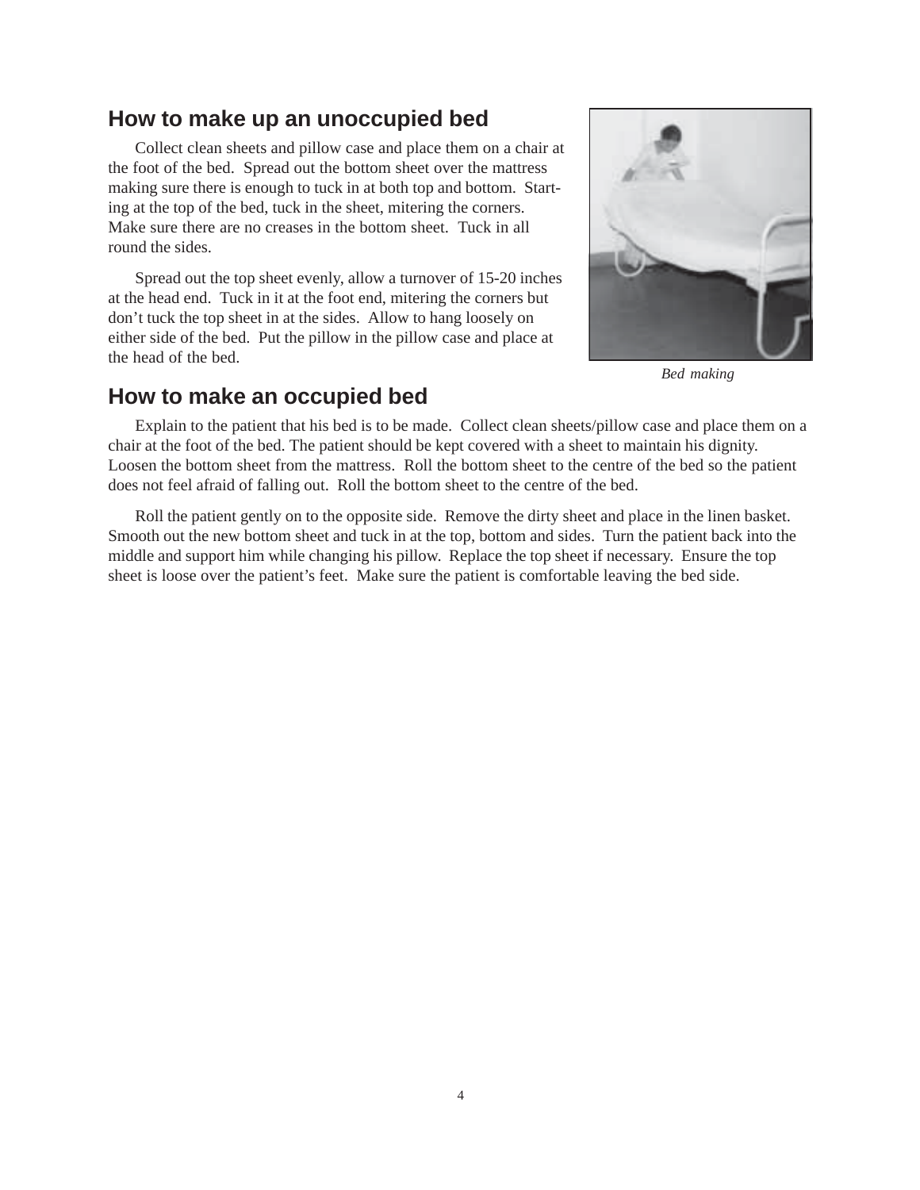## How to make up an unoccupied bed

Collect clean sheets and pillow case and place them on a chair at the foot of the bed. Spread out the bottom sheet over the mattress making sure there is enough to tuck in at both top and bottom. Starting at the top of the bed, tuck in the sheet, mitering the corners. Make sure there are no creases in the bottom sheet. Tuck in all round the sides.

Spread out the top sheet evenly, allow a turnover of 15-20 inches at the head end. Tuck in it at the foot end, mitering the corners but don't tuck the top sheet in at the sides. Allow to hang loosely on either side of the bed. Put the pillow in the pillow case and place at the head of the bed.

*Bed making*

## How to make an occupied bed

Explain to the patient that his bed is to be made. Collect clean sheets/pillow case and place them on a chair at the foot of the bed. The patient should be kept covered with a sheet to maintain his dignity. Loosen the bottom sheet from the mattress. Roll the bottom sheet to the centre of the bed so the patient does not feel afraid of falling out. Roll the bottom sheet to the centre of the bed.

Roll the patient gently on to the opposite side. Remove the dirty sheet and place in the linen basket. Smooth out the new bottom sheet and tuck in at the top, bottom and sides. Turn the patient back into the middle and support him while changing his pillow. Replace the top sheet if necessary. Ensure the top sheet is loose over the patient's feet. Make sure the patient is comfortable leaving the bed side.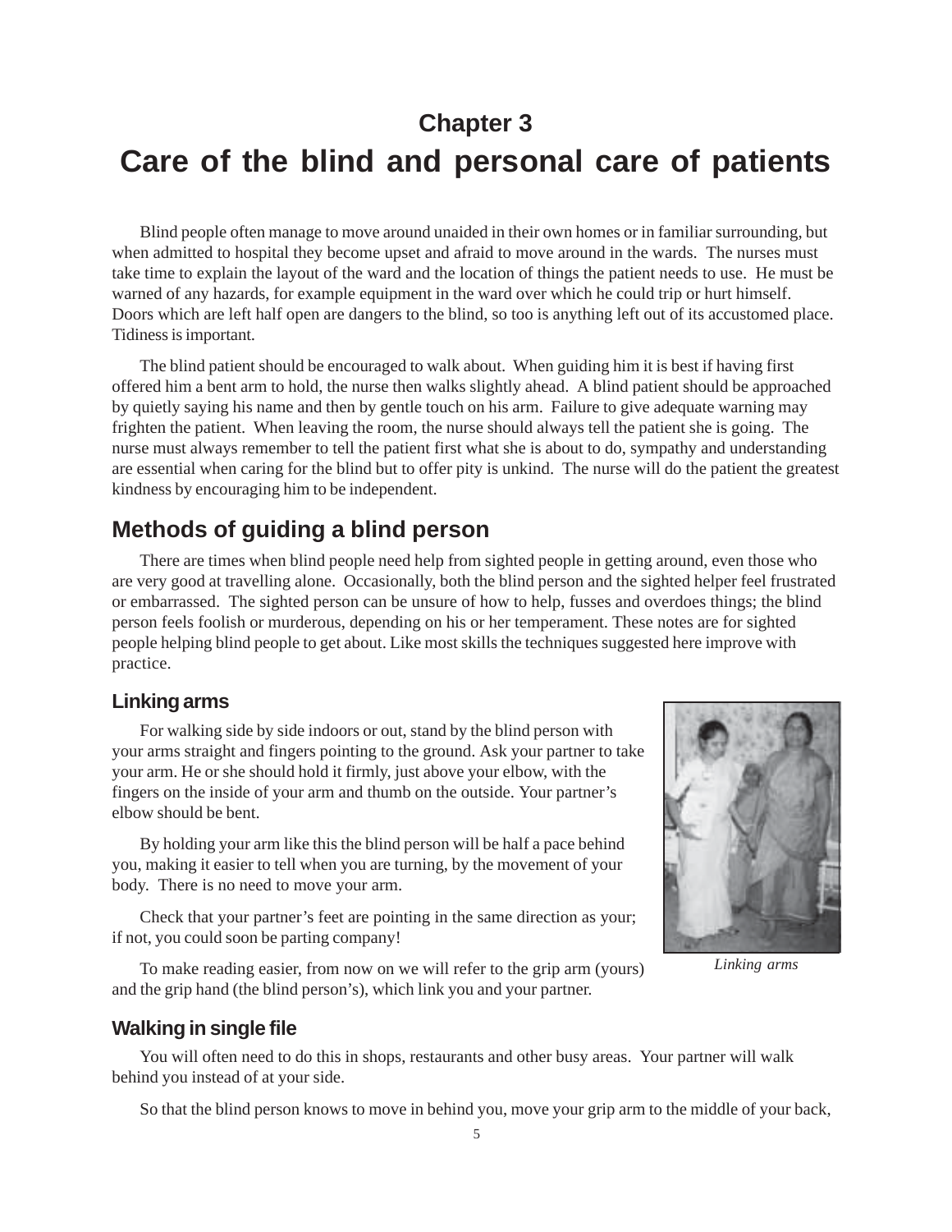# Chapter 3
# Care of the blind and personal care of patients

Blind people often manage to move around unaided in their own homes or in familiar surrounding, but when admitted to hospital they become upset and afraid to move around in the wards. The nurses must take time to explain the layout of the ward and the location of things the patient needs to use. He must be warned of any hazards, for example equipment in the ward over which he could trip or hurt himself. Doors which are left half open are dangers to the blind, so too is anything left out of its accustomed place. Tidiness is important.

The blind patient should be encouraged to walk about. When guiding him it is best if having first offered him a bent arm to hold, the nurse then walks slightly ahead. A blind patient should be approached by quietly saying his name and then by gentle touch on his arm. Failure to give adequate warning may frighten the patient. When leaving the room, the nurse should always tell the patient she is going. The nurse must always remember to tell the patient first what she is about to do, sympathy and understanding are essential when caring for the blind but to offer pity is unkind. The nurse will do the patient the greatest kindness by encouraging him to be independent.

## Methods of guiding a blind person

There are times when blind people need help from sighted people in getting around, even those who are very good at travelling alone. Occasionally, both the blind person and the sighted helper feel frustrated or embarrassed. The sighted person can be unsure of how to help, fusses and overdoes things; the blind person feels foolish or murderous, depending on his or her temperament. These notes are for sighted people helping blind people to get about. Like most skills the techniques suggested here improve with practice.

### Linking arms

For walking side by side indoors or out, stand by the blind person with your arms straight and fingers pointing to the ground. Ask your partner to take your arm. He or she should hold it firmly, just above your elbow, with the fingers on the inside of your arm and thumb on the outside. Your partner's elbow should be bent.

By holding your arm like this the blind person will be half a pace behind you, making it easier to tell when you are turning, by the movement of your body. There is no need to move your arm.

Check that your partner's feet are pointing in the same direction as your; if not, you could soon be parting company!

*Linking arms*

To make reading easier, from now on we will refer to the grip arm (yours) and the grip hand (the blind person's), which link you and your partner.

### Walking in single file

You will often need to do this in shops, restaurants and other busy areas. Your partner will walk behind you instead of at your side.

So that the blind person knows to move in behind you, move your grip arm to the middle of your back,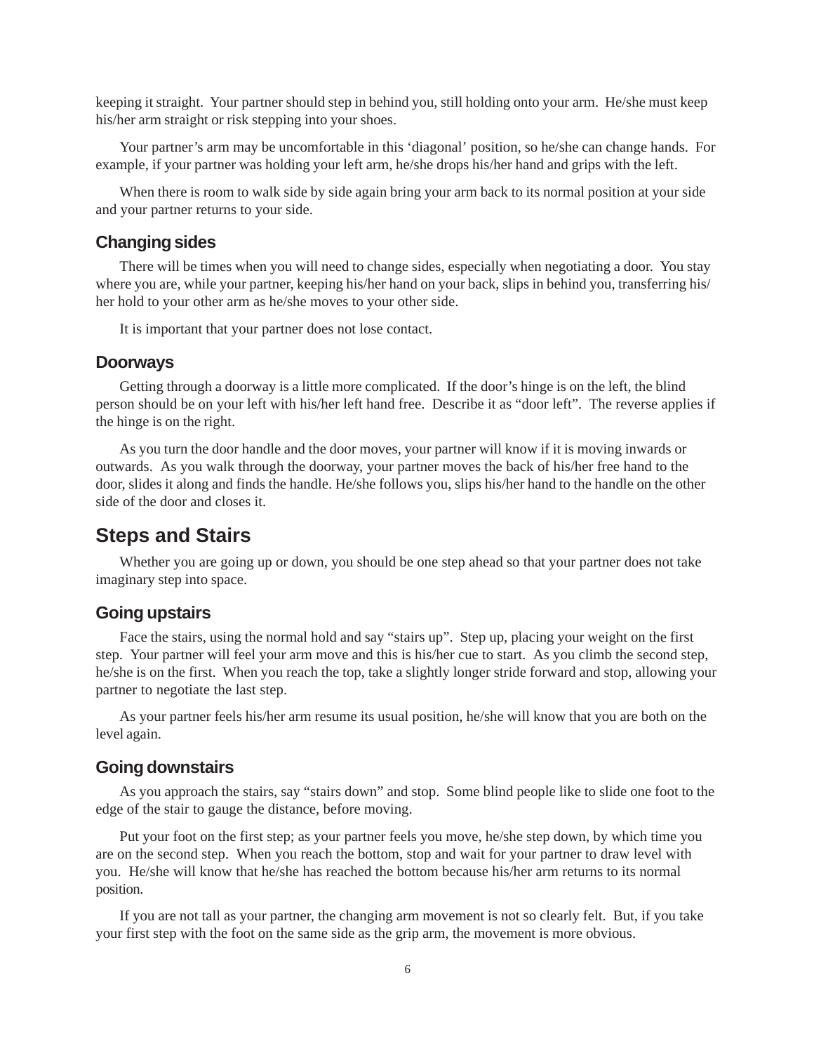keeping it straight. Your partner should step in behind you, still holding onto your arm. He/she must keep his/her arm straight or risk stepping into your shoes.

Your partner's arm may be uncomfortable in this 'diagonal' position, so he/she can change hands. For example, if your partner was holding your left arm, he/she drops his/her hand and grips with the left.

When there is room to walk side by side again bring your arm back to its normal position at your side and your partner returns to your side.

### Changing sides

There will be times when you will need to change sides, especially when negotiating a door. You stay where you are, while your partner, keeping his/her hand on your back, slips in behind you, transferring his/her hold to your other arm as he/she moves to your other side.

It is important that your partner does not lose contact.

### Doorways

Getting through a doorway is a little more complicated. If the door's hinge is on the left, the blind person should be on your left with his/her left hand free. Describe it as "door left". The reverse applies if the hinge is on the right.

As you turn the door handle and the door moves, your partner will know if it is moving inwards or outwards. As you walk through the doorway, your partner moves the back of his/her free hand to the door, slides it along and finds the handle. He/she follows you, slips his/her hand to the handle on the other side of the door and closes it.

## Steps and Stairs

Whether you are going up or down, you should be one step ahead so that your partner does not take imaginary step into space.

### Going upstairs

Face the stairs, using the normal hold and say "stairs up". Step up, placing your weight on the first step. Your partner will feel your arm move and this is his/her cue to start. As you climb the second step, he/she is on the first. When you reach the top, take a slightly longer stride forward and stop, allowing your partner to negotiate the last step.

As your partner feels his/her arm resume its usual position, he/she will know that you are both on the level again.

### Going downstairs

As you approach the stairs, say "stairs down" and stop. Some blind people like to slide one foot to the edge of the stair to gauge the distance, before moving.

Put your foot on the first step; as your partner feels you move, he/she step down, by which time you are on the second step. When you reach the bottom, stop and wait for your partner to draw level with you. He/she will know that he/she has reached the bottom because his/her arm returns to its normal position.

If you are not tall as your partner, the changing arm movement is not so clearly felt. But, if you take your first step with the foot on the same side as the grip arm, the movement is more obvious.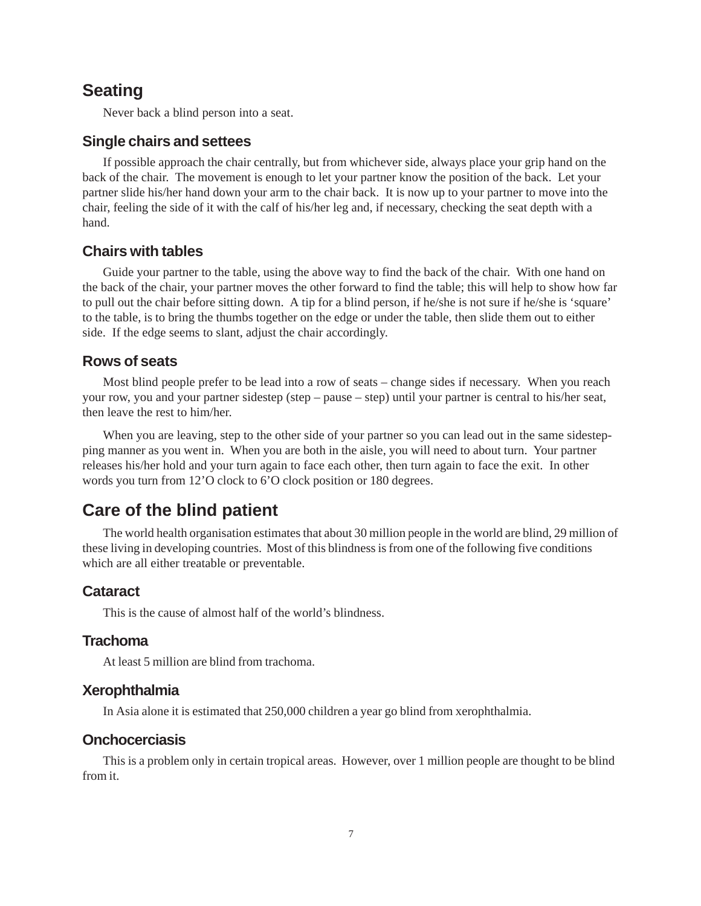## Seating

Never back a blind person into a seat.

### Single chairs and settees

If possible approach the chair centrally, but from whichever side, always place your grip hand on the back of the chair. The movement is enough to let your partner know the position of the back. Let your partner slide his/her hand down your arm to the chair back. It is now up to your partner to move into the chair, feeling the side of it with the calf of his/her leg and, if necessary, checking the seat depth with a hand.

### Chairs with tables

Guide your partner to the table, using the above way to find the back of the chair. With one hand on the back of the chair, your partner moves the other forward to find the table; this will help to show how far to pull out the chair before sitting down. A tip for a blind person, if he/she is not sure if he/she is 'square' to the table, is to bring the thumbs together on the edge or under the table, then slide them out to either side. If the edge seems to slant, adjust the chair accordingly.

### Rows of seats

Most blind people prefer to be lead into a row of seats – change sides if necessary. When you reach your row, you and your partner sidestep (step – pause – step) until your partner is central to his/her seat, then leave the rest to him/her.

When you are leaving, step to the other side of your partner so you can lead out in the same sidestepping manner as you went in. When you are both in the aisle, you will need to about turn. Your partner releases his/her hold and your turn again to face each other, then turn again to face the exit. In other words you turn from 12'O clock to 6'O clock position or 180 degrees.

## Care of the blind patient

The world health organisation estimates that about 30 million people in the world are blind, 29 million of these living in developing countries. Most of this blindness is from one of the following five conditions which are all either treatable or preventable.

### Cataract

This is the cause of almost half of the world's blindness.

### Trachoma

At least 5 million are blind from trachoma.

### Xerophthalmia

In Asia alone it is estimated that 250,000 children a year go blind from xerophthalmia.

### Onchocerciasis

This is a problem only in certain tropical areas. However, over 1 million people are thought to be blind from it.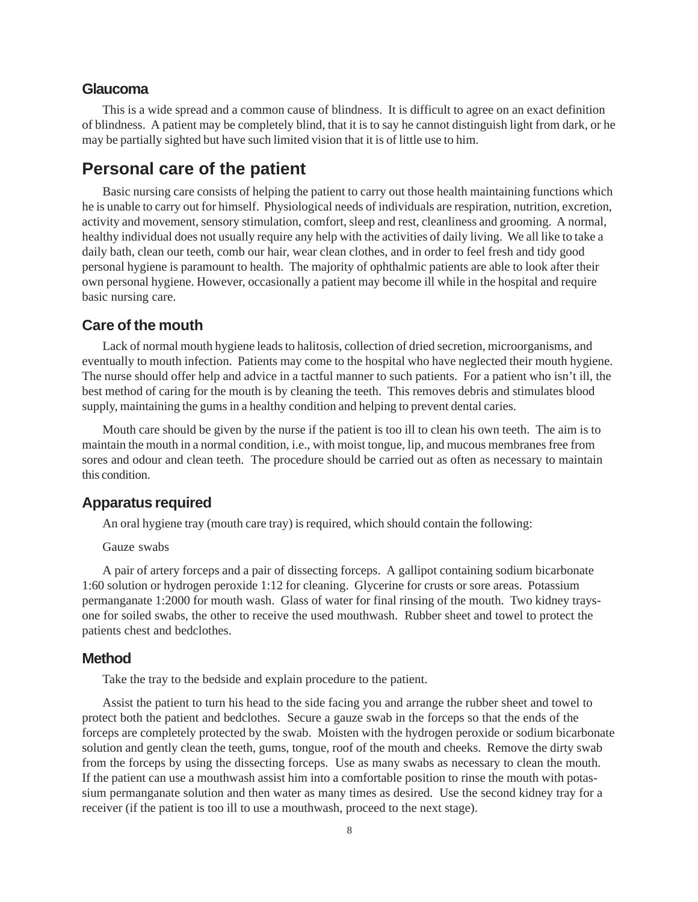### Glaucoma

This is a wide spread and a common cause of blindness. It is difficult to agree on an exact definition of blindness. A patient may be completely blind, that it is to say he cannot distinguish light from dark, or he may be partially sighted but have such limited vision that it is of little use to him.

## Personal care of the patient

Basic nursing care consists of helping the patient to carry out those health maintaining functions which he is unable to carry out for himself. Physiological needs of individuals are respiration, nutrition, excretion, activity and movement, sensory stimulation, comfort, sleep and rest, cleanliness and grooming. A normal, healthy individual does not usually require any help with the activities of daily living. We all like to take a daily bath, clean our teeth, comb our hair, wear clean clothes, and in order to feel fresh and tidy good personal hygiene is paramount to health. The majority of ophthalmic patients are able to look after their own personal hygiene. However, occasionally a patient may become ill while in the hospital and require basic nursing care.

### Care of the mouth

Lack of normal mouth hygiene leads to halitosis, collection of dried secretion, microorganisms, and eventually to mouth infection. Patients may come to the hospital who have neglected their mouth hygiene. The nurse should offer help and advice in a tactful manner to such patients. For a patient who isn't ill, the best method of caring for the mouth is by cleaning the teeth. This removes debris and stimulates blood supply, maintaining the gums in a healthy condition and helping to prevent dental caries.

Mouth care should be given by the nurse if the patient is too ill to clean his own teeth. The aim is to maintain the mouth in a normal condition, i.e., with moist tongue, lip, and mucous membranes free from sores and odour and clean teeth. The procedure should be carried out as often as necessary to maintain this condition.

### Apparatus required

An oral hygiene tray (mouth care tray) is required, which should contain the following:

Gauze swabs

A pair of artery forceps and a pair of dissecting forceps. A gallipot containing sodium bicarbonate 1:60 solution or hydrogen peroxide 1:12 for cleaning. Glycerine for crusts or sore areas. Potassium permanganate 1:2000 for mouth wash. Glass of water for final rinsing of the mouth. Two kidney trays-one for soiled swabs, the other to receive the used mouthwash. Rubber sheet and towel to protect the patients chest and bedclothes.

### Method

Take the tray to the bedside and explain procedure to the patient.

Assist the patient to turn his head to the side facing you and arrange the rubber sheet and towel to protect both the patient and bedclothes. Secure a gauze swab in the forceps so that the ends of the forceps are completely protected by the swab. Moisten with the hydrogen peroxide or sodium bicarbonate solution and gently clean the teeth, gums, tongue, roof of the mouth and cheeks. Remove the dirty swab from the forceps by using the dissecting forceps. Use as many swabs as necessary to clean the mouth. If the patient can use a mouthwash assist him into a comfortable position to rinse the mouth with potassium permanganate solution and then water as many times as desired. Use the second kidney tray for a receiver (if the patient is too ill to use a mouthwash, proceed to the next stage).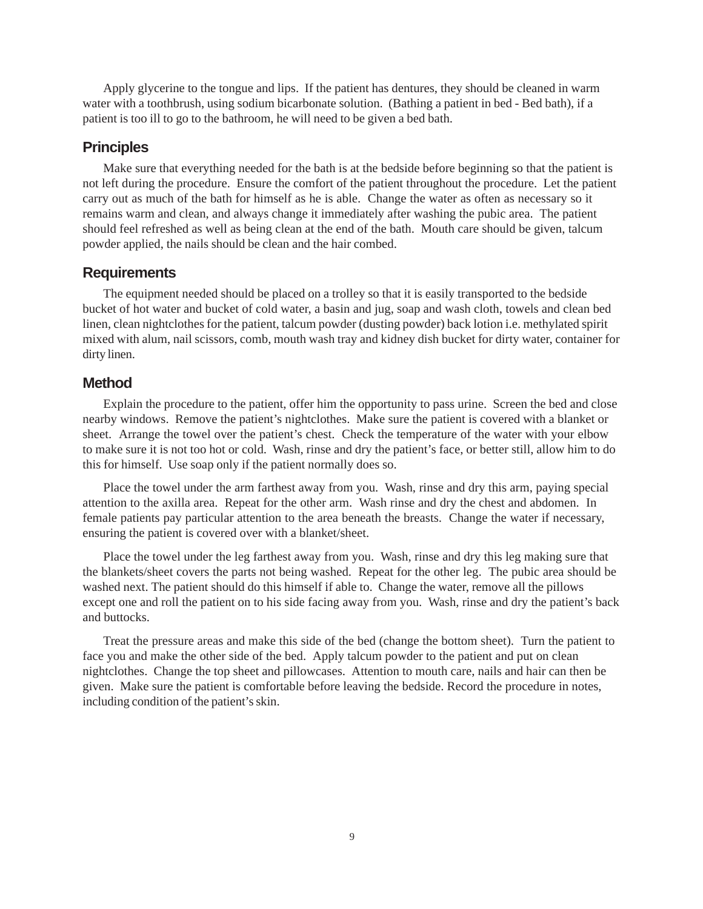Apply glycerine to the tongue and lips. If the patient has dentures, they should be cleaned in warm water with a toothbrush, using sodium bicarbonate solution. (Bathing a patient in bed - Bed bath), if a patient is too ill to go to the bathroom, he will need to be given a bed bath.

## Principles

Make sure that everything needed for the bath is at the bedside before beginning so that the patient is not left during the procedure. Ensure the comfort of the patient throughout the procedure. Let the patient carry out as much of the bath for himself as he is able. Change the water as often as necessary so it remains warm and clean, and always change it immediately after washing the pubic area. The patient should feel refreshed as well as being clean at the end of the bath. Mouth care should be given, talcum powder applied, the nails should be clean and the hair combed.

## Requirements

The equipment needed should be placed on a trolley so that it is easily transported to the bedside bucket of hot water and bucket of cold water, a basin and jug, soap and wash cloth, towels and clean bed linen, clean nightclothes for the patient, talcum powder (dusting powder) back lotion i.e. methylated spirit mixed with alum, nail scissors, comb, mouth wash tray and kidney dish bucket for dirty water, container for dirty linen.

## Method

Explain the procedure to the patient, offer him the opportunity to pass urine. Screen the bed and close nearby windows. Remove the patient's nightclothes. Make sure the patient is covered with a blanket or sheet. Arrange the towel over the patient's chest. Check the temperature of the water with your elbow to make sure it is not too hot or cold. Wash, rinse and dry the patient's face, or better still, allow him to do this for himself. Use soap only if the patient normally does so.

Place the towel under the arm farthest away from you. Wash, rinse and dry this arm, paying special attention to the axilla area. Repeat for the other arm. Wash rinse and dry the chest and abdomen. In female patients pay particular attention to the area beneath the breasts. Change the water if necessary, ensuring the patient is covered over with a blanket/sheet.

Place the towel under the leg farthest away from you. Wash, rinse and dry this leg making sure that the blankets/sheet covers the parts not being washed. Repeat for the other leg. The pubic area should be washed next. The patient should do this himself if able to. Change the water, remove all the pillows except one and roll the patient on to his side facing away from you. Wash, rinse and dry the patient's back and buttocks.

Treat the pressure areas and make this side of the bed (change the bottom sheet). Turn the patient to face you and make the other side of the bed. Apply talcum powder to the patient and put on clean nightclothes. Change the top sheet and pillowcases. Attention to mouth care, nails and hair can then be given. Make sure the patient is comfortable before leaving the bedside. Record the procedure in notes, including condition of the patient's skin.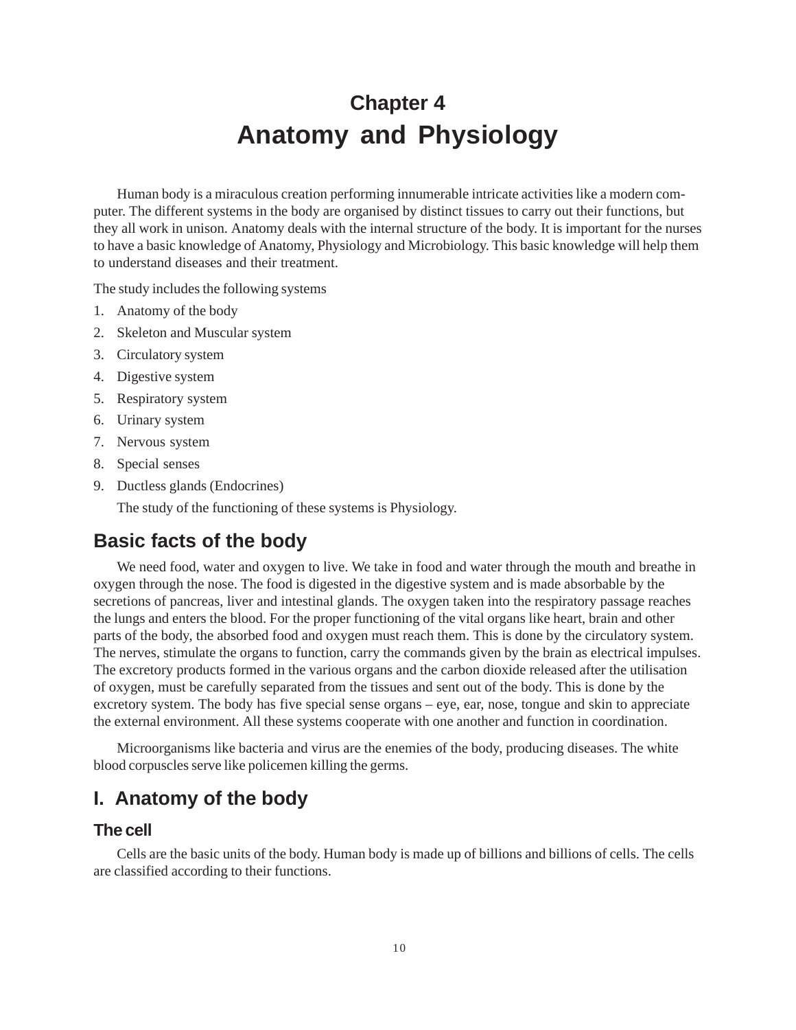# Chapter 4
# Anatomy and Physiology

Human body is a miraculous creation performing innumerable intricate activities like a modern computer. The different systems in the body are organised by distinct tissues to carry out their functions, but they all work in unison. Anatomy deals with the internal structure of the body. It is important for the nurses to have a basic knowledge of Anatomy, Physiology and Microbiology. This basic knowledge will help them to understand diseases and their treatment.

The study includes the following systems

1. Anatomy of the body
2. Skeleton and Muscular system
3. Circulatory system
4. Digestive system
5. Respiratory system
6. Urinary system
7. Nervous system
8. Special senses
9. Ductless glands (Endocrines)

The study of the functioning of these systems is Physiology.

## Basic facts of the body

We need food, water and oxygen to live. We take in food and water through the mouth and breathe in oxygen through the nose. The food is digested in the digestive system and is made absorbable by the secretions of pancreas, liver and intestinal glands. The oxygen taken into the respiratory passage reaches the lungs and enters the blood. For the proper functioning of the vital organs like heart, brain and other parts of the body, the absorbed food and oxygen must reach them. This is done by the circulatory system. The nerves, stimulate the organs to function, carry the commands given by the brain as electrical impulses. The excretory products formed in the various organs and the carbon dioxide released after the utilisation of oxygen, must be carefully separated from the tissues and sent out of the body. This is done by the excretory system. The body has five special sense organs – eye, ear, nose, tongue and skin to appreciate the external environment. All these systems cooperate with one another and function in coordination.

Microorganisms like bacteria and virus are the enemies of the body, producing diseases. The white blood corpuscles serve like policemen killing the germs.

## I. Anatomy of the body

### The cell

Cells are the basic units of the body. Human body is made up of billions and billions of cells. The cells are classified according to their functions.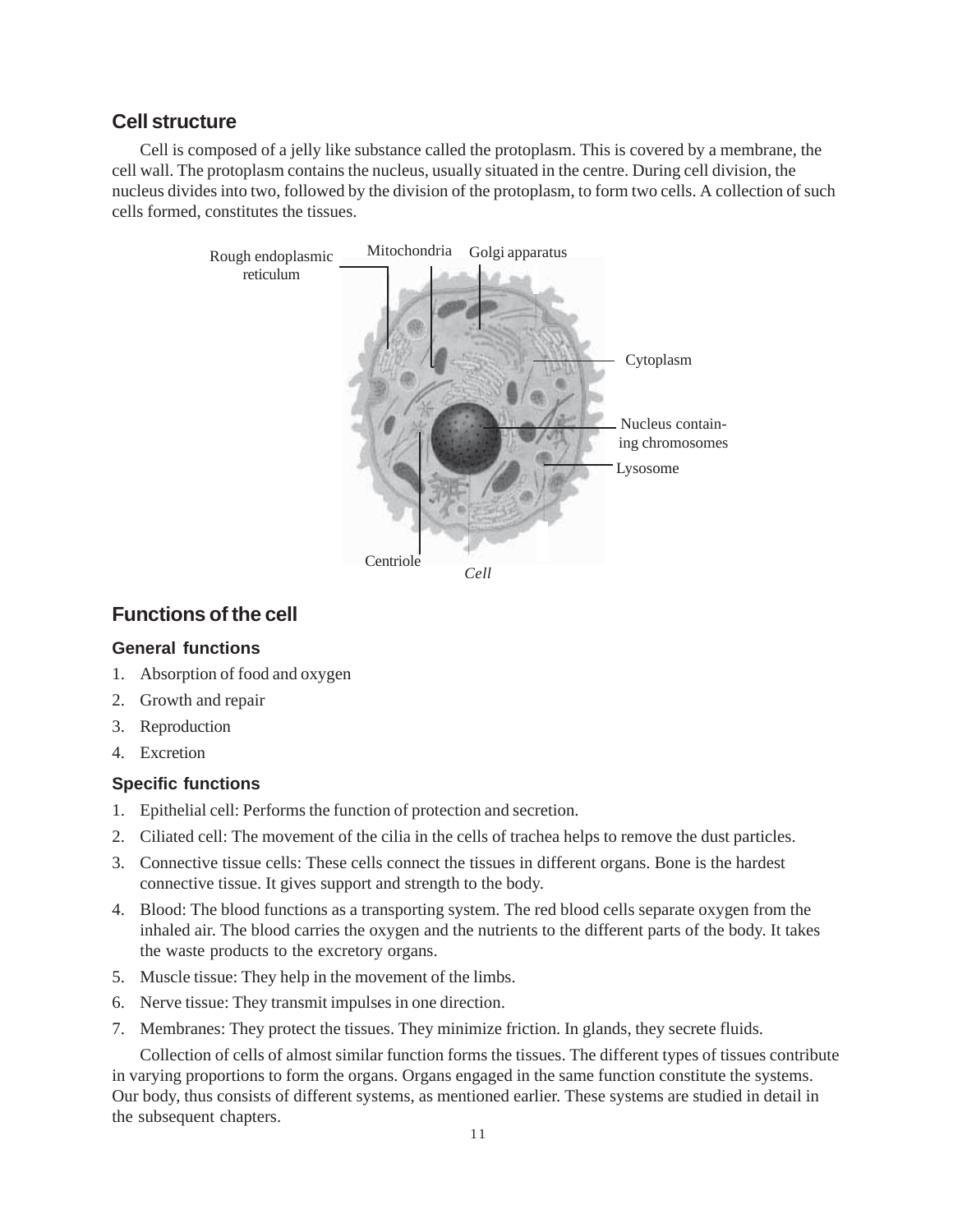## Cell structure

Cell is composed of a jelly like substance called the protoplasm. This is covered by a membrane, the cell wall. The protoplasm contains the nucleus, usually situated in the centre. During cell division, the nucleus divides into two, followed by the division of the protoplasm, to form two cells. A collection of such cells formed, constitutes the tissues.

Rough endoplasmic reticulum

Mitochondria

Golgi apparatus

Cytoplasm

Nucleus containing chromosomes

Lysosome

Centriole

*Cell*

## Functions of the cell

### General functions

1. Absorption of food and oxygen
2. Growth and repair
3. Reproduction
4. Excretion

### Specific functions

1. Epithelial cell: Performs the function of protection and secretion.
2. Ciliated cell: The movement of the cilia in the cells of trachea helps to remove the dust particles.
3. Connective tissue cells: These cells connect the tissues in different organs. Bone is the hardest connective tissue. It gives support and strength to the body.
4. Blood: The blood functions as a transporting system. The red blood cells separate oxygen from the inhaled air. The blood carries the oxygen and the nutrients to the different parts of the body. It takes the waste products to the excretory organs.
5. Muscle tissue: They help in the movement of the limbs.
6. Nerve tissue: They transmit impulses in one direction.
7. Membranes: They protect the tissues. They minimize friction. In glands, they secrete fluids.

Collection of cells of almost similar function forms the tissues. The different types of tissues contribute in varying proportions to form the organs. Organs engaged in the same function constitute the systems. Our body, thus consists of different systems, as mentioned earlier. These systems are studied in detail in the subsequent chapters.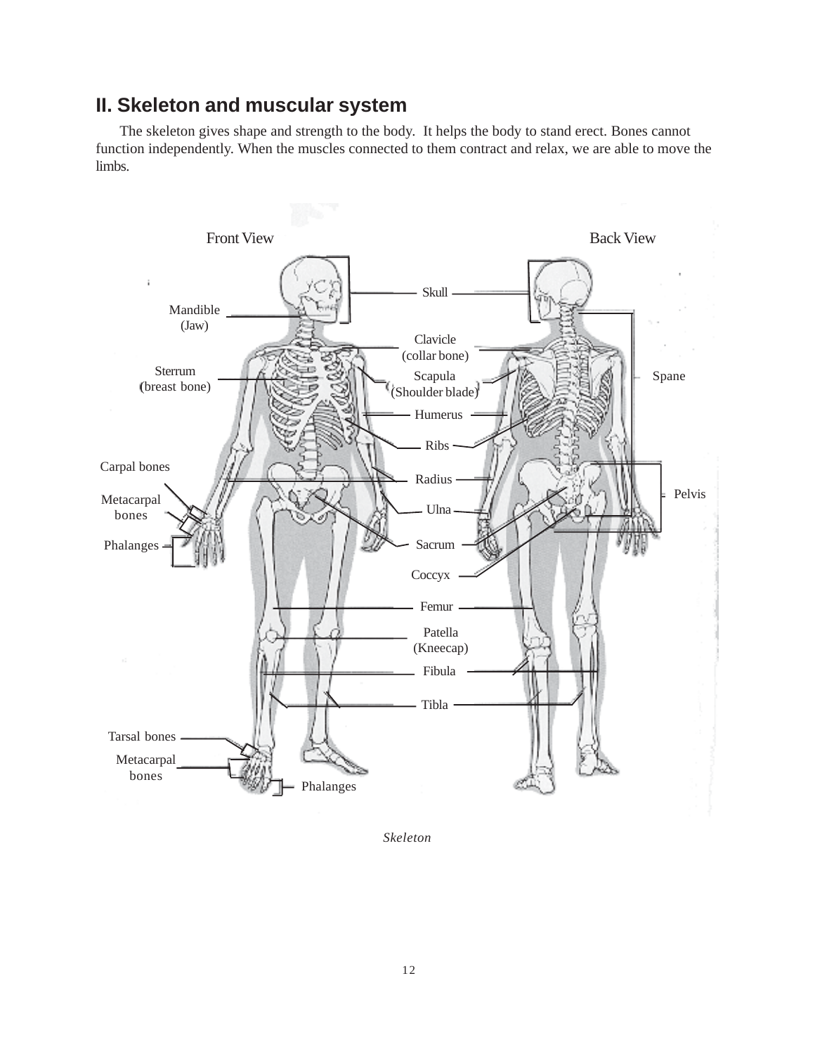## II. Skeleton and muscular system

The skeleton gives shape and strength to the body. It helps the body to stand erect. Bones cannot function independently. When the muscles connected to them contract and relax, we are able to move the limbs.

Front View

Back View

Skull

Mandible (Jaw)

Clavicle (collar bone)

Sterrum (breast bone)

Scapula (Shoulder blade)

Spane

Humerus

Ribs

Carpal bones

Radius

Metacarpal bones

Pelvis

Ulna

Phalanges

Sacrum

Coccyx

Femur

Patella (Kneecap)

Fibula

Tibla

Tarsal bones

Metacarpal bones

Phalanges

*Skeleton*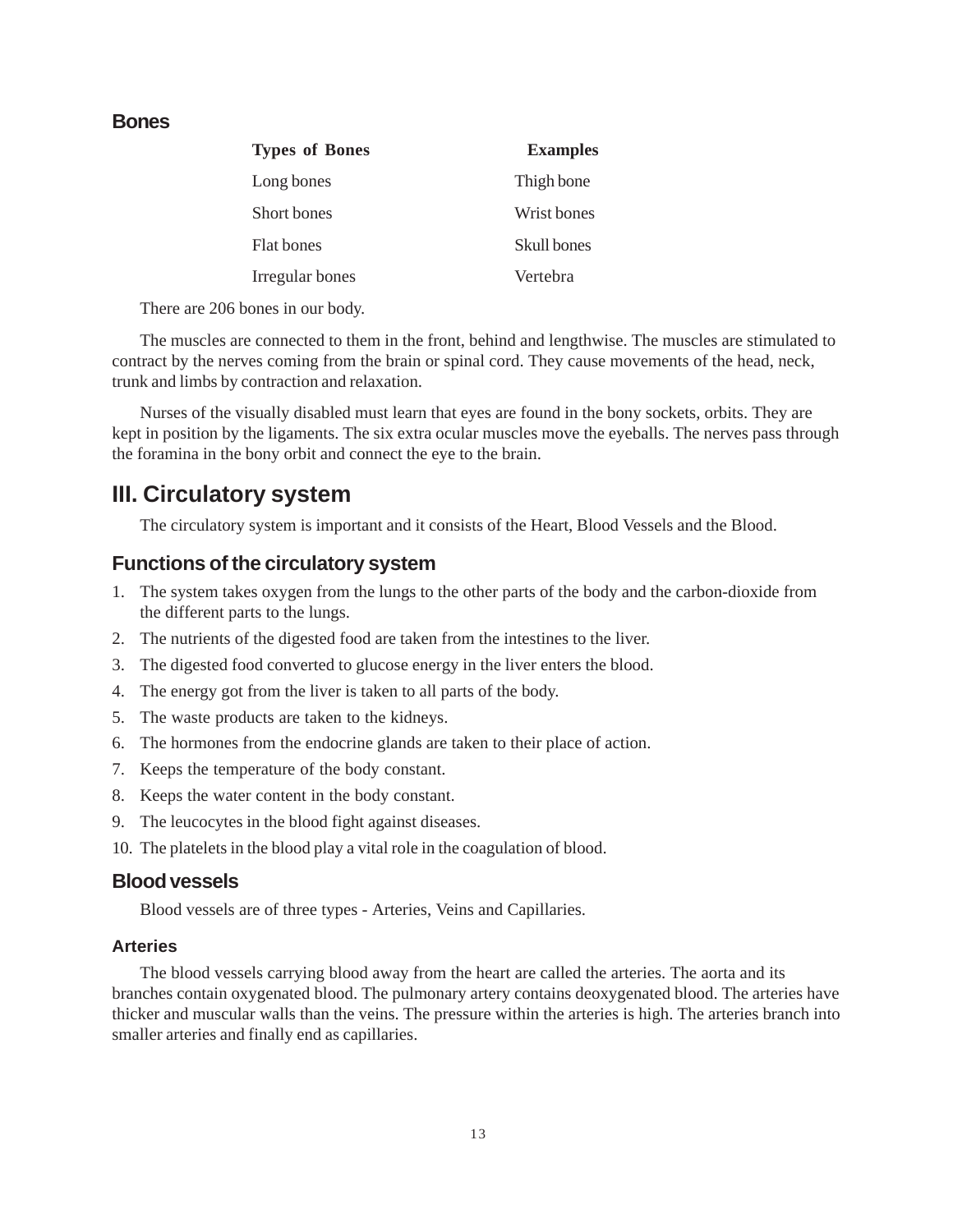### Bones

| Types of Bones | Examples |
|---|---|
| Long bones | Thigh bone |
| Short bones | Wrist bones |
| Flat bones | Skull bones |
| Irregular bones | Vertebra |

There are 206 bones in our body.

The muscles are connected to them in the front, behind and lengthwise. The muscles are stimulated to contract by the nerves coming from the brain or spinal cord. They cause movements of the head, neck, trunk and limbs by contraction and relaxation.

Nurses of the visually disabled must learn that eyes are found in the bony sockets, orbits. They are kept in position by the ligaments. The six extra ocular muscles move the eyeballs. The nerves pass through the foramina in the bony orbit and connect the eye to the brain.

## III. Circulatory system

The circulatory system is important and it consists of the Heart, Blood Vessels and the Blood.

### Functions of the circulatory system

1. The system takes oxygen from the lungs to the other parts of the body and the carbon-dioxide from the different parts to the lungs.
2. The nutrients of the digested food are taken from the intestines to the liver.
3. The digested food converted to glucose energy in the liver enters the blood.
4. The energy got from the liver is taken to all parts of the body.
5. The waste products are taken to the kidneys.
6. The hormones from the endocrine glands are taken to their place of action.
7. Keeps the temperature of the body constant.
8. Keeps the water content in the body constant.
9. The leucocytes in the blood fight against diseases.
10. The platelets in the blood play a vital role in the coagulation of blood.

### Blood vessels

Blood vessels are of three types - Arteries, Veins and Capillaries.

#### Arteries

The blood vessels carrying blood away from the heart are called the arteries. The aorta and its branches contain oxygenated blood. The pulmonary artery contains deoxygenated blood. The arteries have thicker and muscular walls than the veins. The pressure within the arteries is high. The arteries branch into smaller arteries and finally end as capillaries.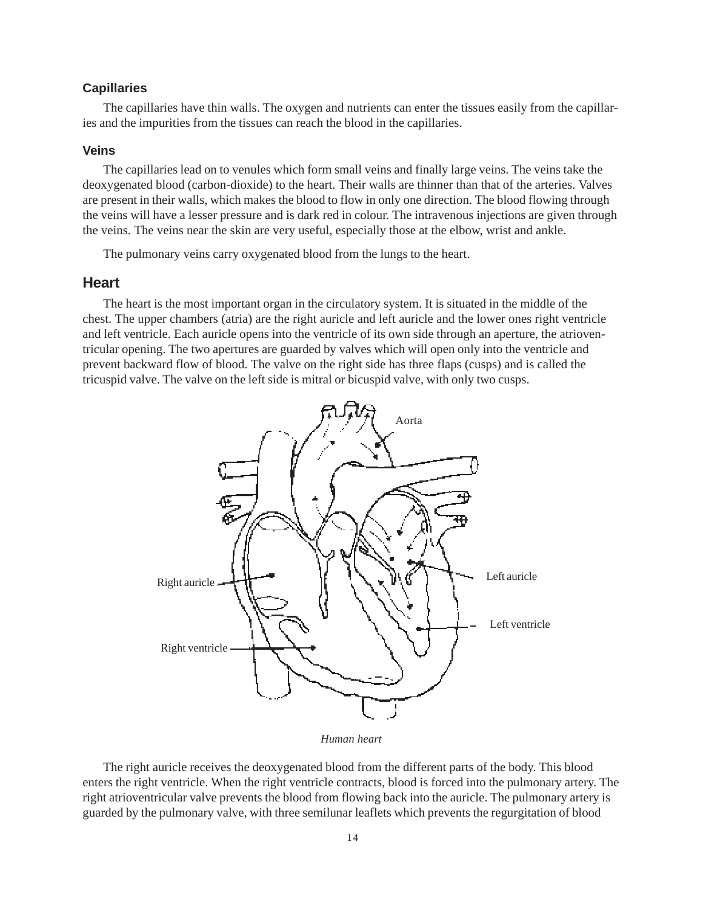### Capillaries

The capillaries have thin walls. The oxygen and nutrients can enter the tissues easily from the capillaries and the impurities from the tissues can reach the blood in the capillaries.

### Veins

The capillaries lead on to venules which form small veins and finally large veins. The veins take the deoxygenated blood (carbon-dioxide) to the heart. Their walls are thinner than that of the arteries. Valves are present in their walls, which makes the blood to flow in only one direction. The blood flowing through the veins will have a lesser pressure and is dark red in colour. The intravenous injections are given through the veins. The veins near the skin are very useful, especially those at the elbow, wrist and ankle.

The pulmonary veins carry oxygenated blood from the lungs to the heart.

## Heart

The heart is the most important organ in the circulatory system. It is situated in the middle of the chest. The upper chambers (atria) are the right auricle and left auricle and the lower ones right ventricle and left ventricle. Each auricle opens into the ventricle of its own side through an aperture, the atrioventricular opening. The two apertures are guarded by valves which will open only into the ventricle and prevent backward flow of blood. The valve on the right side has three flaps (cusps) and is called the tricuspid valve. The valve on the left side is mitral or bicuspid valve, with only two cusps.

Aorta

Right auricle

Left auricle

Left ventricle

Right ventricle

*Human heart*

The right auricle receives the deoxygenated blood from the different parts of the body. This blood enters the right ventricle. When the right ventricle contracts, blood is forced into the pulmonary artery. The right atrioventricular valve prevents the blood from flowing back into the auricle. The pulmonary artery is guarded by the pulmonary valve, with three semilunar leaflets which prevents the regurgitation of blood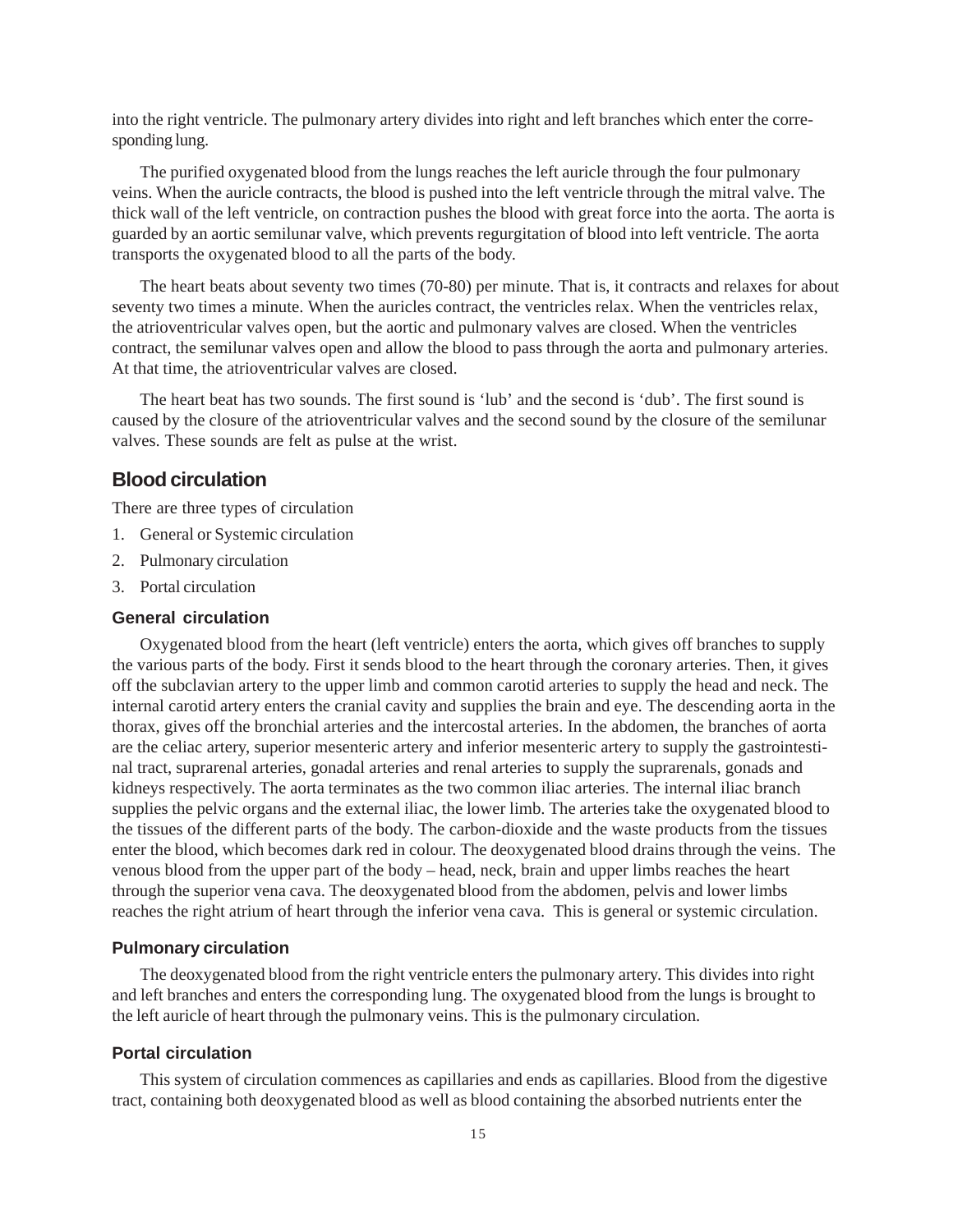into the right ventricle. The pulmonary artery divides into right and left branches which enter the corresponding lung.

The purified oxygenated blood from the lungs reaches the left auricle through the four pulmonary veins. When the auricle contracts, the blood is pushed into the left ventricle through the mitral valve. The thick wall of the left ventricle, on contraction pushes the blood with great force into the aorta. The aorta is guarded by an aortic semilunar valve, which prevents regurgitation of blood into left ventricle. The aorta transports the oxygenated blood to all the parts of the body.

The heart beats about seventy two times (70-80) per minute. That is, it contracts and relaxes for about seventy two times a minute. When the auricles contract, the ventricles relax. When the ventricles relax, the atrioventricular valves open, but the aortic and pulmonary valves are closed. When the ventricles contract, the semilunar valves open and allow the blood to pass through the aorta and pulmonary arteries. At that time, the atrioventricular valves are closed.

The heart beat has two sounds. The first sound is 'lub' and the second is 'dub'. The first sound is caused by the closure of the atrioventricular valves and the second sound by the closure of the semilunar valves. These sounds are felt as pulse at the wrist.

## Blood circulation

There are three types of circulation

1. General or Systemic circulation
2. Pulmonary circulation
3. Portal circulation

### General circulation

Oxygenated blood from the heart (left ventricle) enters the aorta, which gives off branches to supply the various parts of the body. First it sends blood to the heart through the coronary arteries. Then, it gives off the subclavian artery to the upper limb and common carotid arteries to supply the head and neck. The internal carotid artery enters the cranial cavity and supplies the brain and eye. The descending aorta in the thorax, gives off the bronchial arteries and the intercostal arteries. In the abdomen, the branches of aorta are the celiac artery, superior mesenteric artery and inferior mesenteric artery to supply the gastrointestinal tract, suprarenal arteries, gonadal arteries and renal arteries to supply the suprarenals, gonads and kidneys respectively. The aorta terminates as the two common iliac arteries. The internal iliac branch supplies the pelvic organs and the external iliac, the lower limb. The arteries take the oxygenated blood to the tissues of the different parts of the body. The carbon-dioxide and the waste products from the tissues enter the blood, which becomes dark red in colour. The deoxygenated blood drains through the veins. The venous blood from the upper part of the body – head, neck, brain and upper limbs reaches the heart through the superior vena cava. The deoxygenated blood from the abdomen, pelvis and lower limbs reaches the right atrium of heart through the inferior vena cava. This is general or systemic circulation.

### Pulmonary circulation

The deoxygenated blood from the right ventricle enters the pulmonary artery. This divides into right and left branches and enters the corresponding lung. The oxygenated blood from the lungs is brought to the left auricle of heart through the pulmonary veins. This is the pulmonary circulation.

### Portal circulation

This system of circulation commences as capillaries and ends as capillaries. Blood from the digestive tract, containing both deoxygenated blood as well as blood containing the absorbed nutrients enter the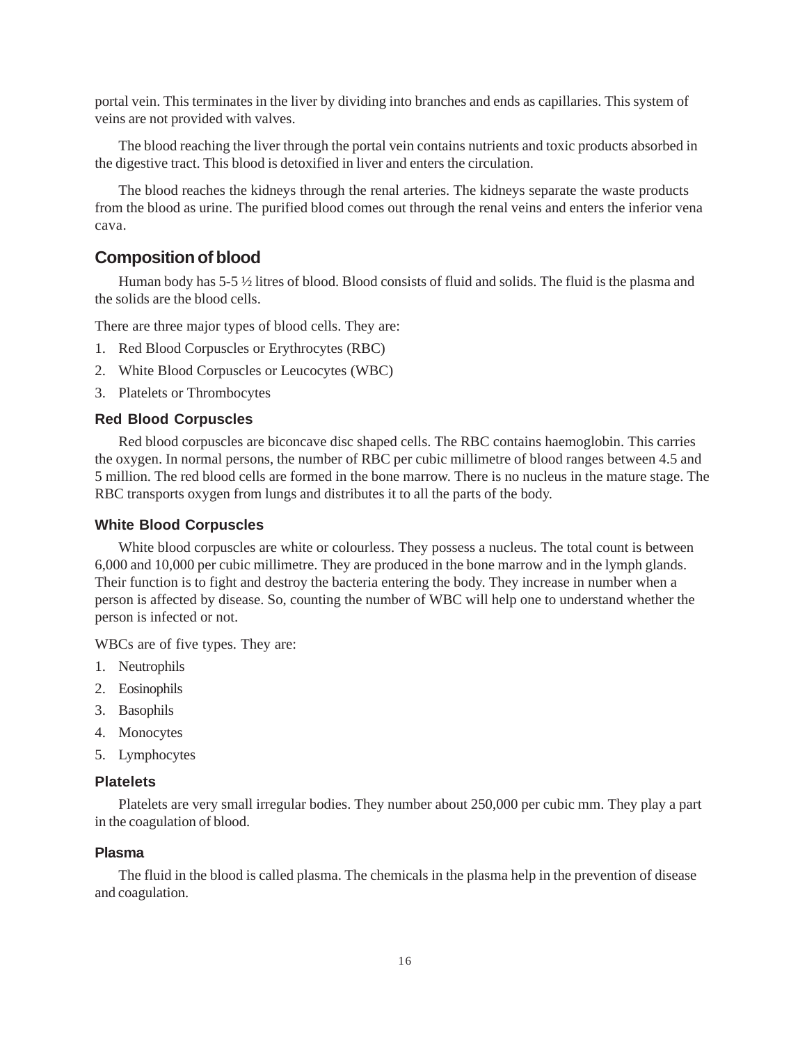portal vein. This terminates in the liver by dividing into branches and ends as capillaries. This system of veins are not provided with valves.

The blood reaching the liver through the portal vein contains nutrients and toxic products absorbed in the digestive tract. This blood is detoxified in liver and enters the circulation.

The blood reaches the kidneys through the renal arteries. The kidneys separate the waste products from the blood as urine. The purified blood comes out through the renal veins and enters the inferior vena cava.

## Composition of blood

Human body has 5-5 ½ litres of blood. Blood consists of fluid and solids. The fluid is the plasma and the solids are the blood cells.

There are three major types of blood cells. They are:

1. Red Blood Corpuscles or Erythrocytes (RBC)
2. White Blood Corpuscles or Leucocytes (WBC)
3. Platelets or Thrombocytes

### Red Blood Corpuscles

Red blood corpuscles are biconcave disc shaped cells. The RBC contains haemoglobin. This carries the oxygen. In normal persons, the number of RBC per cubic millimetre of blood ranges between 4.5 and 5 million. The red blood cells are formed in the bone marrow. There is no nucleus in the mature stage. The RBC transports oxygen from lungs and distributes it to all the parts of the body.

### White Blood Corpuscles

White blood corpuscles are white or colourless. They possess a nucleus. The total count is between 6,000 and 10,000 per cubic millimetre. They are produced in the bone marrow and in the lymph glands. Their function is to fight and destroy the bacteria entering the body. They increase in number when a person is affected by disease. So, counting the number of WBC will help one to understand whether the person is infected or not.

WBCs are of five types. They are:

1. Neutrophils
2. Eosinophils
3. Basophils
4. Monocytes
5. Lymphocytes

### Platelets

Platelets are very small irregular bodies. They number about 250,000 per cubic mm. They play a part in the coagulation of blood.

### Plasma

The fluid in the blood is called plasma. The chemicals in the plasma help in the prevention of disease and coagulation.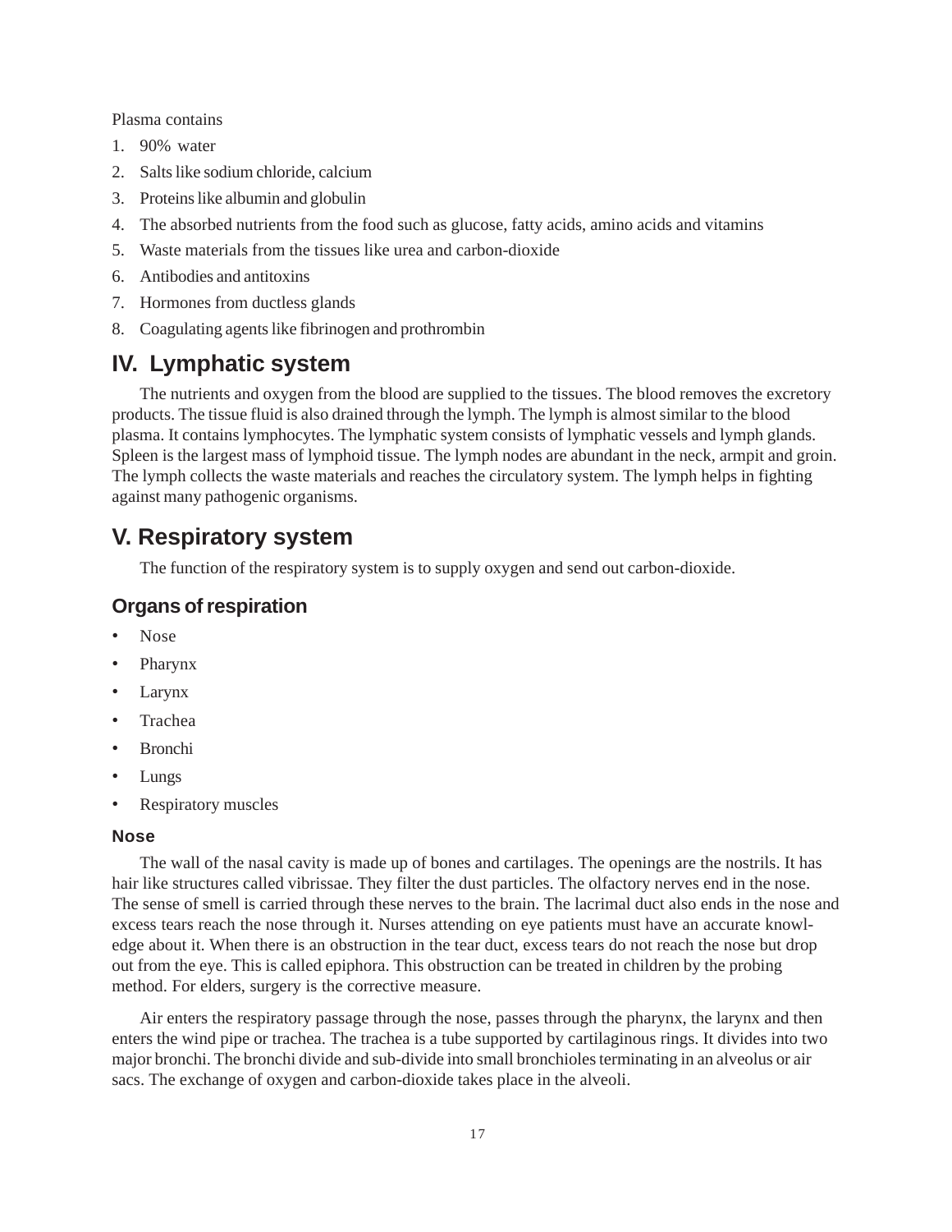Plasma contains

1. 90% water
2. Salts like sodium chloride, calcium
3. Proteins like albumin and globulin
4. The absorbed nutrients from the food such as glucose, fatty acids, amino acids and vitamins
5. Waste materials from the tissues like urea and carbon-dioxide
6. Antibodies and antitoxins
7. Hormones from ductless glands
8. Coagulating agents like fibrinogen and prothrombin

## IV. Lymphatic system

The nutrients and oxygen from the blood are supplied to the tissues. The blood removes the excretory products. The tissue fluid is also drained through the lymph. The lymph is almost similar to the blood plasma. It contains lymphocytes. The lymphatic system consists of lymphatic vessels and lymph glands. Spleen is the largest mass of lymphoid tissue. The lymph nodes are abundant in the neck, armpit and groin. The lymph collects the waste materials and reaches the circulatory system. The lymph helps in fighting against many pathogenic organisms.

## V. Respiratory system

The function of the respiratory system is to supply oxygen and send out carbon-dioxide.

### Organs of respiration

- Nose
- Pharynx
- Larynx
- Trachea
- Bronchi
- Lungs
- Respiratory muscles

#### Nose

The wall of the nasal cavity is made up of bones and cartilages. The openings are the nostrils. It has hair like structures called vibrissae. They filter the dust particles. The olfactory nerves end in the nose. The sense of smell is carried through these nerves to the brain. The lacrimal duct also ends in the nose and excess tears reach the nose through it. Nurses attending on eye patients must have an accurate knowledge about it. When there is an obstruction in the tear duct, excess tears do not reach the nose but drop out from the eye. This is called epiphora. This obstruction can be treated in children by the probing method. For elders, surgery is the corrective measure.

Air enters the respiratory passage through the nose, passes through the pharynx, the larynx and then enters the wind pipe or trachea. The trachea is a tube supported by cartilaginous rings. It divides into two major bronchi. The bronchi divide and sub-divide into small bronchioles terminating in an alveolus or air sacs. The exchange of oxygen and carbon-dioxide takes place in the alveoli.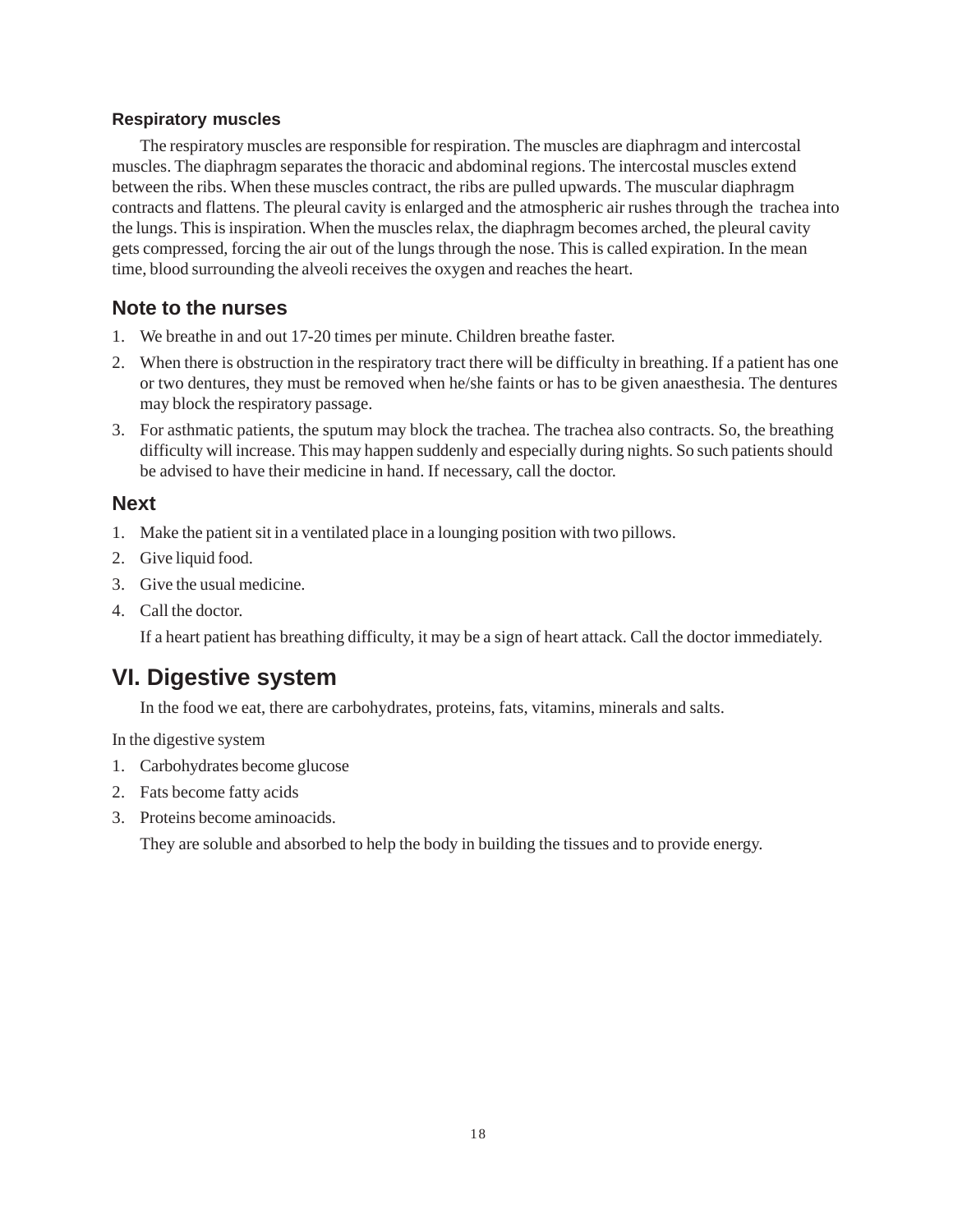### Respiratory muscles

The respiratory muscles are responsible for respiration. The muscles are diaphragm and intercostal muscles. The diaphragm separates the thoracic and abdominal regions. The intercostal muscles extend between the ribs. When these muscles contract, the ribs are pulled upwards. The muscular diaphragm contracts and flattens. The pleural cavity is enlarged and the atmospheric air rushes through the trachea into the lungs. This is inspiration. When the muscles relax, the diaphragm becomes arched, the pleural cavity gets compressed, forcing the air out of the lungs through the nose. This is called expiration. In the mean time, blood surrounding the alveoli receives the oxygen and reaches the heart.

## Note to the nurses

1. We breathe in and out 17-20 times per minute. Children breathe faster.
2. When there is obstruction in the respiratory tract there will be difficulty in breathing. If a patient has one or two dentures, they must be removed when he/she faints or has to be given anaesthesia. The dentures may block the respiratory passage.
3. For asthmatic patients, the sputum may block the trachea. The trachea also contracts. So, the breathing difficulty will increase. This may happen suddenly and especially during nights. So such patients should be advised to have their medicine in hand. If necessary, call the doctor.

## Next

1. Make the patient sit in a ventilated place in a lounging position with two pillows.
2. Give liquid food.
3. Give the usual medicine.
4. Call the doctor.

   If a heart patient has breathing difficulty, it may be a sign of heart attack. Call the doctor immediately.

# VI. Digestive system

In the food we eat, there are carbohydrates, proteins, fats, vitamins, minerals and salts.

In the digestive system

1. Carbohydrates become glucose
2. Fats become fatty acids
3. Proteins become aminoacids.

   They are soluble and absorbed to help the body in building the tissues and to provide energy.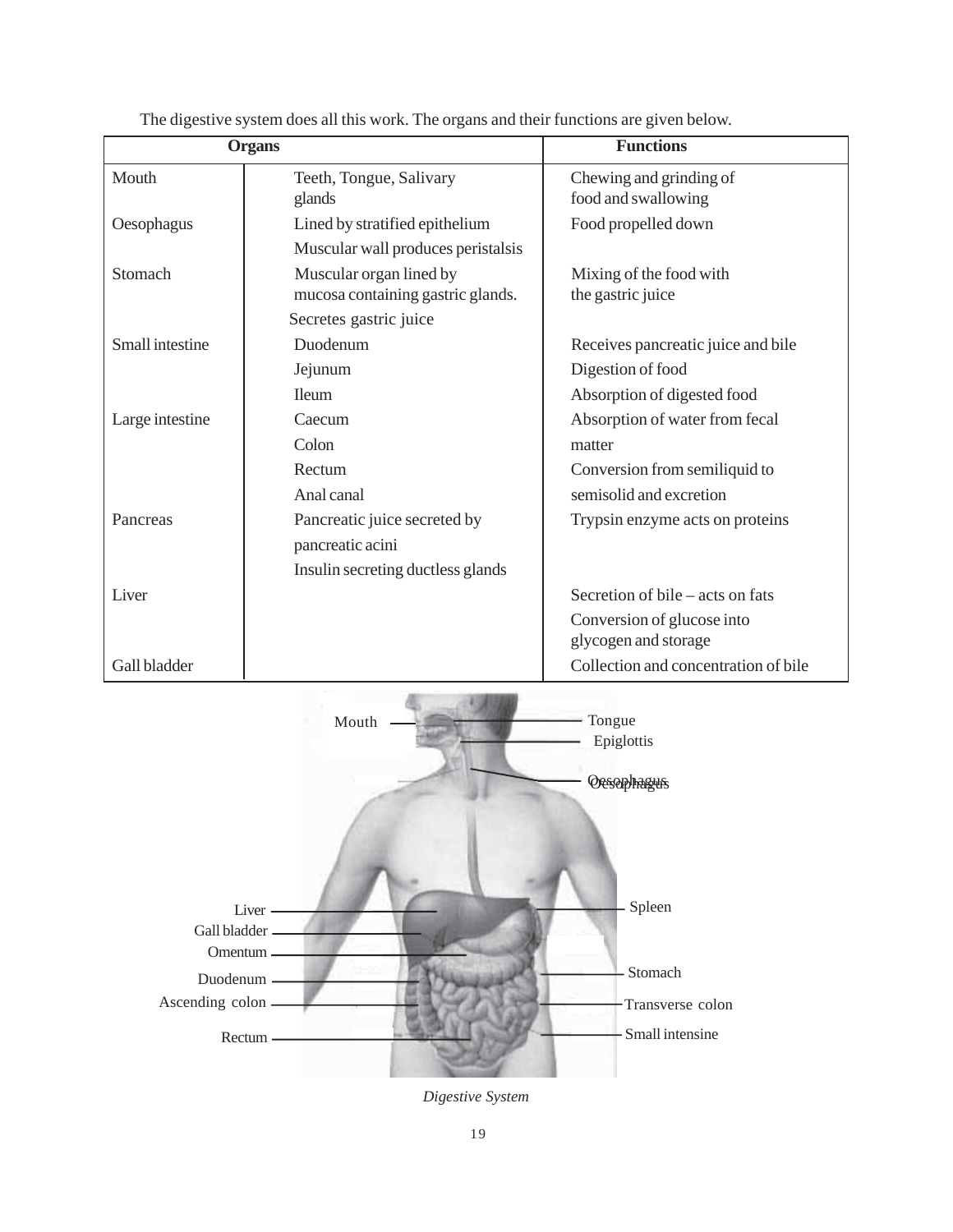The digestive system does all this work. The organs and their functions are given below.

| Organs | | Functions |
|---|---|---|
| Mouth | Teeth, Tongue, Salivary glands | Chewing and grinding of food and swallowing |
| Oesophagus | Lined by stratified epithelium<br>Muscular wall produces peristalsis | Food propelled down |
| Stomach | Muscular organ lined by mucosa containing gastric glands.<br>Secretes gastric juice | Mixing of the food with the gastric juice |
| Small intestine | Duodenum<br>Jejunum<br>Ileum | Receives pancreatic juice and bile<br>Digestion of food<br>Absorption of digested food |
| Large intestine | Caecum<br>Colon<br>Rectum<br>Anal canal | Absorption of water from fecal matter<br>Conversion from semiliquid to semisolid and excretion |
| Pancreas | Pancreatic juice secreted by pancreatic acini<br>Insulin secreting ductless glands | Trypsin enzyme acts on proteins |
| Liver | | Secretion of bile – acts on fats<br>Conversion of glucose into glycogen and storage |
| Gall bladder | | Collection and concentration of bile |

*Digestive System*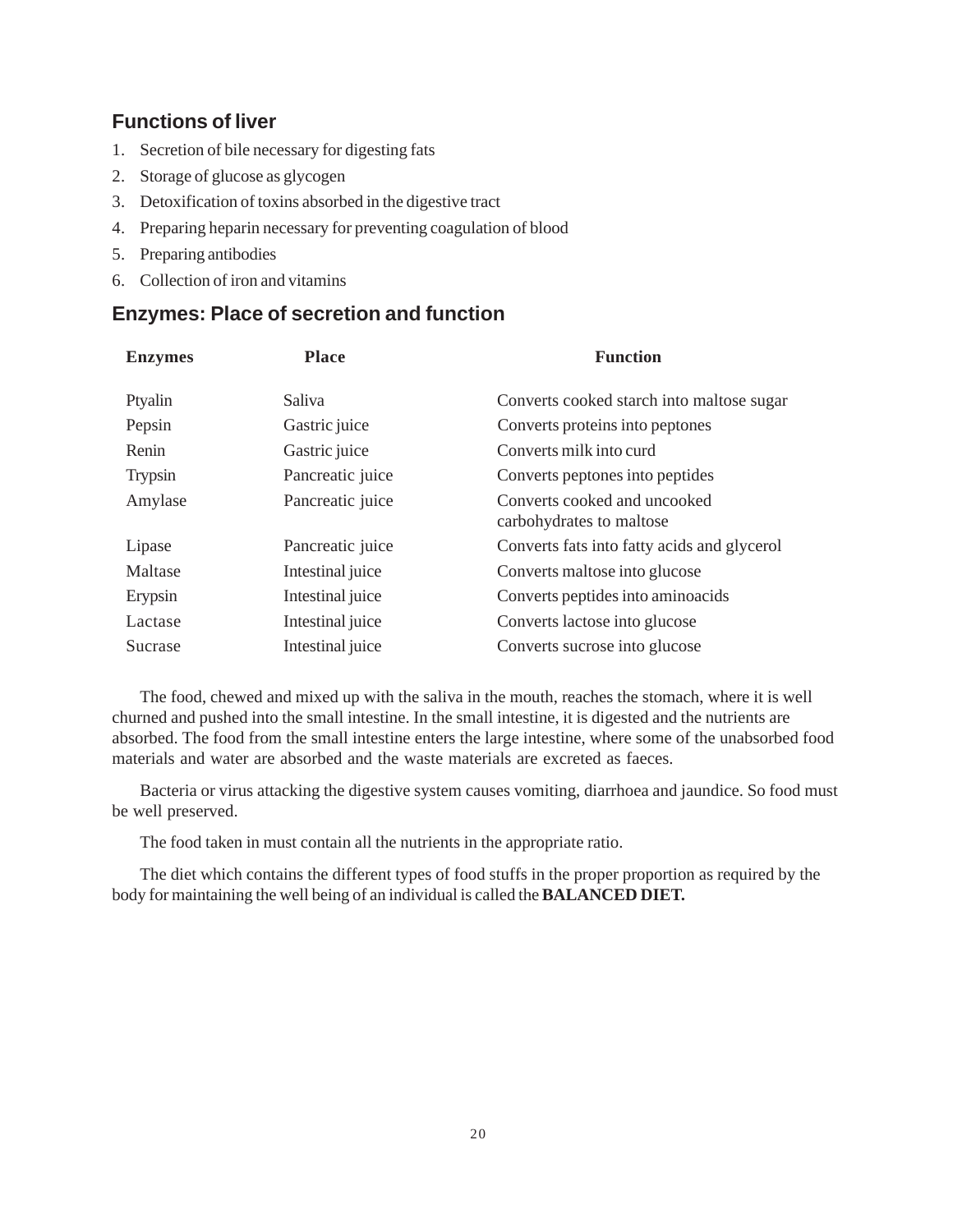## Functions of liver

1. Secretion of bile necessary for digesting fats
2. Storage of glucose as glycogen
3. Detoxification of toxins absorbed in the digestive tract
4. Preparing heparin necessary for preventing coagulation of blood
5. Preparing antibodies
6. Collection of iron and vitamins

## Enzymes: Place of secretion and function

| Enzymes | Place | Function |
|---|---|---|
| Ptyalin | Saliva | Converts cooked starch into maltose sugar |
| Pepsin | Gastric juice | Converts proteins into peptones |
| Renin | Gastric juice | Converts milk into curd |
| Trypsin | Pancreatic juice | Converts peptones into peptides |
| Amylase | Pancreatic juice | Converts cooked and uncooked carbohydrates to maltose |
| Lipase | Pancreatic juice | Converts fats into fatty acids and glycerol |
| Maltase | Intestinal juice | Converts maltose into glucose |
| Erypsin | Intestinal juice | Converts peptides into aminoacids |
| Lactase | Intestinal juice | Converts lactose into glucose |
| Sucrase | Intestinal juice | Converts sucrose into glucose |

The food, chewed and mixed up with the saliva in the mouth, reaches the stomach, where it is well churned and pushed into the small intestine. In the small intestine, it is digested and the nutrients are absorbed. The food from the small intestine enters the large intestine, where some of the unabsorbed food materials and water are absorbed and the waste materials are excreted as faeces.

Bacteria or virus attacking the digestive system causes vomiting, diarrhoea and jaundice. So food must be well preserved.

The food taken in must contain all the nutrients in the appropriate ratio.

The diet which contains the different types of food stuffs in the proper proportion as required by the body for maintaining the well being of an individual is called the **BALANCED DIET.**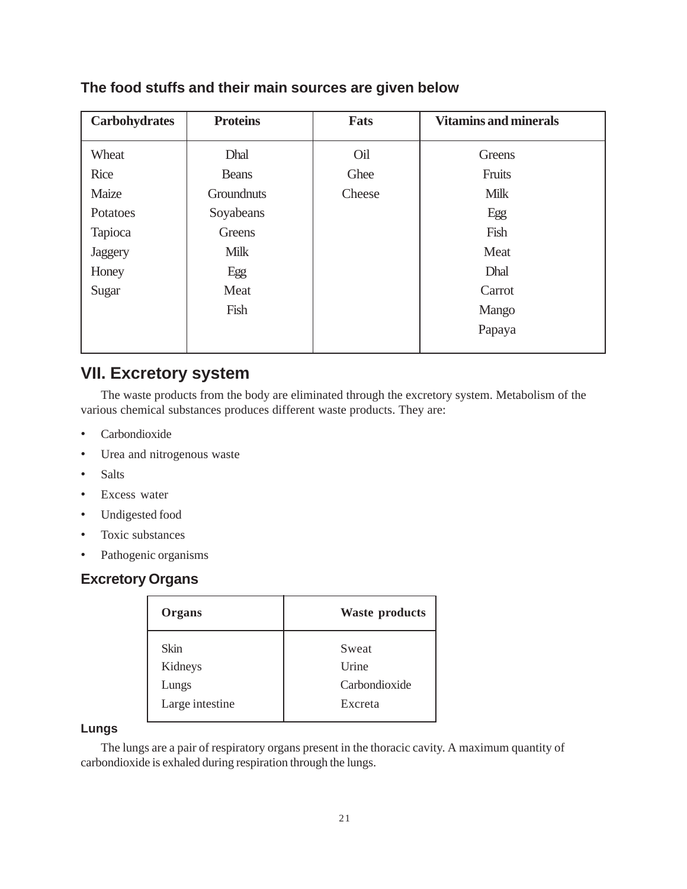**The food stuffs and their main sources are given below**

| Carbohydrates | Proteins | Fats | Vitamins and minerals |
|---|---|---|---|
| Wheat | Dhal | Oil | Greens |
| Rice | Beans | Ghee | Fruits |
| Maize | Groundnuts | Cheese | Milk |
| Potatoes | Soyabeans | | Egg |
| Tapioca | Greens | | Fish |
| Jaggery | Milk | | Meat |
| Honey | Egg | | Dhal |
| Sugar | Meat | | Carrot |
| | Fish | | Mango |
| | | | Papaya |

## VII. Excretory system

The waste products from the body are eliminated through the excretory system. Metabolism of the various chemical substances produces different waste products. They are:

- Carbondioxide
- Urea and nitrogenous waste
- Salts
- Excess water
- Undigested food
- Toxic substances
- Pathogenic organisms

### Excretory Organs

| Organs | Waste products |
|---|---|
| Skin | Sweat |
| Kidneys | Urine |
| Lungs | Carbondioxide |
| Large intestine | Excreta |

#### Lungs

The lungs are a pair of respiratory organs present in the thoracic cavity. A maximum quantity of carbondioxide is exhaled during respiration through the lungs.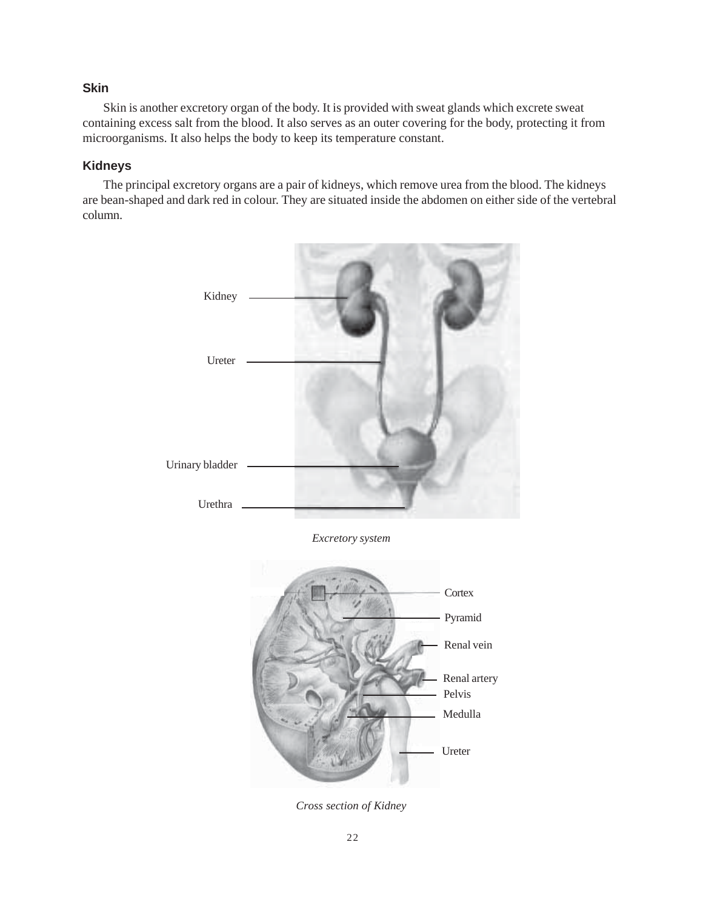### Skin

Skin is another excretory organ of the body. It is provided with sweat glands which excrete sweat containing excess salt from the blood. It also serves as an outer covering for the body, protecting it from microorganisms. It also helps the body to keep its temperature constant.

### Kidneys

The principal excretory organs are a pair of kidneys, which remove urea from the blood. The kidneys are bean-shaped and dark red in colour. They are situated inside the abdomen on either side of the vertebral column.

Kidney

Ureter

Urinary bladder

Urethra

*Excretory system*

Cortex

Pyramid

Renal vein

Renal artery

Pelvis

Medulla

Ureter

*Cross section of Kidney*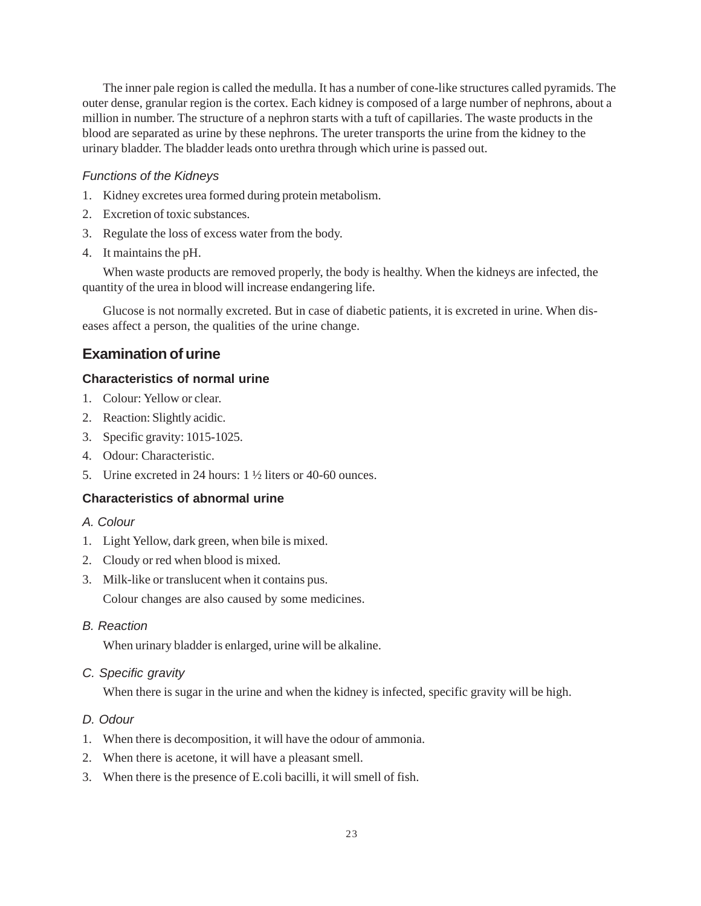The inner pale region is called the medulla. It has a number of cone-like structures called pyramids. The outer dense, granular region is the cortex. Each kidney is composed of a large number of nephrons, about a million in number. The structure of a nephron starts with a tuft of capillaries. The waste products in the blood are separated as urine by these nephrons. The ureter transports the urine from the kidney to the urinary bladder. The bladder leads onto urethra through which urine is passed out.

*Functions of the Kidneys*

1. Kidney excretes urea formed during protein metabolism.
2. Excretion of toxic substances.
3. Regulate the loss of excess water from the body.
4. It maintains the pH.

When waste products are removed properly, the body is healthy. When the kidneys are infected, the quantity of the urea in blood will increase endangering life.

Glucose is not normally excreted. But in case of diabetic patients, it is excreted in urine. When diseases affect a person, the qualities of the urine change.

## Examination of urine

### Characteristics of normal urine

1. Colour: Yellow or clear.
2. Reaction: Slightly acidic.
3. Specific gravity: 1015-1025.
4. Odour: Characteristic.
5. Urine excreted in 24 hours: 1 ½ liters or 40-60 ounces.

### Characteristics of abnormal urine

*A. Colour*

1. Light Yellow, dark green, when bile is mixed.
2. Cloudy or red when blood is mixed.
3. Milk-like or translucent when it contains pus.

   Colour changes are also caused by some medicines.

*B. Reaction*

When urinary bladder is enlarged, urine will be alkaline.

*C. Specific gravity*

When there is sugar in the urine and when the kidney is infected, specific gravity will be high.

*D. Odour*

1. When there is decomposition, it will have the odour of ammonia.
2. When there is acetone, it will have a pleasant smell.
3. When there is the presence of E.coli bacilli, it will smell of fish.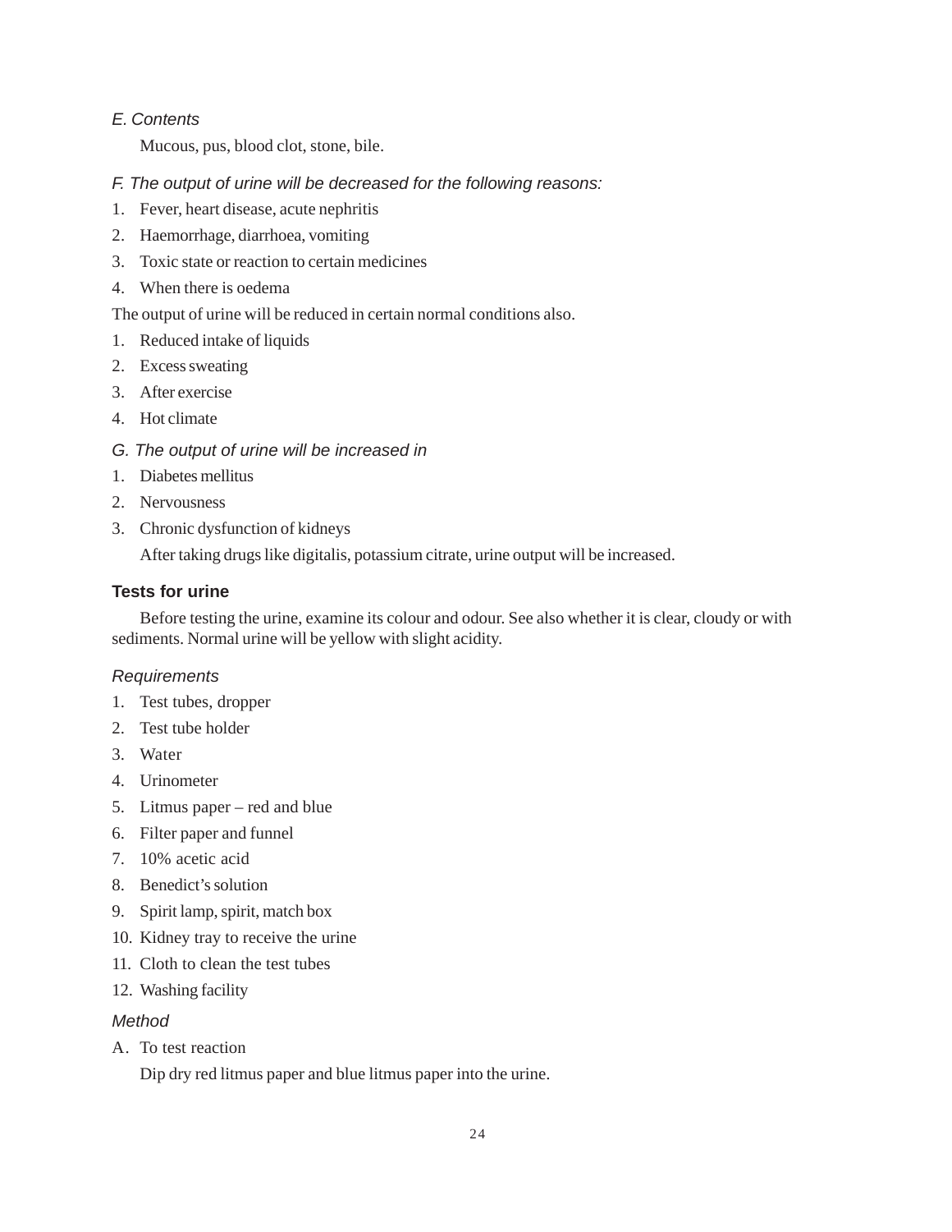*E. Contents*

Mucous, pus, blood clot, stone, bile.

*F. The output of urine will be decreased for the following reasons:*

1. Fever, heart disease, acute nephritis
2. Haemorrhage, diarrhoea, vomiting
3. Toxic state or reaction to certain medicines
4. When there is oedema

The output of urine will be reduced in certain normal conditions also.

1. Reduced intake of liquids
2. Excess sweating
3. After exercise
4. Hot climate

*G. The output of urine will be increased in*

1. Diabetes mellitus
2. Nervousness
3. Chronic dysfunction of kidneys

After taking drugs like digitalis, potassium citrate, urine output will be increased.

### Tests for urine

Before testing the urine, examine its colour and odour. See also whether it is clear, cloudy or with sediments. Normal urine will be yellow with slight acidity.

*Requirements*

1. Test tubes, dropper
2. Test tube holder
3. Water
4. Urinometer
5. Litmus paper – red and blue
6. Filter paper and funnel
7. 10% acetic acid
8. Benedict's solution
9. Spirit lamp, spirit, match box
10. Kidney tray to receive the urine
11. Cloth to clean the test tubes
12. Washing facility

*Method*

A. To test reaction

Dip dry red litmus paper and blue litmus paper into the urine.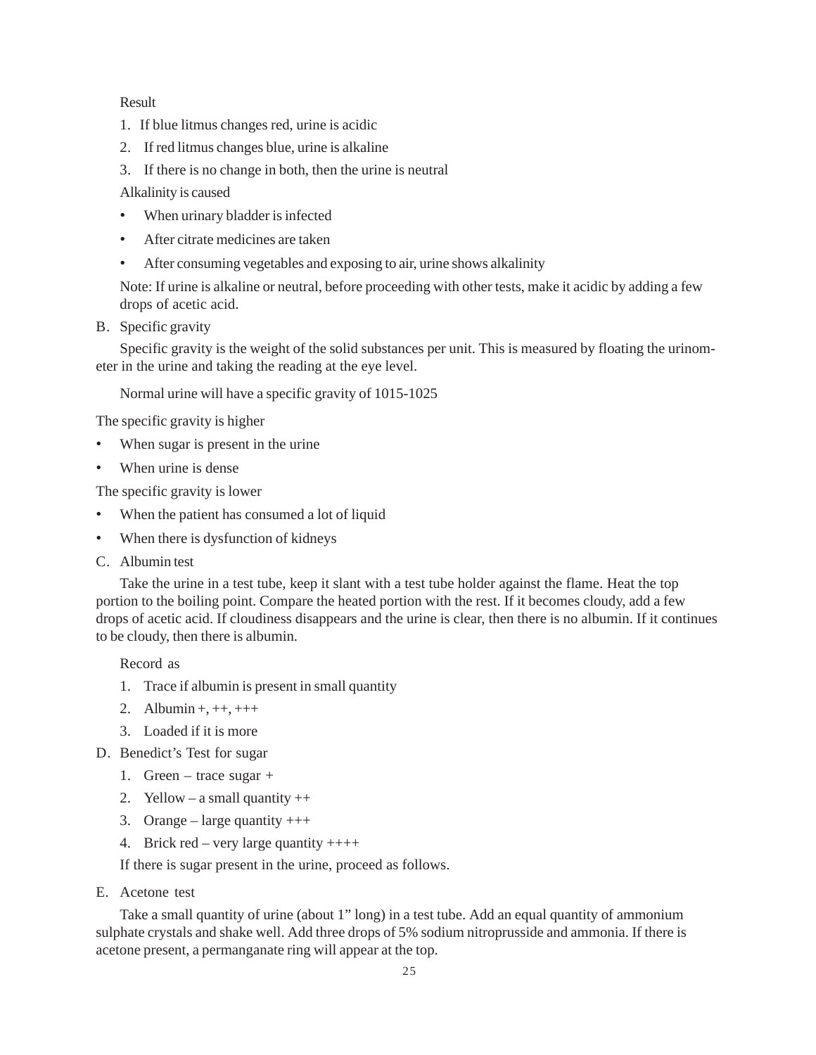Result

1. If blue litmus changes red, urine is acidic
2. If red litmus changes blue, urine is alkaline
3. If there is no change in both, then the urine is neutral

Alkalinity is caused

- When urinary bladder is infected
- After citrate medicines are taken
- After consuming vegetables and exposing to air, urine shows alkalinity

Note: If urine is alkaline or neutral, before proceeding with other tests, make it acidic by adding a few drops of acetic acid.

B. Specific gravity

Specific gravity is the weight of the solid substances per unit. This is measured by floating the urinometer in the urine and taking the reading at the eye level.

Normal urine will have a specific gravity of 1015-1025

The specific gravity is higher

- When sugar is present in the urine
- When urine is dense

The specific gravity is lower

- When the patient has consumed a lot of liquid
- When there is dysfunction of kidneys

C. Albumin test

Take the urine in a test tube, keep it slant with a test tube holder against the flame. Heat the top portion to the boiling point. Compare the heated portion with the rest. If it becomes cloudy, add a few drops of acetic acid. If cloudiness disappears and the urine is clear, then there is no albumin. If it continues to be cloudy, then there is albumin.

Record as

1. Trace if albumin is present in small quantity
2. Albumin +, ++, +++
3. Loaded if it is more

D. Benedict's Test for sugar

1. Green – trace sugar +
2. Yellow – a small quantity ++
3. Orange – large quantity +++
4. Brick red – very large quantity ++++

If there is sugar present in the urine, proceed as follows.

E. Acetone test

Take a small quantity of urine (about 1" long) in a test tube. Add an equal quantity of ammonium sulphate crystals and shake well. Add three drops of 5% sodium nitroprusside and ammonia. If there is acetone present, a permanganate ring will appear at the top.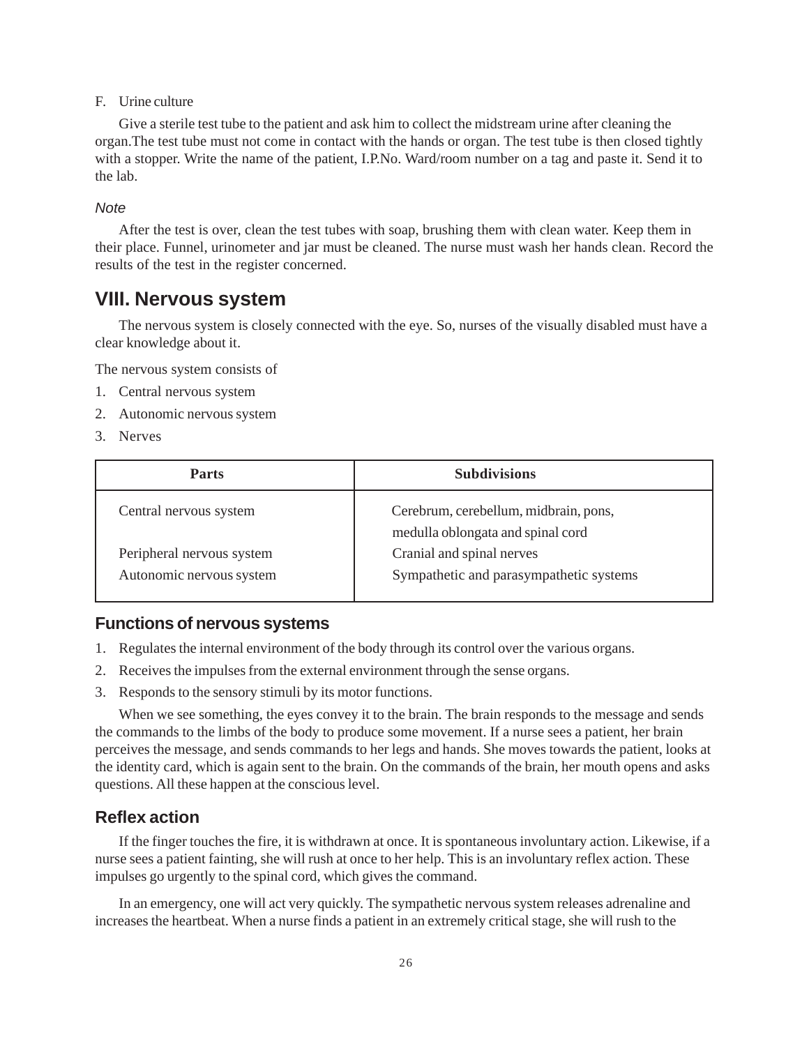F. Urine culture

Give a sterile test tube to the patient and ask him to collect the midstream urine after cleaning the organ.The test tube must not come in contact with the hands or organ. The test tube is then closed tightly with a stopper. Write the name of the patient, I.P.No. Ward/room number on a tag and paste it. Send it to the lab.

*Note*

After the test is over, clean the test tubes with soap, brushing them with clean water. Keep them in their place. Funnel, urinometer and jar must be cleaned. The nurse must wash her hands clean. Record the results of the test in the register concerned.

## VIII. Nervous system

The nervous system is closely connected with the eye. So, nurses of the visually disabled must have a clear knowledge about it.

The nervous system consists of

1. Central nervous system
2. Autonomic nervous system
3. Nerves

| Parts | Subdivisions |
|---|---|
| Central nervous system | Cerebrum, cerebellum, midbrain, pons, medulla oblongata and spinal cord |
| Peripheral nervous system | Cranial and spinal nerves |
| Autonomic nervous system | Sympathetic and parasympathetic systems |

### Functions of nervous systems

1. Regulates the internal environment of the body through its control over the various organs.
2. Receives the impulses from the external environment through the sense organs.
3. Responds to the sensory stimuli by its motor functions.

When we see something, the eyes convey it to the brain. The brain responds to the message and sends the commands to the limbs of the body to produce some movement. If a nurse sees a patient, her brain perceives the message, and sends commands to her legs and hands. She moves towards the patient, looks at the identity card, which is again sent to the brain. On the commands of the brain, her mouth opens and asks questions. All these happen at the conscious level.

### Reflex action

If the finger touches the fire, it is withdrawn at once. It is spontaneous involuntary action. Likewise, if a nurse sees a patient fainting, she will rush at once to her help. This is an involuntary reflex action. These impulses go urgently to the spinal cord, which gives the command.

In an emergency, one will act very quickly. The sympathetic nervous system releases adrenaline and increases the heartbeat. When a nurse finds a patient in an extremely critical stage, she will rush to the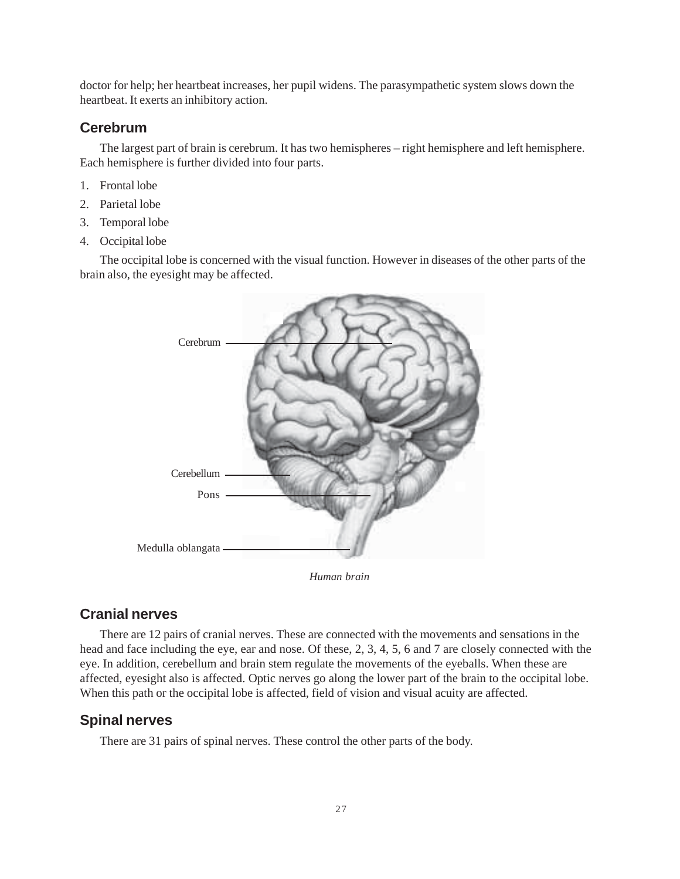doctor for help; her heartbeat increases, her pupil widens. The parasympathetic system slows down the heartbeat. It exerts an inhibitory action.

## Cerebrum

The largest part of brain is cerebrum. It has two hemispheres – right hemisphere and left hemisphere. Each hemisphere is further divided into four parts.

1. Frontal lobe
2. Parietal lobe
3. Temporal lobe
4. Occipital lobe

The occipital lobe is concerned with the visual function. However in diseases of the other parts of the brain also, the eyesight may be affected.

Cerebrum

Cerebellum

Pons

Medulla oblangata

*Human brain*

## Cranial nerves

There are 12 pairs of cranial nerves. These are connected with the movements and sensations in the head and face including the eye, ear and nose. Of these, 2, 3, 4, 5, 6 and 7 are closely connected with the eye. In addition, cerebellum and brain stem regulate the movements of the eyeballs. When these are affected, eyesight also is affected. Optic nerves go along the lower part of the brain to the occipital lobe. When this path or the occipital lobe is affected, field of vision and visual acuity are affected.

## Spinal nerves

There are 31 pairs of spinal nerves. These control the other parts of the body.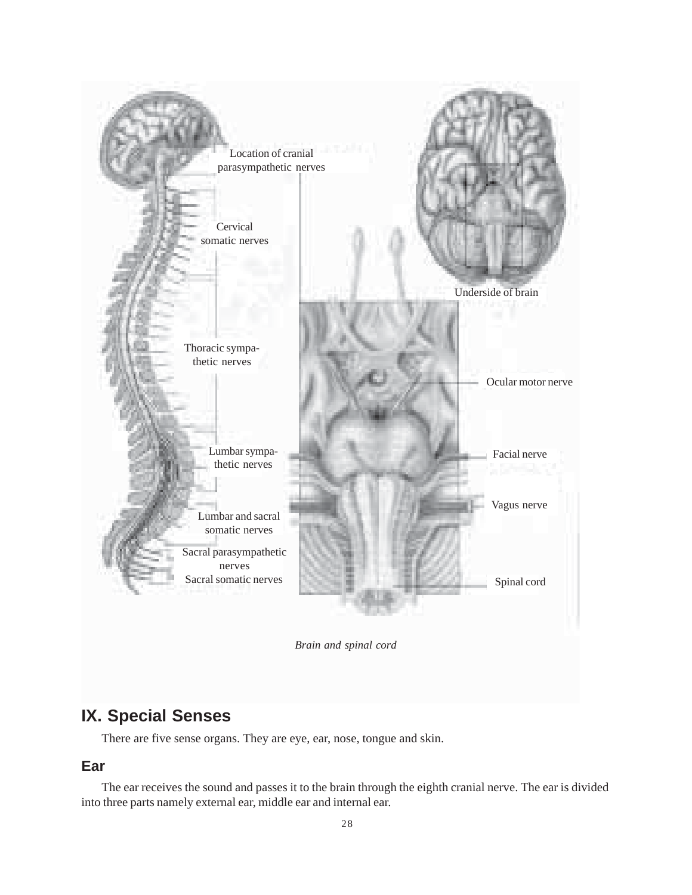*Brain and spinal cord*

## IX. Special Senses

There are five sense organs. They are eye, ear, nose, tongue and skin.

### Ear

The ear receives the sound and passes it to the brain through the eighth cranial nerve. The ear is divided into three parts namely external ear, middle ear and internal ear.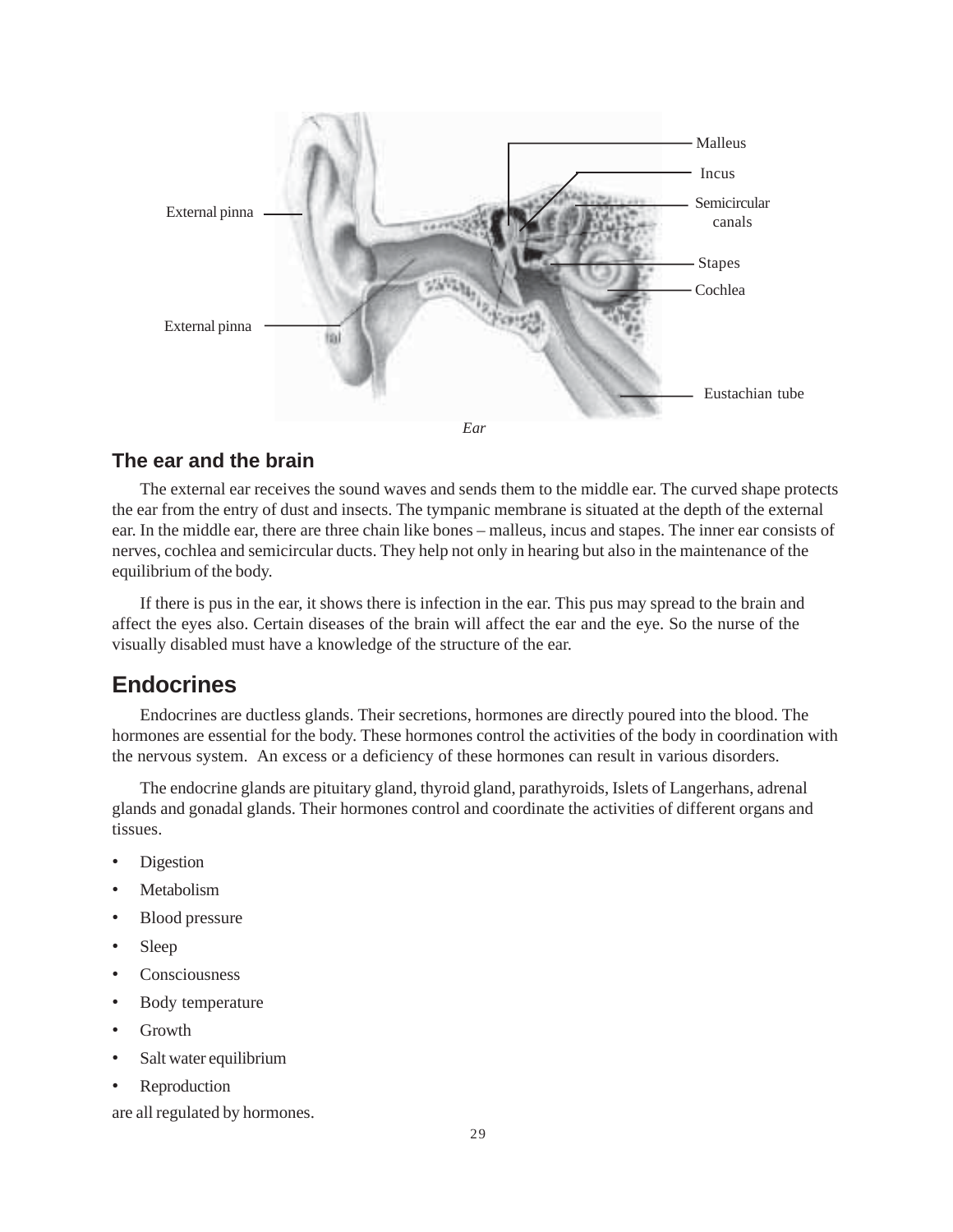Ear

## The ear and the brain

The external ear receives the sound waves and sends them to the middle ear. The curved shape protects the ear from the entry of dust and insects. The tympanic membrane is situated at the depth of the external ear. In the middle ear, there are three chain like bones – malleus, incus and stapes. The inner ear consists of nerves, cochlea and semicircular ducts. They help not only in hearing but also in the maintenance of the equilibrium of the body.

If there is pus in the ear, it shows there is infection in the ear. This pus may spread to the brain and affect the eyes also. Certain diseases of the brain will affect the ear and the eye. So the nurse of the visually disabled must have a knowledge of the structure of the ear.

# Endocrines

Endocrines are ductless glands. Their secretions, hormones are directly poured into the blood. The hormones are essential for the body. These hormones control the activities of the body in coordination with the nervous system. An excess or a deficiency of these hormones can result in various disorders.

The endocrine glands are pituitary gland, thyroid gland, parathyroids, Islets of Langerhans, adrenal glands and gonadal glands. Their hormones control and coordinate the activities of different organs and tissues.

- Digestion
- Metabolism
- Blood pressure
- Sleep
- Consciousness
- Body temperature
- Growth
- Salt water equilibrium
- Reproduction

are all regulated by hormones.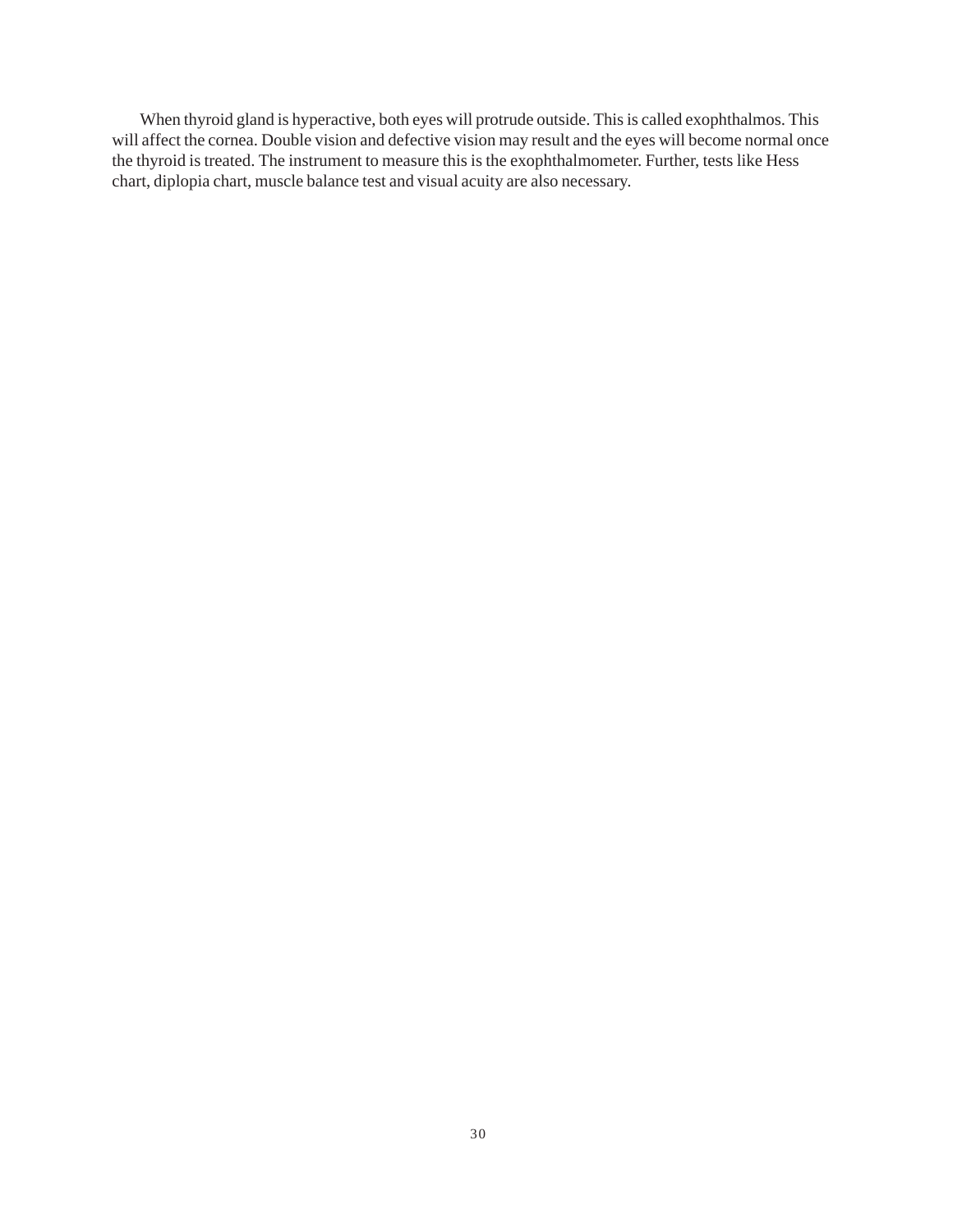When thyroid gland is hyperactive, both eyes will protrude outside. This is called exophthalmos. This will affect the cornea. Double vision and defective vision may result and the eyes will become normal once the thyroid is treated. The instrument to measure this is the exophthalmometer. Further, tests like Hess chart, diplopia chart, muscle balance test and visual acuity are also necessary.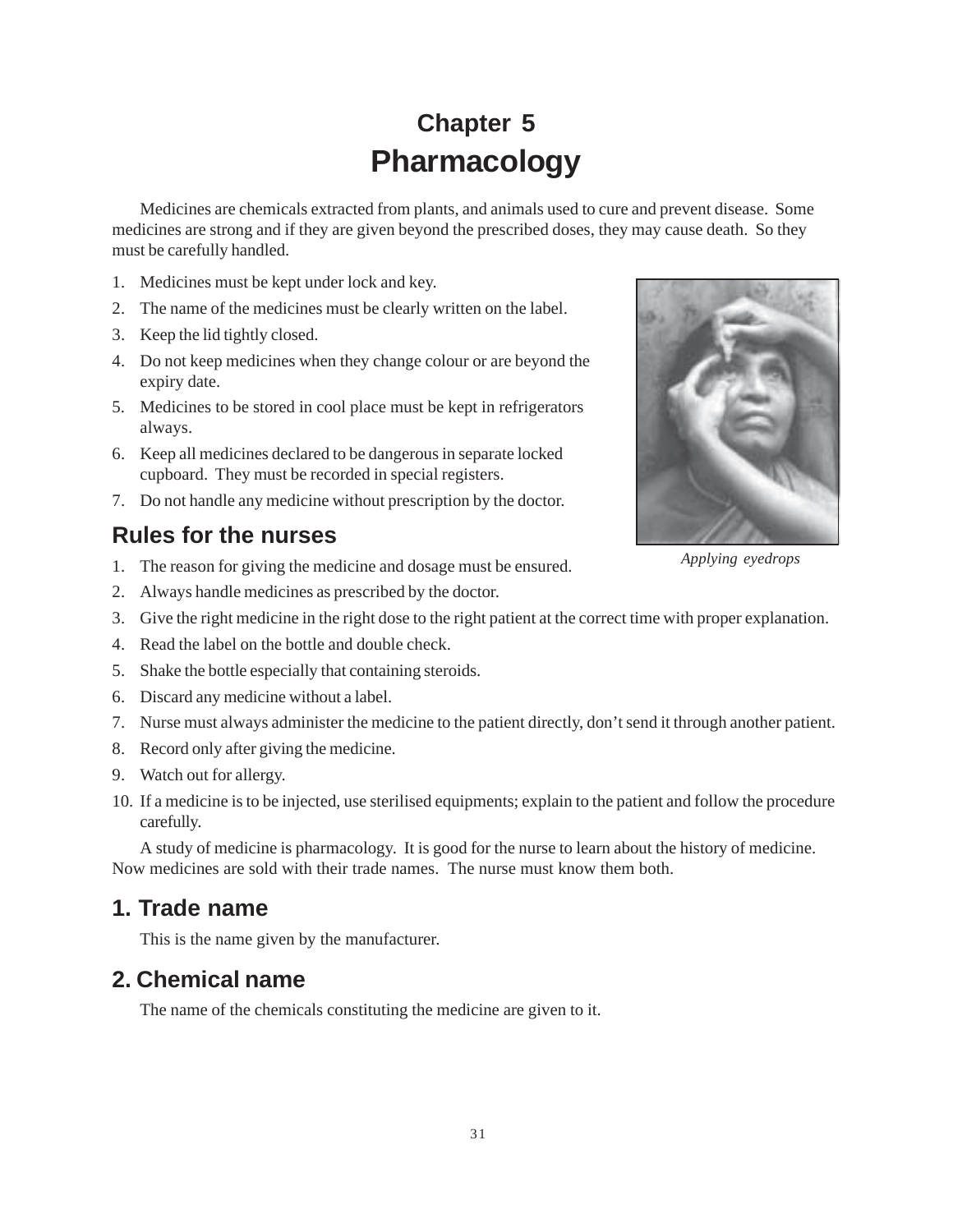# Chapter 5
# Pharmacology

Medicines are chemicals extracted from plants, and animals used to cure and prevent disease. Some medicines are strong and if they are given beyond the prescribed doses, they may cause death. So they must be carefully handled.

1. Medicines must be kept under lock and key.
2. The name of the medicines must be clearly written on the label.
3. Keep the lid tightly closed.
4. Do not keep medicines when they change colour or are beyond the expiry date.
5. Medicines to be stored in cool place must be kept in refrigerators always.
6. Keep all medicines declared to be dangerous in separate locked cupboard. They must be recorded in special registers.
7. Do not handle any medicine without prescription by the doctor.

*Applying eyedrops*

## Rules for the nurses

1. The reason for giving the medicine and dosage must be ensured.
2. Always handle medicines as prescribed by the doctor.
3. Give the right medicine in the right dose to the right patient at the correct time with proper explanation.
4. Read the label on the bottle and double check.
5. Shake the bottle especially that containing steroids.
6. Discard any medicine without a label.
7. Nurse must always administer the medicine to the patient directly, don't send it through another patient.
8. Record only after giving the medicine.
9. Watch out for allergy.
10. If a medicine is to be injected, use sterilised equipments; explain to the patient and follow the procedure carefully.

A study of medicine is pharmacology. It is good for the nurse to learn about the history of medicine. Now medicines are sold with their trade names. The nurse must know them both.

## 1. Trade name

This is the name given by the manufacturer.

## 2. Chemical name

The name of the chemicals constituting the medicine are given to it.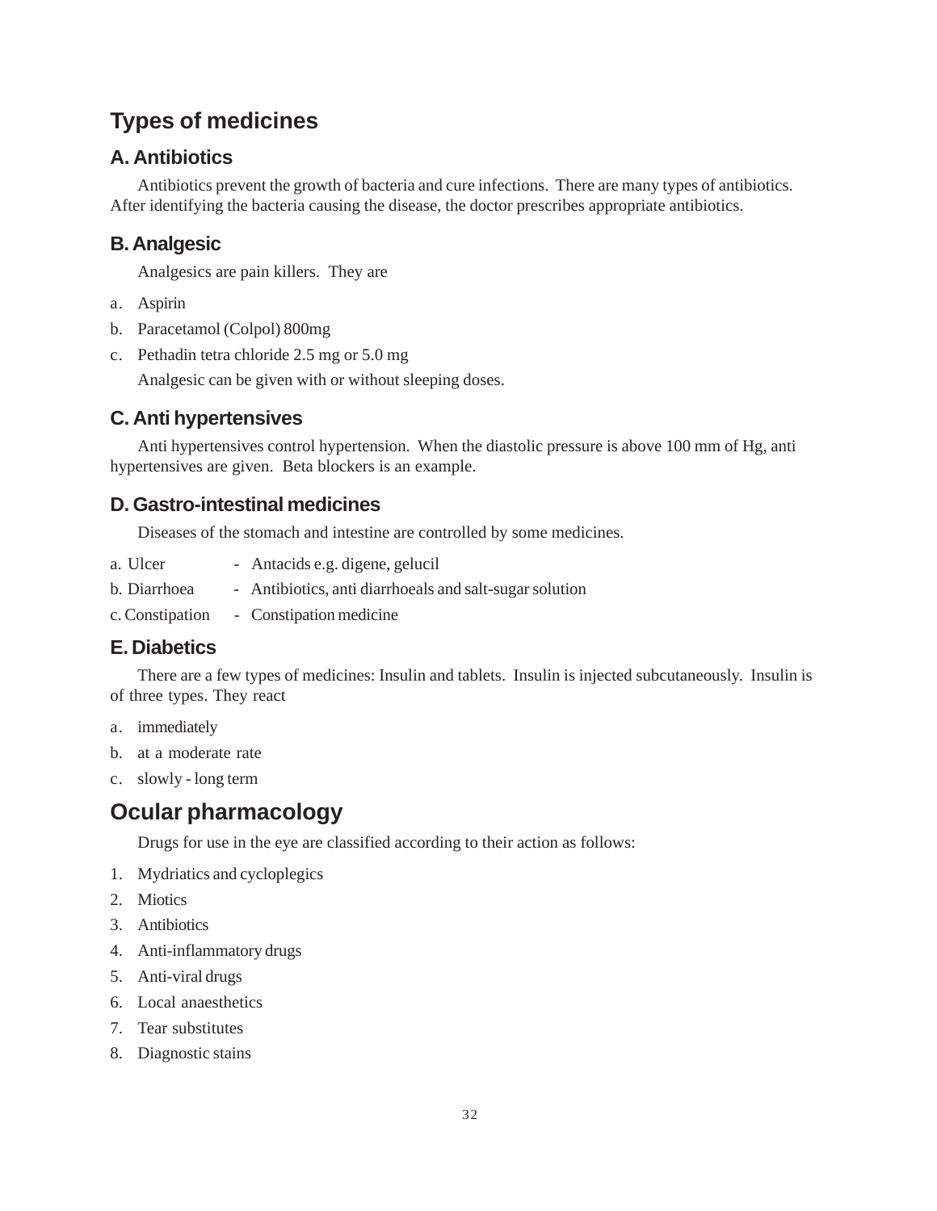## Types of medicines

### A. Antibiotics

Antibiotics prevent the growth of bacteria and cure infections. There are many types of antibiotics. After identifying the bacteria causing the disease, the doctor prescribes appropriate antibiotics.

### B. Analgesic

Analgesics are pain killers. They are

a. Aspirin
b. Paracetamol (Colpol) 800mg
c. Pethadin tetra chloride 2.5 mg or 5.0 mg

Analgesic can be given with or without sleeping doses.

### C. Anti hypertensives

Anti hypertensives control hypertension. When the diastolic pressure is above 100 mm of Hg, anti hypertensives are given. Beta blockers is an example.

### D. Gastro-intestinal medicines

Diseases of the stomach and intestine are controlled by some medicines.

a. Ulcer - Antacids e.g. digene, gelucil
b. Diarrhoea - Antibiotics, anti diarrhoeals and salt-sugar solution
c. Constipation - Constipation medicine

### E. Diabetics

There are a few types of medicines: Insulin and tablets. Insulin is injected subcutaneously. Insulin is of three types. They react

a. immediately
b. at a moderate rate
c. slowly - long term

## Ocular pharmacology

Drugs for use in the eye are classified according to their action as follows:

1. Mydriatics and cycloplegics
2. Miotics
3. Antibiotics
4. Anti-inflammatory drugs
5. Anti-viral drugs
6. Local anaesthetics
7. Tear substitutes
8. Diagnostic stains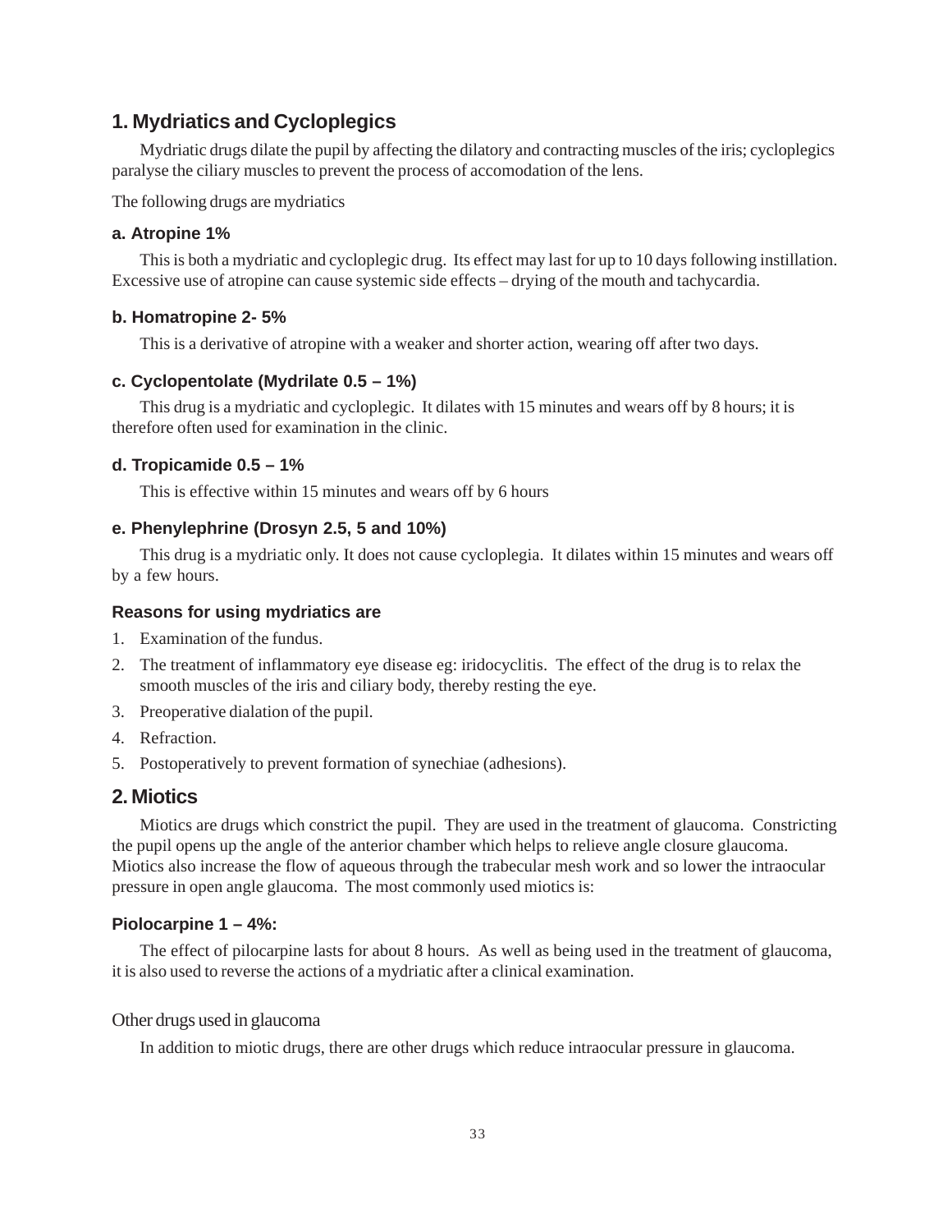## 1. Mydriatics and Cycloplegics

Mydriatic drugs dilate the pupil by affecting the dilatory and contracting muscles of the iris; cycloplegics paralyse the ciliary muscles to prevent the process of accomodation of the lens.

The following drugs are mydriatics

### a. Atropine 1%

This is both a mydriatic and cycloplegic drug. Its effect may last for up to 10 days following instillation. Excessive use of atropine can cause systemic side effects – drying of the mouth and tachycardia.

### b. Homatropine 2- 5%

This is a derivative of atropine with a weaker and shorter action, wearing off after two days.

### c. Cyclopentolate (Mydrilate 0.5 – 1%)

This drug is a mydriatic and cycloplegic. It dilates with 15 minutes and wears off by 8 hours; it is therefore often used for examination in the clinic.

### d. Tropicamide 0.5 – 1%

This is effective within 15 minutes and wears off by 6 hours

### e. Phenylephrine (Drosyn 2.5, 5 and 10%)

This drug is a mydriatic only. It does not cause cycloplegia. It dilates within 15 minutes and wears off by a few hours.

### Reasons for using mydriatics are

1. Examination of the fundus.
2. The treatment of inflammatory eye disease eg: iridocyclitis. The effect of the drug is to relax the smooth muscles of the iris and ciliary body, thereby resting the eye.
3. Preoperative dialation of the pupil.
4. Refraction.
5. Postoperatively to prevent formation of synechiae (adhesions).

## 2. Miotics

Miotics are drugs which constrict the pupil. They are used in the treatment of glaucoma. Constricting the pupil opens up the angle of the anterior chamber which helps to relieve angle closure glaucoma. Miotics also increase the flow of aqueous through the trabecular mesh work and so lower the intraocular pressure in open angle glaucoma. The most commonly used miotics is:

### Piolocarpine 1 – 4%:

The effect of pilocarpine lasts for about 8 hours. As well as being used in the treatment of glaucoma, it is also used to reverse the actions of a mydriatic after a clinical examination.

Other drugs used in glaucoma

In addition to miotic drugs, there are other drugs which reduce intraocular pressure in glaucoma.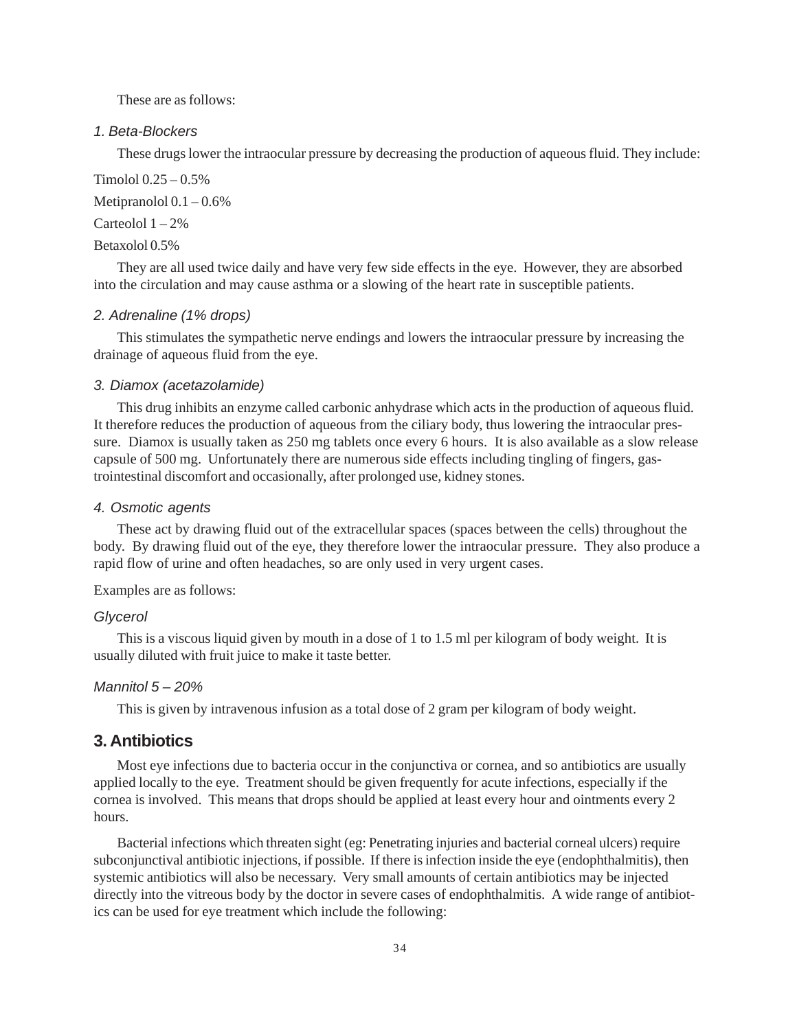These are as follows:

### *1. Beta-Blockers*

These drugs lower the intraocular pressure by decreasing the production of aqueous fluid. They include:

Timolol 0.25 – 0.5%

Metipranolol 0.1 – 0.6%

Carteolol 1 – 2%

Betaxolol 0.5%

They are all used twice daily and have very few side effects in the eye. However, they are absorbed into the circulation and may cause asthma or a slowing of the heart rate in susceptible patients.

### *2. Adrenaline (1% drops)*

This stimulates the sympathetic nerve endings and lowers the intraocular pressure by increasing the drainage of aqueous fluid from the eye.

### *3. Diamox (acetazolamide)*

This drug inhibits an enzyme called carbonic anhydrase which acts in the production of aqueous fluid. It therefore reduces the production of aqueous from the ciliary body, thus lowering the intraocular pressure. Diamox is usually taken as 250 mg tablets once every 6 hours. It is also available as a slow release capsule of 500 mg. Unfortunately there are numerous side effects including tingling of fingers, gastrointestinal discomfort and occasionally, after prolonged use, kidney stones.

### *4. Osmotic agents*

These act by drawing fluid out of the extracellular spaces (spaces between the cells) throughout the body. By drawing fluid out of the eye, they therefore lower the intraocular pressure. They also produce a rapid flow of urine and often headaches, so are only used in very urgent cases.

Examples are as follows:

#### *Glycerol*

This is a viscous liquid given by mouth in a dose of 1 to 1.5 ml per kilogram of body weight. It is usually diluted with fruit juice to make it taste better.

#### *Mannitol 5 – 20%*

This is given by intravenous infusion as a total dose of 2 gram per kilogram of body weight.

## 3. Antibiotics

Most eye infections due to bacteria occur in the conjunctiva or cornea, and so antibiotics are usually applied locally to the eye. Treatment should be given frequently for acute infections, especially if the cornea is involved. This means that drops should be applied at least every hour and ointments every 2 hours.

Bacterial infections which threaten sight (eg: Penetrating injuries and bacterial corneal ulcers) require subconjunctival antibiotic injections, if possible. If there is infection inside the eye (endophthalmitis), then systemic antibiotics will also be necessary. Very small amounts of certain antibiotics may be injected directly into the vitreous body by the doctor in severe cases of endophthalmitis. A wide range of antibiotics can be used for eye treatment which include the following: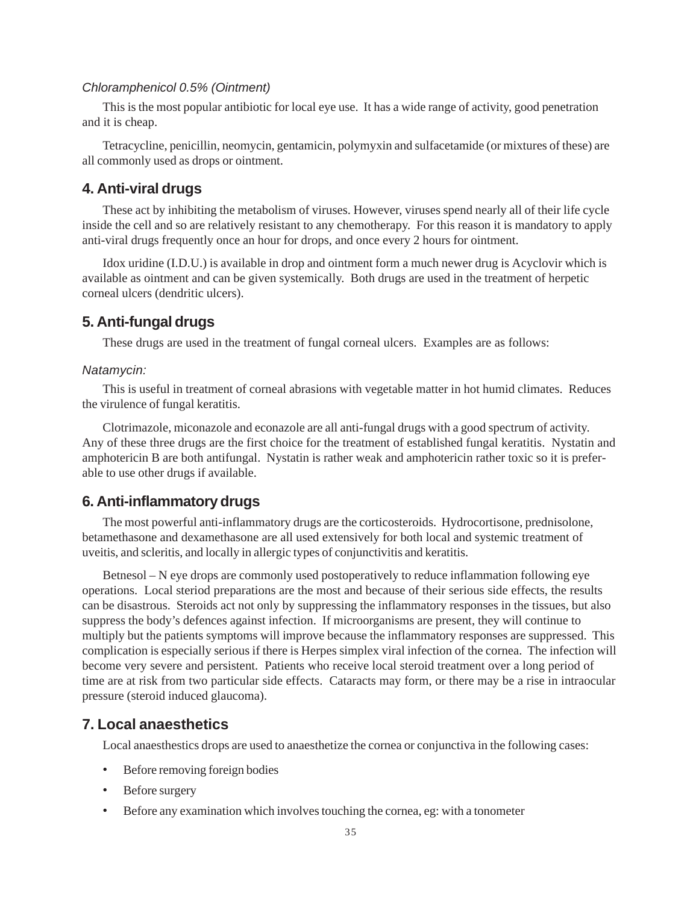*Chloramphenicol 0.5% (Ointment)*

This is the most popular antibiotic for local eye use. It has a wide range of activity, good penetration and it is cheap.

Tetracycline, penicillin, neomycin, gentamicin, polymyxin and sulfacetamide (or mixtures of these) are all commonly used as drops or ointment.

## 4. Anti-viral drugs

These act by inhibiting the metabolism of viruses. However, viruses spend nearly all of their life cycle inside the cell and so are relatively resistant to any chemotherapy. For this reason it is mandatory to apply anti-viral drugs frequently once an hour for drops, and once every 2 hours for ointment.

Idox uridine (I.D.U.) is available in drop and ointment form a much newer drug is Acyclovir which is available as ointment and can be given systemically. Both drugs are used in the treatment of herpetic corneal ulcers (dendritic ulcers).

## 5. Anti-fungal drugs

These drugs are used in the treatment of fungal corneal ulcers. Examples are as follows:

*Natamycin:*

This is useful in treatment of corneal abrasions with vegetable matter in hot humid climates. Reduces the virulence of fungal keratitis.

Clotrimazole, miconazole and econazole are all anti-fungal drugs with a good spectrum of activity. Any of these three drugs are the first choice for the treatment of established fungal keratitis. Nystatin and amphotericin B are both antifungal. Nystatin is rather weak and amphotericin rather toxic so it is preferable to use other drugs if available.

## 6. Anti-inflammatory drugs

The most powerful anti-inflammatory drugs are the corticosteroids. Hydrocortisone, prednisolone, betamethasone and dexamethasone are all used extensively for both local and systemic treatment of uveitis, and scleritis, and locally in allergic types of conjunctivitis and keratitis.

Betnesol – N eye drops are commonly used postoperatively to reduce inflammation following eye operations. Local steriod preparations are the most and because of their serious side effects, the results can be disastrous. Steroids act not only by suppressing the inflammatory responses in the tissues, but also suppress the body's defences against infection. If microorganisms are present, they will continue to multiply but the patients symptoms will improve because the inflammatory responses are suppressed. This complication is especially serious if there is Herpes simplex viral infection of the cornea. The infection will become very severe and persistent. Patients who receive local steroid treatment over a long period of time are at risk from two particular side effects. Cataracts may form, or there may be a rise in intraocular pressure (steroid induced glaucoma).

## 7. Local anaesthetics

Local anaesthestics drops are used to anaesthetize the cornea or conjunctiva in the following cases:

- Before removing foreign bodies
- Before surgery
- Before any examination which involves touching the cornea, eg: with a tonometer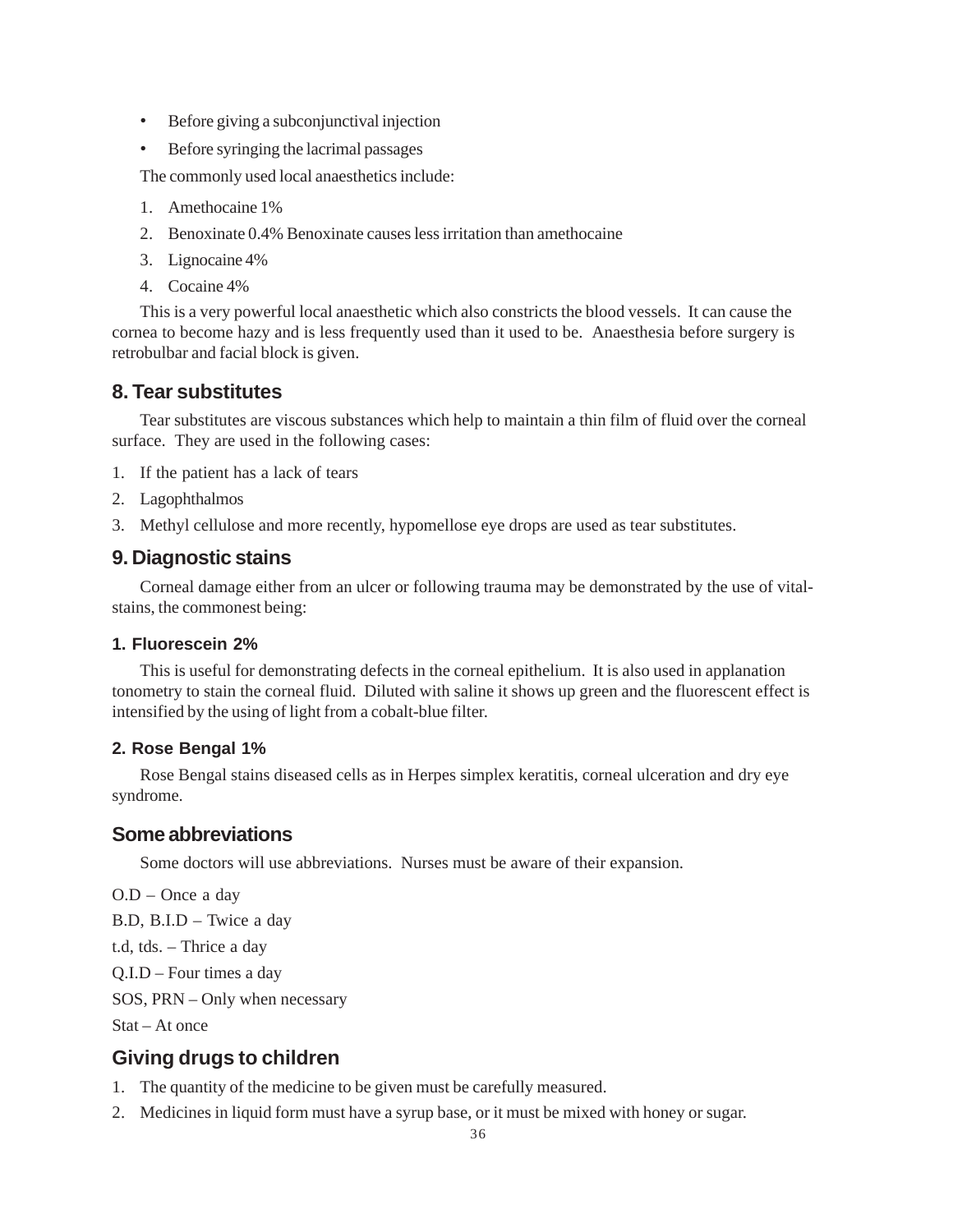- Before giving a subconjunctival injection
- Before syringing the lacrimal passages

The commonly used local anaesthetics include:

1. Amethocaine 1%
2. Benoxinate 0.4% Benoxinate causes less irritation than amethocaine
3. Lignocaine 4%
4. Cocaine 4%

This is a very powerful local anaesthetic which also constricts the blood vessels. It can cause the cornea to become hazy and is less frequently used than it used to be. Anaesthesia before surgery is retrobulbar and facial block is given.

## 8. Tear substitutes

Tear substitutes are viscous substances which help to maintain a thin film of fluid over the corneal surface. They are used in the following cases:

1. If the patient has a lack of tears
2. Lagophthalmos
3. Methyl cellulose and more recently, hypomellose eye drops are used as tear substitutes.

## 9. Diagnostic stains

Corneal damage either from an ulcer or following trauma may be demonstrated by the use of vital-stains, the commonest being:

### 1. Fluorescein 2%

This is useful for demonstrating defects in the corneal epithelium. It is also used in applanation tonometry to stain the corneal fluid. Diluted with saline it shows up green and the fluorescent effect is intensified by the using of light from a cobalt-blue filter.

### 2. Rose Bengal 1%

Rose Bengal stains diseased cells as in Herpes simplex keratitis, corneal ulceration and dry eye syndrome.

## Some abbreviations

Some doctors will use abbreviations. Nurses must be aware of their expansion.

O.D – Once a day

B.D, B.I.D – Twice a day

t.d, tds. – Thrice a day

Q.I.D – Four times a day

SOS, PRN – Only when necessary

Stat – At once

## Giving drugs to children

1. The quantity of the medicine to be given must be carefully measured.
2. Medicines in liquid form must have a syrup base, or it must be mixed with honey or sugar.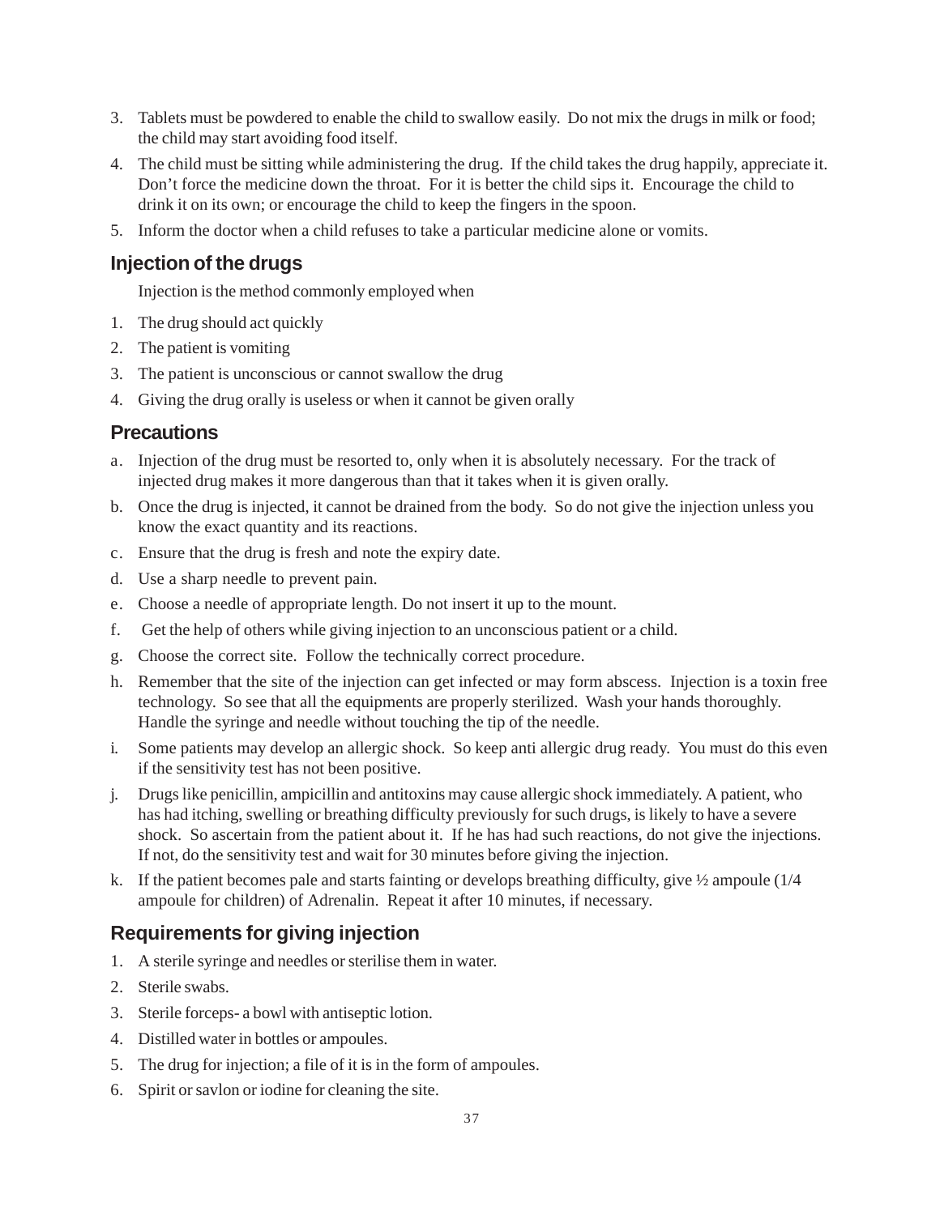3. Tablets must be powdered to enable the child to swallow easily. Do not mix the drugs in milk or food; the child may start avoiding food itself.
4. The child must be sitting while administering the drug. If the child takes the drug happily, appreciate it. Don't force the medicine down the throat. For it is better the child sips it. Encourage the child to drink it on its own; or encourage the child to keep the fingers in the spoon.
5. Inform the doctor when a child refuses to take a particular medicine alone or vomits.

## Injection of the drugs

Injection is the method commonly employed when

1. The drug should act quickly
2. The patient is vomiting
3. The patient is unconscious or cannot swallow the drug
4. Giving the drug orally is useless or when it cannot be given orally

## Precautions

a. Injection of the drug must be resorted to, only when it is absolutely necessary. For the track of injected drug makes it more dangerous than that it takes when it is given orally.

b. Once the drug is injected, it cannot be drained from the body. So do not give the injection unless you know the exact quantity and its reactions.

c. Ensure that the drug is fresh and note the expiry date.

d. Use a sharp needle to prevent pain.

e. Choose a needle of appropriate length. Do not insert it up to the mount.

f. Get the help of others while giving injection to an unconscious patient or a child.

g. Choose the correct site. Follow the technically correct procedure.

h. Remember that the site of the injection can get infected or may form abscess. Injection is a toxin free technology. So see that all the equipments are properly sterilized. Wash your hands thoroughly. Handle the syringe and needle without touching the tip of the needle.

i. Some patients may develop an allergic shock. So keep anti allergic drug ready. You must do this even if the sensitivity test has not been positive.

j. Drugs like penicillin, ampicillin and antitoxins may cause allergic shock immediately. A patient, who has had itching, swelling or breathing difficulty previously for such drugs, is likely to have a severe shock. So ascertain from the patient about it. If he has had such reactions, do not give the injections. If not, do the sensitivity test and wait for 30 minutes before giving the injection.

k. If the patient becomes pale and starts fainting or develops breathing difficulty, give ½ ampoule (1/4 ampoule for children) of Adrenalin. Repeat it after 10 minutes, if necessary.

## Requirements for giving injection

1. A sterile syringe and needles or sterilise them in water.
2. Sterile swabs.
3. Sterile forceps- a bowl with antiseptic lotion.
4. Distilled water in bottles or ampoules.
5. The drug for injection; a file of it is in the form of ampoules.
6. Spirit or savlon or iodine for cleaning the site.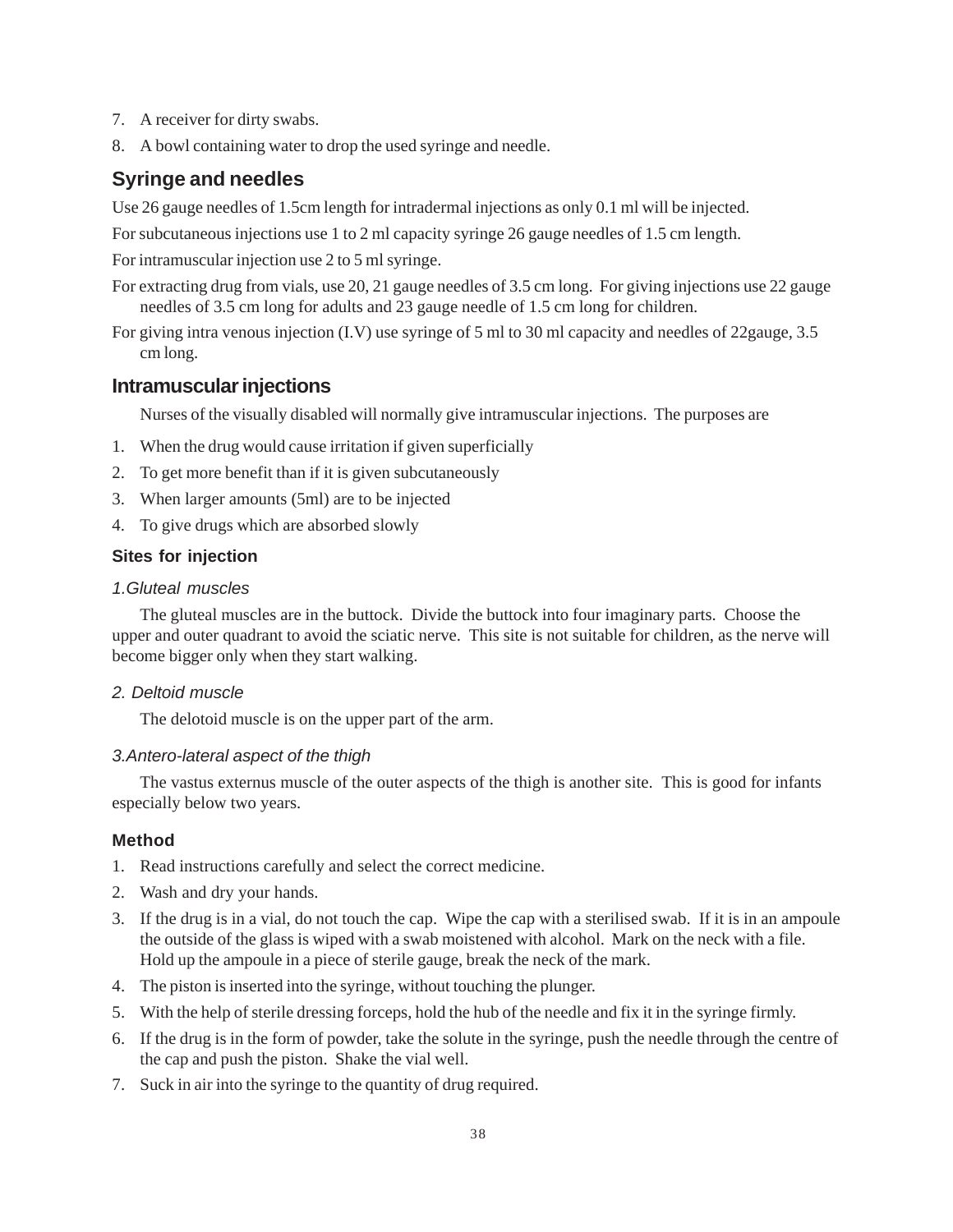7. A receiver for dirty swabs.
8. A bowl containing water to drop the used syringe and needle.

## Syringe and needles

Use 26 gauge needles of 1.5cm length for intradermal injections as only 0.1 ml will be injected.

For subcutaneous injections use 1 to 2 ml capacity syringe 26 gauge needles of 1.5 cm length.

For intramuscular injection use 2 to 5 ml syringe.

For extracting drug from vials, use 20, 21 gauge needles of 3.5 cm long. For giving injections use 22 gauge needles of 3.5 cm long for adults and 23 gauge needle of 1.5 cm long for children.

For giving intra venous injection (I.V) use syringe of 5 ml to 30 ml capacity and needles of 22gauge, 3.5 cm long.

## Intramuscular injections

Nurses of the visually disabled will normally give intramuscular injections. The purposes are

1. When the drug would cause irritation if given superficially
2. To get more benefit than if it is given subcutaneously
3. When larger amounts (5ml) are to be injected
4. To give drugs which are absorbed slowly

### Sites for injection

*1.Gluteal muscles*

The gluteal muscles are in the buttock. Divide the buttock into four imaginary parts. Choose the upper and outer quadrant to avoid the sciatic nerve. This site is not suitable for children, as the nerve will become bigger only when they start walking.

*2. Deltoid muscle*

The delotoid muscle is on the upper part of the arm.

*3.Antero-lateral aspect of the thigh*

The vastus externus muscle of the outer aspects of the thigh is another site. This is good for infants especially below two years.

### Method

1. Read instructions carefully and select the correct medicine.
2. Wash and dry your hands.
3. If the drug is in a vial, do not touch the cap. Wipe the cap with a sterilised swab. If it is in an ampoule the outside of the glass is wiped with a swab moistened with alcohol. Mark on the neck with a file. Hold up the ampoule in a piece of sterile gauge, break the neck of the mark.
4. The piston is inserted into the syringe, without touching the plunger.
5. With the help of sterile dressing forceps, hold the hub of the needle and fix it in the syringe firmly.
6. If the drug is in the form of powder, take the solute in the syringe, push the needle through the centre of the cap and push the piston. Shake the vial well.
7. Suck in air into the syringe to the quantity of drug required.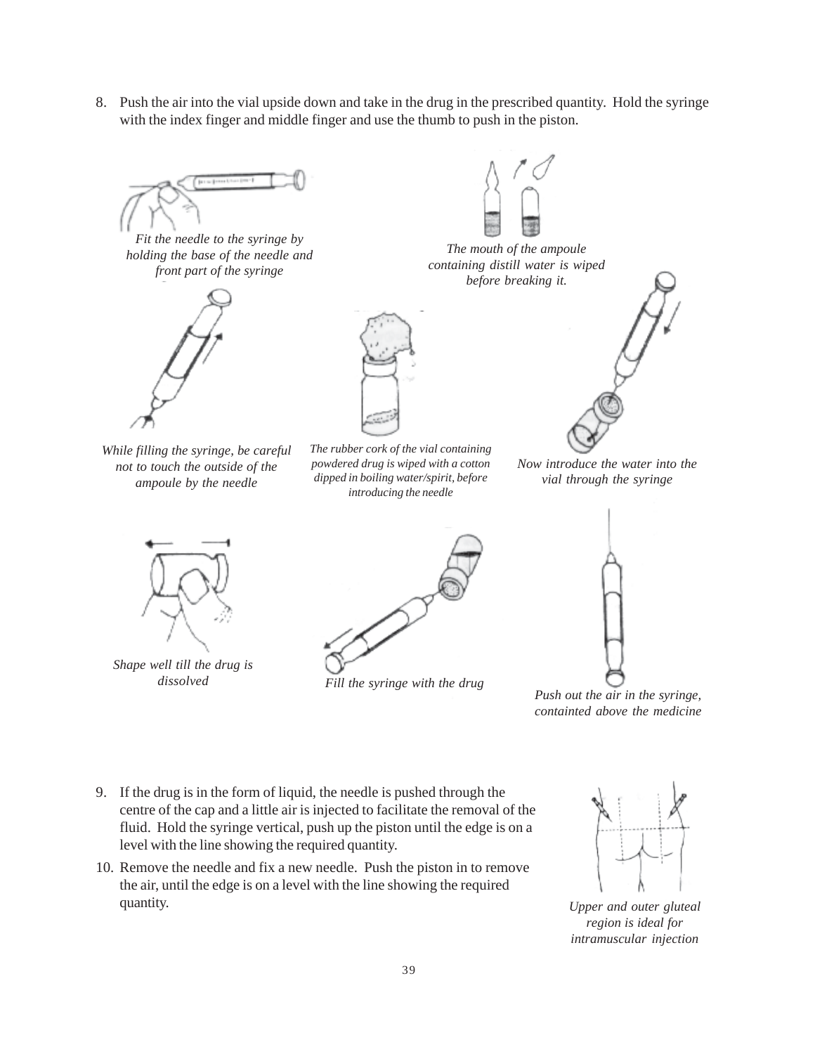8. Push the air into the vial upside down and take in the drug in the prescribed quantity. Hold the syringe with the index finger and middle finger and use the thumb to push in the piston.

*Fit the needle to the syringe by holding the base of the needle and front part of the syringe*

*The mouth of the ampoule containing distill water is wiped before breaking it.*

*While filling the syringe, be careful not to touch the outside of the ampoule by the needle*

*The rubber cork of the vial containing powdered drug is wiped with a cotton dipped in boiling water/spirit, before introducing the needle*

*Now introduce the water into the vial through the syringe*

*Shape well till the drug is dissolved*

*Fill the syringe with the drug*

*Push out the air in the syringe, containted above the medicine*

9. If the drug is in the form of liquid, the needle is pushed through the centre of the cap and a little air is injected to facilitate the removal of the fluid. Hold the syringe vertical, push up the piston until the edge is on a level with the line showing the required quantity.

10. Remove the needle and fix a new needle. Push the piston in to remove the air, until the edge is on a level with the line showing the required quantity.

*Upper and outer gluteal region is ideal for intramuscular injection*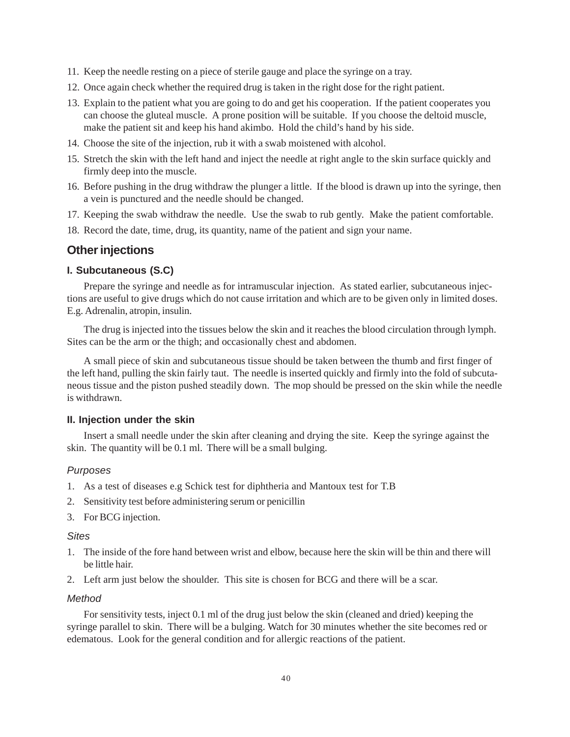11. Keep the needle resting on a piece of sterile gauge and place the syringe on a tray.
12. Once again check whether the required drug is taken in the right dose for the right patient.
13. Explain to the patient what you are going to do and get his cooperation. If the patient cooperates you can choose the gluteal muscle. A prone position will be suitable. If you choose the deltoid muscle, make the patient sit and keep his hand akimbo. Hold the child's hand by his side.
14. Choose the site of the injection, rub it with a swab moistened with alcohol.
15. Stretch the skin with the left hand and inject the needle at right angle to the skin surface quickly and firmly deep into the muscle.
16. Before pushing in the drug withdraw the plunger a little. If the blood is drawn up into the syringe, then a vein is punctured and the needle should be changed.
17. Keeping the swab withdraw the needle. Use the swab to rub gently. Make the patient comfortable.
18. Record the date, time, drug, its quantity, name of the patient and sign your name.

## Other injections

### I. Subcutaneous (S.C)

Prepare the syringe and needle as for intramuscular injection. As stated earlier, subcutaneous injections are useful to give drugs which do not cause irritation and which are to be given only in limited doses. E.g. Adrenalin, atropin, insulin.

The drug is injected into the tissues below the skin and it reaches the blood circulation through lymph. Sites can be the arm or the thigh; and occasionally chest and abdomen.

A small piece of skin and subcutaneous tissue should be taken between the thumb and first finger of the left hand, pulling the skin fairly taut. The needle is inserted quickly and firmly into the fold of subcutaneous tissue and the piston pushed steadily down. The mop should be pressed on the skin while the needle is withdrawn.

### II. Injection under the skin

Insert a small needle under the skin after cleaning and drying the site. Keep the syringe against the skin. The quantity will be 0.1 ml. There will be a small bulging.

*Purposes*

1. As a test of diseases e.g Schick test for diphtheria and Mantoux test for T.B
2. Sensitivity test before administering serum or penicillin
3. For BCG injection.

*Sites*

1. The inside of the fore hand between wrist and elbow, because here the skin will be thin and there will be little hair.
2. Left arm just below the shoulder. This site is chosen for BCG and there will be a scar.

*Method*

For sensitivity tests, inject 0.1 ml of the drug just below the skin (cleaned and dried) keeping the syringe parallel to skin. There will be a bulging. Watch for 30 minutes whether the site becomes red or edematous. Look for the general condition and for allergic reactions of the patient.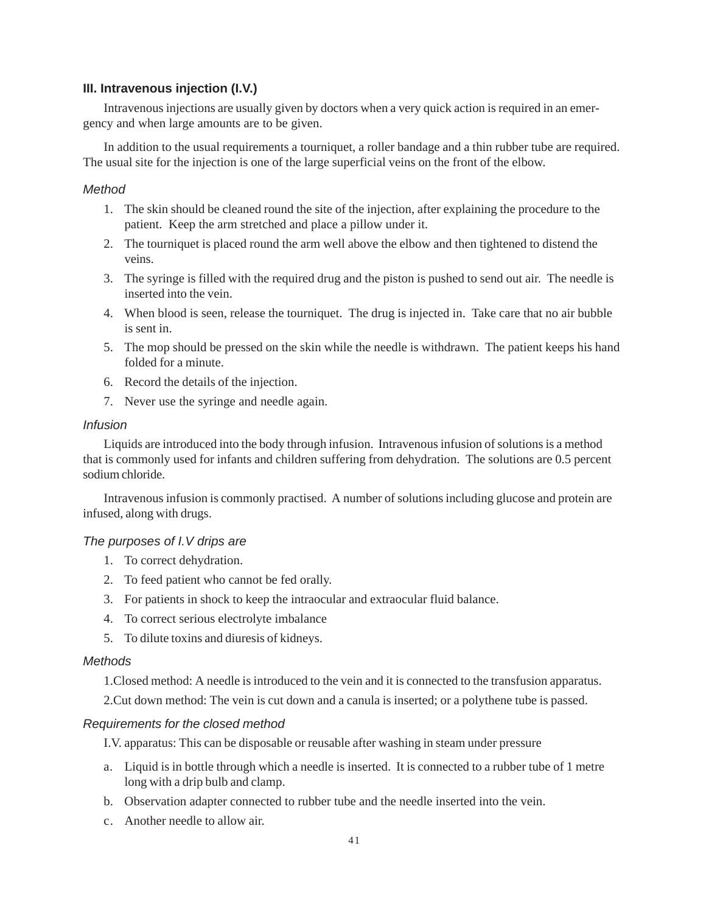### III. Intravenous injection (I.V.)

Intravenous injections are usually given by doctors when a very quick action is required in an emergency and when large amounts are to be given.

In addition to the usual requirements a tourniquet, a roller bandage and a thin rubber tube are required. The usual site for the injection is one of the large superficial veins on the front of the elbow.

*Method*

1. The skin should be cleaned round the site of the injection, after explaining the procedure to the patient. Keep the arm stretched and place a pillow under it.
2. The tourniquet is placed round the arm well above the elbow and then tightened to distend the veins.
3. The syringe is filled with the required drug and the piston is pushed to send out air. The needle is inserted into the vein.
4. When blood is seen, release the tourniquet. The drug is injected in. Take care that no air bubble is sent in.
5. The mop should be pressed on the skin while the needle is withdrawn. The patient keeps his hand folded for a minute.
6. Record the details of the injection.
7. Never use the syringe and needle again.

*Infusion*

Liquids are introduced into the body through infusion. Intravenous infusion of solutions is a method that is commonly used for infants and children suffering from dehydration. The solutions are 0.5 percent sodium chloride.

Intravenous infusion is commonly practised. A number of solutions including glucose and protein are infused, along with drugs.

*The purposes of I.V drips are*

1. To correct dehydration.
2. To feed patient who cannot be fed orally.
3. For patients in shock to keep the intraocular and extraocular fluid balance.
4. To correct serious electrolyte imbalance
5. To dilute toxins and diuresis of kidneys.

*Methods*

1.Closed method: A needle is introduced to the vein and it is connected to the transfusion apparatus.

2.Cut down method: The vein is cut down and a canula is inserted; or a polythene tube is passed.

*Requirements for the closed method*

I.V. apparatus: This can be disposable or reusable after washing in steam under pressure

a. Liquid is in bottle through which a needle is inserted. It is connected to a rubber tube of 1 metre long with a drip bulb and clamp.
b. Observation adapter connected to rubber tube and the needle inserted into the vein.
c. Another needle to allow air.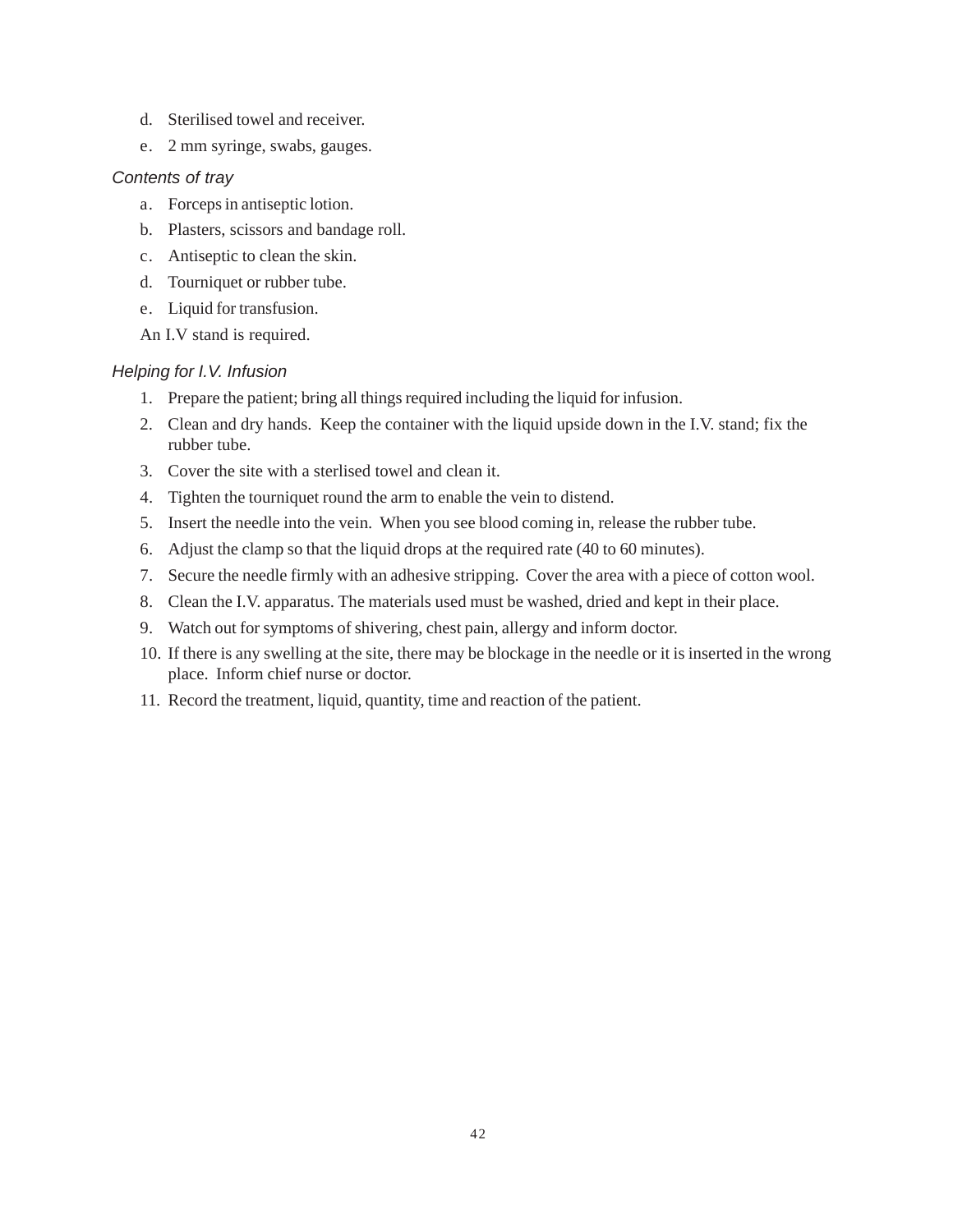d. Sterilised towel and receiver.
e. 2 mm syringe, swabs, gauges.

*Contents of tray*

a. Forceps in antiseptic lotion.
b. Plasters, scissors and bandage roll.
c. Antiseptic to clean the skin.
d. Tourniquet or rubber tube.
e. Liquid for transfusion.

An I.V stand is required.

*Helping for I.V. Infusion*

1. Prepare the patient; bring all things required including the liquid for infusion.
2. Clean and dry hands. Keep the container with the liquid upside down in the I.V. stand; fix the rubber tube.
3. Cover the site with a sterlised towel and clean it.
4. Tighten the tourniquet round the arm to enable the vein to distend.
5. Insert the needle into the vein. When you see blood coming in, release the rubber tube.
6. Adjust the clamp so that the liquid drops at the required rate (40 to 60 minutes).
7. Secure the needle firmly with an adhesive stripping. Cover the area with a piece of cotton wool.
8. Clean the I.V. apparatus. The materials used must be washed, dried and kept in their place.
9. Watch out for symptoms of shivering, chest pain, allergy and inform doctor.
10. If there is any swelling at the site, there may be blockage in the needle or it is inserted in the wrong place. Inform chief nurse or doctor.
11. Record the treatment, liquid, quantity, time and reaction of the patient.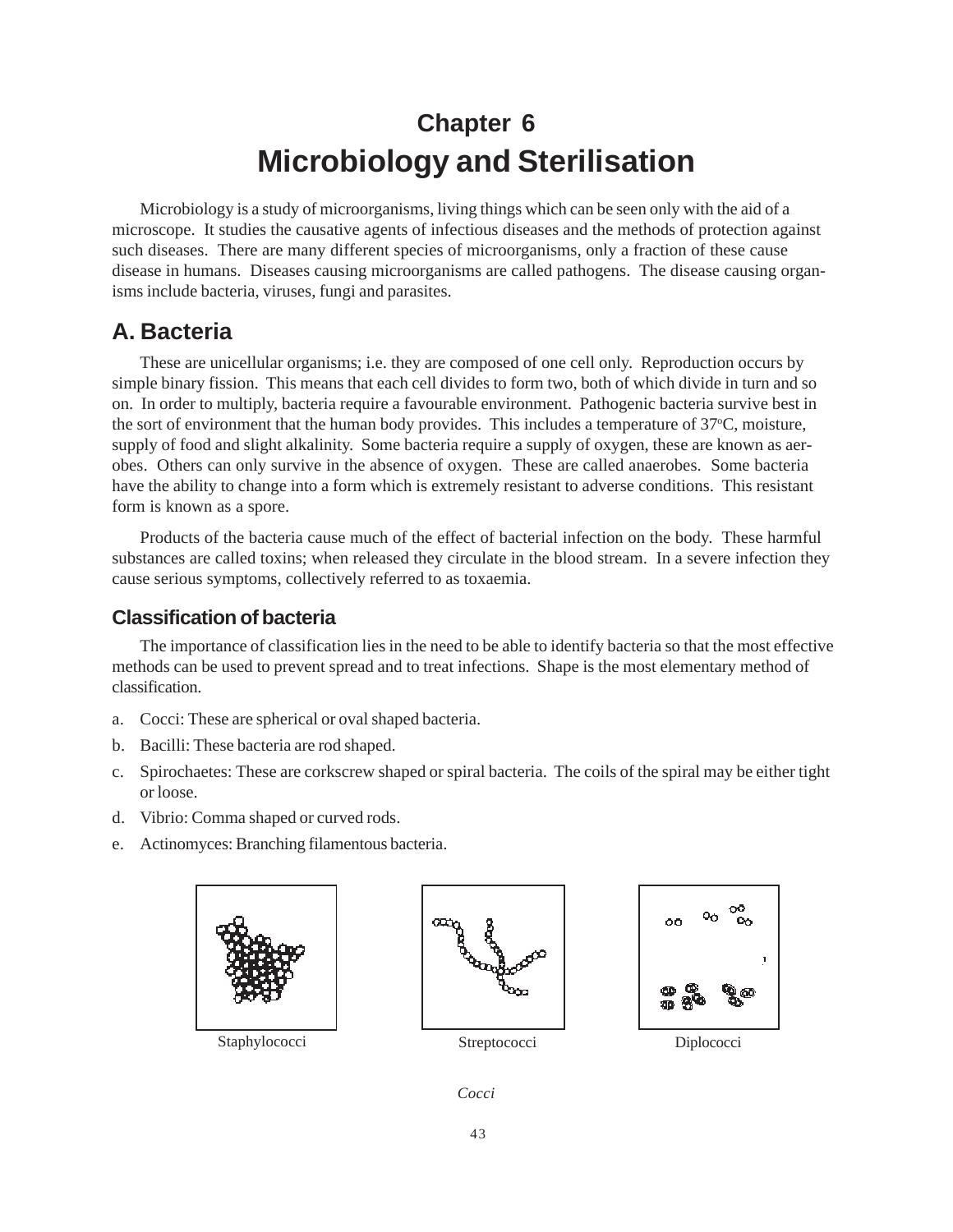# Chapter 6
# Microbiology and Sterilisation

Microbiology is a study of microorganisms, living things which can be seen only with the aid of a microscope. It studies the causative agents of infectious diseases and the methods of protection against such diseases. There are many different species of microorganisms, only a fraction of these cause disease in humans. Diseases causing microorganisms are called pathogens. The disease causing organisms include bacteria, viruses, fungi and parasites.

## A. Bacteria

These are unicellular organisms; i.e. they are composed of one cell only. Reproduction occurs by simple binary fission. This means that each cell divides to form two, both of which divide in turn and so on. In order to multiply, bacteria require a favourable environment. Pathogenic bacteria survive best in the sort of environment that the human body provides. This includes a temperature of 37°C, moisture, supply of food and slight alkalinity. Some bacteria require a supply of oxygen, these are known as aerobes. Others can only survive in the absence of oxygen. These are called anaerobes. Some bacteria have the ability to change into a form which is extremely resistant to adverse conditions. This resistant form is known as a spore.

Products of the bacteria cause much of the effect of bacterial infection on the body. These harmful substances are called toxins; when released they circulate in the blood stream. In a severe infection they cause serious symptoms, collectively referred to as toxaemia.

### Classification of bacteria

The importance of classification lies in the need to be able to identify bacteria so that the most effective methods can be used to prevent spread and to treat infections. Shape is the most elementary method of classification.

a. Cocci: These are spherical or oval shaped bacteria.
b. Bacilli: These bacteria are rod shaped.
c. Spirochaetes: These are corkscrew shaped or spiral bacteria. The coils of the spiral may be either tight or loose.
d. Vibrio: Comma shaped or curved rods.
e. Actinomyces: Branching filamentous bacteria.

Staphylococci Streptococci Diplococci

*Cocci*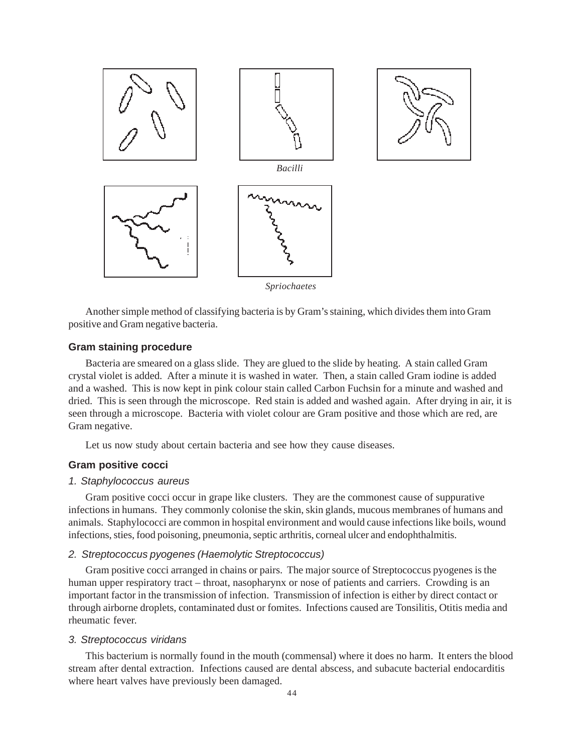*Bacilli*

*Spriochaetes*

Another simple method of classifying bacteria is by Gram's staining, which divides them into Gram positive and Gram negative bacteria.

### Gram staining procedure

Bacteria are smeared on a glass slide. They are glued to the slide by heating. A stain called Gram crystal violet is added. After a minute it is washed in water. Then, a stain called Gram iodine is added and a washed. This is now kept in pink colour stain called Carbon Fuchsin for a minute and washed and dried. This is seen through the microscope. Red stain is added and washed again. After drying in air, it is seen through a microscope. Bacteria with violet colour are Gram positive and those which are red, are Gram negative.

Let us now study about certain bacteria and see how they cause diseases.

### Gram positive cocci

*1. Staphylococcus aureus*

Gram positive cocci occur in grape like clusters. They are the commonest cause of suppurative infections in humans. They commonly colonise the skin, skin glands, mucous membranes of humans and animals. Staphylococci are common in hospital environment and would cause infections like boils, wound infections, sties, food poisoning, pneumonia, septic arthritis, corneal ulcer and endophthalmitis.

*2. Streptococcus pyogenes (Haemolytic Streptococcus)*

Gram positive cocci arranged in chains or pairs. The major source of Streptococcus pyogenes is the human upper respiratory tract – throat, nasopharynx or nose of patients and carriers. Crowding is an important factor in the transmission of infection. Transmission of infection is either by direct contact or through airborne droplets, contaminated dust or fomites. Infections caused are Tonsilitis, Otitis media and rheumatic fever.

*3. Streptococcus viridans*

This bacterium is normally found in the mouth (commensal) where it does no harm. It enters the blood stream after dental extraction. Infections caused are dental abscess, and subacute bacterial endocarditis where heart valves have previously been damaged.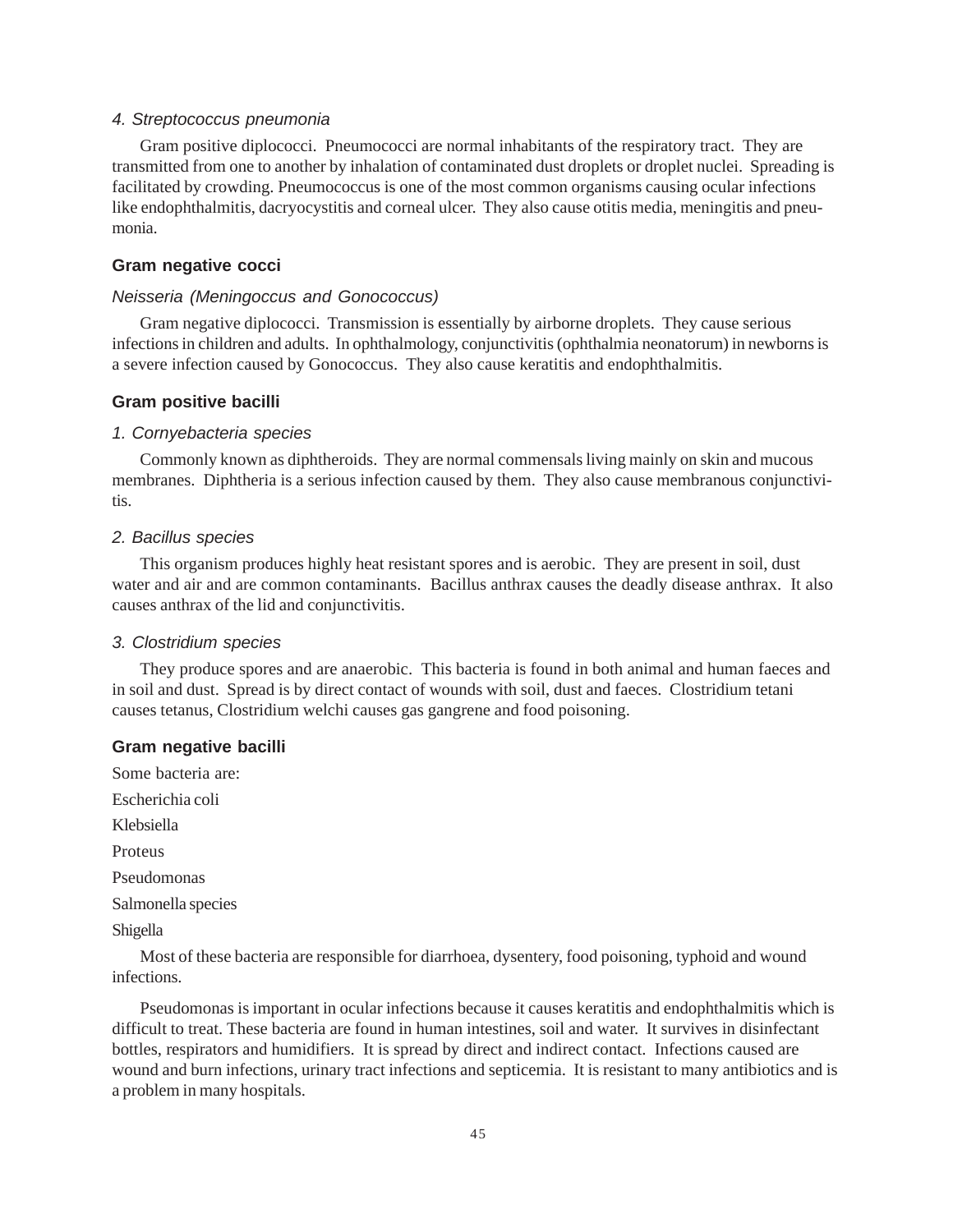*4. Streptococcus pneumonia*

Gram positive diplococci. Pneumococci are normal inhabitants of the respiratory tract. They are transmitted from one to another by inhalation of contaminated dust droplets or droplet nuclei. Spreading is facilitated by crowding. Pneumococcus is one of the most common organisms causing ocular infections like endophthalmitis, dacryocystitis and corneal ulcer. They also cause otitis media, meningitis and pneumonia.

### Gram negative cocci

*Neisseria (Meningoccus and Gonococcus)*

Gram negative diplococci. Transmission is essentially by airborne droplets. They cause serious infections in children and adults. In ophthalmology, conjunctivitis (ophthalmia neonatorum) in newborns is a severe infection caused by Gonococcus. They also cause keratitis and endophthalmitis.

### Gram positive bacilli

*1. Cornyebacteria species*

Commonly known as diphtheroids. They are normal commensals living mainly on skin and mucous membranes. Diphtheria is a serious infection caused by them. They also cause membranous conjunctivitis.

*2. Bacillus species*

This organism produces highly heat resistant spores and is aerobic. They are present in soil, dust water and air and are common contaminants. Bacillus anthrax causes the deadly disease anthrax. It also causes anthrax of the lid and conjunctivitis.

*3. Clostridium species*

They produce spores and are anaerobic. This bacteria is found in both animal and human faeces and in soil and dust. Spread is by direct contact of wounds with soil, dust and faeces. Clostridium tetani causes tetanus, Clostridium welchi causes gas gangrene and food poisoning.

### Gram negative bacilli

Some bacteria are:

Escherichia coli

Klebsiella

Proteus

Pseudomonas

Salmonella species

Shigella

Most of these bacteria are responsible for diarrhoea, dysentery, food poisoning, typhoid and wound infections.

Pseudomonas is important in ocular infections because it causes keratitis and endophthalmitis which is difficult to treat. These bacteria are found in human intestines, soil and water. It survives in disinfectant bottles, respirators and humidifiers. It is spread by direct and indirect contact. Infections caused are wound and burn infections, urinary tract infections and septicemia. It is resistant to many antibiotics and is a problem in many hospitals.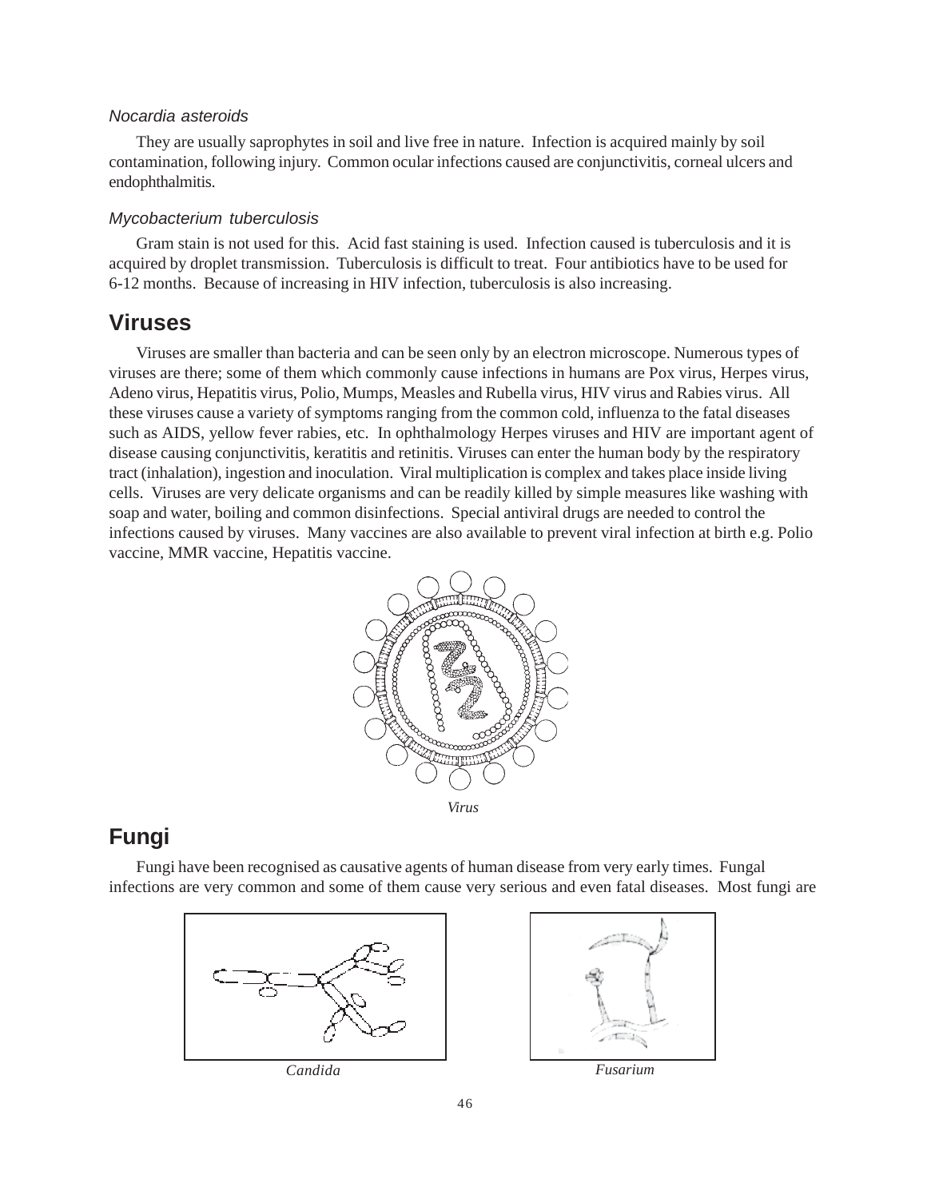### *Nocardia asteroids*

They are usually saprophytes in soil and live free in nature. Infection is acquired mainly by soil contamination, following injury. Common ocular infections caused are conjunctivitis, corneal ulcers and endophthalmitis.

### *Mycobacterium tuberculosis*

Gram stain is not used for this. Acid fast staining is used. Infection caused is tuberculosis and it is acquired by droplet transmission. Tuberculosis is difficult to treat. Four antibiotics have to be used for 6-12 months. Because of increasing in HIV infection, tuberculosis is also increasing.

## Viruses

Viruses are smaller than bacteria and can be seen only by an electron microscope. Numerous types of viruses are there; some of them which commonly cause infections in humans are Pox virus, Herpes virus, Adeno virus, Hepatitis virus, Polio, Mumps, Measles and Rubella virus, HIV virus and Rabies virus. All these viruses cause a variety of symptoms ranging from the common cold, influenza to the fatal diseases such as AIDS, yellow fever rabies, etc. In ophthalmology Herpes viruses and HIV are important agent of disease causing conjunctivitis, keratitis and retinitis. Viruses can enter the human body by the respiratory tract (inhalation), ingestion and inoculation. Viral multiplication is complex and takes place inside living cells. Viruses are very delicate organisms and can be readily killed by simple measures like washing with soap and water, boiling and common disinfections. Special antiviral drugs are needed to control the infections caused by viruses. Many vaccines are also available to prevent viral infection at birth e.g. Polio vaccine, MMR vaccine, Hepatitis vaccine.

*Virus*

## Fungi

Fungi have been recognised as causative agents of human disease from very early times. Fungal infections are very common and some of them cause very serious and even fatal diseases. Most fungi are

*Candida*

*Fusarium*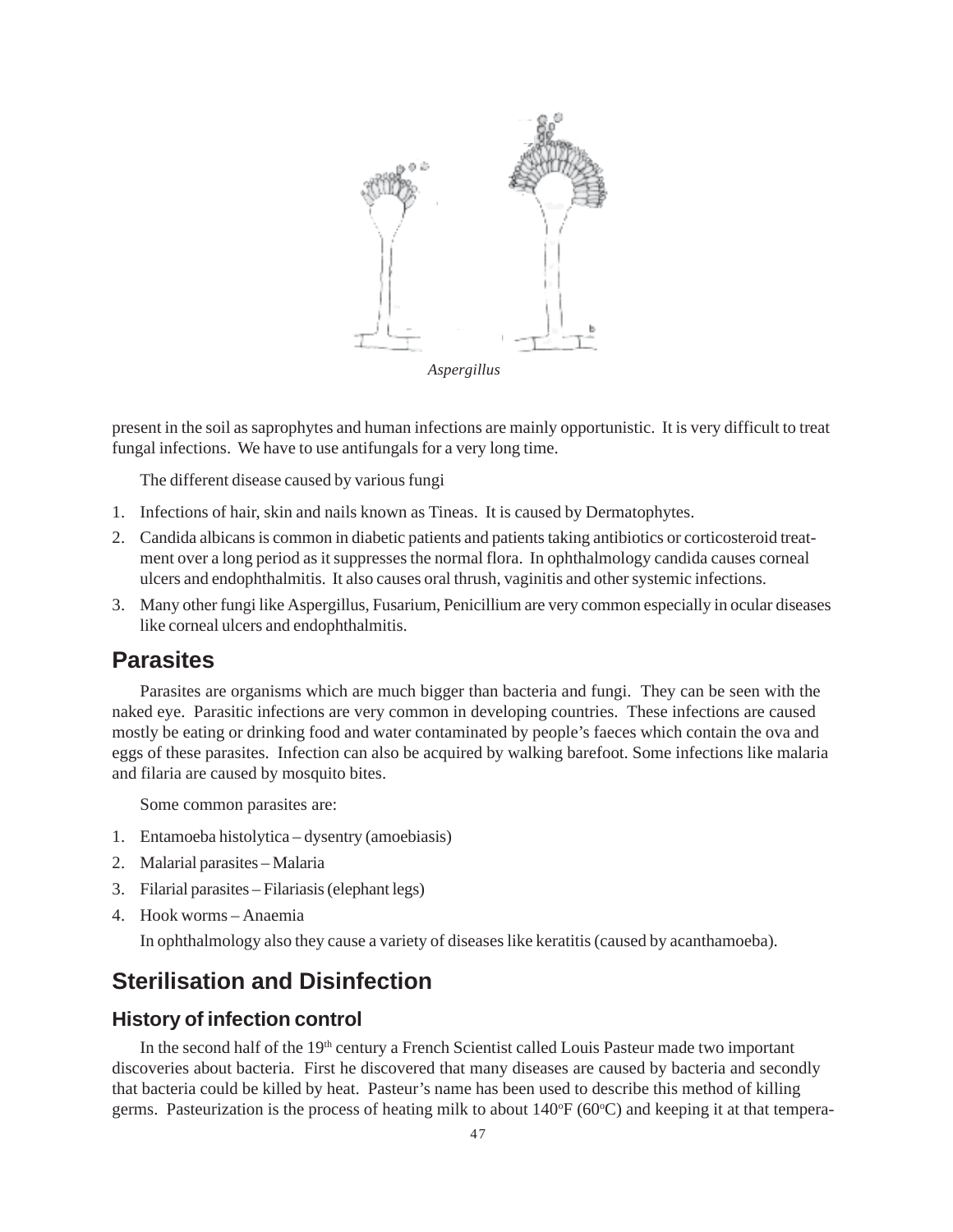*Aspergillus*

present in the soil as saprophytes and human infections are mainly opportunistic. It is very difficult to treat fungal infections. We have to use antifungals for a very long time.

The different disease caused by various fungi

1. Infections of hair, skin and nails known as Tineas. It is caused by Dermatophytes.
2. Candida albicans is common in diabetic patients and patients taking antibiotics or corticosteroid treatment over a long period as it suppresses the normal flora. In ophthalmology candida causes corneal ulcers and endophthalmitis. It also causes oral thrush, vaginitis and other systemic infections.
3. Many other fungi like Aspergillus, Fusarium, Penicillium are very common especially in ocular diseases like corneal ulcers and endophthalmitis.

## Parasites

Parasites are organisms which are much bigger than bacteria and fungi. They can be seen with the naked eye. Parasitic infections are very common in developing countries. These infections are caused mostly be eating or drinking food and water contaminated by people's faeces which contain the ova and eggs of these parasites. Infection can also be acquired by walking barefoot. Some infections like malaria and filaria are caused by mosquito bites.

Some common parasites are:

1. Entamoeba histolytica – dysentry (amoebiasis)
2. Malarial parasites – Malaria
3. Filarial parasites – Filariasis (elephant legs)
4. Hook worms – Anaemia

In ophthalmology also they cause a variety of diseases like keratitis (caused by acanthamoeba).

## Sterilisation and Disinfection

### History of infection control

In the second half of the 19th century a French Scientist called Louis Pasteur made two important discoveries about bacteria. First he discovered that many diseases are caused by bacteria and secondly that bacteria could be killed by heat. Pasteur's name has been used to describe this method of killing germs. Pasteurization is the process of heating milk to about 140°F (60°C) and keeping it at that tempera-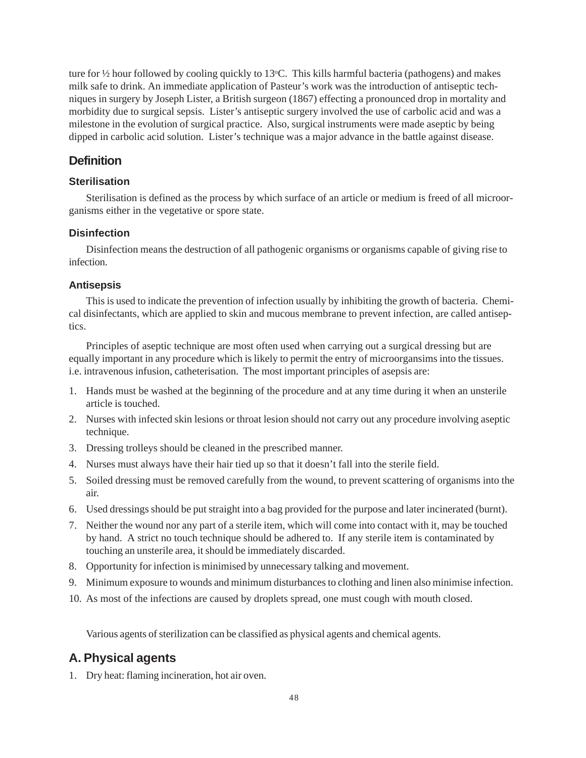ture for ½ hour followed by cooling quickly to 13°C. This kills harmful bacteria (pathogens) and makes milk safe to drink. An immediate application of Pasteur's work was the introduction of antiseptic techniques in surgery by Joseph Lister, a British surgeon (1867) effecting a pronounced drop in mortality and morbidity due to surgical sepsis. Lister's antiseptic surgery involved the use of carbolic acid and was a milestone in the evolution of surgical practice. Also, surgical instruments were made aseptic by being dipped in carbolic acid solution. Lister's technique was a major advance in the battle against disease.

## Definition

### Sterilisation

Sterilisation is defined as the process by which surface of an article or medium is freed of all microorganisms either in the vegetative or spore state.

### Disinfection

Disinfection means the destruction of all pathogenic organisms or organisms capable of giving rise to infection.

### Antisepsis

This is used to indicate the prevention of infection usually by inhibiting the growth of bacteria. Chemical disinfectants, which are applied to skin and mucous membrane to prevent infection, are called antiseptics.

Principles of aseptic technique are most often used when carrying out a surgical dressing but are equally important in any procedure which is likely to permit the entry of microorgansims into the tissues. i.e. intravenous infusion, catheterisation. The most important principles of asepsis are:

1. Hands must be washed at the beginning of the procedure and at any time during it when an unsterile article is touched.
2. Nurses with infected skin lesions or throat lesion should not carry out any procedure involving aseptic technique.
3. Dressing trolleys should be cleaned in the prescribed manner.
4. Nurses must always have their hair tied up so that it doesn't fall into the sterile field.
5. Soiled dressing must be removed carefully from the wound, to prevent scattering of organisms into the air.
6. Used dressings should be put straight into a bag provided for the purpose and later incinerated (burnt).
7. Neither the wound nor any part of a sterile item, which will come into contact with it, may be touched by hand. A strict no touch technique should be adhered to. If any sterile item is contaminated by touching an unsterile area, it should be immediately discarded.
8. Opportunity for infection is minimised by unnecessary talking and movement.
9. Minimum exposure to wounds and minimum disturbances to clothing and linen also minimise infection.
10. As most of the infections are caused by droplets spread, one must cough with mouth closed.

Various agents of sterilization can be classified as physical agents and chemical agents.

## A. Physical agents

1. Dry heat: flaming incineration, hot air oven.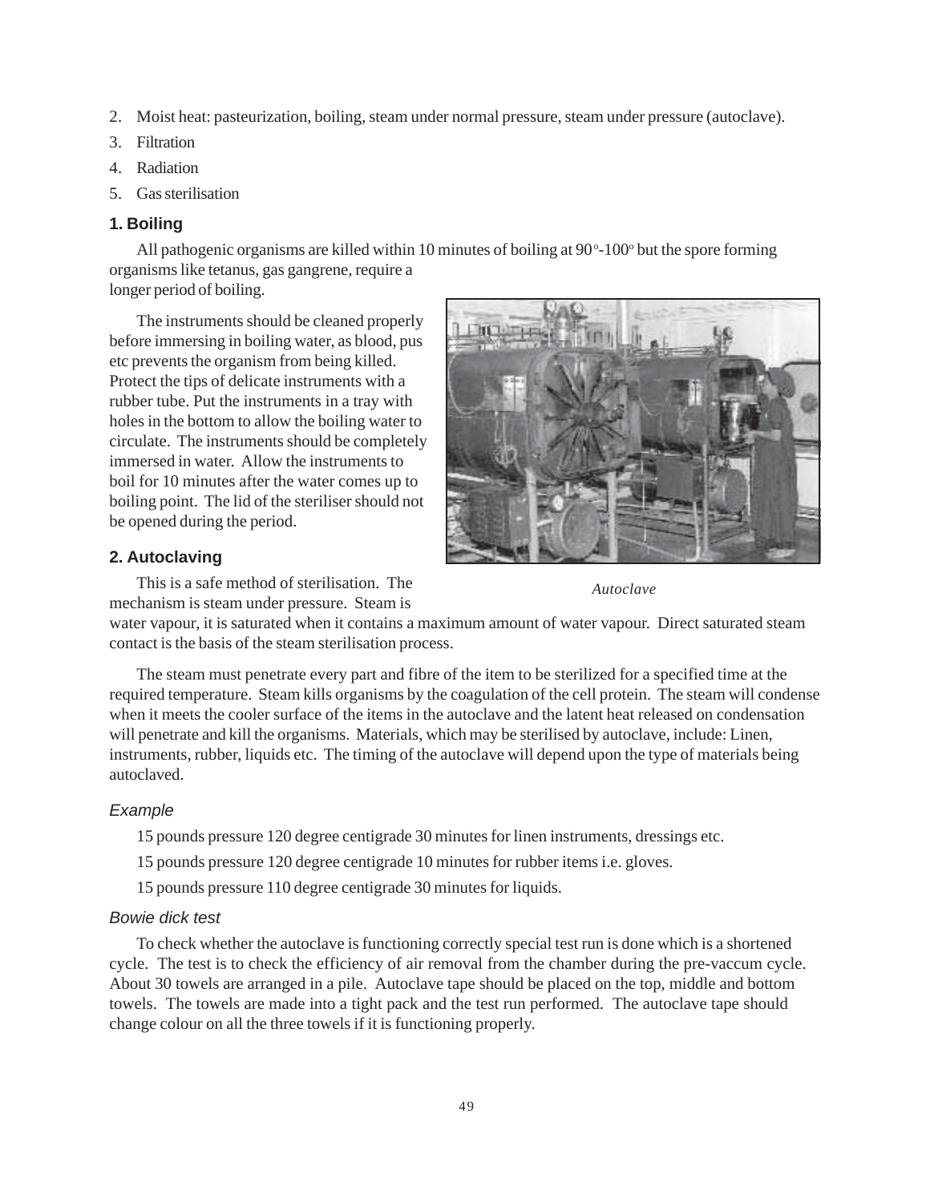2. Moist heat: pasteurization, boiling, steam under normal pressure, steam under pressure (autoclave).
3. Filtration
4. Radiation
5. Gas sterilisation

### 1. Boiling

All pathogenic organisms are killed within 10 minutes of boiling at 90°-100° but the spore forming organisms like tetanus, gas gangrene, require a longer period of boiling.

The instruments should be cleaned properly before immersing in boiling water, as blood, pus etc prevents the organism from being killed. Protect the tips of delicate instruments with a rubber tube. Put the instruments in a tray with holes in the bottom to allow the boiling water to circulate. The instruments should be completely immersed in water. Allow the instruments to boil for 10 minutes after the water comes up to boiling point. The lid of the steriliser should not be opened during the period.

*Autoclave*

### 2. Autoclaving

This is a safe method of sterilisation. The mechanism is steam under pressure. Steam is water vapour, it is saturated when it contains a maximum amount of water vapour. Direct saturated steam contact is the basis of the steam sterilisation process.

The steam must penetrate every part and fibre of the item to be sterilized for a specified time at the required temperature. Steam kills organisms by the coagulation of the cell protein. The steam will condense when it meets the cooler surface of the items in the autoclave and the latent heat released on condensation will penetrate and kill the organisms. Materials, which may be sterilised by autoclave, include: Linen, instruments, rubber, liquids etc. The timing of the autoclave will depend upon the type of materials being autoclaved.

*Example*

15 pounds pressure 120 degree centigrade 30 minutes for linen instruments, dressings etc.

15 pounds pressure 120 degree centigrade 10 minutes for rubber items i.e. gloves.

15 pounds pressure 110 degree centigrade 30 minutes for liquids.

*Bowie dick test*

To check whether the autoclave is functioning correctly special test run is done which is a shortened cycle. The test is to check the efficiency of air removal from the chamber during the pre-vaccum cycle. About 30 towels are arranged in a pile. Autoclave tape should be placed on the top, middle and bottom towels. The towels are made into a tight pack and the test run performed. The autoclave tape should change colour on all the three towels if it is functioning properly.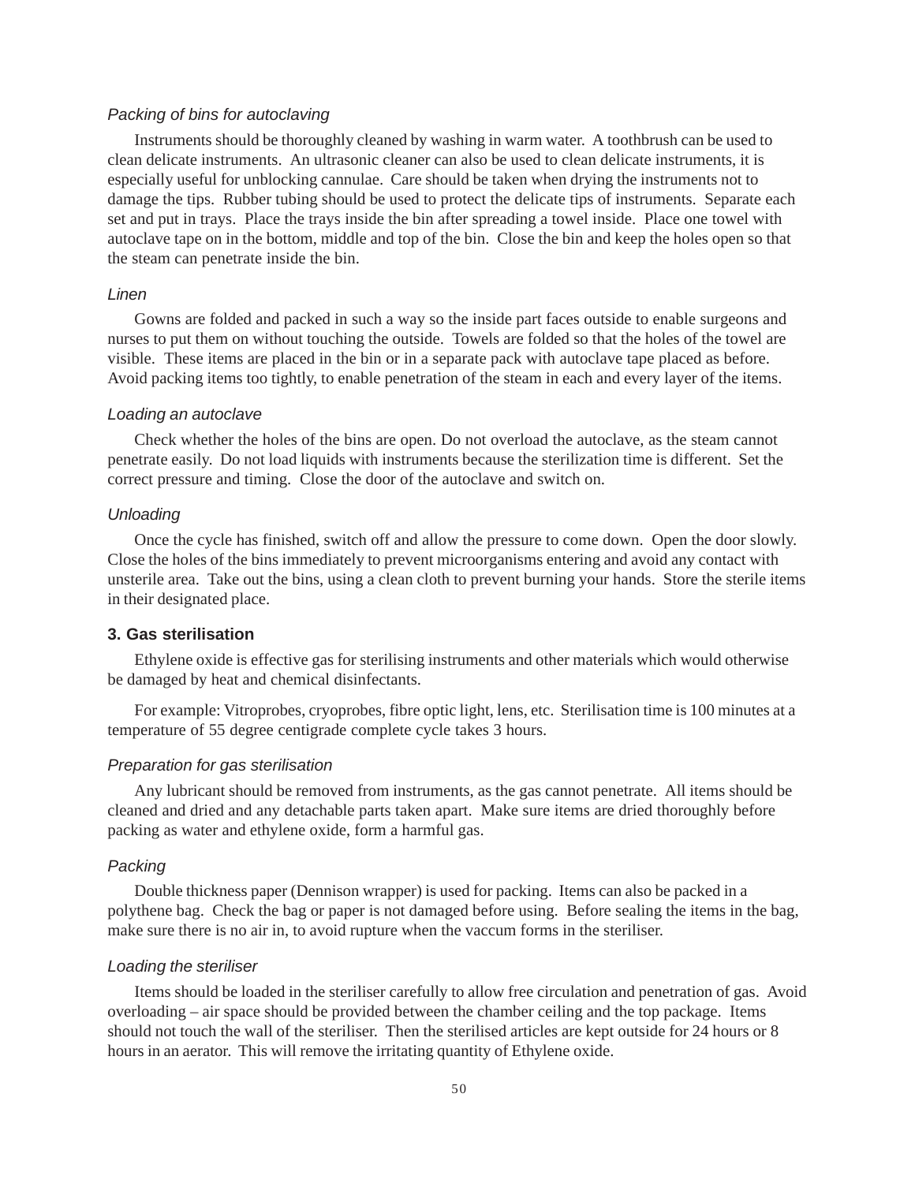*Packing of bins for autoclaving*

Instruments should be thoroughly cleaned by washing in warm water. A toothbrush can be used to clean delicate instruments. An ultrasonic cleaner can also be used to clean delicate instruments, it is especially useful for unblocking cannulae. Care should be taken when drying the instruments not to damage the tips. Rubber tubing should be used to protect the delicate tips of instruments. Separate each set and put in trays. Place the trays inside the bin after spreading a towel inside. Place one towel with autoclave tape on in the bottom, middle and top of the bin. Close the bin and keep the holes open so that the steam can penetrate inside the bin.

*Linen*

Gowns are folded and packed in such a way so the inside part faces outside to enable surgeons and nurses to put them on without touching the outside. Towels are folded so that the holes of the towel are visible. These items are placed in the bin or in a separate pack with autoclave tape placed as before. Avoid packing items too tightly, to enable penetration of the steam in each and every layer of the items.

*Loading an autoclave*

Check whether the holes of the bins are open. Do not overload the autoclave, as the steam cannot penetrate easily. Do not load liquids with instruments because the sterilization time is different. Set the correct pressure and timing. Close the door of the autoclave and switch on.

*Unloading*

Once the cycle has finished, switch off and allow the pressure to come down. Open the door slowly. Close the holes of the bins immediately to prevent microorganisms entering and avoid any contact with unsterile area. Take out the bins, using a clean cloth to prevent burning your hands. Store the sterile items in their designated place.

### 3. Gas sterilisation

Ethylene oxide is effective gas for sterilising instruments and other materials which would otherwise be damaged by heat and chemical disinfectants.

For example: Vitroprobes, cryoprobes, fibre optic light, lens, etc. Sterilisation time is 100 minutes at a temperature of 55 degree centigrade complete cycle takes 3 hours.

*Preparation for gas sterilisation*

Any lubricant should be removed from instruments, as the gas cannot penetrate. All items should be cleaned and dried and any detachable parts taken apart. Make sure items are dried thoroughly before packing as water and ethylene oxide, form a harmful gas.

*Packing*

Double thickness paper (Dennison wrapper) is used for packing. Items can also be packed in a polythene bag. Check the bag or paper is not damaged before using. Before sealing the items in the bag, make sure there is no air in, to avoid rupture when the vaccum forms in the steriliser.

*Loading the steriliser*

Items should be loaded in the steriliser carefully to allow free circulation and penetration of gas. Avoid overloading – air space should be provided between the chamber ceiling and the top package. Items should not touch the wall of the steriliser. Then the sterilised articles are kept outside for 24 hours or 8 hours in an aerator. This will remove the irritating quantity of Ethylene oxide.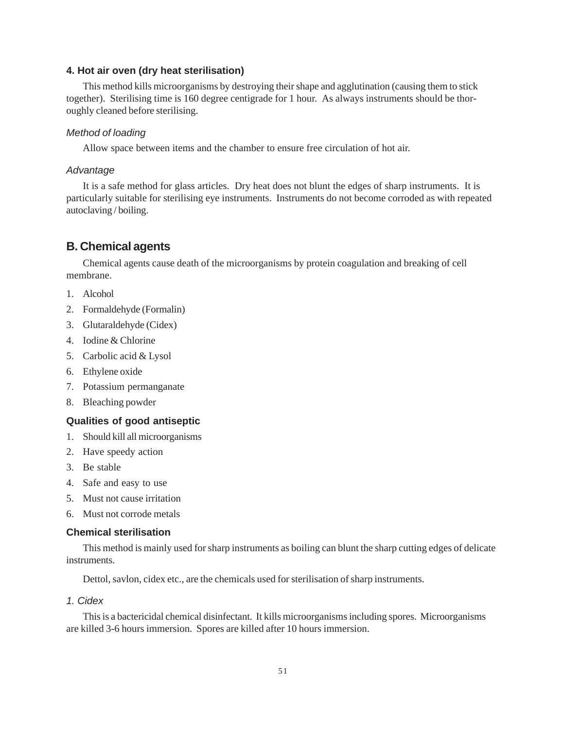### 4. Hot air oven (dry heat sterilisation)

This method kills microorganisms by destroying their shape and agglutination (causing them to stick together). Sterilising time is 160 degree centigrade for 1 hour. As always instruments should be thoroughly cleaned before sterilising.

*Method of loading*

Allow space between items and the chamber to ensure free circulation of hot air.

*Advantage*

It is a safe method for glass articles. Dry heat does not blunt the edges of sharp instruments. It is particularly suitable for sterilising eye instruments. Instruments do not become corroded as with repeated autoclaving / boiling.

## B. Chemical agents

Chemical agents cause death of the microorganisms by protein coagulation and breaking of cell membrane.

1. Alcohol
2. Formaldehyde (Formalin)
3. Glutaraldehyde (Cidex)
4. Iodine & Chlorine
5. Carbolic acid & Lysol
6. Ethylene oxide
7. Potassium permanganate
8. Bleaching powder

### Qualities of good antiseptic

1. Should kill all microorganisms
2. Have speedy action
3. Be stable
4. Safe and easy to use
5. Must not cause irritation
6. Must not corrode metals

### Chemical sterilisation

This method is mainly used for sharp instruments as boiling can blunt the sharp cutting edges of delicate instruments.

Dettol, savlon, cidex etc., are the chemicals used for sterilisation of sharp instruments.

*1. Cidex*

This is a bactericidal chemical disinfectant. It kills microorganisms including spores. Microorganisms are killed 3-6 hours immersion. Spores are killed after 10 hours immersion.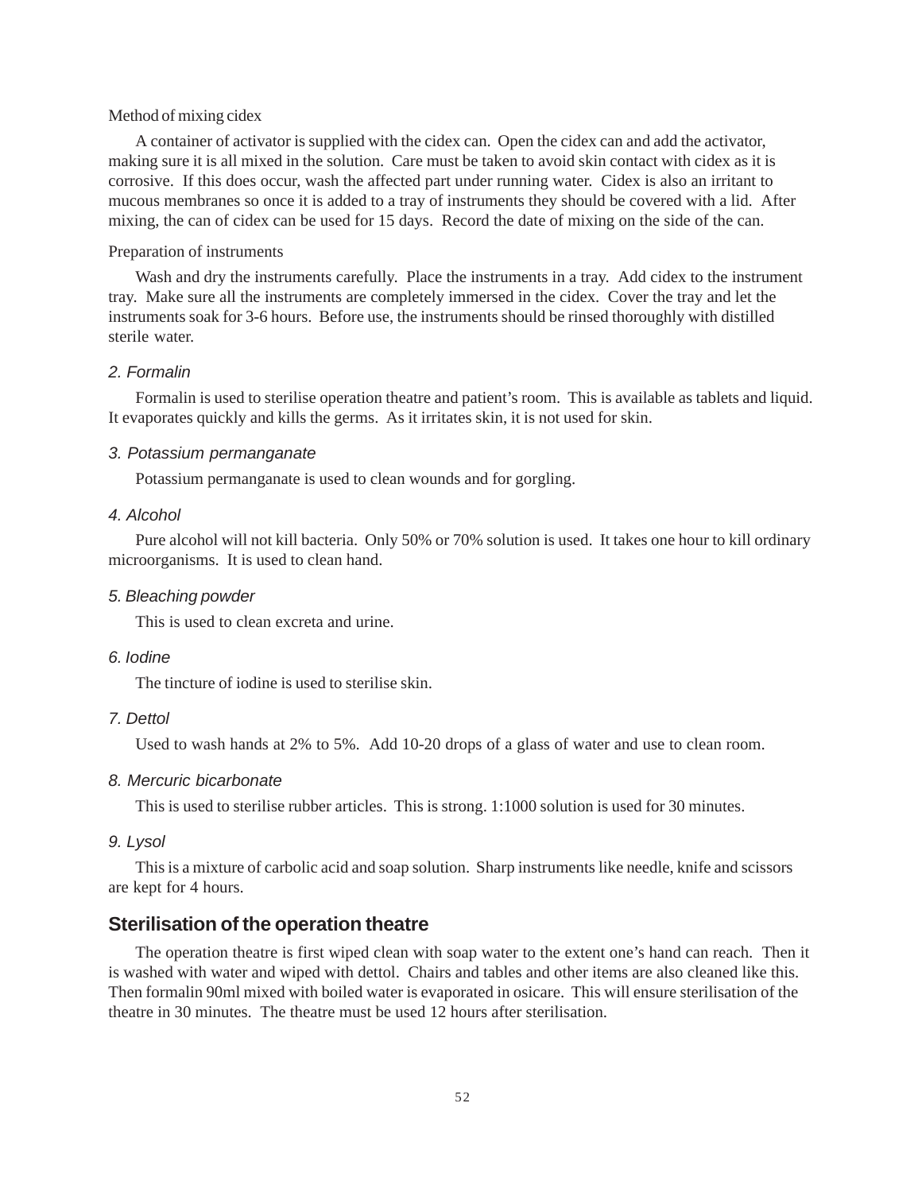Method of mixing cidex

A container of activator is supplied with the cidex can. Open the cidex can and add the activator, making sure it is all mixed in the solution. Care must be taken to avoid skin contact with cidex as it is corrosive. If this does occur, wash the affected part under running water. Cidex is also an irritant to mucous membranes so once it is added to a tray of instruments they should be covered with a lid. After mixing, the can of cidex can be used for 15 days. Record the date of mixing on the side of the can.

Preparation of instruments

Wash and dry the instruments carefully. Place the instruments in a tray. Add cidex to the instrument tray. Make sure all the instruments are completely immersed in the cidex. Cover the tray and let the instruments soak for 3-6 hours. Before use, the instruments should be rinsed thoroughly with distilled sterile water.

*2. Formalin*

Formalin is used to sterilise operation theatre and patient's room. This is available as tablets and liquid. It evaporates quickly and kills the germs. As it irritates skin, it is not used for skin.

*3. Potassium permanganate*

Potassium permanganate is used to clean wounds and for gorgling.

*4. Alcohol*

Pure alcohol will not kill bacteria. Only 50% or 70% solution is used. It takes one hour to kill ordinary microorganisms. It is used to clean hand.

*5. Bleaching powder*

This is used to clean excreta and urine.

*6. Iodine*

The tincture of iodine is used to sterilise skin.

*7. Dettol*

Used to wash hands at 2% to 5%. Add 10-20 drops of a glass of water and use to clean room.

*8. Mercuric bicarbonate*

This is used to sterilise rubber articles. This is strong. 1:1000 solution is used for 30 minutes.

*9. Lysol*

This is a mixture of carbolic acid and soap solution. Sharp instruments like needle, knife and scissors are kept for 4 hours.

## Sterilisation of the operation theatre

The operation theatre is first wiped clean with soap water to the extent one's hand can reach. Then it is washed with water and wiped with dettol. Chairs and tables and other items are also cleaned like this. Then formalin 90ml mixed with boiled water is evaporated in osicare. This will ensure sterilisation of the theatre in 30 minutes. The theatre must be used 12 hours after sterilisation.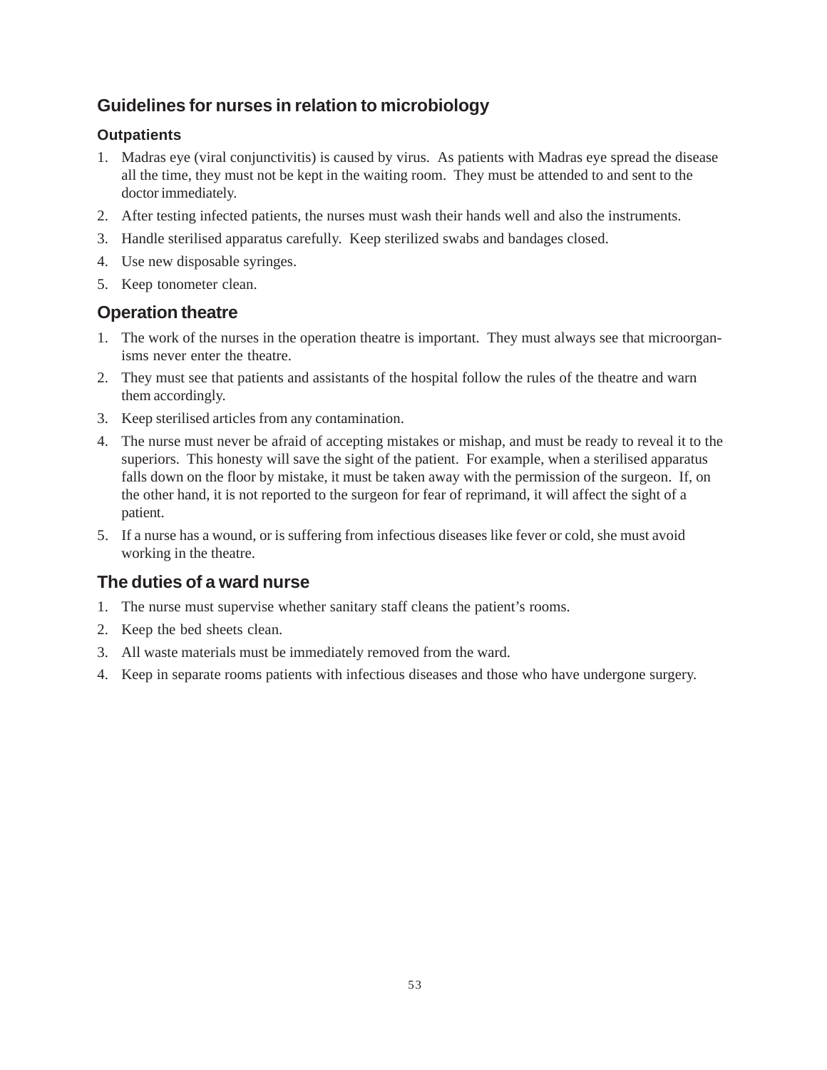## Guidelines for nurses in relation to microbiology

### Outpatients

1. Madras eye (viral conjunctivitis) is caused by virus. As patients with Madras eye spread the disease all the time, they must not be kept in the waiting room. They must be attended to and sent to the doctor immediately.
2. After testing infected patients, the nurses must wash their hands well and also the instruments.
3. Handle sterilised apparatus carefully. Keep sterilized swabs and bandages closed.
4. Use new disposable syringes.
5. Keep tonometer clean.

## Operation theatre

1. The work of the nurses in the operation theatre is important. They must always see that microorganisms never enter the theatre.
2. They must see that patients and assistants of the hospital follow the rules of the theatre and warn them accordingly.
3. Keep sterilised articles from any contamination.
4. The nurse must never be afraid of accepting mistakes or mishap, and must be ready to reveal it to the superiors. This honesty will save the sight of the patient. For example, when a sterilised apparatus falls down on the floor by mistake, it must be taken away with the permission of the surgeon. If, on the other hand, it is not reported to the surgeon for fear of reprimand, it will affect the sight of a patient.
5. If a nurse has a wound, or is suffering from infectious diseases like fever or cold, she must avoid working in the theatre.

## The duties of a ward nurse

1. The nurse must supervise whether sanitary staff cleans the patient's rooms.
2. Keep the bed sheets clean.
3. All waste materials must be immediately removed from the ward.
4. Keep in separate rooms patients with infectious diseases and those who have undergone surgery.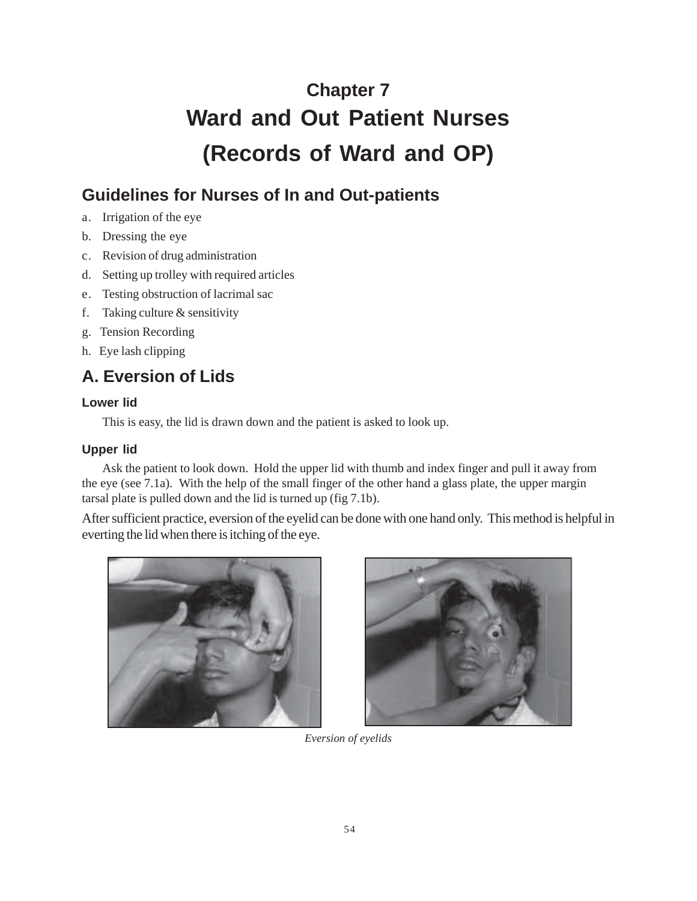# Chapter 7
# Ward and Out Patient Nurses (Records of Ward and OP)

## Guidelines for Nurses of In and Out-patients

a. Irrigation of the eye

b. Dressing the eye

c. Revision of drug administration

d. Setting up trolley with required articles

e. Testing obstruction of lacrimal sac

f. Taking culture & sensitivity

g. Tension Recording

h. Eye lash clipping

## A. Eversion of Lids

### Lower lid

This is easy, the lid is drawn down and the patient is asked to look up.

### Upper lid

Ask the patient to look down. Hold the upper lid with thumb and index finger and pull it away from the eye (see 7.1a). With the help of the small finger of the other hand a glass plate, the upper margin tarsal plate is pulled down and the lid is turned up (fig 7.1b).

After sufficient practice, eversion of the eyelid can be done with one hand only. This method is helpful in everting the lid when there is itching of the eye.

*Eversion of eyelids*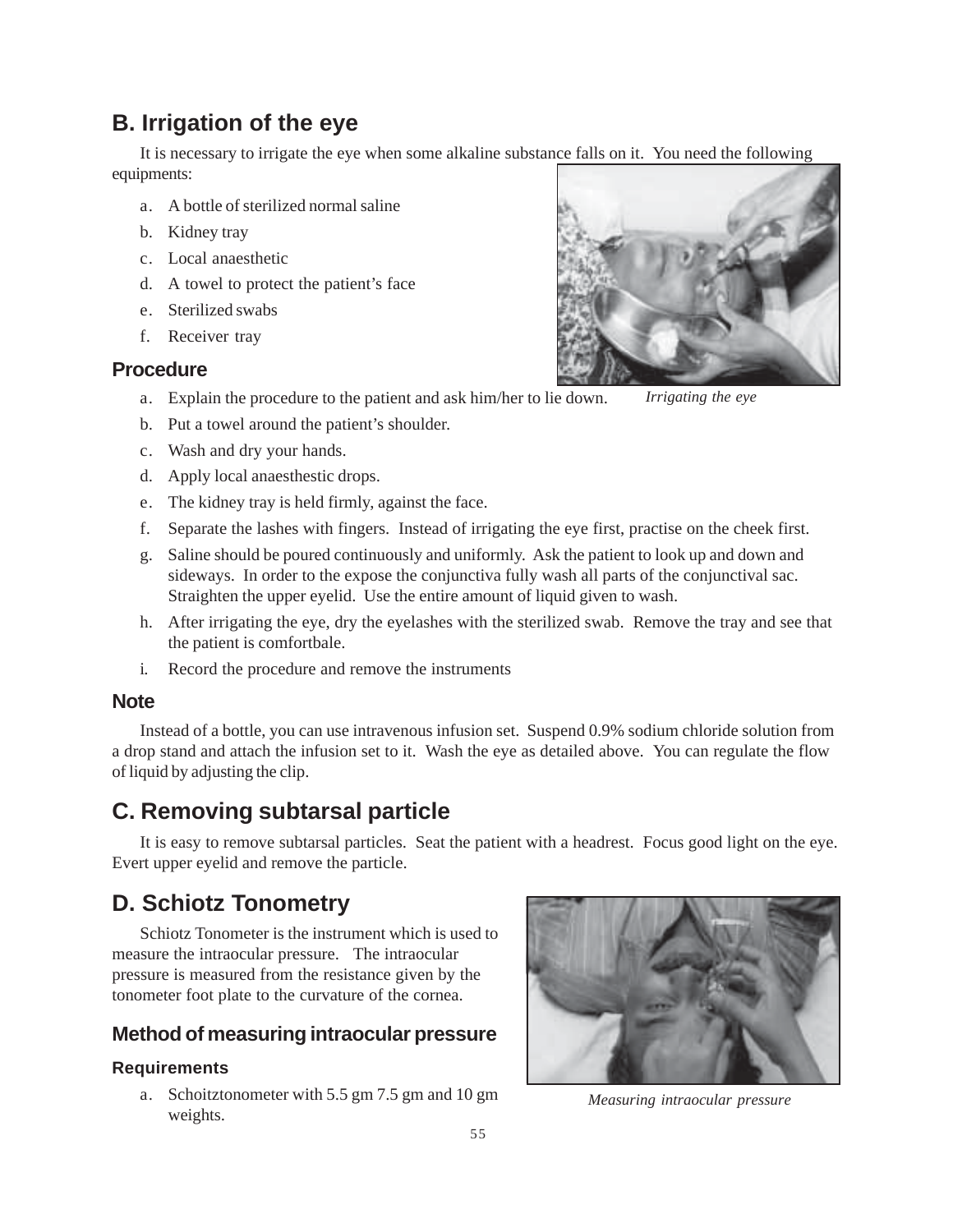## B. Irrigation of the eye

It is necessary to irrigate the eye when some alkaline substance falls on it. You need the following equipments:

a. A bottle of sterilized normal saline
b. Kidney tray
c. Local anaesthetic
d. A towel to protect the patient's face
e. Sterilized swabs
f. Receiver tray

*Irrigating the eye*

### Procedure

a. Explain the procedure to the patient and ask him/her to lie down.
b. Put a towel around the patient's shoulder.
c. Wash and dry your hands.
d. Apply local anaesthetic drops.
e. The kidney tray is held firmly, against the face.
f. Separate the lashes with fingers. Instead of irrigating the eye first, practise on the cheek first.
g. Saline should be poured continuously and uniformly. Ask the patient to look up and down and sideways. In order to the expose the conjunctiva fully wash all parts of the conjunctival sac. Straighten the upper eyelid. Use the entire amount of liquid given to wash.
h. After irrigating the eye, dry the eyelashes with the sterilized swab. Remove the tray and see that the patient is comfortbale.
i. Record the procedure and remove the instruments

### Note

Instead of a bottle, you can use intravenous infusion set. Suspend 0.9% sodium chloride solution from a drop stand and attach the infusion set to it. Wash the eye as detailed above. You can regulate the flow of liquid by adjusting the clip.

## C. Removing subtarsal particle

It is easy to remove subtarsal particles. Seat the patient with a headrest. Focus good light on the eye. Evert upper eyelid and remove the particle.

## D. Schiotz Tonometry

Schiotz Tonometer is the instrument which is used to measure the intraocular pressure. The intraocular pressure is measured from the resistance given by the tonometer foot plate to the curvature of the cornea.

*Measuring intraocular pressure*

### Method of measuring intraocular pressure

#### Requirements

a. Schoitztonometer with 5.5 gm 7.5 gm and 10 gm weights.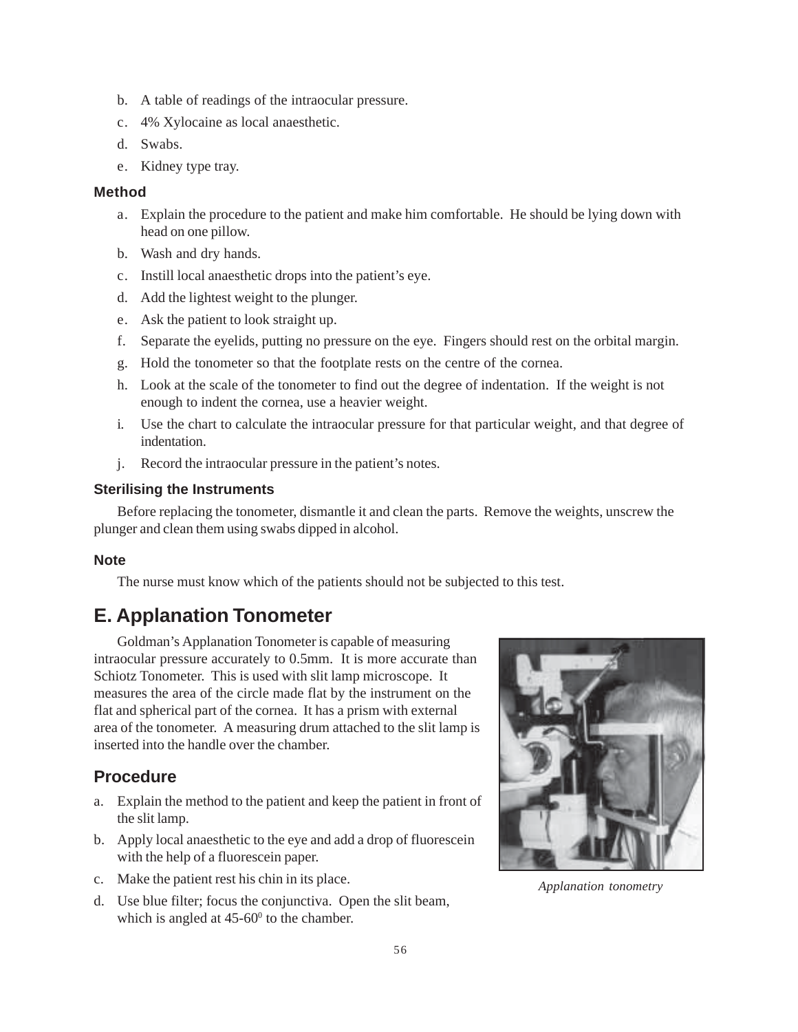b. A table of readings of the intraocular pressure.
c. 4% Xylocaine as local anaesthetic.
d. Swabs.
e. Kidney type tray.

### Method

a. Explain the procedure to the patient and make him comfortable. He should be lying down with head on one pillow.
b. Wash and dry hands.
c. Instill local anaesthetic drops into the patient's eye.
d. Add the lightest weight to the plunger.
e. Ask the patient to look straight up.
f. Separate the eyelids, putting no pressure on the eye. Fingers should rest on the orbital margin.
g. Hold the tonometer so that the footplate rests on the centre of the cornea.
h. Look at the scale of the tonometer to find out the degree of indentation. If the weight is not enough to indent the cornea, use a heavier weight.
i. Use the chart to calculate the intraocular pressure for that particular weight, and that degree of indentation.
j. Record the intraocular pressure in the patient's notes.

### Sterilising the Instruments

Before replacing the tonometer, dismantle it and clean the parts. Remove the weights, unscrew the plunger and clean them using swabs dipped in alcohol.

### Note

The nurse must know which of the patients should not be subjected to this test.

## E. Applanation Tonometer

Goldman's Applanation Tonometer is capable of measuring intraocular pressure accurately to 0.5mm. It is more accurate than Schiotz Tonometer. This is used with slit lamp microscope. It measures the area of the circle made flat by the instrument on the flat and spherical part of the cornea. It has a prism with external area of the tonometer. A measuring drum attached to the slit lamp is inserted into the handle over the chamber.

*Applanation tonometry*

### Procedure

a. Explain the method to the patient and keep the patient in front of the slit lamp.
b. Apply local anaesthetic to the eye and add a drop of fluorescein with the help of a fluorescein paper.
c. Make the patient rest his chin in its place.
d. Use blue filter; focus the conjunctiva. Open the slit beam, which is angled at 45-60$^0$ to the chamber.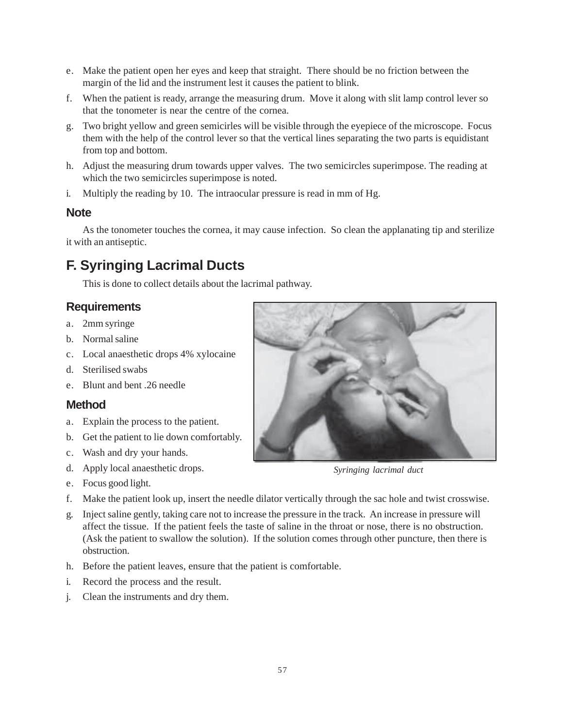e. Make the patient open her eyes and keep that straight. There should be no friction between the margin of the lid and the instrument lest it causes the patient to blink.

f. When the patient is ready, arrange the measuring drum. Move it along with slit lamp control lever so that the tonometer is near the centre of the cornea.

g. Two bright yellow and green semicirles will be visible through the eyepiece of the microscope. Focus them with the help of the control lever so that the vertical lines separating the two parts is equidistant from top and bottom.

h. Adjust the measuring drum towards upper valves. The two semicircles superimpose. The reading at which the two semicircles superimpose is noted.

i. Multiply the reading by 10. The intraocular pressure is read in mm of Hg.

### Note

As the tonometer touches the cornea, it may cause infection. So clean the applanating tip and sterilize it with an antiseptic.

## F. Syringing Lacrimal Ducts

This is done to collect details about the lacrimal pathway.

### Requirements

a. 2mm syringe

b. Normal saline

c. Local anaesthetic drops 4% xylocaine

d. Sterilised swabs

e. Blunt and bent .26 needle

*Syringing lacrimal duct*

### Method

a. Explain the process to the patient.

b. Get the patient to lie down comfortably.

c. Wash and dry your hands.

d. Apply local anaesthetic drops.

e. Focus good light.

f. Make the patient look up, insert the needle dilator vertically through the sac hole and twist crosswise.

g. Inject saline gently, taking care not to increase the pressure in the track. An increase in pressure will affect the tissue. If the patient feels the taste of saline in the throat or nose, there is no obstruction. (Ask the patient to swallow the solution). If the solution comes through other puncture, then there is obstruction.

h. Before the patient leaves, ensure that the patient is comfortable.

i. Record the process and the result.

j. Clean the instruments and dry them.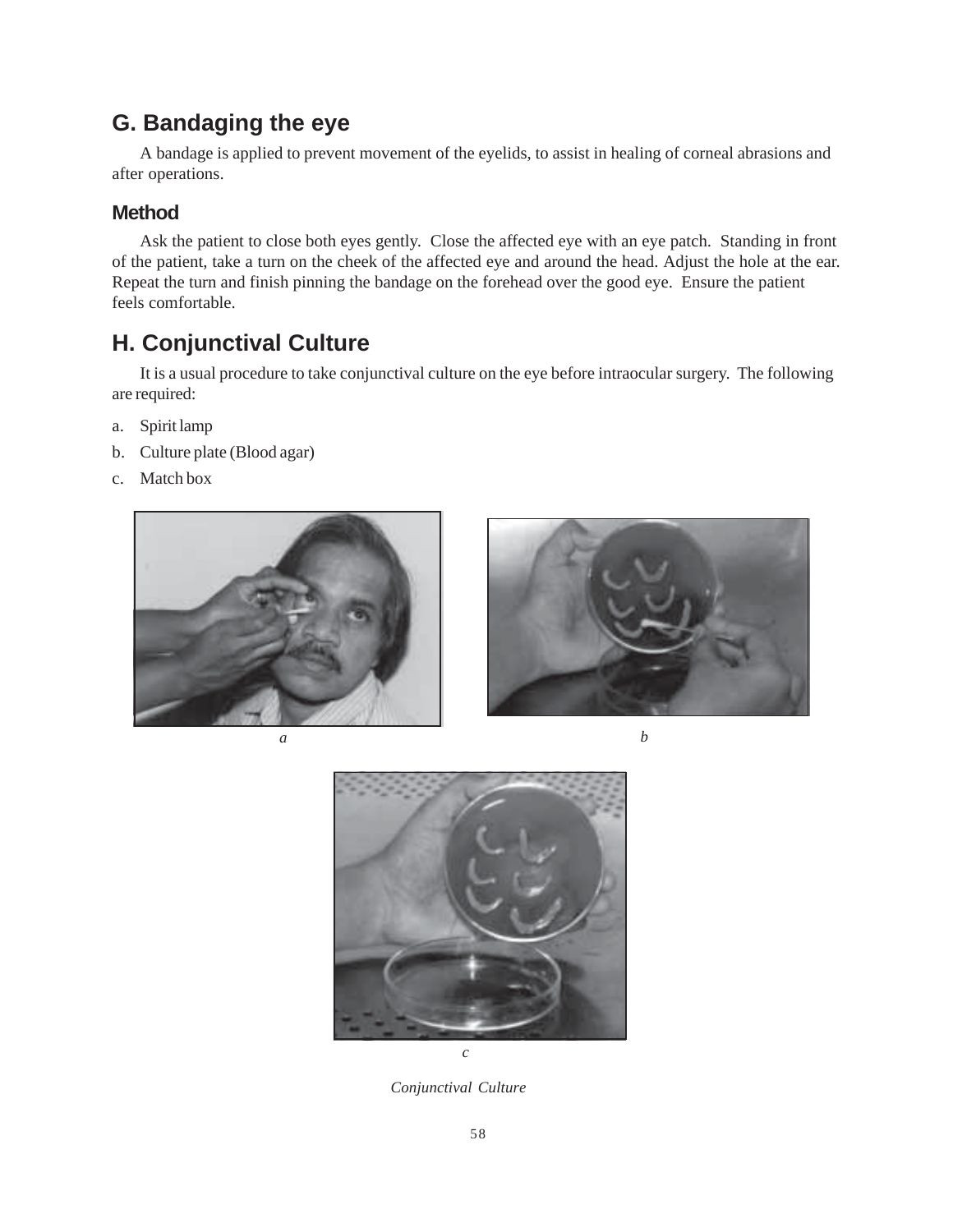## G. Bandaging the eye

A bandage is applied to prevent movement of the eyelids, to assist in healing of corneal abrasions and after operations.

### Method

Ask the patient to close both eyes gently. Close the affected eye with an eye patch. Standing in front of the patient, take a turn on the cheek of the affected eye and around the head. Adjust the hole at the ear. Repeat the turn and finish pinning the bandage on the forehead over the good eye. Ensure the patient feels comfortable.

## H. Conjunctival Culture

It is a usual procedure to take conjunctival culture on the eye before intraocular surgery. The following are required:

a. Spirit lamp
b. Culture plate (Blood agar)
c. Match box

*a*

*b*

*c*

*Conjunctival Culture*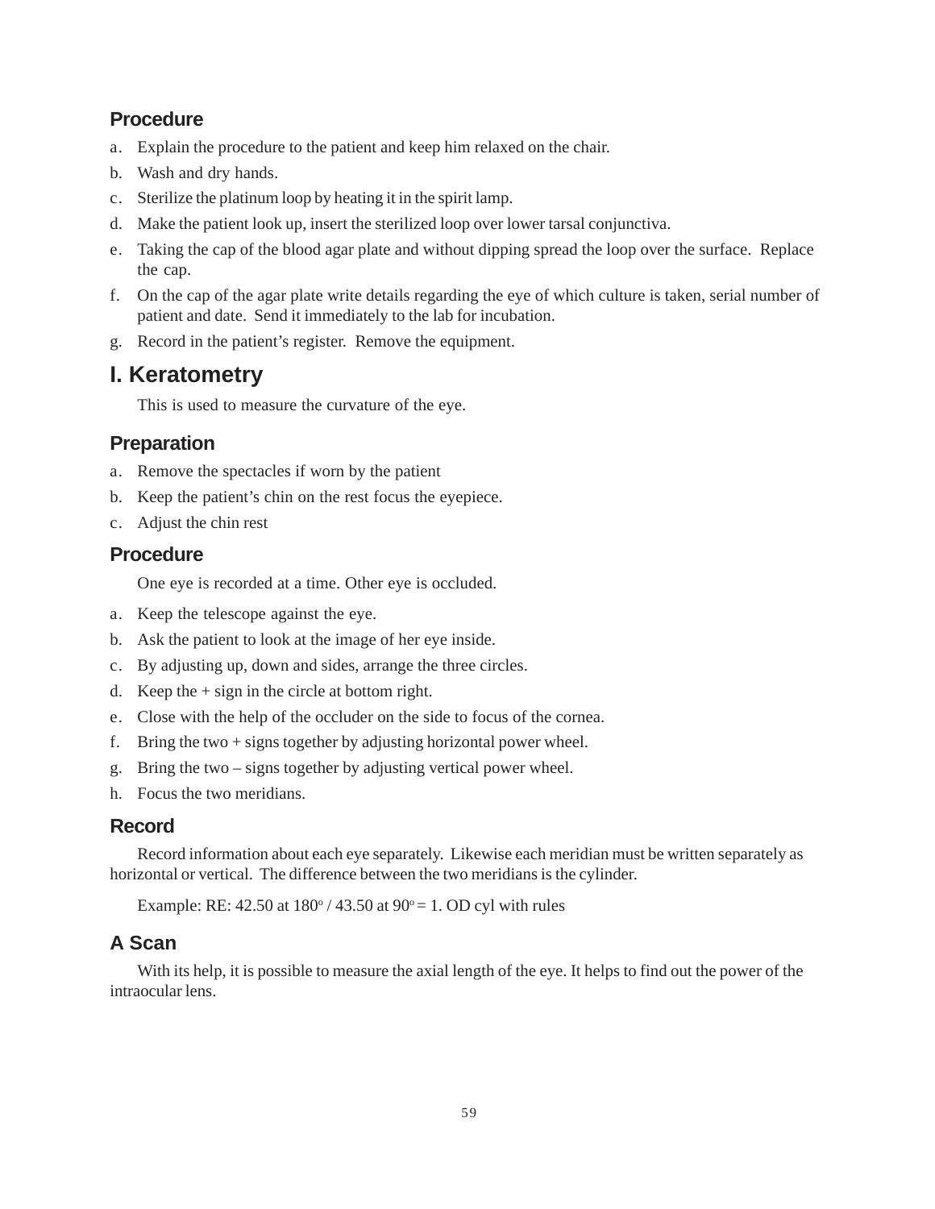### Procedure

a. Explain the procedure to the patient and keep him relaxed on the chair.
b. Wash and dry hands.
c. Sterilize the platinum loop by heating it in the spirit lamp.
d. Make the patient look up, insert the sterilized loop over lower tarsal conjunctiva.
e. Taking the cap of the blood agar plate and without dipping spread the loop over the surface. Replace the cap.
f. On the cap of the agar plate write details regarding the eye of which culture is taken, serial number of patient and date. Send it immediately to the lab for incubation.
g. Record in the patient's register. Remove the equipment.

## I. Keratometry

This is used to measure the curvature of the eye.

### Preparation

a. Remove the spectacles if worn by the patient
b. Keep the patient's chin on the rest focus the eyepiece.
c. Adjust the chin rest

### Procedure

One eye is recorded at a time. Other eye is occluded.

a. Keep the telescope against the eye.
b. Ask the patient to look at the image of her eye inside.
c. By adjusting up, down and sides, arrange the three circles.
d. Keep the + sign in the circle at bottom right.
e. Close with the help of the occluder on the side to focus of the cornea.
f. Bring the two + signs together by adjusting horizontal power wheel.
g. Bring the two – signs together by adjusting vertical power wheel.
h. Focus the two meridians.

### Record

Record information about each eye separately. Likewise each meridian must be written separately as horizontal or vertical. The difference between the two meridians is the cylinder.

Example: RE: 42.50 at 180° / 43.50 at 90° = 1. OD cyl with rules

### A Scan

With its help, it is possible to measure the axial length of the eye. It helps to find out the power of the intraocular lens.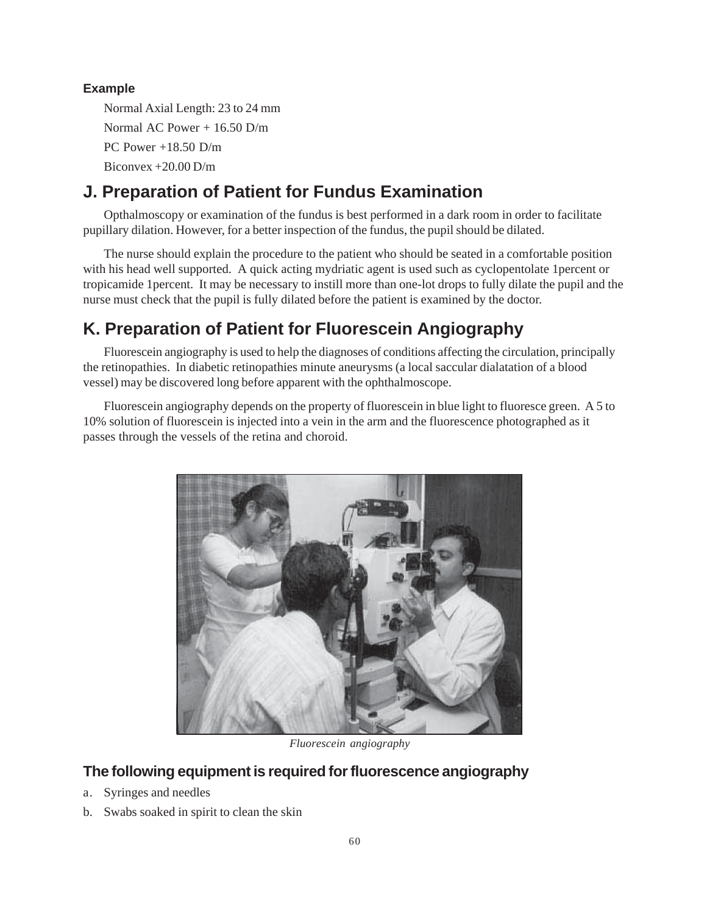**Example**

Normal Axial Length: 23 to 24 mm

Normal AC Power + 16.50 D/m

PC Power +18.50 D/m

Biconvex +20.00 D/m

## J. Preparation of Patient for Fundus Examination

Opthalmoscopy or examination of the fundus is best performed in a dark room in order to facilitate pupillary dilation. However, for a better inspection of the fundus, the pupil should be dilated.

The nurse should explain the procedure to the patient who should be seated in a comfortable position with his head well supported. A quick acting mydriatic agent is used such as cyclopentolate 1percent or tropicamide 1percent. It may be necessary to instill more than one-lot drops to fully dilate the pupil and the nurse must check that the pupil is fully dilated before the patient is examined by the doctor.

## K. Preparation of Patient for Fluorescein Angiography

Fluorescein angiography is used to help the diagnoses of conditions affecting the circulation, principally the retinopathies. In diabetic retinopathies minute aneurysms (a local saccular dialatation of a blood vessel) may be discovered long before apparent with the ophthalmoscope.

Fluorescein angiography depends on the property of fluorescein in blue light to fluoresce green. A 5 to 10% solution of fluorescein is injected into a vein in the arm and the fluorescence photographed as it passes through the vessels of the retina and choroid.

*Fluorescein angiography*

### The following equipment is required for fluorescence angiography

a. Syringes and needles

b. Swabs soaked in spirit to clean the skin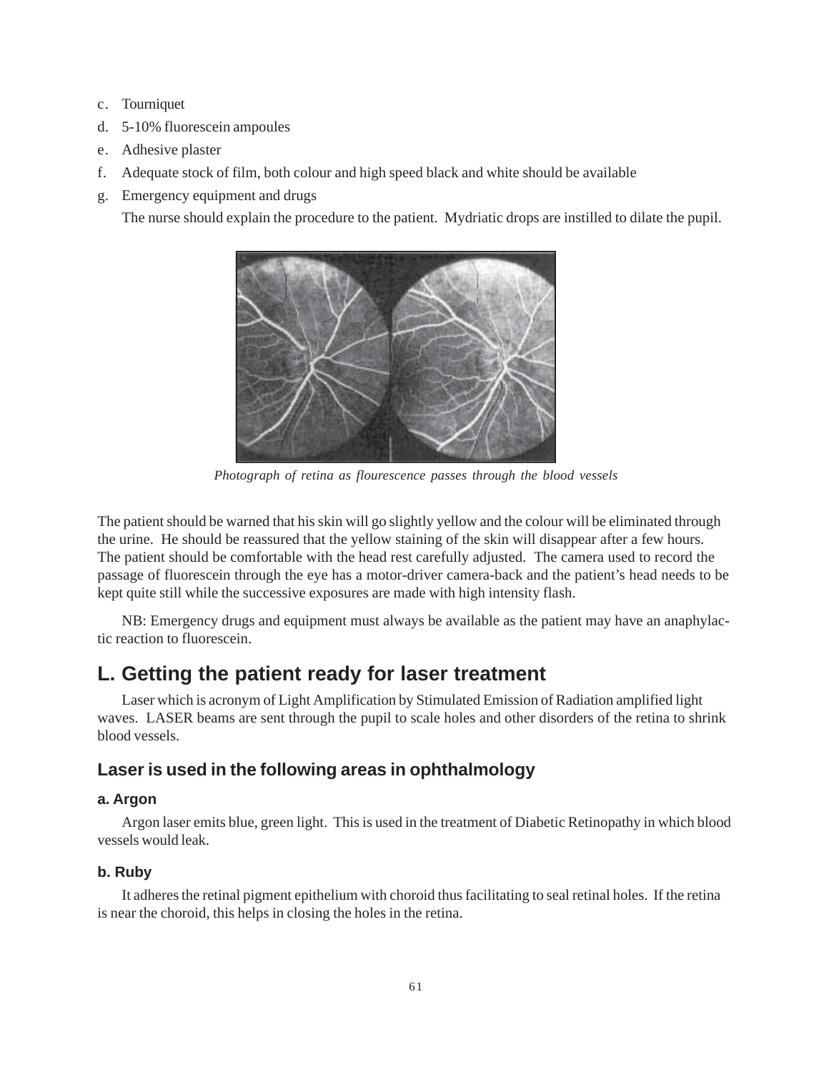c. Tourniquet
d. 5-10% fluorescein ampoules
e. Adhesive plaster
f. Adequate stock of film, both colour and high speed black and white should be available
g. Emergency equipment and drugs

The nurse should explain the procedure to the patient. Mydriatic drops are instilled to dilate the pupil.

*Photograph of retina as flourescence passes through the blood vessels*

The patient should be warned that his skin will go slightly yellow and the colour will be eliminated through the urine. He should be reassured that the yellow staining of the skin will disappear after a few hours. The patient should be comfortable with the head rest carefully adjusted. The camera used to record the passage of fluorescein through the eye has a motor-driver camera-back and the patient's head needs to be kept quite still while the successive exposures are made with high intensity flash.

NB: Emergency drugs and equipment must always be available as the patient may have an anaphylactic reaction to fluorescein.

## L. Getting the patient ready for laser treatment

Laser which is acronym of Light Amplification by Stimulated Emission of Radiation amplified light waves. LASER beams are sent through the pupil to scale holes and other disorders of the retina to shrink blood vessels.

### Laser is used in the following areas in ophthalmology

#### a. Argon

Argon laser emits blue, green light. This is used in the treatment of Diabetic Retinopathy in which blood vessels would leak.

#### b. Ruby

It adheres the retinal pigment epithelium with choroid thus facilitating to seal retinal holes. If the retina is near the choroid, this helps in closing the holes in the retina.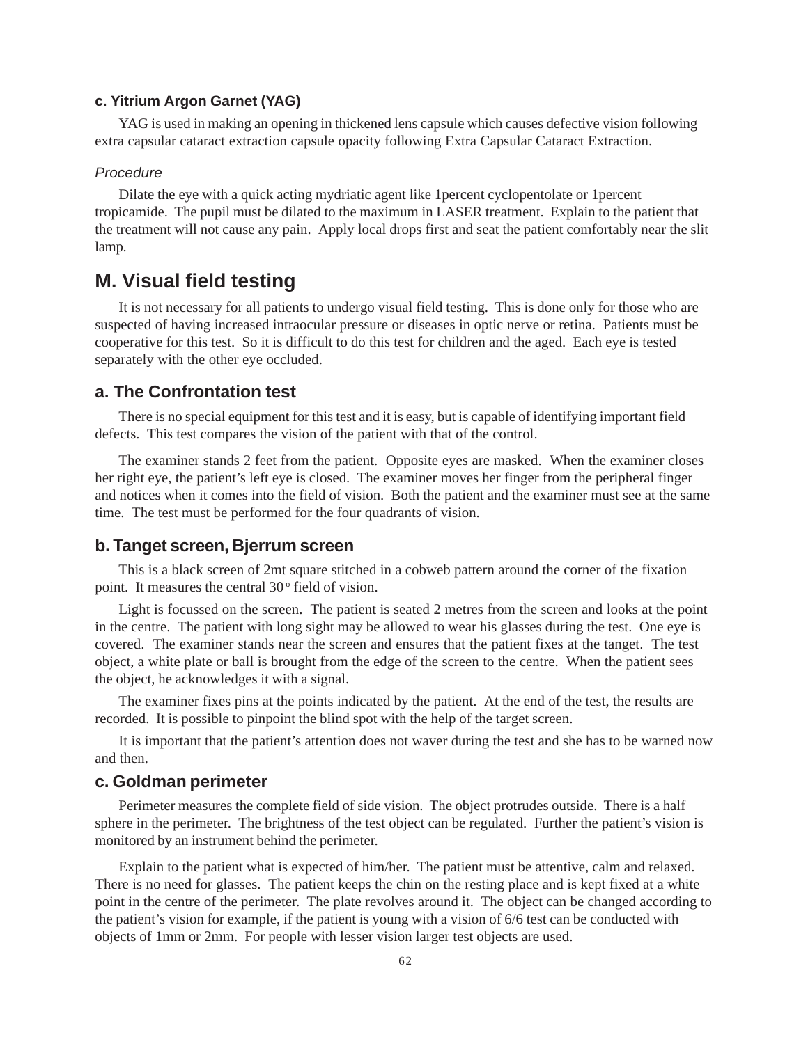### c. Yitrium Argon Garnet (YAG)

YAG is used in making an opening in thickened lens capsule which causes defective vision following extra capsular cataract extraction capsule opacity following Extra Capsular Cataract Extraction.

*Procedure*

Dilate the eye with a quick acting mydriatic agent like 1percent cyclopentolate or 1percent tropicamide. The pupil must be dilated to the maximum in LASER treatment. Explain to the patient that the treatment will not cause any pain. Apply local drops first and seat the patient comfortably near the slit lamp.

## M. Visual field testing

It is not necessary for all patients to undergo visual field testing. This is done only for those who are suspected of having increased intraocular pressure or diseases in optic nerve or retina. Patients must be cooperative for this test. So it is difficult to do this test for children and the aged. Each eye is tested separately with the other eye occluded.

### a. The Confrontation test

There is no special equipment for this test and it is easy, but is capable of identifying important field defects. This test compares the vision of the patient with that of the control.

The examiner stands 2 feet from the patient. Opposite eyes are masked. When the examiner closes her right eye, the patient's left eye is closed. The examiner moves her finger from the peripheral finger and notices when it comes into the field of vision. Both the patient and the examiner must see at the same time. The test must be performed for the four quadrants of vision.

### b. Tanget screen, Bjerrum screen

This is a black screen of 2mt square stitched in a cobweb pattern around the corner of the fixation point. It measures the central 30$^{o}$ field of vision.

Light is focussed on the screen. The patient is seated 2 metres from the screen and looks at the point in the centre. The patient with long sight may be allowed to wear his glasses during the test. One eye is covered. The examiner stands near the screen and ensures that the patient fixes at the tanget. The test object, a white plate or ball is brought from the edge of the screen to the centre. When the patient sees the object, he acknowledges it with a signal.

The examiner fixes pins at the points indicated by the patient. At the end of the test, the results are recorded. It is possible to pinpoint the blind spot with the help of the target screen.

It is important that the patient's attention does not waver during the test and she has to be warned now and then.

### c. Goldman perimeter

Perimeter measures the complete field of side vision. The object protrudes outside. There is a half sphere in the perimeter. The brightness of the test object can be regulated. Further the patient's vision is monitored by an instrument behind the perimeter.

Explain to the patient what is expected of him/her. The patient must be attentive, calm and relaxed. There is no need for glasses. The patient keeps the chin on the resting place and is kept fixed at a white point in the centre of the perimeter. The plate revolves around it. The object can be changed according to the patient's vision for example, if the patient is young with a vision of 6/6 test can be conducted with objects of 1mm or 2mm. For people with lesser vision larger test objects are used.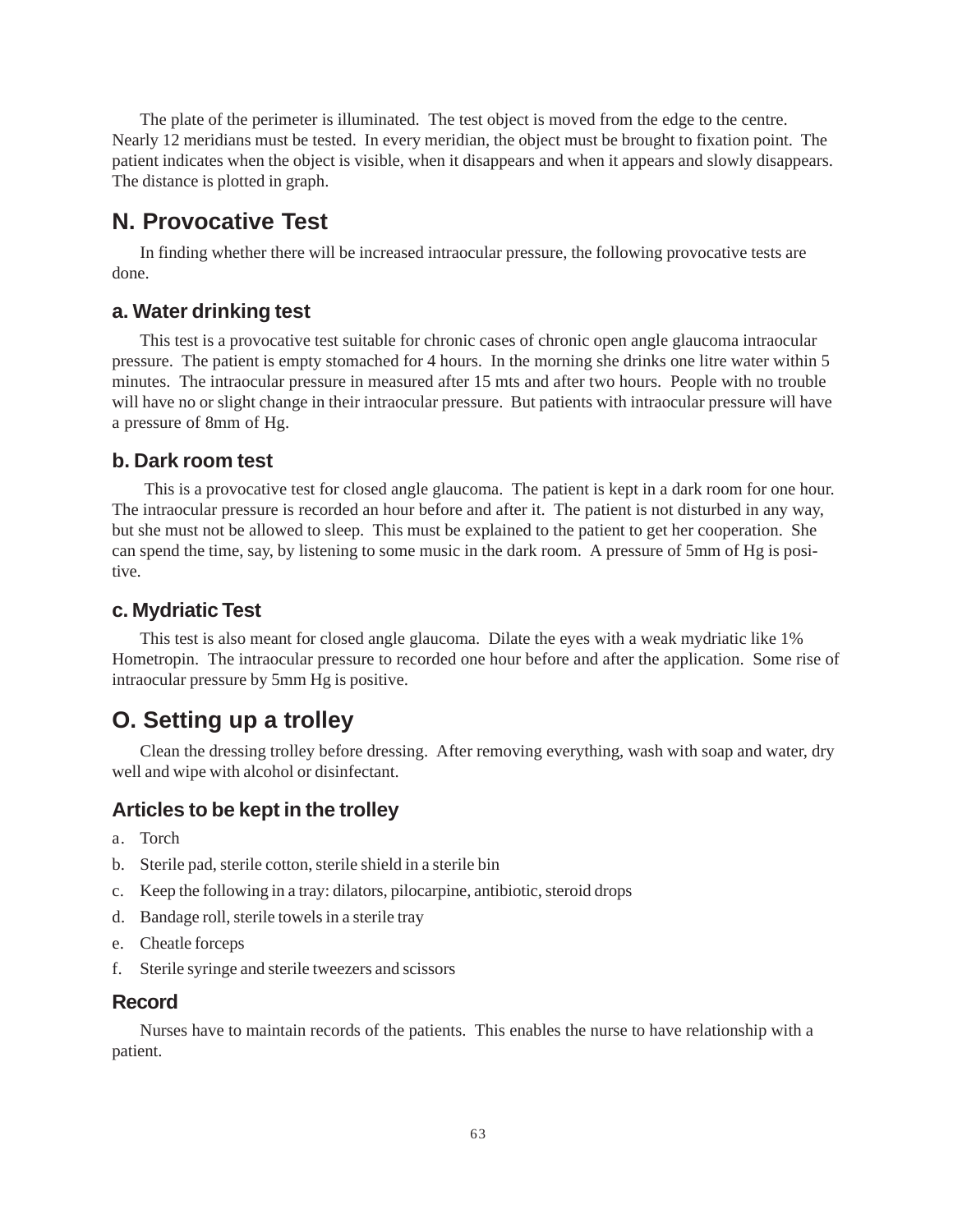The plate of the perimeter is illuminated. The test object is moved from the edge to the centre. Nearly 12 meridians must be tested. In every meridian, the object must be brought to fixation point. The patient indicates when the object is visible, when it disappears and when it appears and slowly disappears. The distance is plotted in graph.

## N. Provocative Test

In finding whether there will be increased intraocular pressure, the following provocative tests are done.

### a. Water drinking test

This test is a provocative test suitable for chronic cases of chronic open angle glaucoma intraocular pressure. The patient is empty stomached for 4 hours. In the morning she drinks one litre water within 5 minutes. The intraocular pressure in measured after 15 mts and after two hours. People with no trouble will have no or slight change in their intraocular pressure. But patients with intraocular pressure will have a pressure of 8mm of Hg.

### b. Dark room test

This is a provocative test for closed angle glaucoma. The patient is kept in a dark room for one hour. The intraocular pressure is recorded an hour before and after it. The patient is not disturbed in any way, but she must not be allowed to sleep. This must be explained to the patient to get her cooperation. She can spend the time, say, by listening to some music in the dark room. A pressure of 5mm of Hg is positive.

### c. Mydriatic Test

This test is also meant for closed angle glaucoma. Dilate the eyes with a weak mydriatic like 1% Hometropin. The intraocular pressure to recorded one hour before and after the application. Some rise of intraocular pressure by 5mm Hg is positive.

## O. Setting up a trolley

Clean the dressing trolley before dressing. After removing everything, wash with soap and water, dry well and wipe with alcohol or disinfectant.

### Articles to be kept in the trolley

a. Torch
b. Sterile pad, sterile cotton, sterile shield in a sterile bin
c. Keep the following in a tray: dilators, pilocarpine, antibiotic, steroid drops
d. Bandage roll, sterile towels in a sterile tray
e. Cheatle forceps
f. Sterile syringe and sterile tweezers and scissors

### Record

Nurses have to maintain records of the patients. This enables the nurse to have relationship with a patient.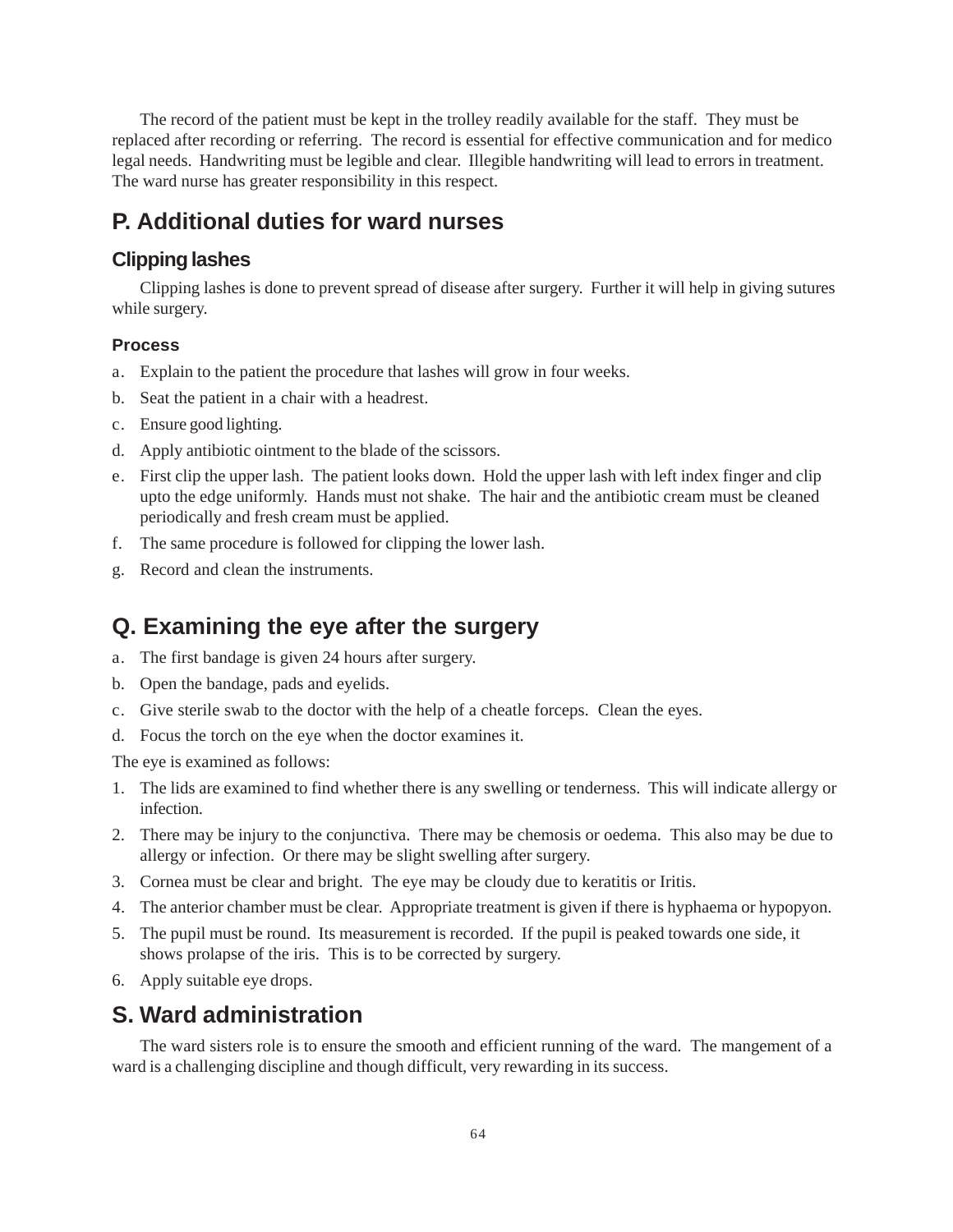The record of the patient must be kept in the trolley readily available for the staff. They must be replaced after recording or referring. The record is essential for effective communication and for medico legal needs. Handwriting must be legible and clear. Illegible handwriting will lead to errors in treatment. The ward nurse has greater responsibility in this respect.

## P. Additional duties for ward nurses

### Clipping lashes

Clipping lashes is done to prevent spread of disease after surgery. Further it will help in giving sutures while surgery.

#### Process

a. Explain to the patient the procedure that lashes will grow in four weeks.
b. Seat the patient in a chair with a headrest.
c. Ensure good lighting.
d. Apply antibiotic ointment to the blade of the scissors.
e. First clip the upper lash. The patient looks down. Hold the upper lash with left index finger and clip upto the edge uniformly. Hands must not shake. The hair and the antibiotic cream must be cleaned periodically and fresh cream must be applied.
f. The same procedure is followed for clipping the lower lash.
g. Record and clean the instruments.

## Q. Examining the eye after the surgery

a. The first bandage is given 24 hours after surgery.
b. Open the bandage, pads and eyelids.
c. Give sterile swab to the doctor with the help of a cheatle forceps. Clean the eyes.
d. Focus the torch on the eye when the doctor examines it.

The eye is examined as follows:

1. The lids are examined to find whether there is any swelling or tenderness. This will indicate allergy or infection.
2. There may be injury to the conjunctiva. There may be chemosis or oedema. This also may be due to allergy or infection. Or there may be slight swelling after surgery.
3. Cornea must be clear and bright. The eye may be cloudy due to keratitis or Iritis.
4. The anterior chamber must be clear. Appropriate treatment is given if there is hyphaema or hypopyon.
5. The pupil must be round. Its measurement is recorded. If the pupil is peaked towards one side, it shows prolapse of the iris. This is to be corrected by surgery.
6. Apply suitable eye drops.

## S. Ward administration

The ward sisters role is to ensure the smooth and efficient running of the ward. The mangement of a ward is a challenging discipline and though difficult, very rewarding in its success.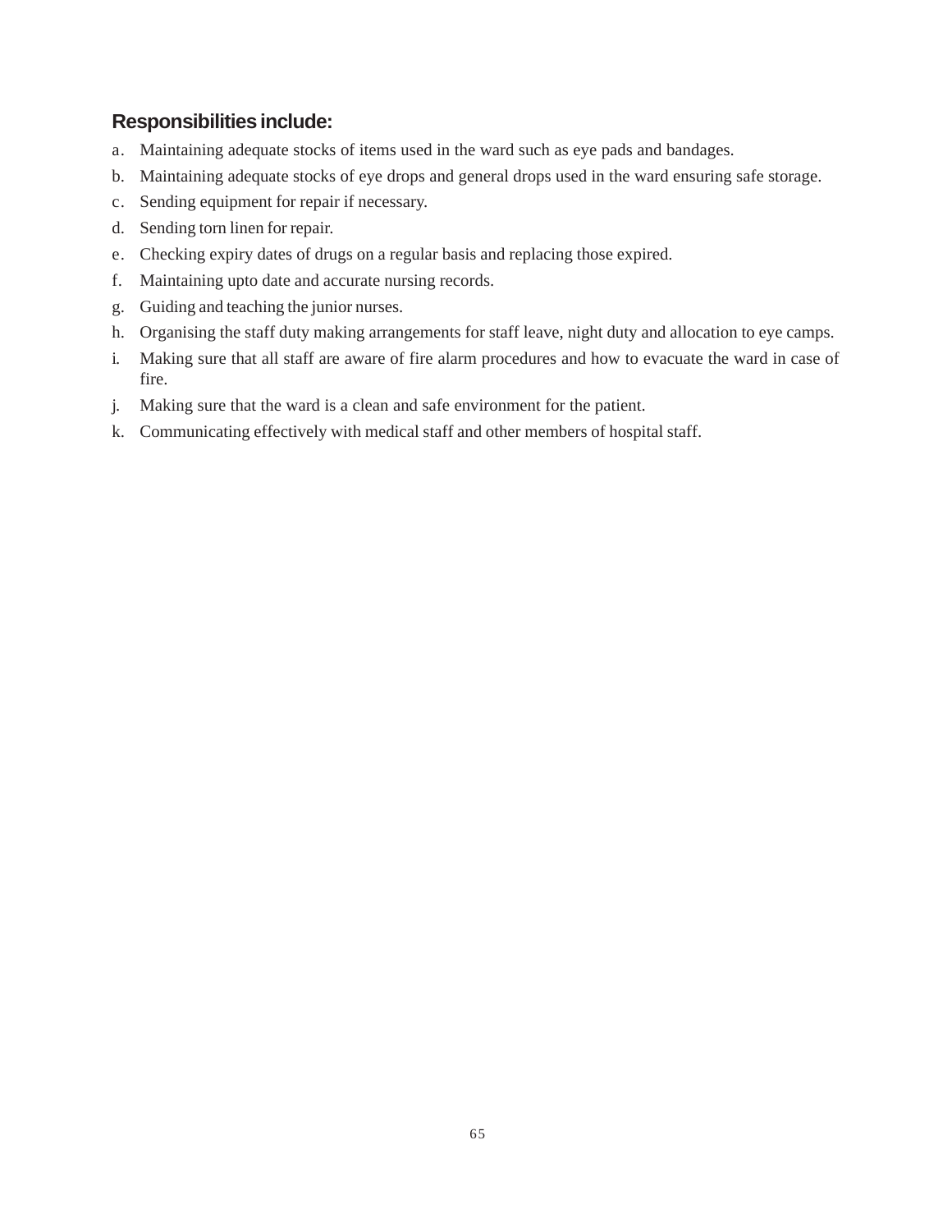### Responsibilities include:

a. Maintaining adequate stocks of items used in the ward such as eye pads and bandages.

b. Maintaining adequate stocks of eye drops and general drops used in the ward ensuring safe storage.

c. Sending equipment for repair if necessary.

d. Sending torn linen for repair.

e. Checking expiry dates of drugs on a regular basis and replacing those expired.

f. Maintaining upto date and accurate nursing records.

g. Guiding and teaching the junior nurses.

h. Organising the staff duty making arrangements for staff leave, night duty and allocation to eye camps.

i. Making sure that all staff are aware of fire alarm procedures and how to evacuate the ward in case of fire.

j. Making sure that the ward is a clean and safe environment for the patient.

k. Communicating effectively with medical staff and other members of hospital staff.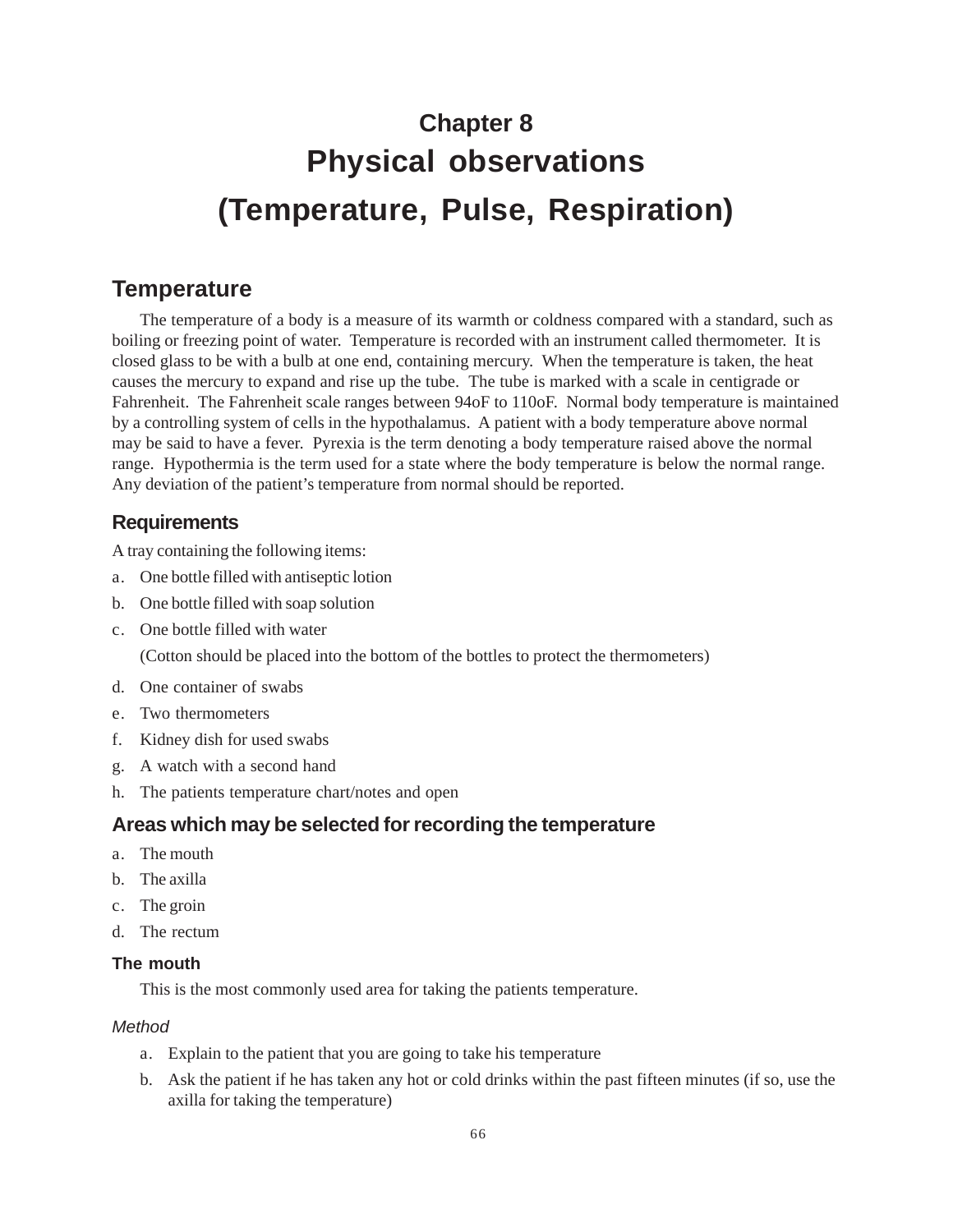# Chapter 8

# Physical observations

# (Temperature, Pulse, Respiration)

## Temperature

The temperature of a body is a measure of its warmth or coldness compared with a standard, such as boiling or freezing point of water. Temperature is recorded with an instrument called thermometer. It is closed glass to be with a bulb at one end, containing mercury. When the temperature is taken, the heat causes the mercury to expand and rise up the tube. The tube is marked with a scale in centigrade or Fahrenheit. The Fahrenheit scale ranges between 94oF to 110oF. Normal body temperature is maintained by a controlling system of cells in the hypothalamus. A patient with a body temperature above normal may be said to have a fever. Pyrexia is the term denoting a body temperature raised above the normal range. Hypothermia is the term used for a state where the body temperature is below the normal range. Any deviation of the patient's temperature from normal should be reported.

### Requirements

A tray containing the following items:

a. One bottle filled with antiseptic lotion
b. One bottle filled with soap solution
c. One bottle filled with water
   (Cotton should be placed into the bottom of the bottles to protect the thermometers)
d. One container of swabs
e. Two thermometers
f. Kidney dish for used swabs
g. A watch with a second hand
h. The patients temperature chart/notes and open

### Areas which may be selected for recording the temperature

a. The mouth
b. The axilla
c. The groin
d. The rectum

#### The mouth

This is the most commonly used area for taking the patients temperature.

*Method*

a. Explain to the patient that you are going to take his temperature
b. Ask the patient if he has taken any hot or cold drinks within the past fifteen minutes (if so, use the axilla for taking the temperature)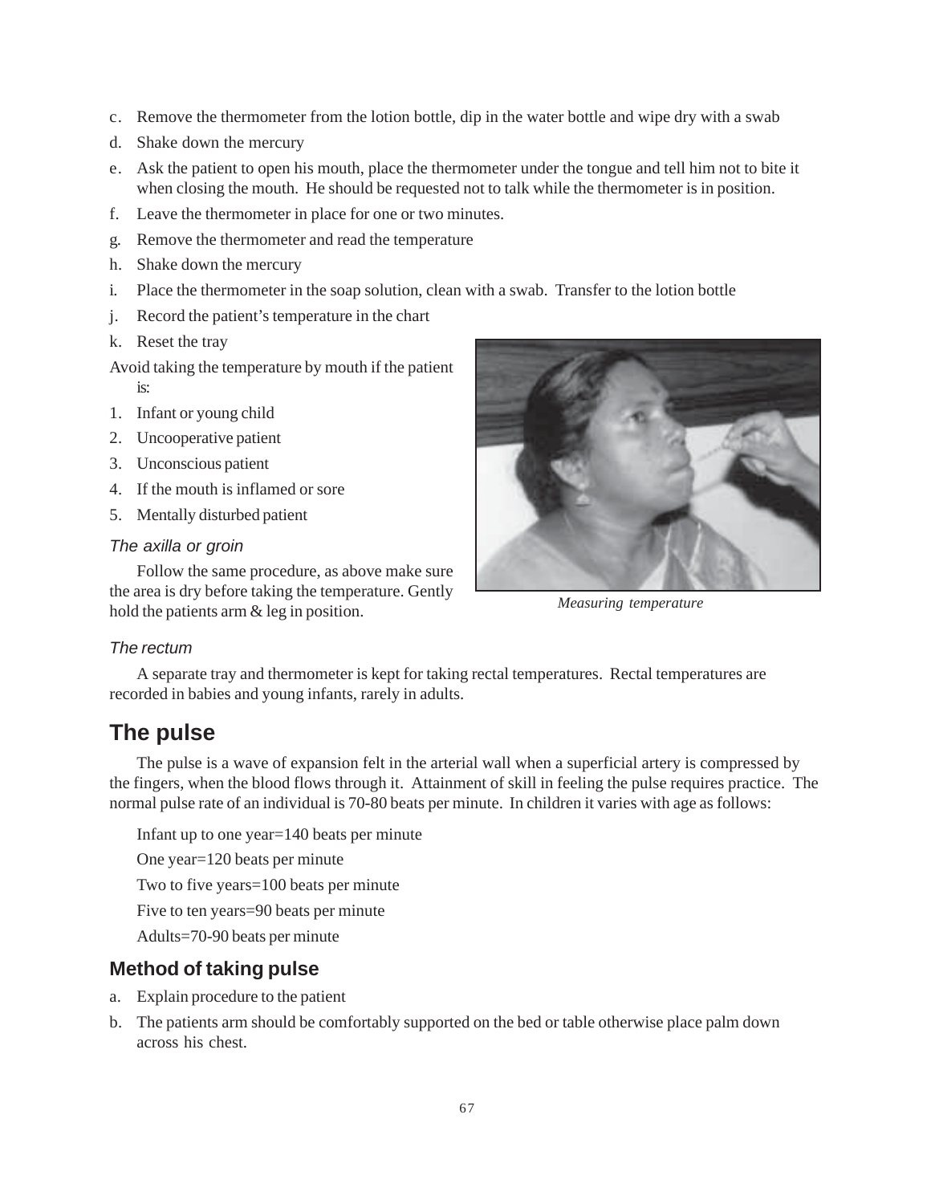c. Remove the thermometer from the lotion bottle, dip in the water bottle and wipe dry with a swab
d. Shake down the mercury
e. Ask the patient to open his mouth, place the thermometer under the tongue and tell him not to bite it when closing the mouth. He should be requested not to talk while the thermometer is in position.
f. Leave the thermometer in place for one or two minutes.
g. Remove the thermometer and read the temperature
h. Shake down the mercury
i. Place the thermometer in the soap solution, clean with a swab. Transfer to the lotion bottle
j. Record the patient's temperature in the chart
k. Reset the tray

Avoid taking the temperature by mouth if the patient is:

1. Infant or young child
2. Uncooperative patient
3. Unconscious patient
4. If the mouth is inflamed or sore
5. Mentally disturbed patient

*Measuring temperature*

*The axilla or groin*

Follow the same procedure, as above make sure the area is dry before taking the temperature. Gently hold the patients arm & leg in position.

*The rectum*

A separate tray and thermometer is kept for taking rectal temperatures. Rectal temperatures are recorded in babies and young infants, rarely in adults.

## The pulse

The pulse is a wave of expansion felt in the arterial wall when a superficial artery is compressed by the fingers, when the blood flows through it. Attainment of skill in feeling the pulse requires practice. The normal pulse rate of an individual is 70-80 beats per minute. In children it varies with age as follows:

Infant up to one year=140 beats per minute

One year=120 beats per minute

Two to five years=100 beats per minute

Five to ten years=90 beats per minute

Adults=70-90 beats per minute

### Method of taking pulse

a. Explain procedure to the patient
b. The patients arm should be comfortably supported on the bed or table otherwise place palm down across his chest.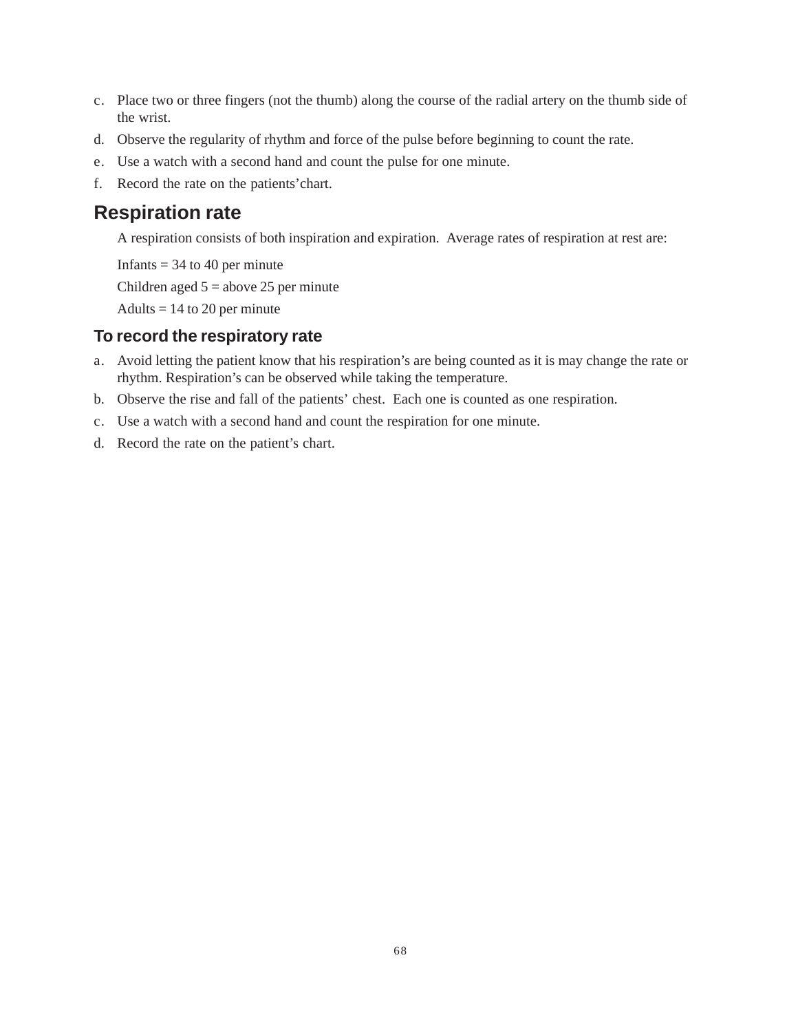c. Place two or three fingers (not the thumb) along the course of the radial artery on the thumb side of the wrist.
d. Observe the regularity of rhythm and force of the pulse before beginning to count the rate.
e. Use a watch with a second hand and count the pulse for one minute.
f. Record the rate on the patients'chart.

## Respiration rate

A respiration consists of both inspiration and expiration. Average rates of respiration at rest are:

Infants = 34 to 40 per minute

Children aged 5 = above 25 per minute

Adults = 14 to 20 per minute

### To record the respiratory rate

a. Avoid letting the patient know that his respiration's are being counted as it is may change the rate or rhythm. Respiration's can be observed while taking the temperature.
b. Observe the rise and fall of the patients' chest. Each one is counted as one respiration.
c. Use a watch with a second hand and count the respiration for one minute.
d. Record the rate on the patient's chart.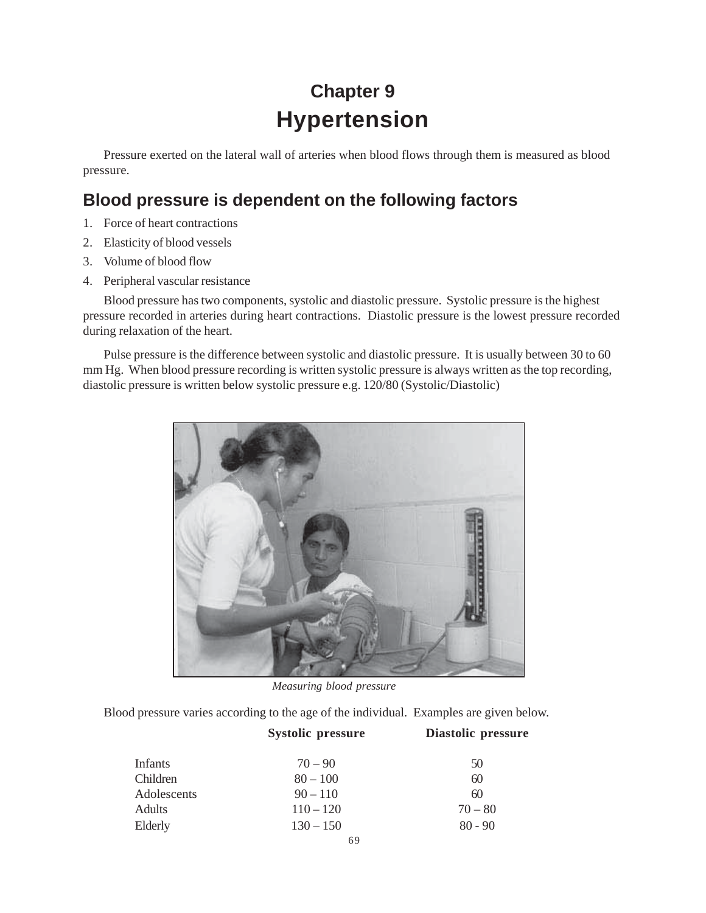# Chapter 9
# Hypertension

Pressure exerted on the lateral wall of arteries when blood flows through them is measured as blood pressure.

## Blood pressure is dependent on the following factors

1. Force of heart contractions
2. Elasticity of blood vessels
3. Volume of blood flow
4. Peripheral vascular resistance

Blood pressure has two components, systolic and diastolic pressure. Systolic pressure is the highest pressure recorded in arteries during heart contractions. Diastolic pressure is the lowest pressure recorded during relaxation of the heart.

Pulse pressure is the difference between systolic and diastolic pressure. It is usually between 30 to 60 mm Hg. When blood pressure recording is written systolic pressure is always written as the top recording, diastolic pressure is written below systolic pressure e.g. 120/80 (Systolic/Diastolic)

*Measuring blood pressure*

Blood pressure varies according to the age of the individual. Examples are given below.

| | Systolic pressure | Diastolic pressure |
|---|---|---|
| Infants | 70 – 90 | 50 |
| Children | 80 – 100 | 60 |
| Adolescents | 90 – 110 | 60 |
| Adults | 110 – 120 | 70 – 80 |
| Elderly | 130 – 150 | 80 - 90 |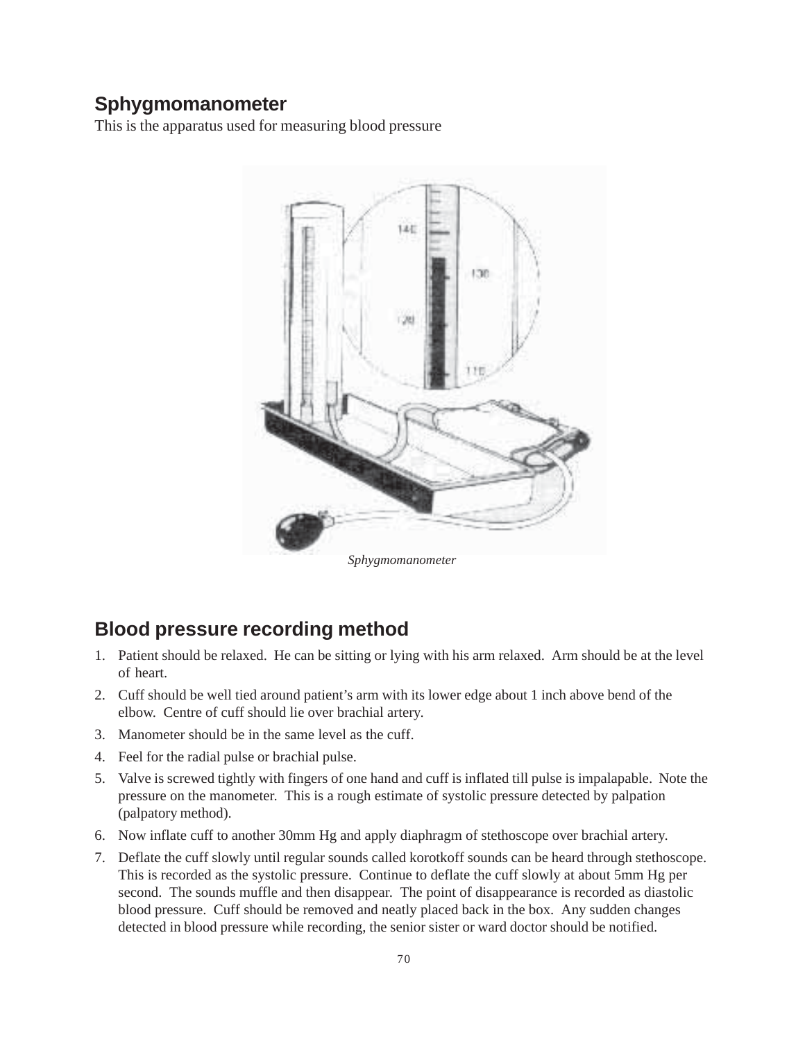## Sphygmomanometer

This is the apparatus used for measuring blood pressure

*Sphygmomanometer*

## Blood pressure recording method

1. Patient should be relaxed. He can be sitting or lying with his arm relaxed. Arm should be at the level of heart.
2. Cuff should be well tied around patient's arm with its lower edge about 1 inch above bend of the elbow. Centre of cuff should lie over brachial artery.
3. Manometer should be in the same level as the cuff.
4. Feel for the radial pulse or brachial pulse.
5. Valve is screwed tightly with fingers of one hand and cuff is inflated till pulse is impalapable. Note the pressure on the manometer. This is a rough estimate of systolic pressure detected by palpation (palpatory method).
6. Now inflate cuff to another 30mm Hg and apply diaphragm of stethoscope over brachial artery.
7. Deflate the cuff slowly until regular sounds called korotkoff sounds can be heard through stethoscope. This is recorded as the systolic pressure. Continue to deflate the cuff slowly at about 5mm Hg per second. The sounds muffle and then disappear. The point of disappearance is recorded as diastolic blood pressure. Cuff should be removed and neatly placed back in the box. Any sudden changes detected in blood pressure while recording, the senior sister or ward doctor should be notified.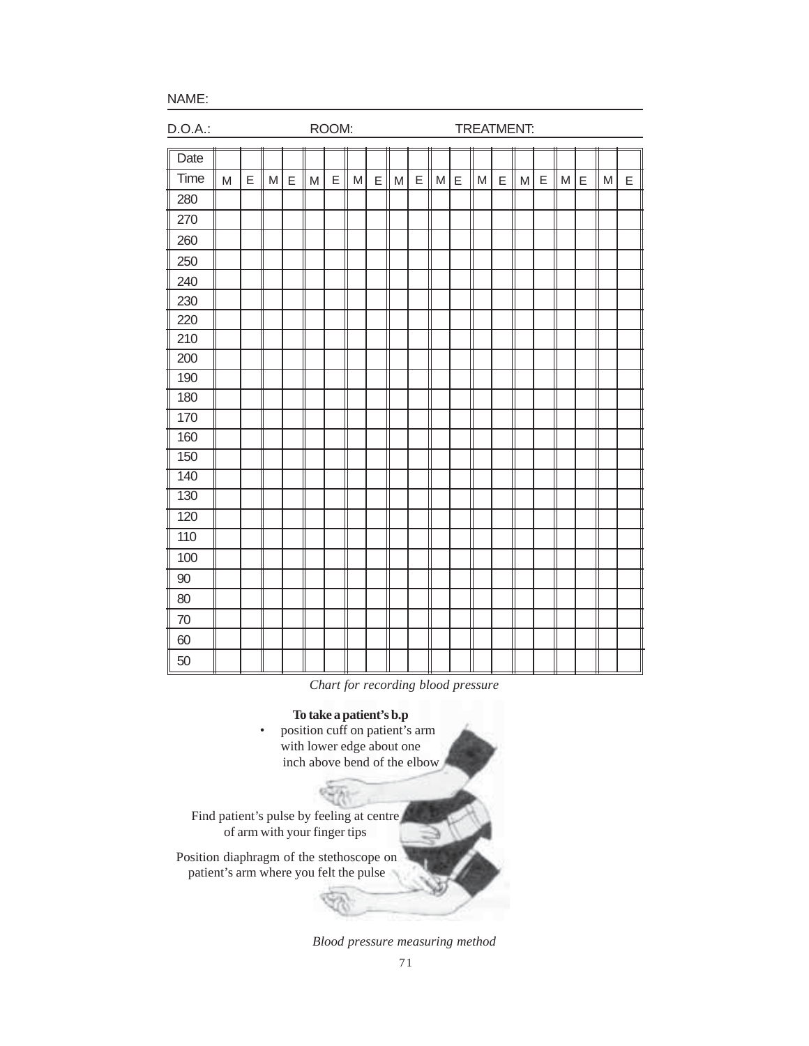NAME:

D.O.A.: ROOM: TREATMENT:

| Date | | | | | | | | | | | | | | | | | | | | |
|---|---|---|---|---|---|---|---|---|---|---|---|---|---|---|---|---|---|---|---|---|
| Time | M | E | M | E | M | E | M | E | M | E | M | E | M | E | M | E | M | E | M | E |
| 280 | | | | | | | | | | | | | | | | | | | | |
| 270 | | | | | | | | | | | | | | | | | | | | |
| 260 | | | | | | | | | | | | | | | | | | | | |
| 250 | | | | | | | | | | | | | | | | | | | | |
| 240 | | | | | | | | | | | | | | | | | | | | |
| 230 | | | | | | | | | | | | | | | | | | | | |
| 220 | | | | | | | | | | | | | | | | | | | | |
| 210 | | | | | | | | | | | | | | | | | | | | |
| 200 | | | | | | | | | | | | | | | | | | | | |
| 190 | | | | | | | | | | | | | | | | | | | | |
| 180 | | | | | | | | | | | | | | | | | | | | |
| 170 | | | | | | | | | | | | | | | | | | | | |
| 160 | | | | | | | | | | | | | | | | | | | | |
| 150 | | | | | | | | | | | | | | | | | | | | |
| 140 | | | | | | | | | | | | | | | | | | | | |
| 130 | | | | | | | | | | | | | | | | | | | | |
| 120 | | | | | | | | | | | | | | | | | | | | |
| 110 | | | | | | | | | | | | | | | | | | | | |
| 100 | | | | | | | | | | | | | | | | | | | | |
| 90 | | | | | | | | | | | | | | | | | | | | |
| 80 | | | | | | | | | | | | | | | | | | | | |
| 70 | | | | | | | | | | | | | | | | | | | | |
| 60 | | | | | | | | | | | | | | | | | | | | |
| 50 | | | | | | | | | | | | | | | | | | | | |

*Chart for recording blood pressure*

**To take a patient's b.p**

- position cuff on patient's arm with lower edge about one inch above bend of the elbow

Find patient's pulse by feeling at centre of arm with your finger tips

Position diaphragm of the stethoscope on patient's arm where you felt the pulse

*Blood pressure measuring method*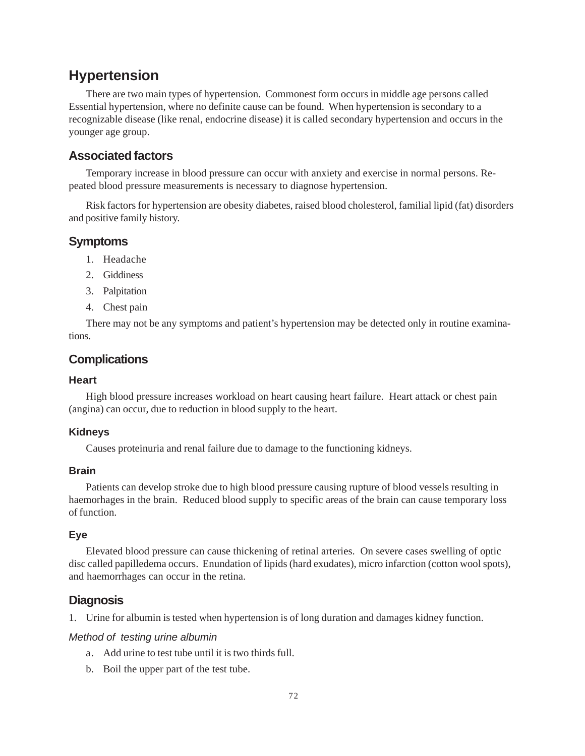# Hypertension

There are two main types of hypertension. Commonest form occurs in middle age persons called Essential hypertension, where no definite cause can be found. When hypertension is secondary to a recognizable disease (like renal, endocrine disease) it is called secondary hypertension and occurs in the younger age group.

## Associated factors

Temporary increase in blood pressure can occur with anxiety and exercise in normal persons. Repeated blood pressure measurements is necessary to diagnose hypertension.

Risk factors for hypertension are obesity diabetes, raised blood cholesterol, familial lipid (fat) disorders and positive family history.

## Symptoms

1. Headache
2. Giddiness
3. Palpitation
4. Chest pain

There may not be any symptoms and patient's hypertension may be detected only in routine examinations.

## Complications

### Heart

High blood pressure increases workload on heart causing heart failure. Heart attack or chest pain (angina) can occur, due to reduction in blood supply to the heart.

### Kidneys

Causes proteinuria and renal failure due to damage to the functioning kidneys.

### Brain

Patients can develop stroke due to high blood pressure causing rupture of blood vessels resulting in haemorhages in the brain. Reduced blood supply to specific areas of the brain can cause temporary loss of function.

### Eye

Elevated blood pressure can cause thickening of retinal arteries. On severe cases swelling of optic disc called papilledema occurs. Enundation of lipids (hard exudates), micro infarction (cotton wool spots), and haemorrhages can occur in the retina.

## Diagnosis

1. Urine for albumin is tested when hypertension is of long duration and damages kidney function.

*Method of testing urine albumin*

a. Add urine to test tube until it is two thirds full.
b. Boil the upper part of the test tube.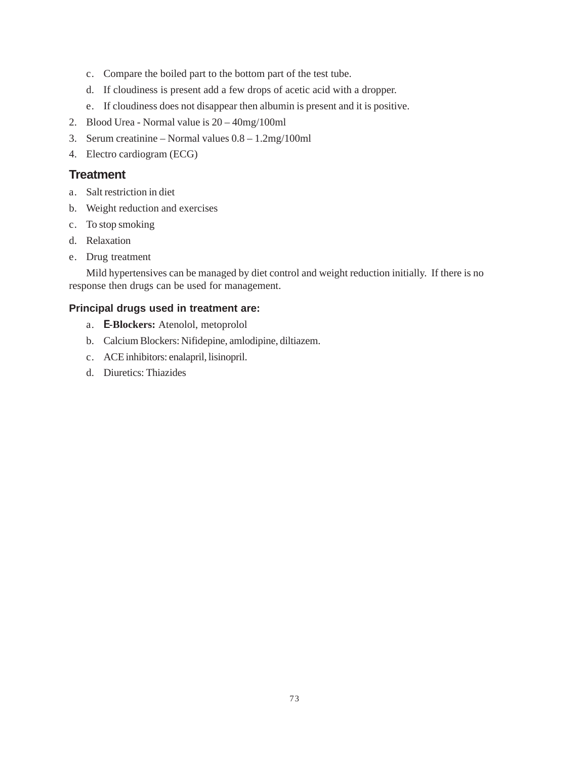c. Compare the boiled part to the bottom part of the test tube.
   d. If cloudiness is present add a few drops of acetic acid with a dropper.
   e. If cloudiness does not disappear then albumin is present and it is positive.

2. Blood Urea - Normal value is 20 – 40mg/100ml
3. Serum creatinine – Normal values 0.8 – 1.2mg/100ml
4. Electro cardiogram (ECG)

## Treatment

a. Salt restriction in diet
b. Weight reduction and exercises
c. To stop smoking
d. Relaxation
e. Drug treatment

Mild hypertensives can be managed by diet control and weight reduction initially. If there is no response then drugs can be used for management.

### Principal drugs used in treatment are:

a. **E-Blockers:** Atenolol, metoprolol
b. Calcium Blockers: Nifidepine, amlodipine, diltiazem.
c. ACE inhibitors: enalapril, lisinopril.
d. Diuretics: Thiazides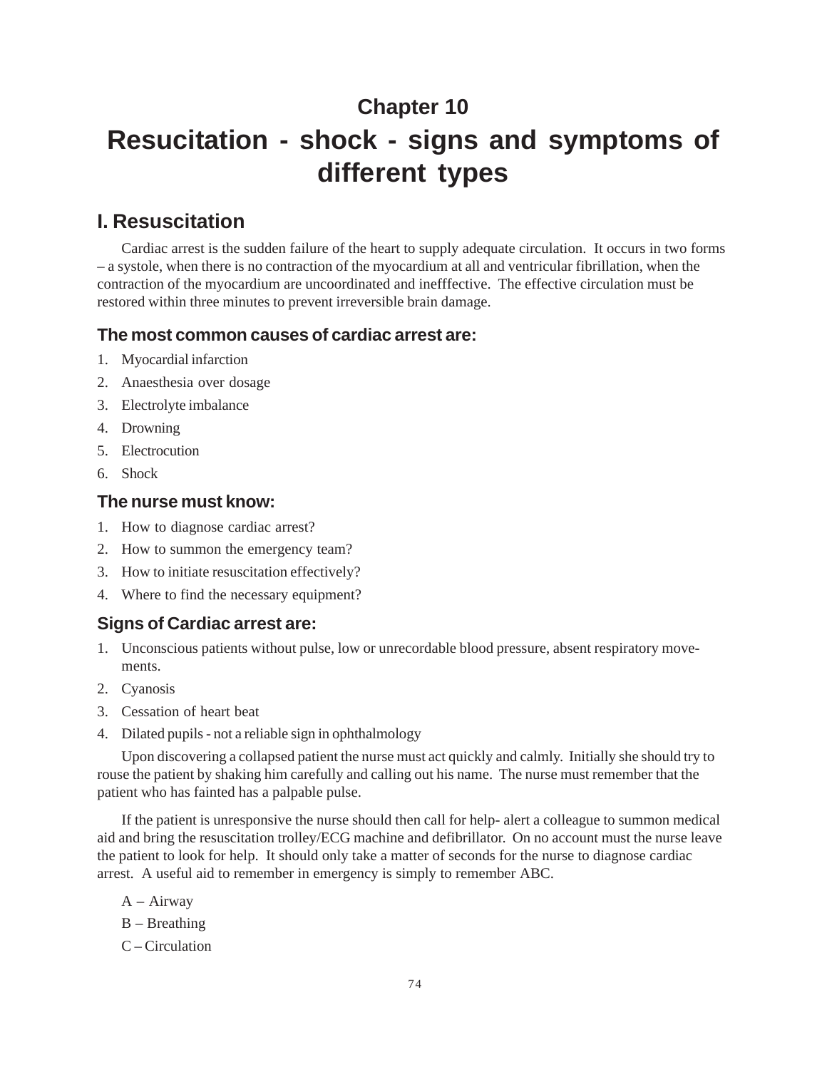# Chapter 10

# Resucitation - shock - signs and symptoms of different types

## I. Resuscitation

Cardiac arrest is the sudden failure of the heart to supply adequate circulation. It occurs in two forms – a systole, when there is no contraction of the myocardium at all and ventricular fibrillation, when the contraction of the myocardium are uncoordinated and inefffective. The effective circulation must be restored within three minutes to prevent irreversible brain damage.

### The most common causes of cardiac arrest are:

1. Myocardial infarction
2. Anaesthesia over dosage
3. Electrolyte imbalance
4. Drowning
5. Electrocution
6. Shock

### The nurse must know:

1. How to diagnose cardiac arrest?
2. How to summon the emergency team?
3. How to initiate resuscitation effectively?
4. Where to find the necessary equipment?

### Signs of Cardiac arrest are:

1. Unconscious patients without pulse, low or unrecordable blood pressure, absent respiratory movements.
2. Cyanosis
3. Cessation of heart beat
4. Dilated pupils - not a reliable sign in ophthalmology

Upon discovering a collapsed patient the nurse must act quickly and calmly. Initially she should try to rouse the patient by shaking him carefully and calling out his name. The nurse must remember that the patient who has fainted has a palpable pulse.

If the patient is unresponsive the nurse should then call for help- alert a colleague to summon medical aid and bring the resuscitation trolley/ECG machine and defibrillator. On no account must the nurse leave the patient to look for help. It should only take a matter of seconds for the nurse to diagnose cardiac arrest. A useful aid to remember in emergency is simply to remember ABC.

A – Airway

B – Breathing

C – Circulation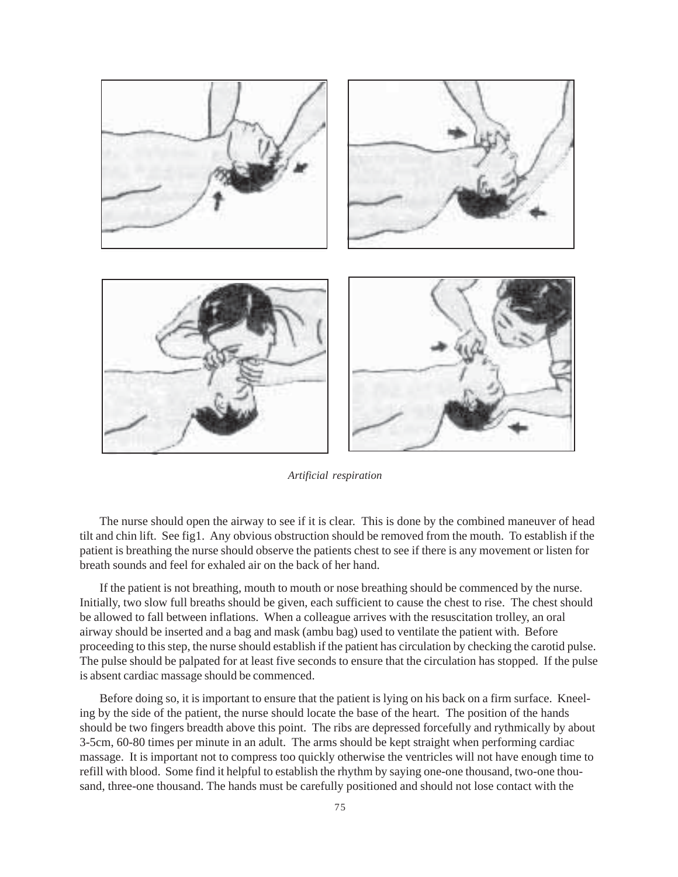*Artificial respiration*

The nurse should open the airway to see if it is clear. This is done by the combined maneuver of head tilt and chin lift. See fig1. Any obvious obstruction should be removed from the mouth. To establish if the patient is breathing the nurse should observe the patients chest to see if there is any movement or listen for breath sounds and feel for exhaled air on the back of her hand.

If the patient is not breathing, mouth to mouth or nose breathing should be commenced by the nurse. Initially, two slow full breaths should be given, each sufficient to cause the chest to rise. The chest should be allowed to fall between inflations. When a colleague arrives with the resuscitation trolley, an oral airway should be inserted and a bag and mask (ambu bag) used to ventilate the patient with. Before proceeding to this step, the nurse should establish if the patient has circulation by checking the carotid pulse. The pulse should be palpated for at least five seconds to ensure that the circulation has stopped. If the pulse is absent cardiac massage should be commenced.

Before doing so, it is important to ensure that the patient is lying on his back on a firm surface. Kneeling by the side of the patient, the nurse should locate the base of the heart. The position of the hands should be two fingers breadth above this point. The ribs are depressed forcefully and rythmically by about 3-5cm, 60-80 times per minute in an adult. The arms should be kept straight when performing cardiac massage. It is important not to compress too quickly otherwise the ventricles will not have enough time to refill with blood. Some find it helpful to establish the rhythm by saying one-one thousand, two-one thousand, three-one thousand. The hands must be carefully positioned and should not lose contact with the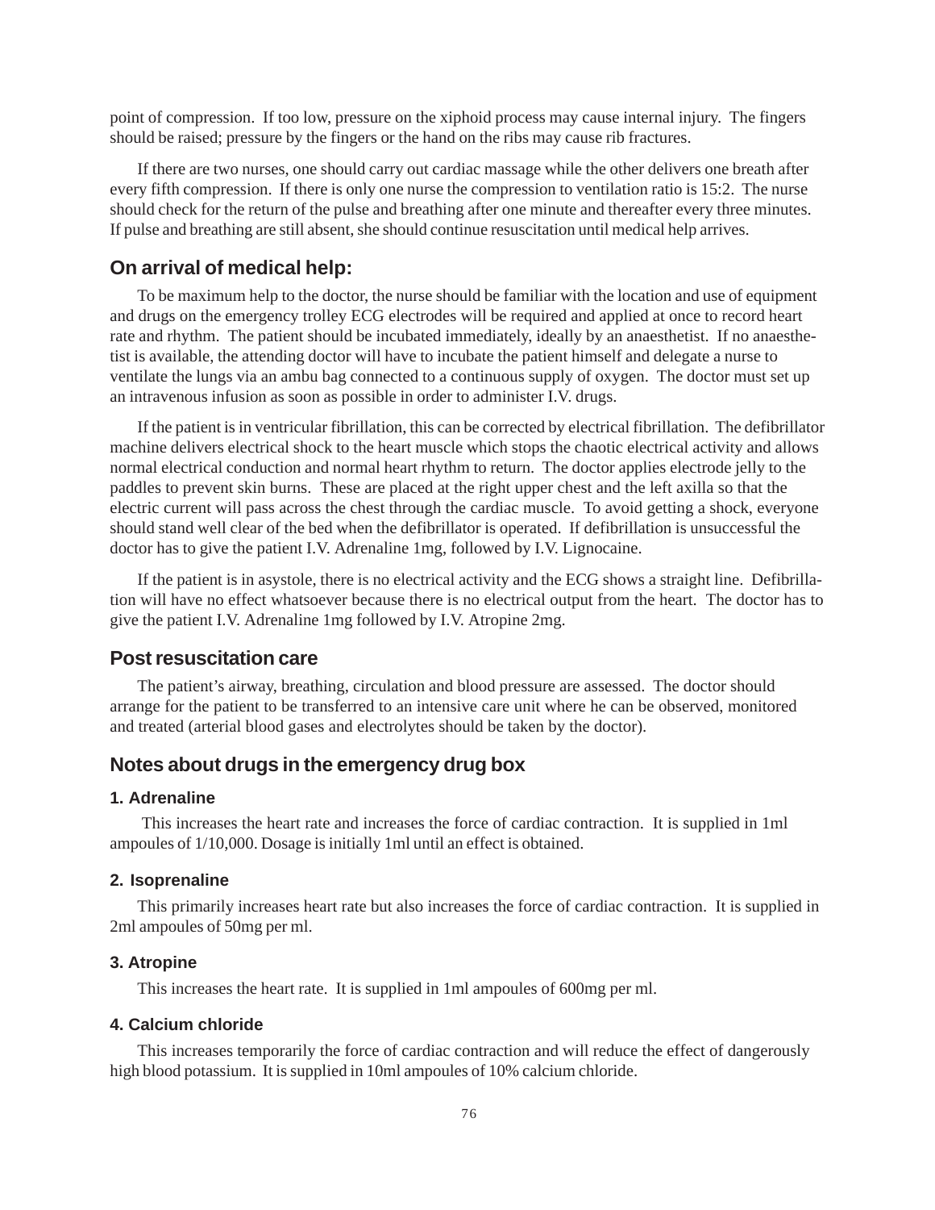point of compression. If too low, pressure on the xiphoid process may cause internal injury. The fingers should be raised; pressure by the fingers or the hand on the ribs may cause rib fractures.

If there are two nurses, one should carry out cardiac massage while the other delivers one breath after every fifth compression. If there is only one nurse the compression to ventilation ratio is 15:2. The nurse should check for the return of the pulse and breathing after one minute and thereafter every three minutes. If pulse and breathing are still absent, she should continue resuscitation until medical help arrives.

## On arrival of medical help:

To be maximum help to the doctor, the nurse should be familiar with the location and use of equipment and drugs on the emergency trolley ECG electrodes will be required and applied at once to record heart rate and rhythm. The patient should be incubated immediately, ideally by an anaesthetist. If no anaesthetist is available, the attending doctor will have to incubate the patient himself and delegate a nurse to ventilate the lungs via an ambu bag connected to a continuous supply of oxygen. The doctor must set up an intravenous infusion as soon as possible in order to administer I.V. drugs.

If the patient is in ventricular fibrillation, this can be corrected by electrical fibrillation. The defibrillator machine delivers electrical shock to the heart muscle which stops the chaotic electrical activity and allows normal electrical conduction and normal heart rhythm to return. The doctor applies electrode jelly to the paddles to prevent skin burns. These are placed at the right upper chest and the left axilla so that the electric current will pass across the chest through the cardiac muscle. To avoid getting a shock, everyone should stand well clear of the bed when the defibrillator is operated. If defibrillation is unsuccessful the doctor has to give the patient I.V. Adrenaline 1mg, followed by I.V. Lignocaine.

If the patient is in asystole, there is no electrical activity and the ECG shows a straight line. Defibrillation will have no effect whatsoever because there is no electrical output from the heart. The doctor has to give the patient I.V. Adrenaline 1mg followed by I.V. Atropine 2mg.

## Post resuscitation care

The patient's airway, breathing, circulation and blood pressure are assessed. The doctor should arrange for the patient to be transferred to an intensive care unit where he can be observed, monitored and treated (arterial blood gases and electrolytes should be taken by the doctor).

## Notes about drugs in the emergency drug box

### 1. Adrenaline

This increases the heart rate and increases the force of cardiac contraction. It is supplied in 1ml ampoules of 1/10,000. Dosage is initially 1ml until an effect is obtained.

### 2. Isoprenaline

This primarily increases heart rate but also increases the force of cardiac contraction. It is supplied in 2ml ampoules of 50mg per ml.

### 3. Atropine

This increases the heart rate. It is supplied in 1ml ampoules of 600mg per ml.

### 4. Calcium chloride

This increases temporarily the force of cardiac contraction and will reduce the effect of dangerously high blood potassium. It is supplied in 10ml ampoules of 10% calcium chloride.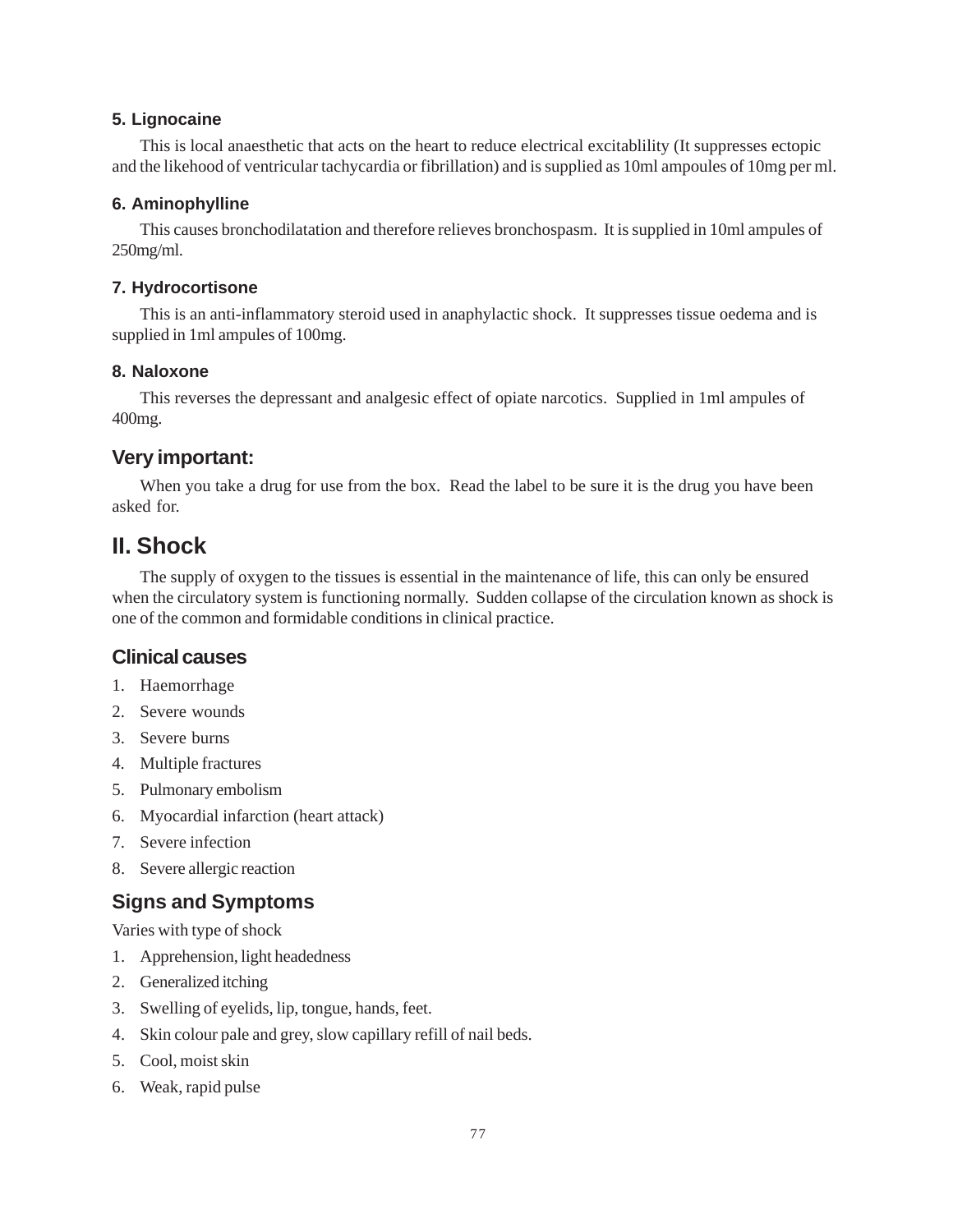### 5. Lignocaine

This is local anaesthetic that acts on the heart to reduce electrical excitablility (It suppresses ectopic and the likehood of ventricular tachycardia or fibrillation) and is supplied as 10ml ampoules of 10mg per ml.

### 6. Aminophylline

This causes bronchodilatation and therefore relieves bronchospasm. It is supplied in 10ml ampules of 250mg/ml.

### 7. Hydrocortisone

This is an anti-inflammatory steroid used in anaphylactic shock. It suppresses tissue oedema and is supplied in 1ml ampules of 100mg.

### 8. Naloxone

This reverses the depressant and analgesic effect of opiate narcotics. Supplied in 1ml ampules of 400mg.

## Very important:

When you take a drug for use from the box. Read the label to be sure it is the drug you have been asked for.

# II. Shock

The supply of oxygen to the tissues is essential in the maintenance of life, this can only be ensured when the circulatory system is functioning normally. Sudden collapse of the circulation known as shock is one of the common and formidable conditions in clinical practice.

## Clinical causes

1. Haemorrhage
2. Severe wounds
3. Severe burns
4. Multiple fractures
5. Pulmonary embolism
6. Myocardial infarction (heart attack)
7. Severe infection
8. Severe allergic reaction

## Signs and Symptoms

Varies with type of shock

1. Apprehension, light headedness
2. Generalized itching
3. Swelling of eyelids, lip, tongue, hands, feet.
4. Skin colour pale and grey, slow capillary refill of nail beds.
5. Cool, moist skin
6. Weak, rapid pulse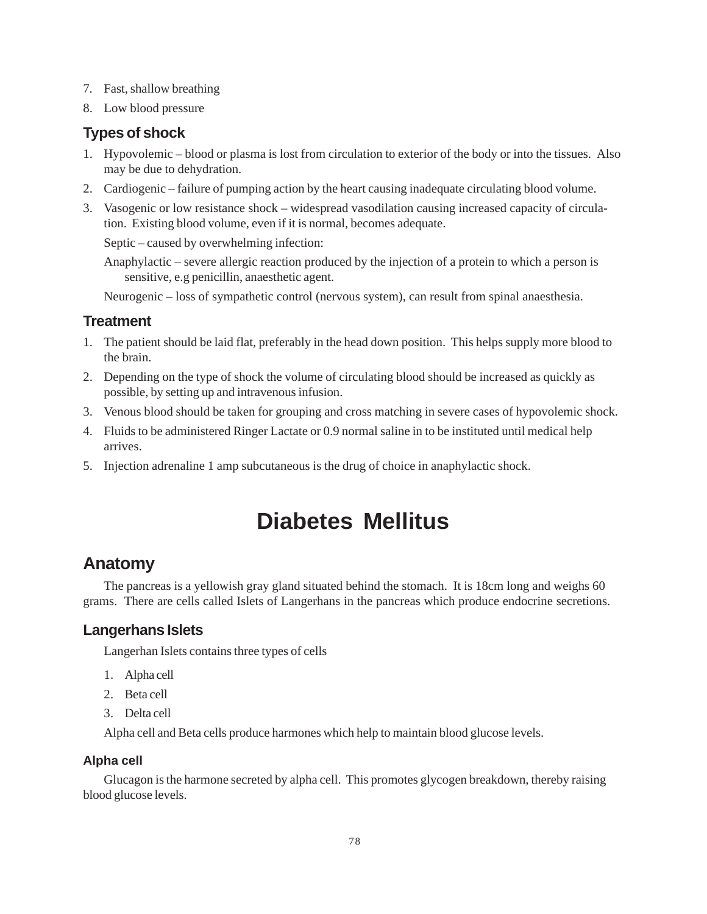7. Fast, shallow breathing
8. Low blood pressure

### Types of shock

1. Hypovolemic – blood or plasma is lost from circulation to exterior of the body or into the tissues. Also may be due to dehydration.
2. Cardiogenic – failure of pumping action by the heart causing inadequate circulating blood volume.
3. Vasogenic or low resistance shock – widespread vasodilation causing increased capacity of circulation. Existing blood volume, even if it is normal, becomes adequate.

   Septic – caused by overwhelming infection:

   Anaphylactic – severe allergic reaction produced by the injection of a protein to which a person is sensitive, e.g penicillin, anaesthetic agent.

   Neurogenic – loss of sympathetic control (nervous system), can result from spinal anaesthesia.

### Treatment

1. The patient should be laid flat, preferably in the head down position. This helps supply more blood to the brain.
2. Depending on the type of shock the volume of circulating blood should be increased as quickly as possible, by setting up and intravenous infusion.
3. Venous blood should be taken for grouping and cross matching in severe cases of hypovolemic shock.
4. Fluids to be administered Ringer Lactate or 0.9 normal saline in to be instituted until medical help arrives.
5. Injection adrenaline 1 amp subcutaneous is the drug of choice in anaphylactic shock.

# Diabetes Mellitus

## Anatomy

The pancreas is a yellowish gray gland situated behind the stomach. It is 18cm long and weighs 60 grams. There are cells called Islets of Langerhans in the pancreas which produce endocrine secretions.

### Langerhans Islets

Langerhan Islets contains three types of cells

1. Alpha cell
2. Beta cell
3. Delta cell

Alpha cell and Beta cells produce harmones which help to maintain blood glucose levels.

#### Alpha cell

Glucagon is the harmone secreted by alpha cell. This promotes glycogen breakdown, thereby raising blood glucose levels.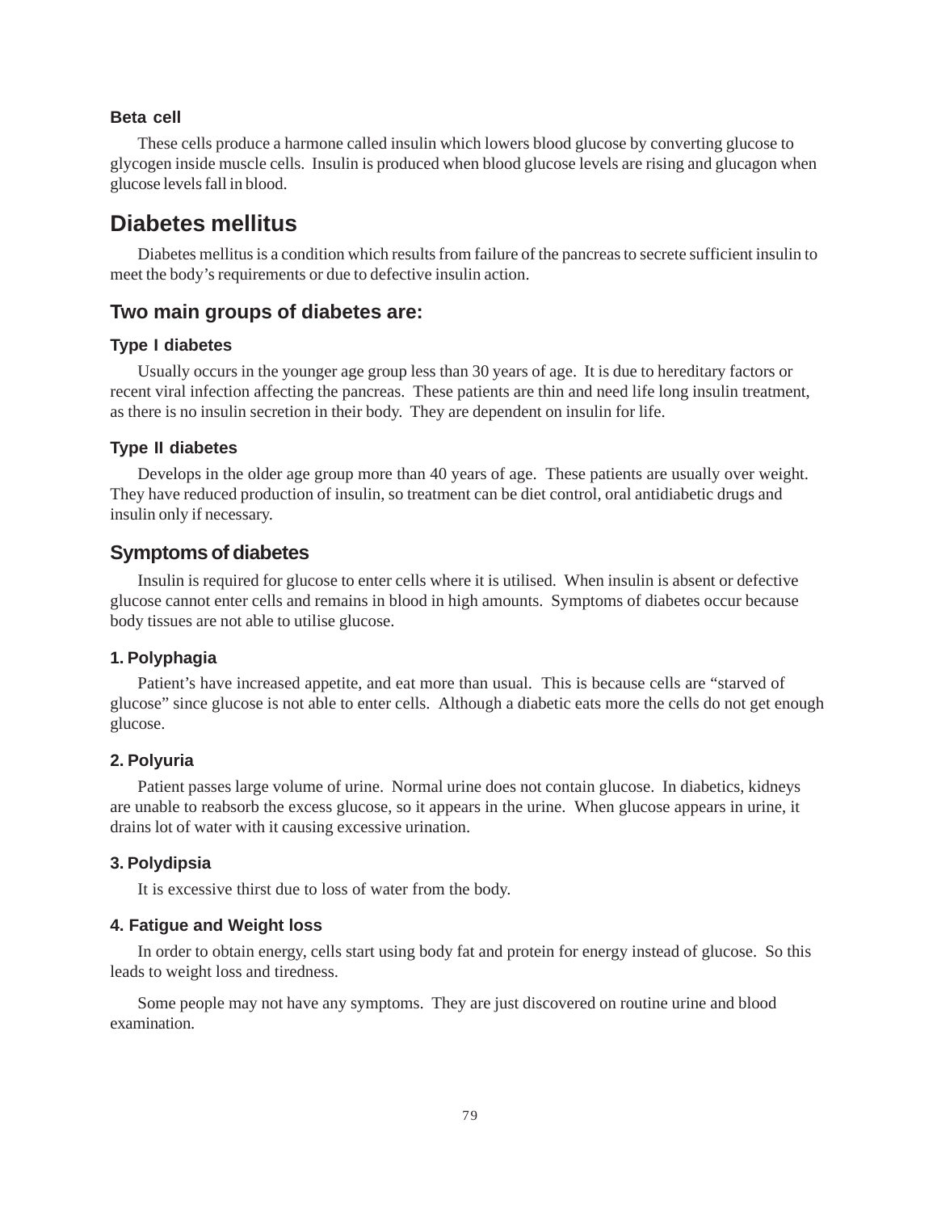### Beta cell

These cells produce a harmone called insulin which lowers blood glucose by converting glucose to glycogen inside muscle cells. Insulin is produced when blood glucose levels are rising and glucagon when glucose levels fall in blood.

## Diabetes mellitus

Diabetes mellitus is a condition which results from failure of the pancreas to secrete sufficient insulin to meet the body's requirements or due to defective insulin action.

## Two main groups of diabetes are:

### Type I diabetes

Usually occurs in the younger age group less than 30 years of age. It is due to hereditary factors or recent viral infection affecting the pancreas. These patients are thin and need life long insulin treatment, as there is no insulin secretion in their body. They are dependent on insulin for life.

### Type II diabetes

Develops in the older age group more than 40 years of age. These patients are usually over weight. They have reduced production of insulin, so treatment can be diet control, oral antidiabetic drugs and insulin only if necessary.

## Symptoms of diabetes

Insulin is required for glucose to enter cells where it is utilised. When insulin is absent or defective glucose cannot enter cells and remains in blood in high amounts. Symptoms of diabetes occur because body tissues are not able to utilise glucose.

### 1. Polyphagia

Patient's have increased appetite, and eat more than usual. This is because cells are "starved of glucose" since glucose is not able to enter cells. Although a diabetic eats more the cells do not get enough glucose.

### 2. Polyuria

Patient passes large volume of urine. Normal urine does not contain glucose. In diabetics, kidneys are unable to reabsorb the excess glucose, so it appears in the urine. When glucose appears in urine, it drains lot of water with it causing excessive urination.

### 3. Polydipsia

It is excessive thirst due to loss of water from the body.

### 4. Fatigue and Weight loss

In order to obtain energy, cells start using body fat and protein for energy instead of glucose. So this leads to weight loss and tiredness.

Some people may not have any symptoms. They are just discovered on routine urine and blood examination.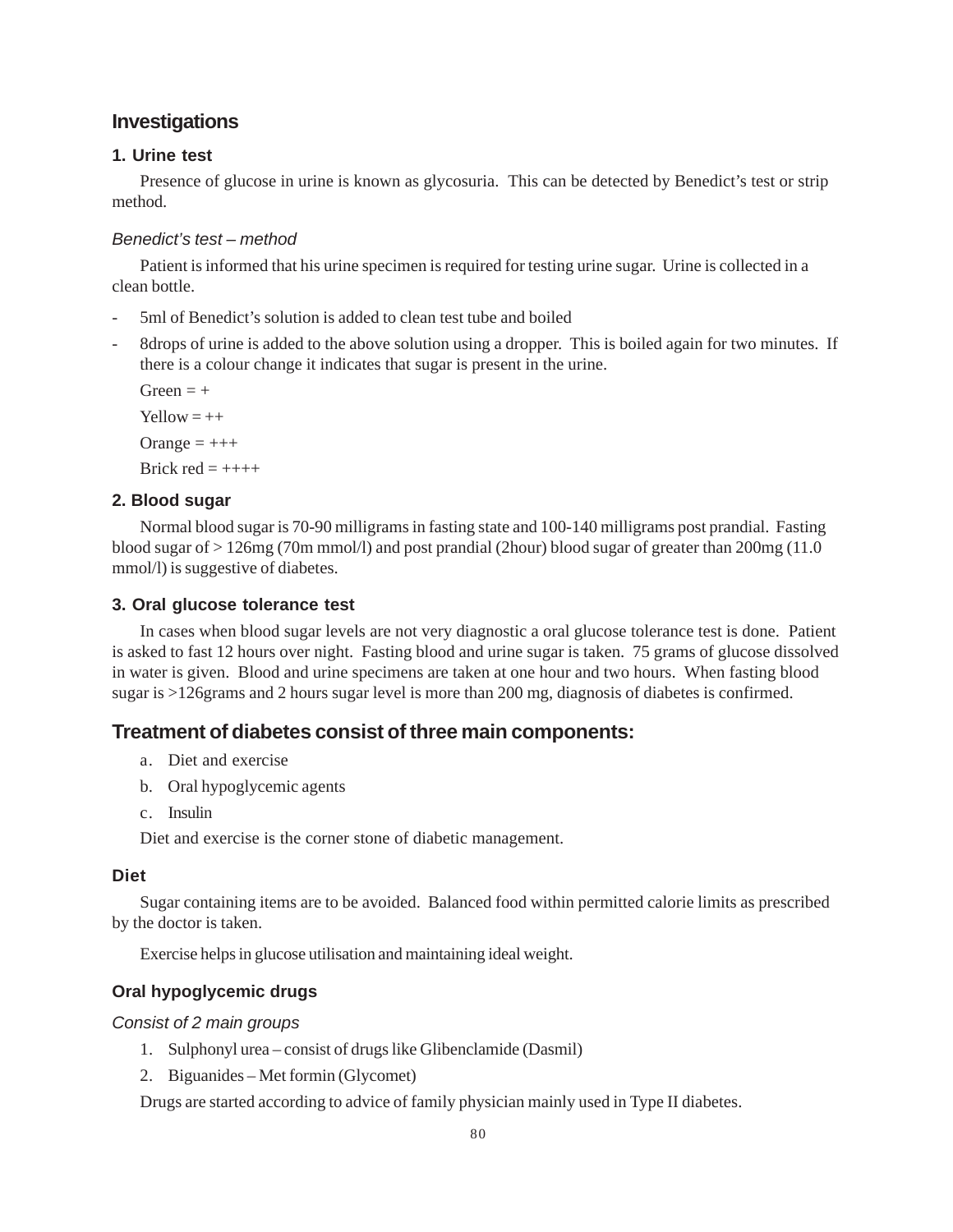## Investigations

### 1. Urine test

Presence of glucose in urine is known as glycosuria. This can be detected by Benedict's test or strip method.

*Benedict's test – method*

Patient is informed that his urine specimen is required for testing urine sugar. Urine is collected in a clean bottle.

- 5ml of Benedict's solution is added to clean test tube and boiled
- 8drops of urine is added to the above solution using a dropper. This is boiled again for two minutes. If there is a colour change it indicates that sugar is present in the urine.

  Green = +

  Yellow = ++

  Orange = +++

  Brick red = ++++

### 2. Blood sugar

Normal blood sugar is 70-90 milligrams in fasting state and 100-140 milligrams post prandial. Fasting blood sugar of > 126mg (70m mmol/l) and post prandial (2hour) blood sugar of greater than 200mg (11.0 mmol/l) is suggestive of diabetes.

### 3. Oral glucose tolerance test

In cases when blood sugar levels are not very diagnostic a oral glucose tolerance test is done. Patient is asked to fast 12 hours over night. Fasting blood and urine sugar is taken. 75 grams of glucose dissolved in water is given. Blood and urine specimens are taken at one hour and two hours. When fasting blood sugar is >126grams and 2 hours sugar level is more than 200 mg, diagnosis of diabetes is confirmed.

## Treatment of diabetes consist of three main components:

a. Diet and exercise

b. Oral hypoglycemic agents

c. Insulin

Diet and exercise is the corner stone of diabetic management.

### Diet

Sugar containing items are to be avoided. Balanced food within permitted calorie limits as prescribed by the doctor is taken.

Exercise helps in glucose utilisation and maintaining ideal weight.

### Oral hypoglycemic drugs

*Consist of 2 main groups*

1. Sulphonyl urea – consist of drugs like Glibenclamide (Dasmil)
2. Biguanides – Met formin (Glycomet)

Drugs are started according to advice of family physician mainly used in Type II diabetes.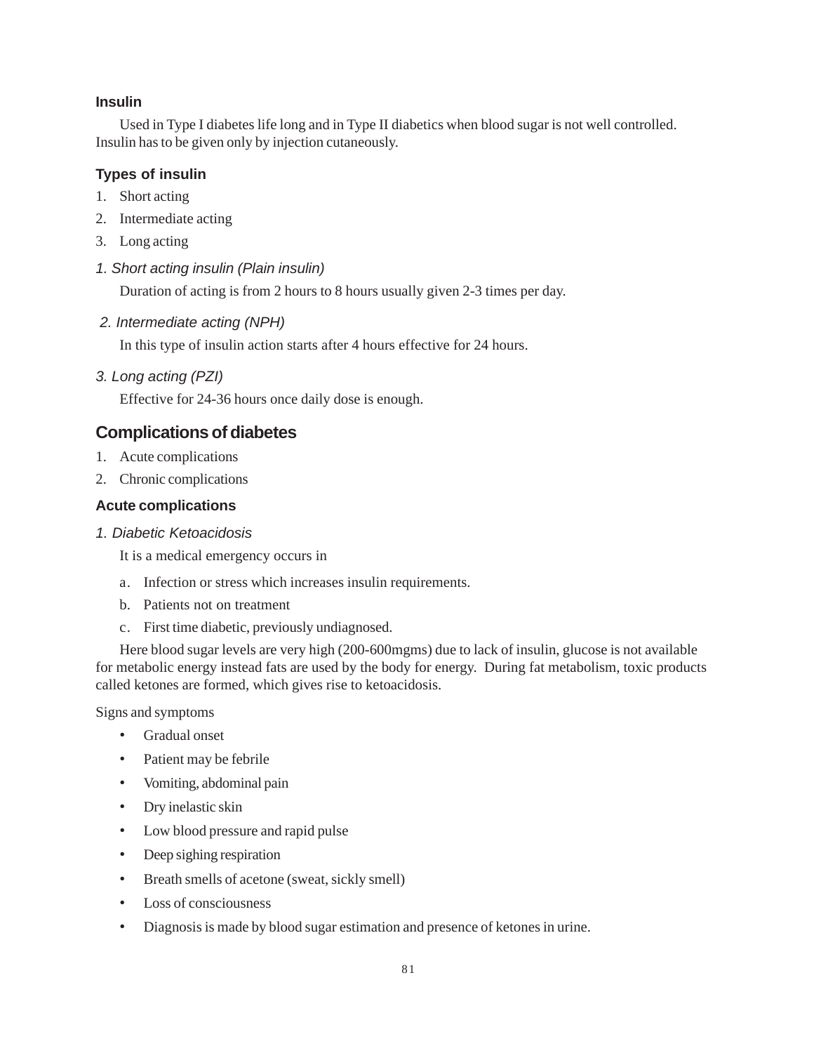### Insulin

Used in Type I diabetes life long and in Type II diabetics when blood sugar is not well controlled. Insulin has to be given only by injection cutaneously.

### Types of insulin

1. Short acting
2. Intermediate acting
3. Long acting

*1. Short acting insulin (Plain insulin)*

Duration of acting is from 2 hours to 8 hours usually given 2-3 times per day.

*2. Intermediate acting (NPH)*

In this type of insulin action starts after 4 hours effective for 24 hours.

*3. Long acting (PZI)*

Effective for 24-36 hours once daily dose is enough.

## Complications of diabetes

1. Acute complications
2. Chronic complications

### Acute complications

*1. Diabetic Ketoacidosis*

It is a medical emergency occurs in

a. Infection or stress which increases insulin requirements.

b. Patients not on treatment

c. First time diabetic, previously undiagnosed.

Here blood sugar levels are very high (200-600mgms) due to lack of insulin, glucose is not available for metabolic energy instead fats are used by the body for energy. During fat metabolism, toxic products called ketones are formed, which gives rise to ketoacidosis.

Signs and symptoms

- Gradual onset
- Patient may be febrile
- Vomiting, abdominal pain
- Dry inelastic skin
- Low blood pressure and rapid pulse
- Deep sighing respiration
- Breath smells of acetone (sweat, sickly smell)
- Loss of consciousness
- Diagnosis is made by blood sugar estimation and presence of ketones in urine.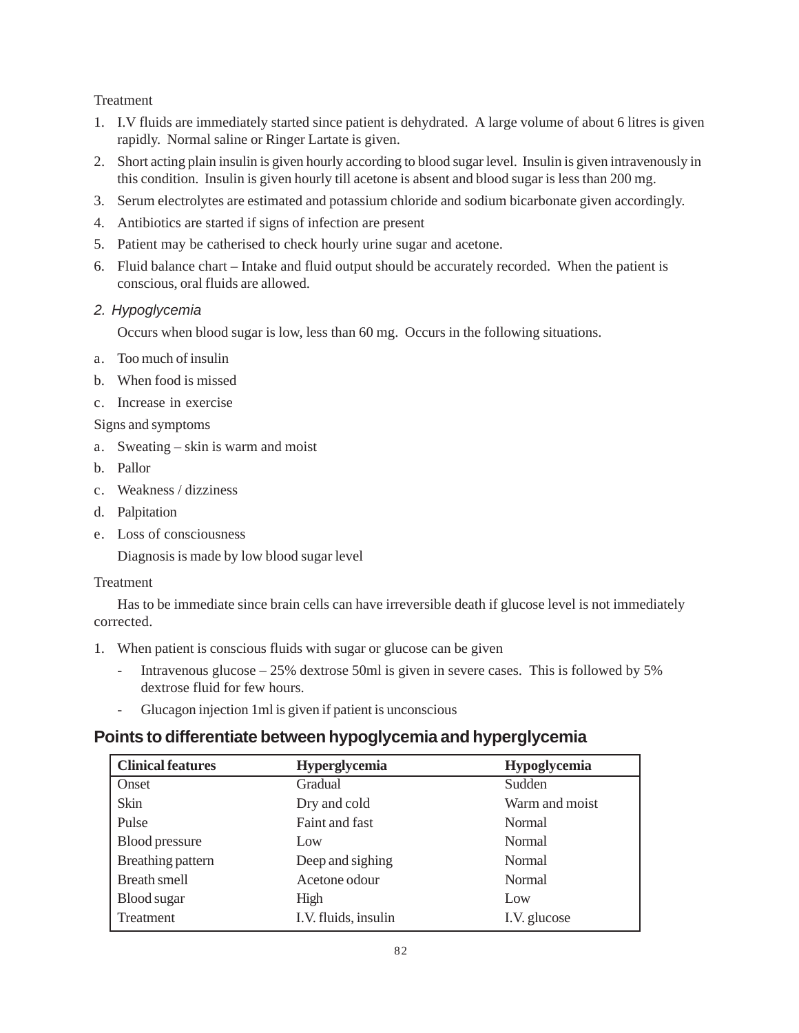Treatment

1. I.V fluids are immediately started since patient is dehydrated. A large volume of about 6 litres is given rapidly. Normal saline or Ringer Lartate is given.
2. Short acting plain insulin is given hourly according to blood sugar level. Insulin is given intravenously in this condition. Insulin is given hourly till acetone is absent and blood sugar is less than 200 mg.
3. Serum electrolytes are estimated and potassium chloride and sodium bicarbonate given accordingly.
4. Antibiotics are started if signs of infection are present
5. Patient may be catherised to check hourly urine sugar and acetone.
6. Fluid balance chart – Intake and fluid output should be accurately recorded. When the patient is conscious, oral fluids are allowed.

*2. Hypoglycemia*

Occurs when blood sugar is low, less than 60 mg. Occurs in the following situations.

a. Too much of insulin
b. When food is missed
c. Increase in exercise

Signs and symptoms

a. Sweating – skin is warm and moist
b. Pallor
c. Weakness / dizziness
d. Palpitation
e. Loss of consciousness

Diagnosis is made by low blood sugar level

Treatment

Has to be immediate since brain cells can have irreversible death if glucose level is not immediately corrected.

1. When patient is conscious fluids with sugar or glucose can be given
   - Intravenous glucose – 25% dextrose 50ml is given in severe cases. This is followed by 5% dextrose fluid for few hours.
   - Glucagon injection 1ml is given if patient is unconscious

## Points to differentiate between hypoglycemia and hyperglycemia

| Clinical features | Hyperglycemia | Hypoglycemia |
|---|---|---|
| Onset | Gradual | Sudden |
| Skin | Dry and cold | Warm and moist |
| Pulse | Faint and fast | Normal |
| Blood pressure | Low | Normal |
| Breathing pattern | Deep and sighing | Normal |
| Breath smell | Acetone odour | Normal |
| Blood sugar | High | Low |
| Treatment | I.V. fluids, insulin | I.V. glucose |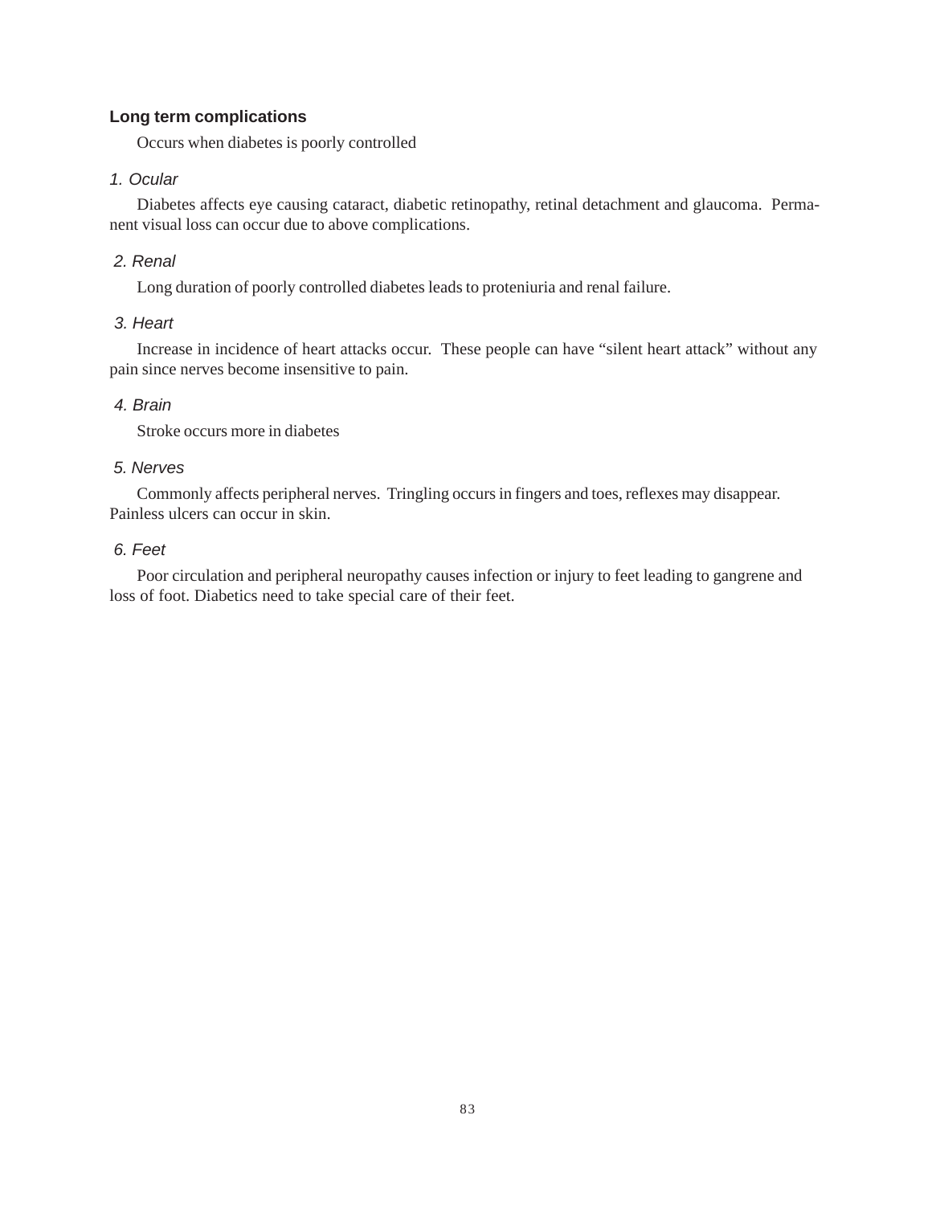## Long term complications

Occurs when diabetes is poorly controlled

### *1. Ocular*

Diabetes affects eye causing cataract, diabetic retinopathy, retinal detachment and glaucoma. Permanent visual loss can occur due to above complications.

### *2. Renal*

Long duration of poorly controlled diabetes leads to proteniuria and renal failure.

### *3. Heart*

Increase in incidence of heart attacks occur. These people can have "silent heart attack" without any pain since nerves become insensitive to pain.

### *4. Brain*

Stroke occurs more in diabetes

### *5. Nerves*

Commonly affects peripheral nerves. Tringling occurs in fingers and toes, reflexes may disappear. Painless ulcers can occur in skin.

### *6. Feet*

Poor circulation and peripheral neuropathy causes infection or injury to feet leading to gangrene and loss of foot. Diabetics need to take special care of their feet.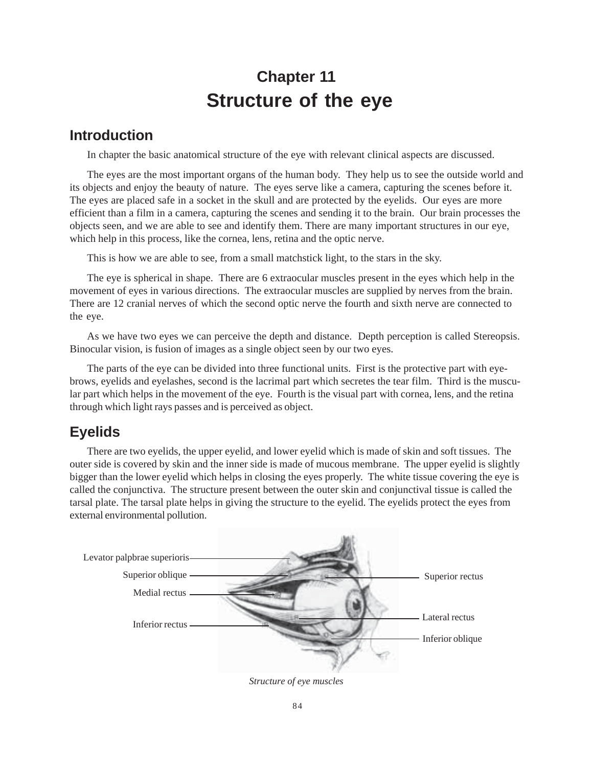# Chapter 11
# Structure of the eye

## Introduction

In chapter the basic anatomical structure of the eye with relevant clinical aspects are discussed.

The eyes are the most important organs of the human body. They help us to see the outside world and its objects and enjoy the beauty of nature. The eyes serve like a camera, capturing the scenes before it. The eyes are placed safe in a socket in the skull and are protected by the eyelids. Our eyes are more efficient than a film in a camera, capturing the scenes and sending it to the brain. Our brain processes the objects seen, and we are able to see and identify them. There are many important structures in our eye, which help in this process, like the cornea, lens, retina and the optic nerve.

This is how we are able to see, from a small matchstick light, to the stars in the sky.

The eye is spherical in shape. There are 6 extraocular muscles present in the eyes which help in the movement of eyes in various directions. The extraocular muscles are supplied by nerves from the brain. There are 12 cranial nerves of which the second optic nerve the fourth and sixth nerve are connected to the eye.

As we have two eyes we can perceive the depth and distance. Depth perception is called Stereopsis. Binocular vision, is fusion of images as a single object seen by our two eyes.

The parts of the eye can be divided into three functional units. First is the protective part with eyebrows, eyelids and eyelashes, second is the lacrimal part which secretes the tear film. Third is the muscular part which helps in the movement of the eye. Fourth is the visual part with cornea, lens, and the retina through which light rays passes and is perceived as object.

## Eyelids

There are two eyelids, the upper eyelid, and lower eyelid which is made of skin and soft tissues. The outer side is covered by skin and the inner side is made of mucous membrane. The upper eyelid is slightly bigger than the lower eyelid which helps in closing the eyes properly. The white tissue covering the eye is called the conjunctiva. The structure present between the outer skin and conjunctival tissue is called the tarsal plate. The tarsal plate helps in giving the structure to the eyelid. The eyelids protect the eyes from external environmental pollution.

Levator palpbrae superioris
Superior oblique
Medial rectus
Inferior rectus
Superior rectus
Lateral rectus
Inferior oblique

*Structure of eye muscles*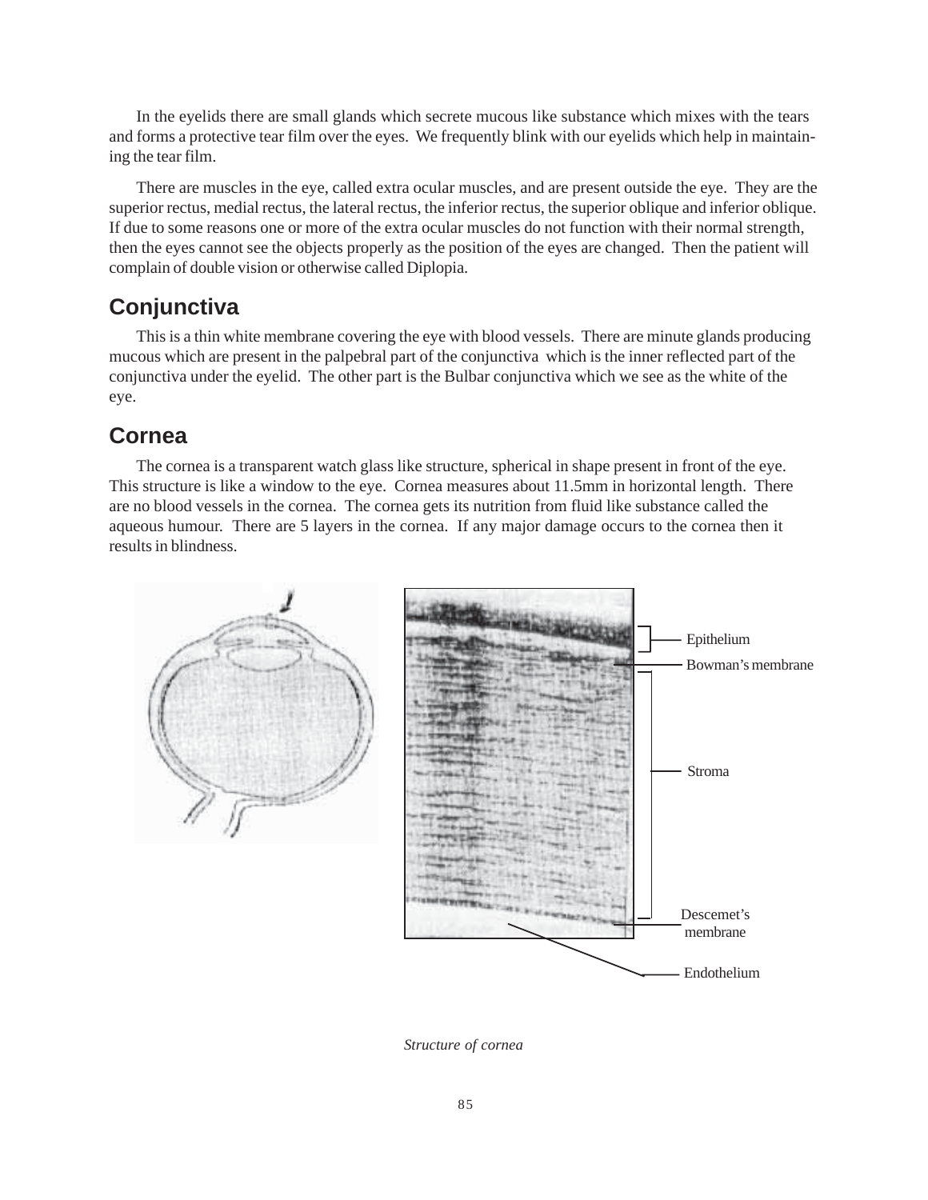In the eyelids there are small glands which secrete mucous like substance which mixes with the tears and forms a protective tear film over the eyes. We frequently blink with our eyelids which help in maintaining the tear film.

There are muscles in the eye, called extra ocular muscles, and are present outside the eye. They are the superior rectus, medial rectus, the lateral rectus, the inferior rectus, the superior oblique and inferior oblique. If due to some reasons one or more of the extra ocular muscles do not function with their normal strength, then the eyes cannot see the objects properly as the position of the eyes are changed. Then the patient will complain of double vision or otherwise called Diplopia.

## Conjunctiva

This is a thin white membrane covering the eye with blood vessels. There are minute glands producing mucous which are present in the palpebral part of the conjunctiva which is the inner reflected part of the conjunctiva under the eyelid. The other part is the Bulbar conjunctiva which we see as the white of the eye.

## Cornea

The cornea is a transparent watch glass like structure, spherical in shape present in front of the eye. This structure is like a window to the eye. Cornea measures about 11.5mm in horizontal length. There are no blood vessels in the cornea. The cornea gets its nutrition from fluid like substance called the aqueous humour. There are 5 layers in the cornea. If any major damage occurs to the cornea then it results in blindness.

Epithelium

Bowman's membrane

Stroma

Descemet's membrane

Endothelium

*Structure of cornea*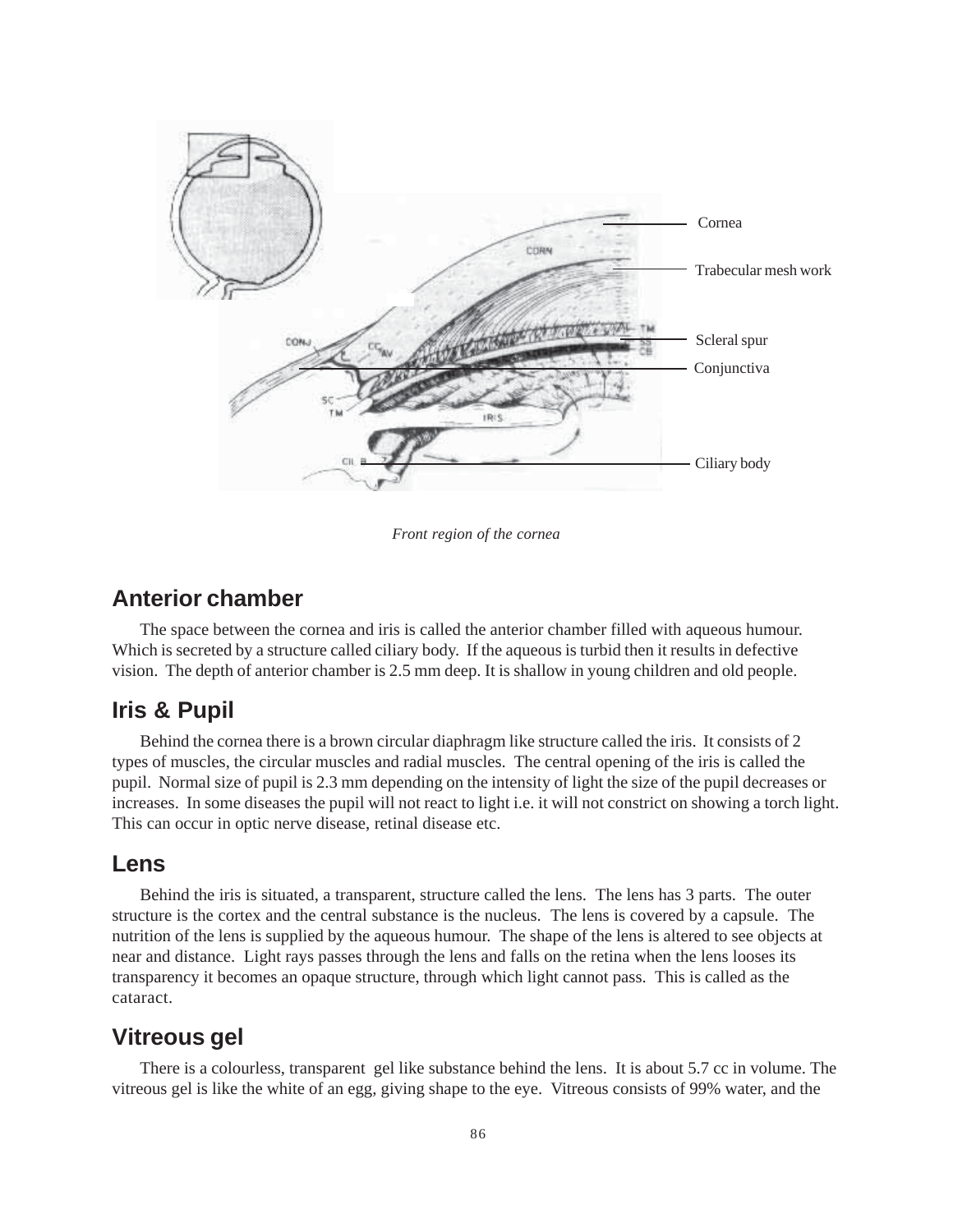Cornea

Trabecular mesh work

Scleral spur

Conjunctiva

Ciliary body

*Front region of the cornea*

## Anterior chamber

The space between the cornea and iris is called the anterior chamber filled with aqueous humour. Which is secreted by a structure called ciliary body. If the aqueous is turbid then it results in defective vision. The depth of anterior chamber is 2.5 mm deep. It is shallow in young children and old people.

## Iris & Pupil

Behind the cornea there is a brown circular diaphragm like structure called the iris. It consists of 2 types of muscles, the circular muscles and radial muscles. The central opening of the iris is called the pupil. Normal size of pupil is 2.3 mm depending on the intensity of light the size of the pupil decreases or increases. In some diseases the pupil will not react to light i.e. it will not constrict on showing a torch light. This can occur in optic nerve disease, retinal disease etc.

## Lens

Behind the iris is situated, a transparent, structure called the lens. The lens has 3 parts. The outer structure is the cortex and the central substance is the nucleus. The lens is covered by a capsule. The nutrition of the lens is supplied by the aqueous humour. The shape of the lens is altered to see objects at near and distance. Light rays passes through the lens and falls on the retina when the lens looses its transparency it becomes an opaque structure, through which light cannot pass. This is called as the cataract.

## Vitreous gel

There is a colourless, transparent gel like substance behind the lens. It is about 5.7 cc in volume. The vitreous gel is like the white of an egg, giving shape to the eye. Vitreous consists of 99% water, and the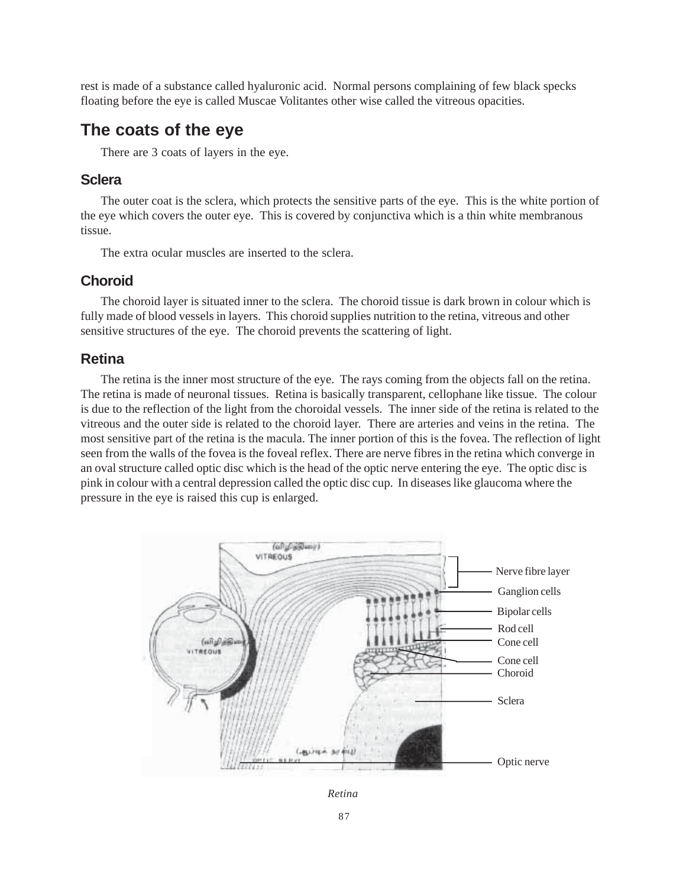rest is made of a substance called hyaluronic acid. Normal persons complaining of few black specks floating before the eye is called Muscae Volitantes other wise called the vitreous opacities.

## The coats of the eye

There are 3 coats of layers in the eye.

### Sclera

The outer coat is the sclera, which protects the sensitive parts of the eye. This is the white portion of the eye which covers the outer eye. This is covered by conjunctiva which is a thin white membranous tissue.

The extra ocular muscles are inserted to the sclera.

### Choroid

The choroid layer is situated inner to the sclera. The choroid tissue is dark brown in colour which is fully made of blood vessels in layers. This choroid supplies nutrition to the retina, vitreous and other sensitive structures of the eye. The choroid prevents the scattering of light.

### Retina

The retina is the inner most structure of the eye. The rays coming from the objects fall on the retina. The retina is made of neuronal tissues. Retina is basically transparent, cellophane like tissue. The colour is due to the reflection of the light from the choroidal vessels. The inner side of the retina is related to the vitreous and the outer side is related to the choroid layer. There are arteries and veins in the retina. The most sensitive part of the retina is the macula. The inner portion of this is the fovea. The reflection of light seen from the walls of the fovea is the foveal reflex. There are nerve fibres in the retina which converge in an oval structure called optic disc which is the head of the optic nerve entering the eye. The optic disc is pink in colour with a central depression called the optic disc cup. In diseases like glaucoma where the pressure in the eye is raised this cup is enlarged.

*Retina*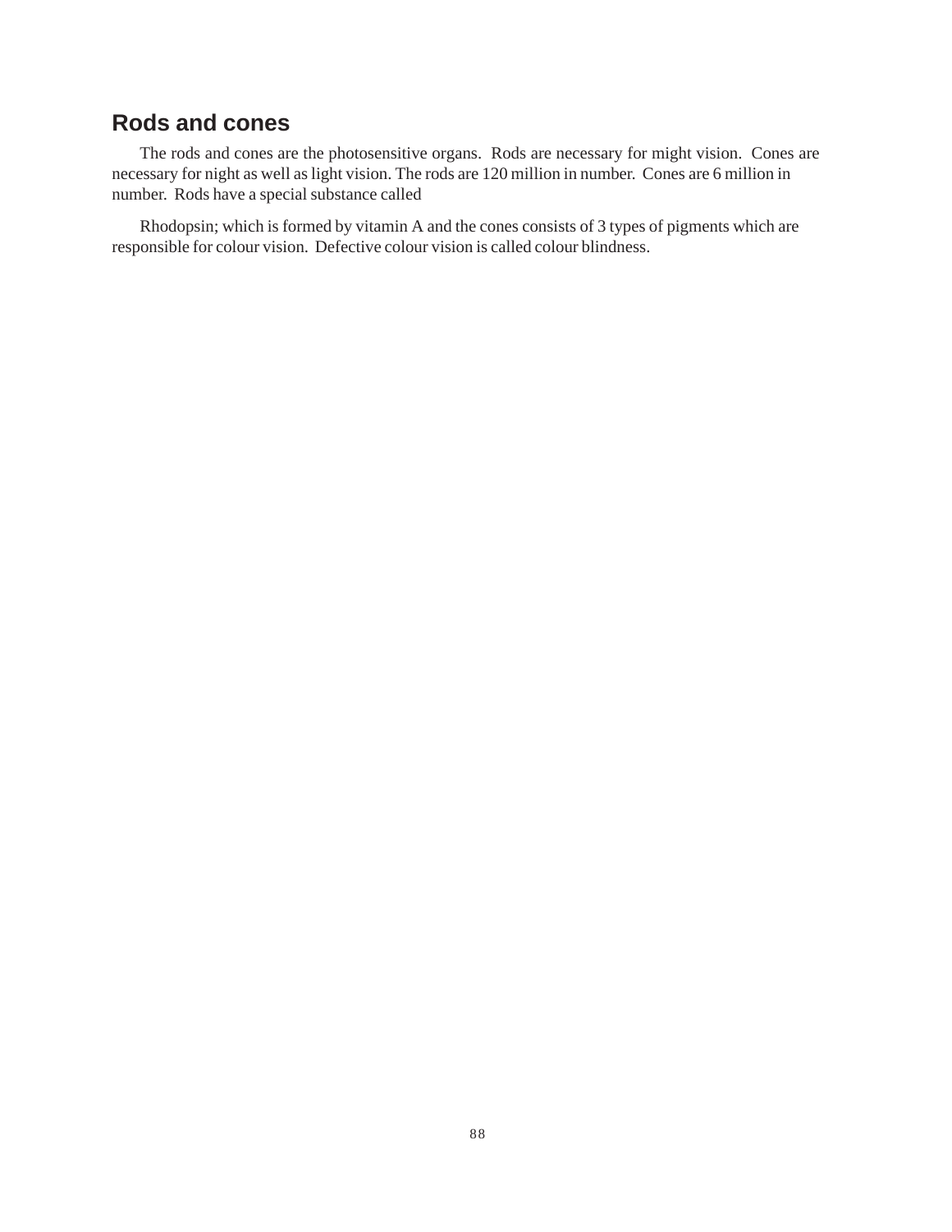## Rods and cones

The rods and cones are the photosensitive organs. Rods are necessary for might vision. Cones are necessary for night as well as light vision. The rods are 120 million in number. Cones are 6 million in number. Rods have a special substance called

Rhodopsin; which is formed by vitamin A and the cones consists of 3 types of pigments which are responsible for colour vision. Defective colour vision is called colour blindness.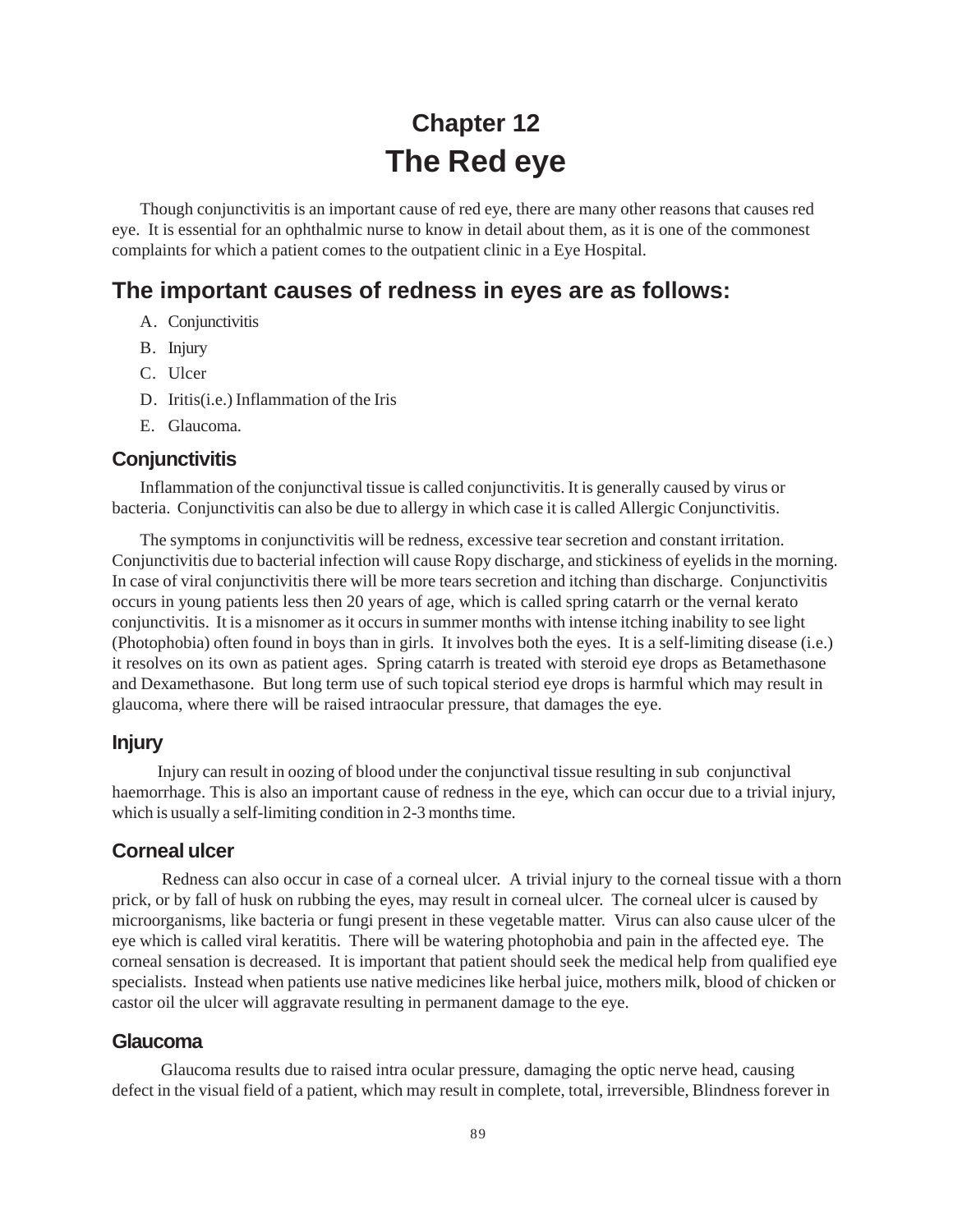# Chapter 12
# The Red eye

Though conjunctivitis is an important cause of red eye, there are many other reasons that causes red eye. It is essential for an ophthalmic nurse to know in detail about them, as it is one of the commonest complaints for which a patient comes to the outpatient clinic in a Eye Hospital.

## The important causes of redness in eyes are as follows:

A. Conjunctivitis

B. Injury

C. Ulcer

D. Iritis(i.e.) Inflammation of the Iris

E. Glaucoma.

### Conjunctivitis

Inflammation of the conjunctival tissue is called conjunctivitis. It is generally caused by virus or bacteria. Conjunctivitis can also be due to allergy in which case it is called Allergic Conjunctivitis.

The symptoms in conjunctivitis will be redness, excessive tear secretion and constant irritation. Conjunctivitis due to bacterial infection will cause Ropy discharge, and stickiness of eyelids in the morning. In case of viral conjunctivitis there will be more tears secretion and itching than discharge. Conjunctivitis occurs in young patients less then 20 years of age, which is called spring catarrh or the vernal kerato conjunctivitis. It is a misnomer as it occurs in summer months with intense itching inability to see light (Photophobia) often found in boys than in girls. It involves both the eyes. It is a self-limiting disease (i.e.) it resolves on its own as patient ages. Spring catarrh is treated with steroid eye drops as Betamethasone and Dexamethasone. But long term use of such topical steriod eye drops is harmful which may result in glaucoma, where there will be raised intraocular pressure, that damages the eye.

### Injury

Injury can result in oozing of blood under the conjunctival tissue resulting in sub conjunctival haemorrhage. This is also an important cause of redness in the eye, which can occur due to a trivial injury, which is usually a self-limiting condition in 2-3 months time.

### Corneal ulcer

Redness can also occur in case of a corneal ulcer. A trivial injury to the corneal tissue with a thorn prick, or by fall of husk on rubbing the eyes, may result in corneal ulcer. The corneal ulcer is caused by microorganisms, like bacteria or fungi present in these vegetable matter. Virus can also cause ulcer of the eye which is called viral keratitis. There will be watering photophobia and pain in the affected eye. The corneal sensation is decreased. It is important that patient should seek the medical help from qualified eye specialists. Instead when patients use native medicines like herbal juice, mothers milk, blood of chicken or castor oil the ulcer will aggravate resulting in permanent damage to the eye.

### Glaucoma

Glaucoma results due to raised intra ocular pressure, damaging the optic nerve head, causing defect in the visual field of a patient, which may result in complete, total, irreversible, Blindness forever in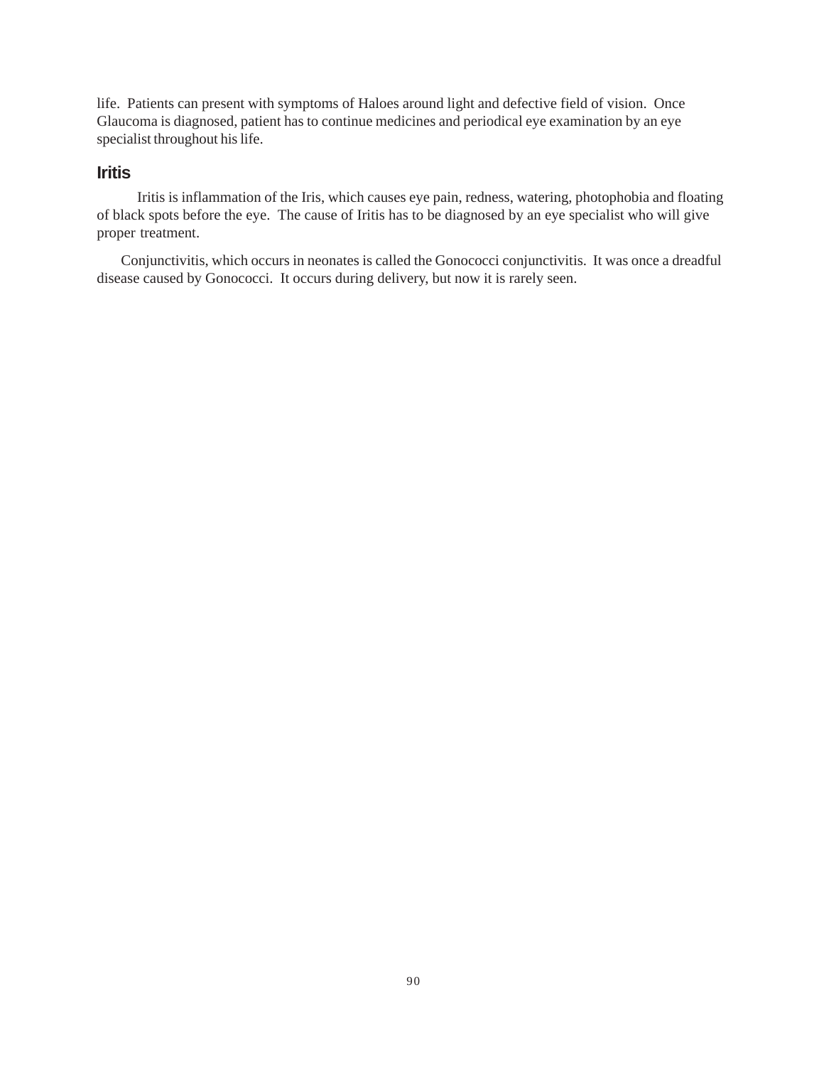life. Patients can present with symptoms of Haloes around light and defective field of vision. Once Glaucoma is diagnosed, patient has to continue medicines and periodical eye examination by an eye specialist throughout his life.

## Iritis

Iritis is inflammation of the Iris, which causes eye pain, redness, watering, photophobia and floating of black spots before the eye. The cause of Iritis has to be diagnosed by an eye specialist who will give proper treatment.

Conjunctivitis, which occurs in neonates is called the Gonococci conjunctivitis. It was once a dreadful disease caused by Gonococci. It occurs during delivery, but now it is rarely seen.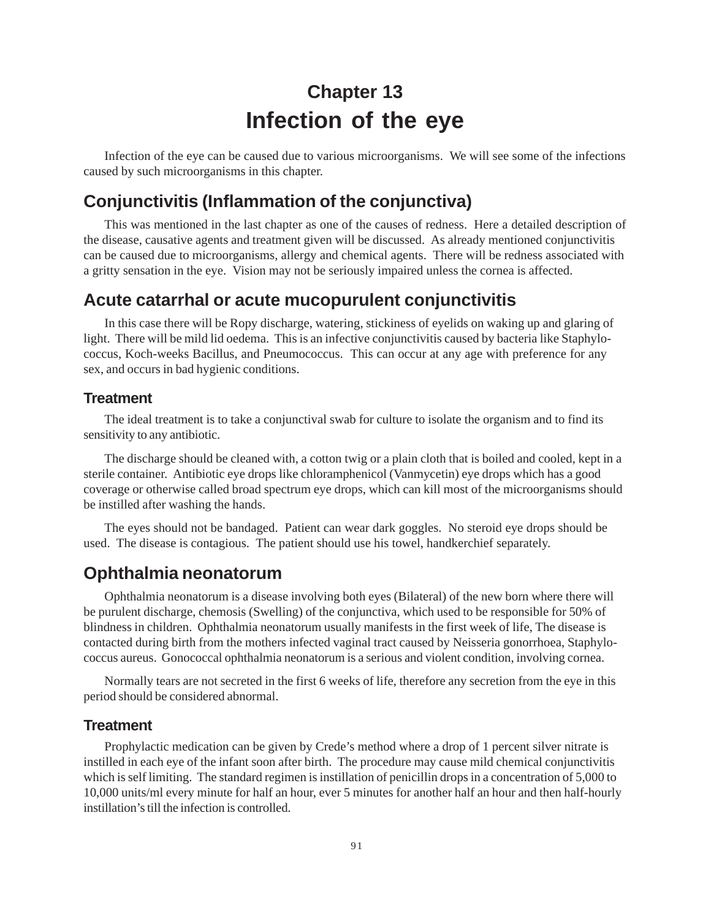# Chapter 13
# Infection of the eye

Infection of the eye can be caused due to various microorganisms. We will see some of the infections caused by such microorganisms in this chapter.

## Conjunctivitis (Inflammation of the conjunctiva)

This was mentioned in the last chapter as one of the causes of redness. Here a detailed description of the disease, causative agents and treatment given will be discussed. As already mentioned conjunctivitis can be caused due to microorganisms, allergy and chemical agents. There will be redness associated with a gritty sensation in the eye. Vision may not be seriously impaired unless the cornea is affected.

## Acute catarrhal or acute mucopurulent conjunctivitis

In this case there will be Ropy discharge, watering, stickiness of eyelids on waking up and glaring of light. There will be mild lid oedema. This is an infective conjunctivitis caused by bacteria like Staphylococcus, Koch-weeks Bacillus, and Pneumococcus. This can occur at any age with preference for any sex, and occurs in bad hygienic conditions.

### Treatment

The ideal treatment is to take a conjunctival swab for culture to isolate the organism and to find its sensitivity to any antibiotic.

The discharge should be cleaned with, a cotton twig or a plain cloth that is boiled and cooled, kept in a sterile container. Antibiotic eye drops like chloramphenicol (Vanmycetin) eye drops which has a good coverage or otherwise called broad spectrum eye drops, which can kill most of the microorganisms should be instilled after washing the hands.

The eyes should not be bandaged. Patient can wear dark goggles. No steroid eye drops should be used. The disease is contagious. The patient should use his towel, handkerchief separately.

## Ophthalmia neonatorum

Ophthalmia neonatorum is a disease involving both eyes (Bilateral) of the new born where there will be purulent discharge, chemosis (Swelling) of the conjunctiva, which used to be responsible for 50% of blindness in children. Ophthalmia neonatorum usually manifests in the first week of life, The disease is contacted during birth from the mothers infected vaginal tract caused by Neisseria gonorrhoea, Staphylococcus aureus. Gonococcal ophthalmia neonatorum is a serious and violent condition, involving cornea.

Normally tears are not secreted in the first 6 weeks of life, therefore any secretion from the eye in this period should be considered abnormal.

### Treatment

Prophylactic medication can be given by Crede's method where a drop of 1 percent silver nitrate is instilled in each eye of the infant soon after birth. The procedure may cause mild chemical conjunctivitis which is self limiting. The standard regimen is instillation of penicillin drops in a concentration of 5,000 to 10,000 units/ml every minute for half an hour, ever 5 minutes for another half an hour and then half-hourly instillation's till the infection is controlled.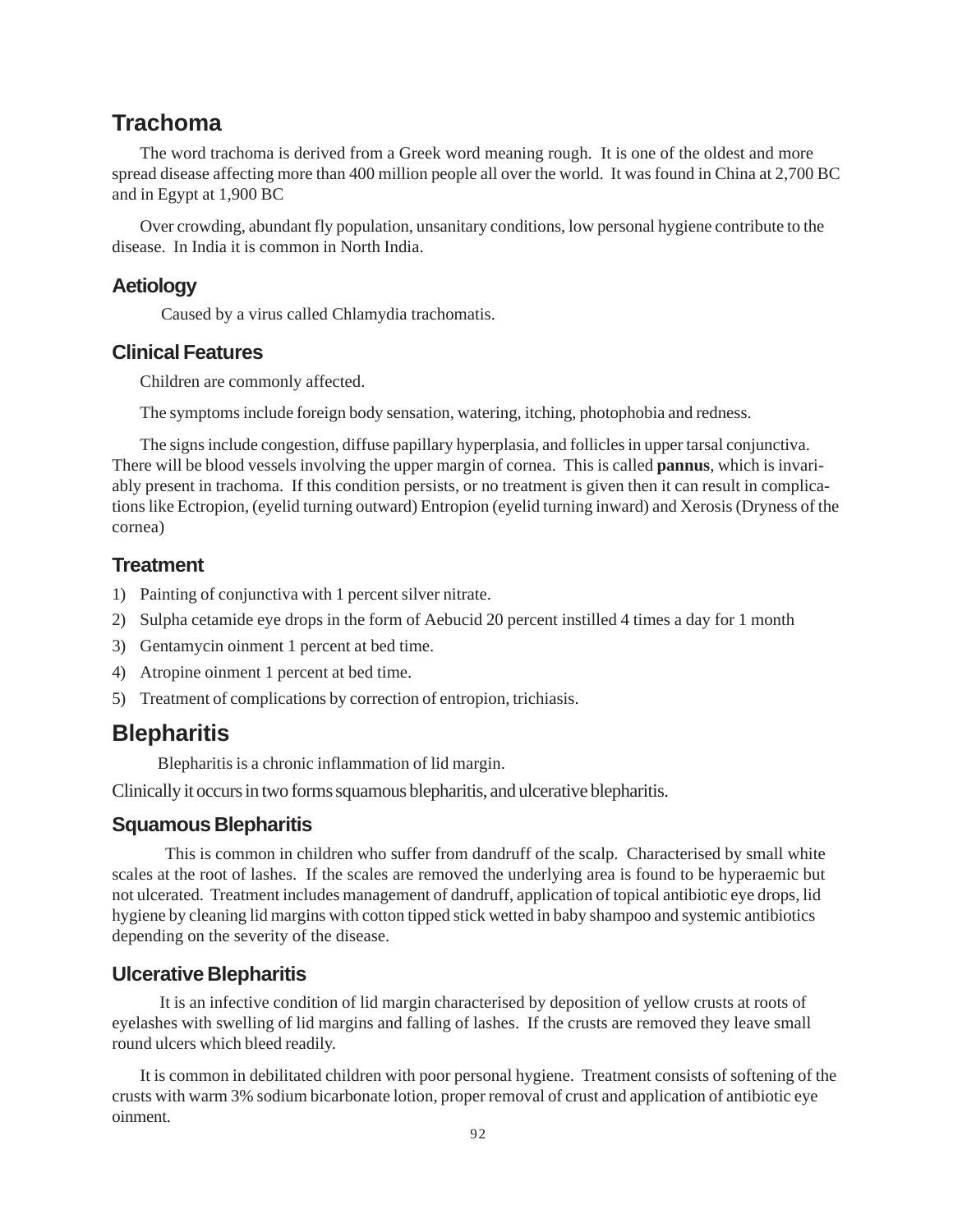## Trachoma

The word trachoma is derived from a Greek word meaning rough. It is one of the oldest and more spread disease affecting more than 400 million people all over the world. It was found in China at 2,700 BC and in Egypt at 1,900 BC

Over crowding, abundant fly population, unsanitary conditions, low personal hygiene contribute to the disease. In India it is common in North India.

### Aetiology

Caused by a virus called Chlamydia trachomatis.

### Clinical Features

Children are commonly affected.

The symptoms include foreign body sensation, watering, itching, photophobia and redness.

The signs include congestion, diffuse papillary hyperplasia, and follicles in upper tarsal conjunctiva. There will be blood vessels involving the upper margin of cornea. This is called **pannus**, which is invariably present in trachoma. If this condition persists, or no treatment is given then it can result in complications like Ectropion, (eyelid turning outward) Entropion (eyelid turning inward) and Xerosis (Dryness of the cornea)

### Treatment

1) Painting of conjunctiva with 1 percent silver nitrate.
2) Sulpha cetamide eye drops in the form of Aebucid 20 percent instilled 4 times a day for 1 month
3) Gentamycin oinment 1 percent at bed time.
4) Atropine oinment 1 percent at bed time.
5) Treatment of complications by correction of entropion, trichiasis.

## Blepharitis

Blepharitis is a chronic inflammation of lid margin.

Clinically it occurs in two forms squamous blepharitis, and ulcerative blepharitis.

### Squamous Blepharitis

This is common in children who suffer from dandruff of the scalp. Characterised by small white scales at the root of lashes. If the scales are removed the underlying area is found to be hyperaemic but not ulcerated. Treatment includes management of dandruff, application of topical antibiotic eye drops, lid hygiene by cleaning lid margins with cotton tipped stick wetted in baby shampoo and systemic antibiotics depending on the severity of the disease.

### Ulcerative Blepharitis

It is an infective condition of lid margin characterised by deposition of yellow crusts at roots of eyelashes with swelling of lid margins and falling of lashes. If the crusts are removed they leave small round ulcers which bleed readily.

It is common in debilitated children with poor personal hygiene. Treatment consists of softening of the crusts with warm 3% sodium bicarbonate lotion, proper removal of crust and application of antibiotic eye oinment.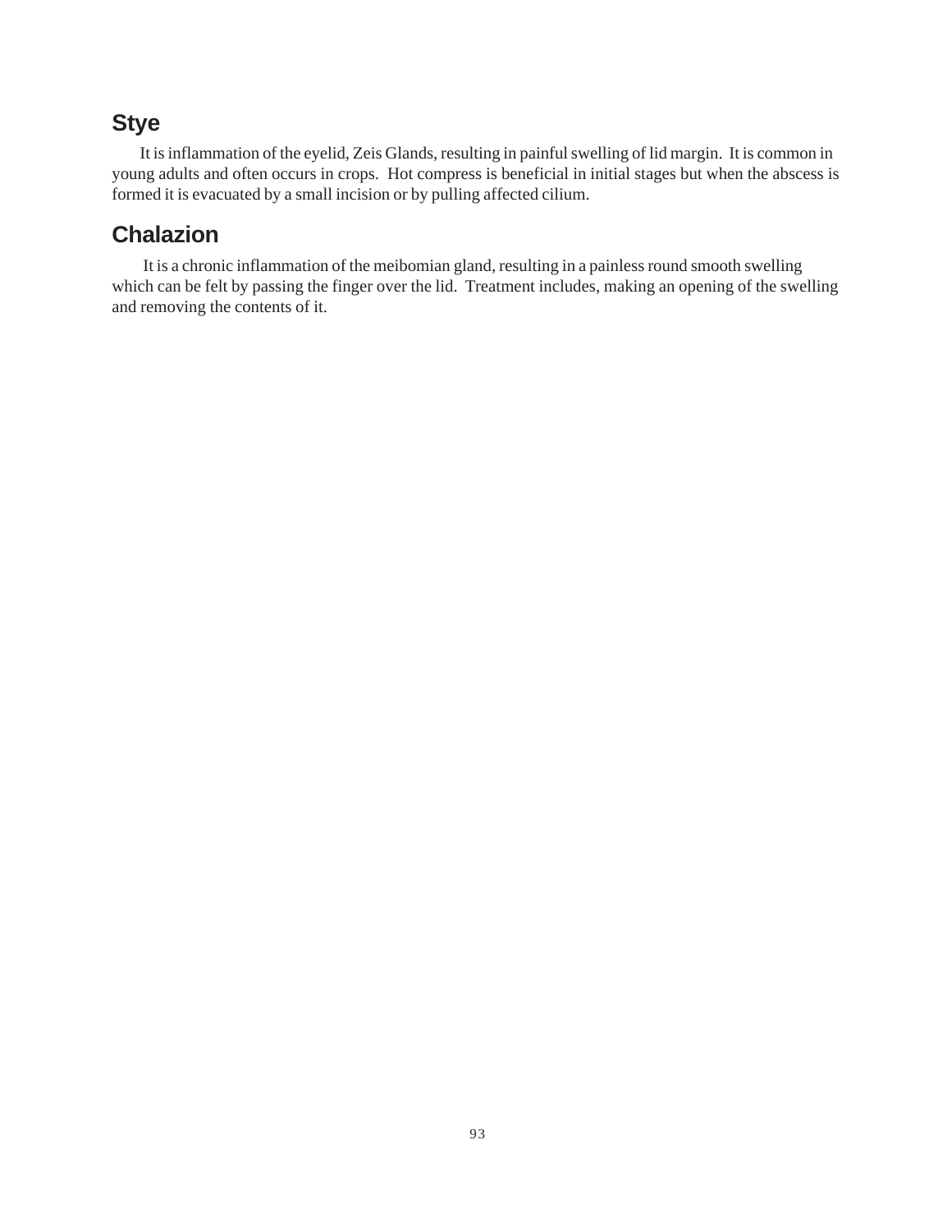## Stye

It is inflammation of the eyelid, Zeis Glands, resulting in painful swelling of lid margin. It is common in young adults and often occurs in crops. Hot compress is beneficial in initial stages but when the abscess is formed it is evacuated by a small incision or by pulling affected cilium.

## Chalazion

It is a chronic inflammation of the meibomian gland, resulting in a painless round smooth swelling which can be felt by passing the finger over the lid. Treatment includes, making an opening of the swelling and removing the contents of it.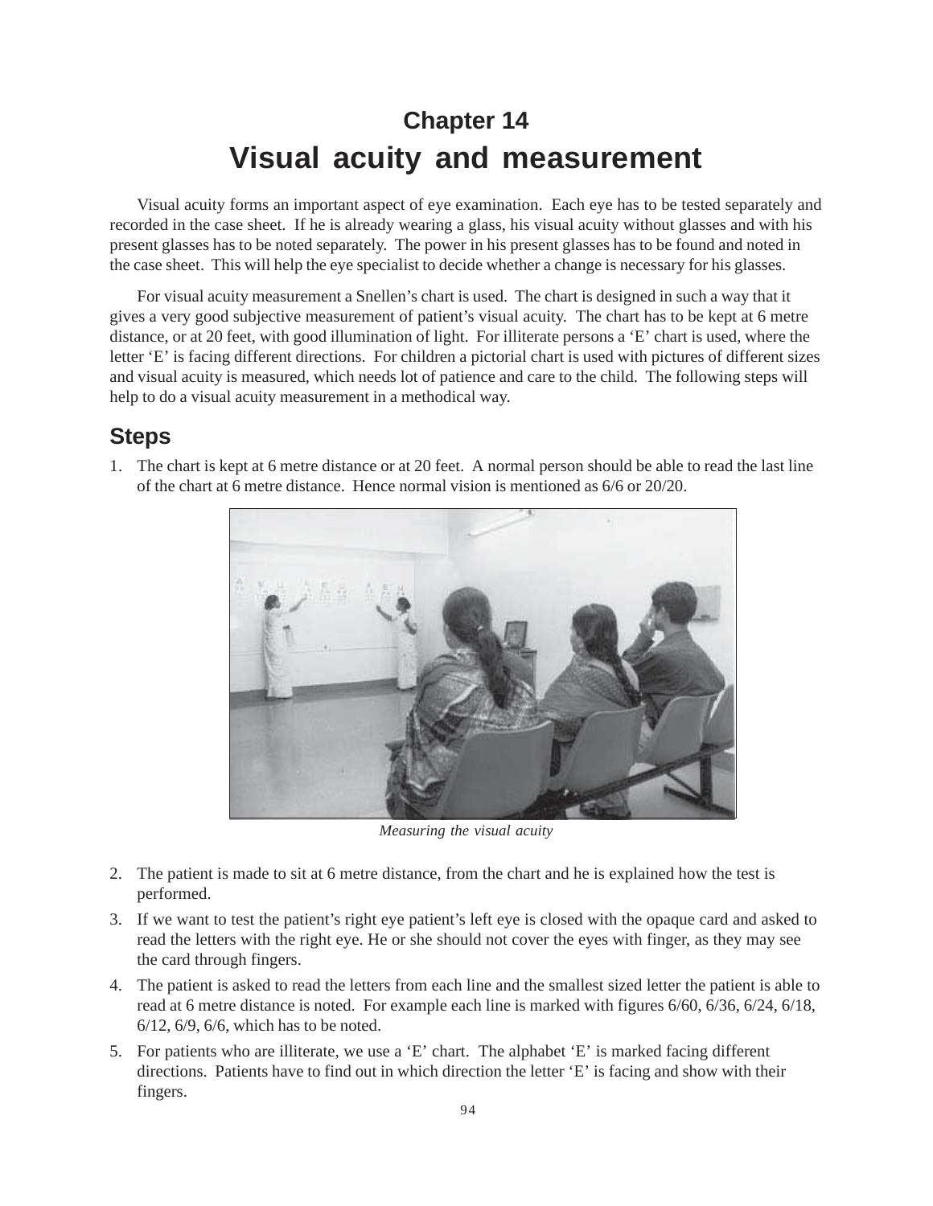# Chapter 14

# Visual acuity and measurement

Visual acuity forms an important aspect of eye examination. Each eye has to be tested separately and recorded in the case sheet. If he is already wearing a glass, his visual acuity without glasses and with his present glasses has to be noted separately. The power in his present glasses has to be found and noted in the case sheet. This will help the eye specialist to decide whether a change is necessary for his glasses.

For visual acuity measurement a Snellen's chart is used. The chart is designed in such a way that it gives a very good subjective measurement of patient's visual acuity. The chart has to be kept at 6 metre distance, or at 20 feet, with good illumination of light. For illiterate persons a 'E' chart is used, where the letter 'E' is facing different directions. For children a pictorial chart is used with pictures of different sizes and visual acuity is measured, which needs lot of patience and care to the child. The following steps will help to do a visual acuity measurement in a methodical way.

## Steps

1. The chart is kept at 6 metre distance or at 20 feet. A normal person should be able to read the last line of the chart at 6 metre distance. Hence normal vision is mentioned as 6/6 or 20/20.

*Measuring the visual acuity*

2. The patient is made to sit at 6 metre distance, from the chart and he is explained how the test is performed.
3. If we want to test the patient's right eye patient's left eye is closed with the opaque card and asked to read the letters with the right eye. He or she should not cover the eyes with finger, as they may see the card through fingers.
4. The patient is asked to read the letters from each line and the smallest sized letter the patient is able to read at 6 metre distance is noted. For example each line is marked with figures 6/60, 6/36, 6/24, 6/18, 6/12, 6/9, 6/6, which has to be noted.
5. For patients who are illiterate, we use a 'E' chart. The alphabet 'E' is marked facing different directions. Patients have to find out in which direction the letter 'E' is facing and show with their fingers.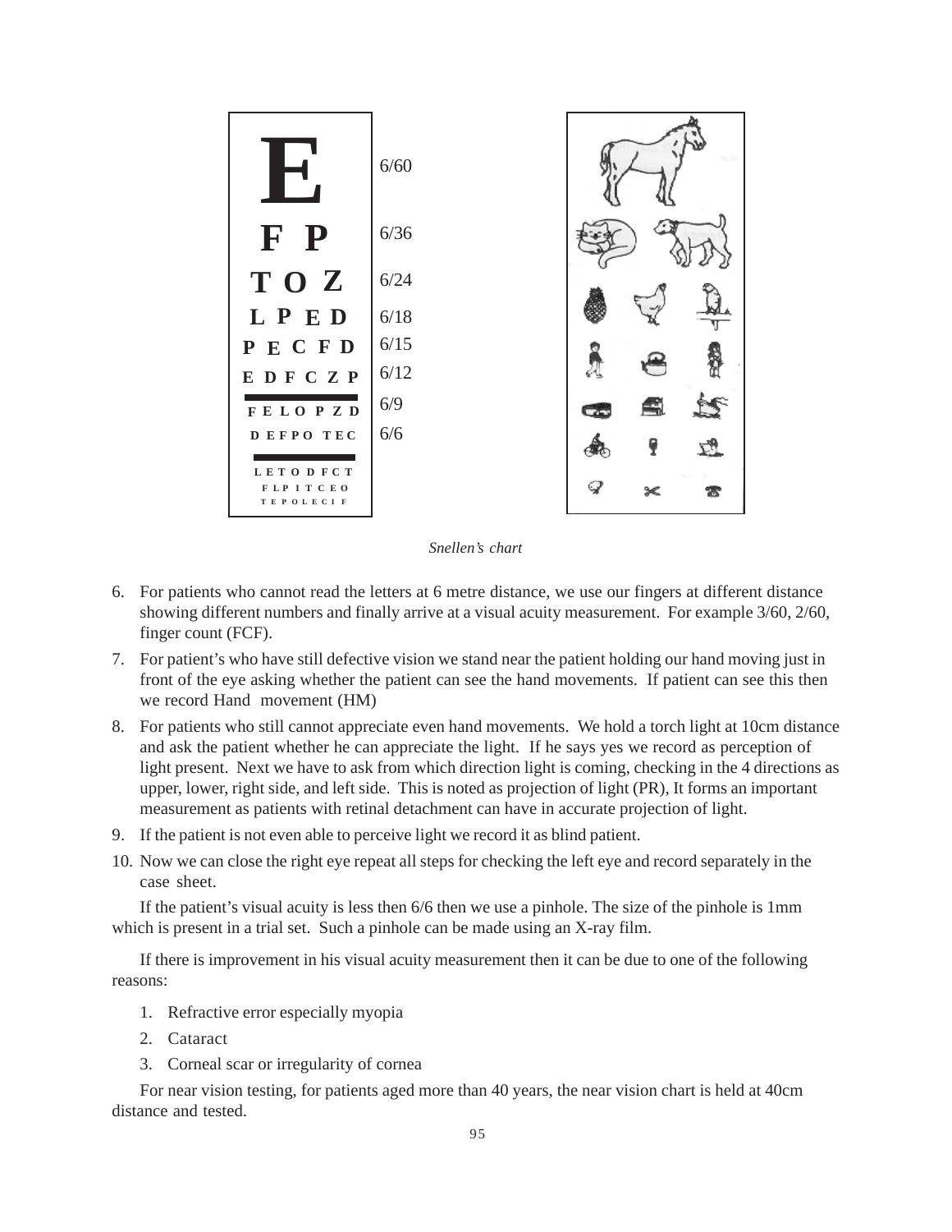Snellen's chart

6. For patients who cannot read the letters at 6 metre distance, we use our fingers at different distance showing different numbers and finally arrive at a visual acuity measurement. For example 3/60, 2/60, finger count (FCF).
7. For patient's who have still defective vision we stand near the patient holding our hand moving just in front of the eye asking whether the patient can see the hand movements. If patient can see this then we record Hand movement (HM)
8. For patients who still cannot appreciate even hand movements. We hold a torch light at 10cm distance and ask the patient whether he can appreciate the light. If he says yes we record as perception of light present. Next we have to ask from which direction light is coming, checking in the 4 directions as upper, lower, right side, and left side. This is noted as projection of light (PR), It forms an important measurement as patients with retinal detachment can have in accurate projection of light.
9. If the patient is not even able to perceive light we record it as blind patient.
10. Now we can close the right eye repeat all steps for checking the left eye and record separately in the case sheet.

If the patient's visual acuity is less then 6/6 then we use a pinhole. The size of the pinhole is 1mm which is present in a trial set. Such a pinhole can be made using an X-ray film.

If there is improvement in his visual acuity measurement then it can be due to one of the following reasons:

1. Refractive error especially myopia
2. Cataract
3. Corneal scar or irregularity of cornea

For near vision testing, for patients aged more than 40 years, the near vision chart is held at 40cm distance and tested.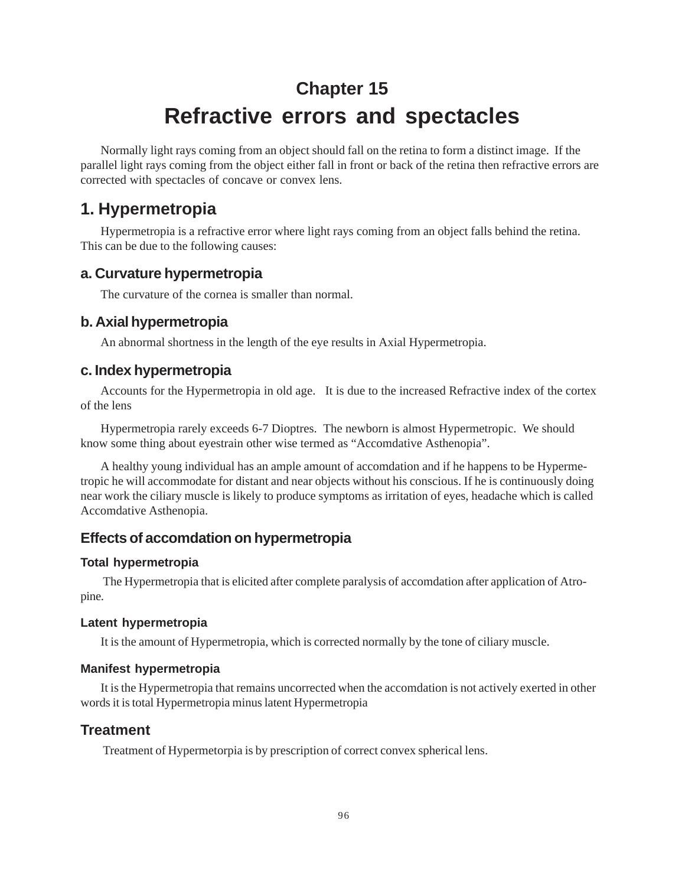# Chapter 15
# Refractive errors and spectacles

Normally light rays coming from an object should fall on the retina to form a distinct image. If the parallel light rays coming from the object either fall in front or back of the retina then refractive errors are corrected with spectacles of concave or convex lens.

## 1. Hypermetropia

Hypermetropia is a refractive error where light rays coming from an object falls behind the retina. This can be due to the following causes:

### a. Curvature hypermetropia

The curvature of the cornea is smaller than normal.

### b. Axial hypermetropia

An abnormal shortness in the length of the eye results in Axial Hypermetropia.

### c. Index hypermetropia

Accounts for the Hypermetropia in old age. It is due to the increased Refractive index of the cortex of the lens

Hypermetropia rarely exceeds 6-7 Dioptres. The newborn is almost Hypermetropic. We should know some thing about eyestrain other wise termed as "Accomdative Asthenopia".

A healthy young individual has an ample amount of accomdation and if he happens to be Hypermetropic he will accommodate for distant and near objects without his conscious. If he is continuously doing near work the ciliary muscle is likely to produce symptoms as irritation of eyes, headache which is called Accomdative Asthenopia.

### Effects of accomdation on hypermetropia

#### Total hypermetropia

The Hypermetropia that is elicited after complete paralysis of accomdation after application of Atropine.

#### Latent hypermetropia

It is the amount of Hypermetropia, which is corrected normally by the tone of ciliary muscle.

#### Manifest hypermetropia

It is the Hypermetropia that remains uncorrected when the accomdation is not actively exerted in other words it is total Hypermetropia minus latent Hypermetropia

### Treatment

Treatment of Hypermetorpia is by prescription of correct convex spherical lens.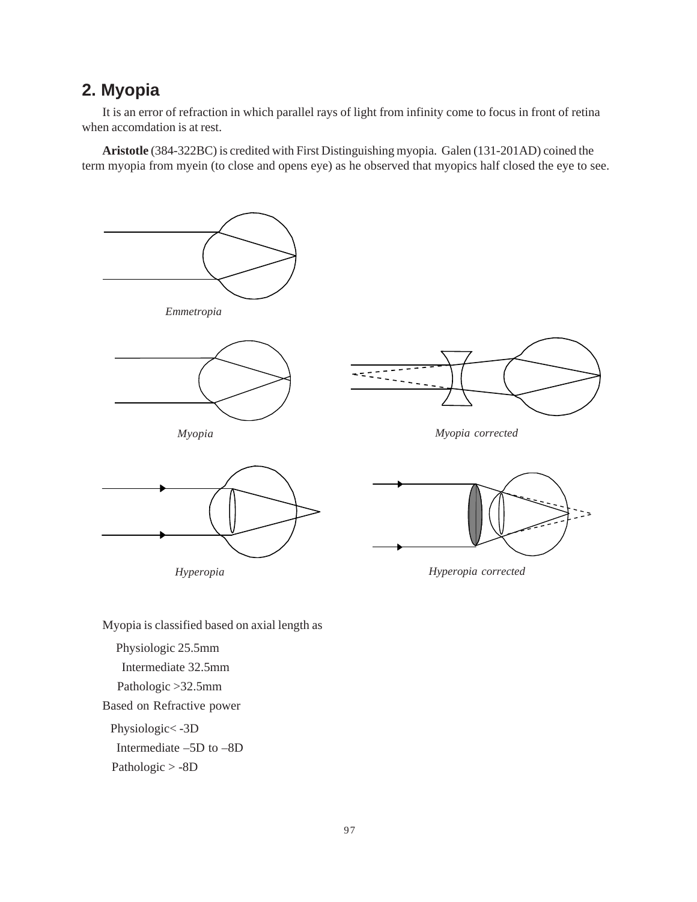## 2. Myopia

It is an error of refraction in which parallel rays of light from infinity come to focus in front of retina when accomdation is at rest.

**Aristotle** (384-322BC) is credited with First Distinguishing myopia. Galen (131-201AD) coined the term myopia from myein (to close and opens eye) as he observed that myopics half closed the eye to see.

*Emmetropia*

*Myopia*

*Myopia corrected*

*Hyperopia*

*Hyperopia corrected*

Myopia is classified based on axial length as

Physiologic 25.5mm

Intermediate 32.5mm

Pathologic >32.5mm

Based on Refractive power

Physiologic< -3D

Intermediate –5D to –8D

Pathologic > -8D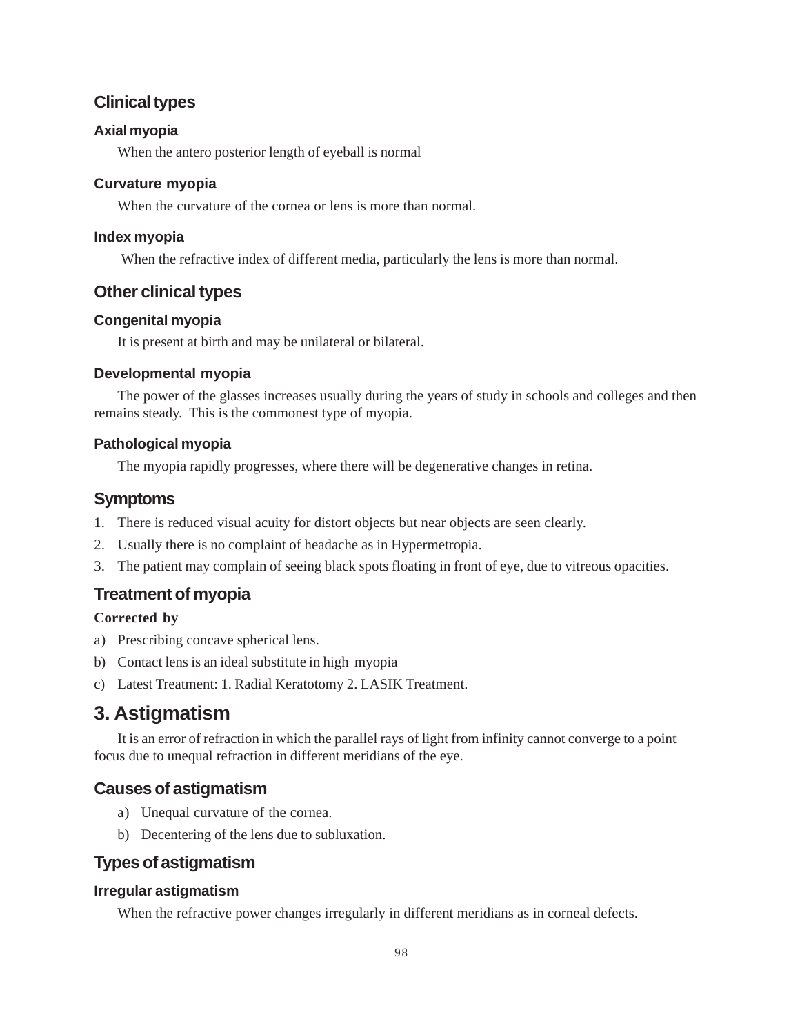## Clinical types

### Axial myopia

When the antero posterior length of eyeball is normal

### Curvature myopia

When the curvature of the cornea or lens is more than normal.

### Index myopia

When the refractive index of different media, particularly the lens is more than normal.

## Other clinical types

### Congenital myopia

It is present at birth and may be unilateral or bilateral.

### Developmental myopia

The power of the glasses increases usually during the years of study in schools and colleges and then remains steady. This is the commonest type of myopia.

### Pathological myopia

The myopia rapidly progresses, where there will be degenerative changes in retina.

## Symptoms

1. There is reduced visual acuity for distort objects but near objects are seen clearly.
2. Usually there is no complaint of headache as in Hypermetropia.
3. The patient may complain of seeing black spots floating in front of eye, due to vitreous opacities.

## Treatment of myopia

**Corrected by**

a) Prescribing concave spherical lens.
b) Contact lens is an ideal substitute in high myopia
c) Latest Treatment: 1. Radial Keratotomy 2. LASIK Treatment.

# 3. Astigmatism

It is an error of refraction in which the parallel rays of light from infinity cannot converge to a point focus due to unequal refraction in different meridians of the eye.

## Causes of astigmatism

a) Unequal curvature of the cornea.
b) Decentering of the lens due to subluxation.

## Types of astigmatism

### Irregular astigmatism

When the refractive power changes irregularly in different meridians as in corneal defects.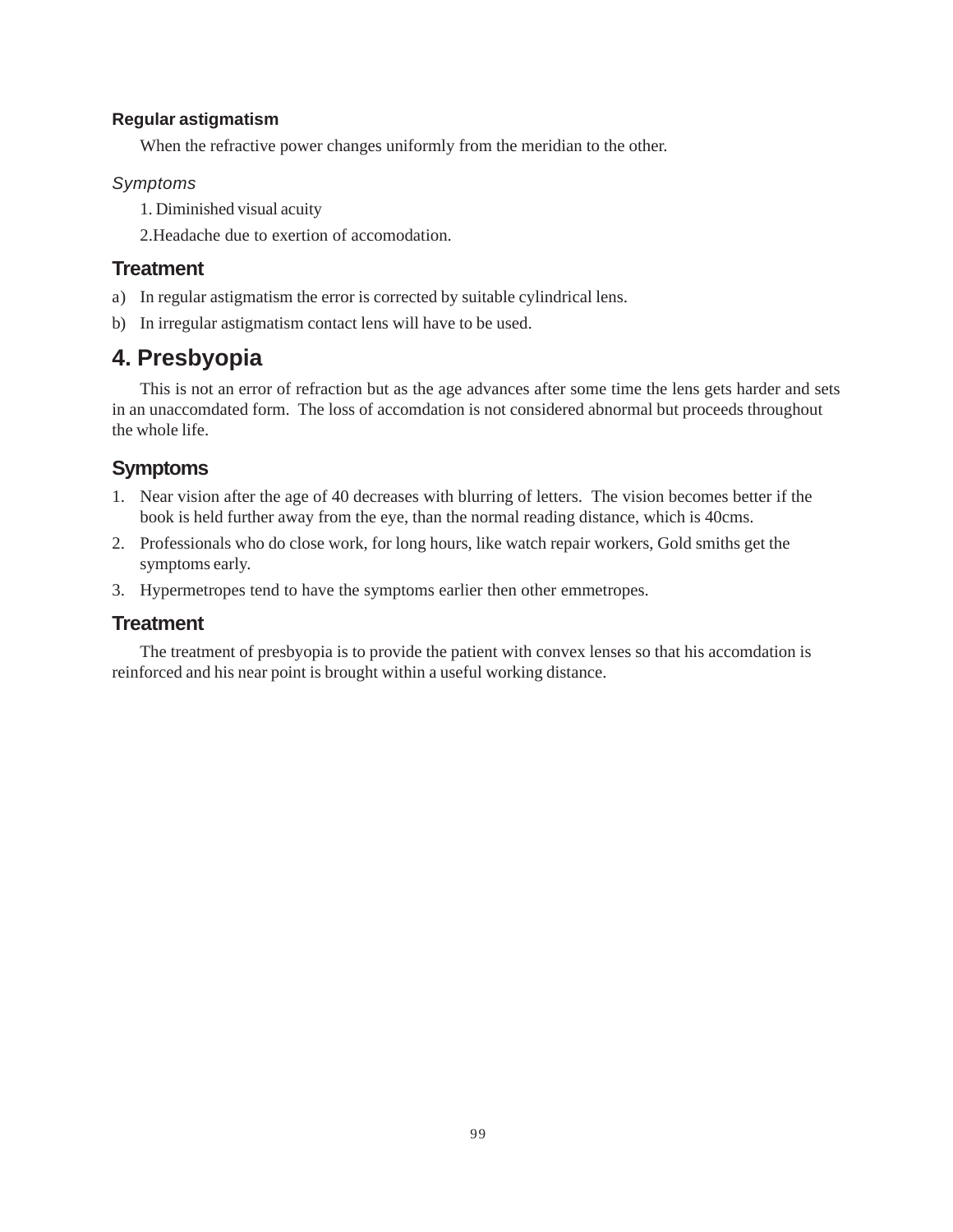### Regular astigmatism

When the refractive power changes uniformly from the meridian to the other.

*Symptoms*

1. Diminished visual acuity
2. Headache due to exertion of accomodation.

### Treatment

a) In regular astigmatism the error is corrected by suitable cylindrical lens.

b) In irregular astigmatism contact lens will have to be used.

## 4. Presbyopia

This is not an error of refraction but as the age advances after some time the lens gets harder and sets in an unaccomdated form. The loss of accomdation is not considered abnormal but proceeds throughout the whole life.

### Symptoms

1. Near vision after the age of 40 decreases with blurring of letters. The vision becomes better if the book is held further away from the eye, than the normal reading distance, which is 40cms.
2. Professionals who do close work, for long hours, like watch repair workers, Gold smiths get the symptoms early.
3. Hypermetropes tend to have the symptoms earlier then other emmetropes.

### Treatment

The treatment of presbyopia is to provide the patient with convex lenses so that his accomdation is reinforced and his near point is brought within a useful working distance.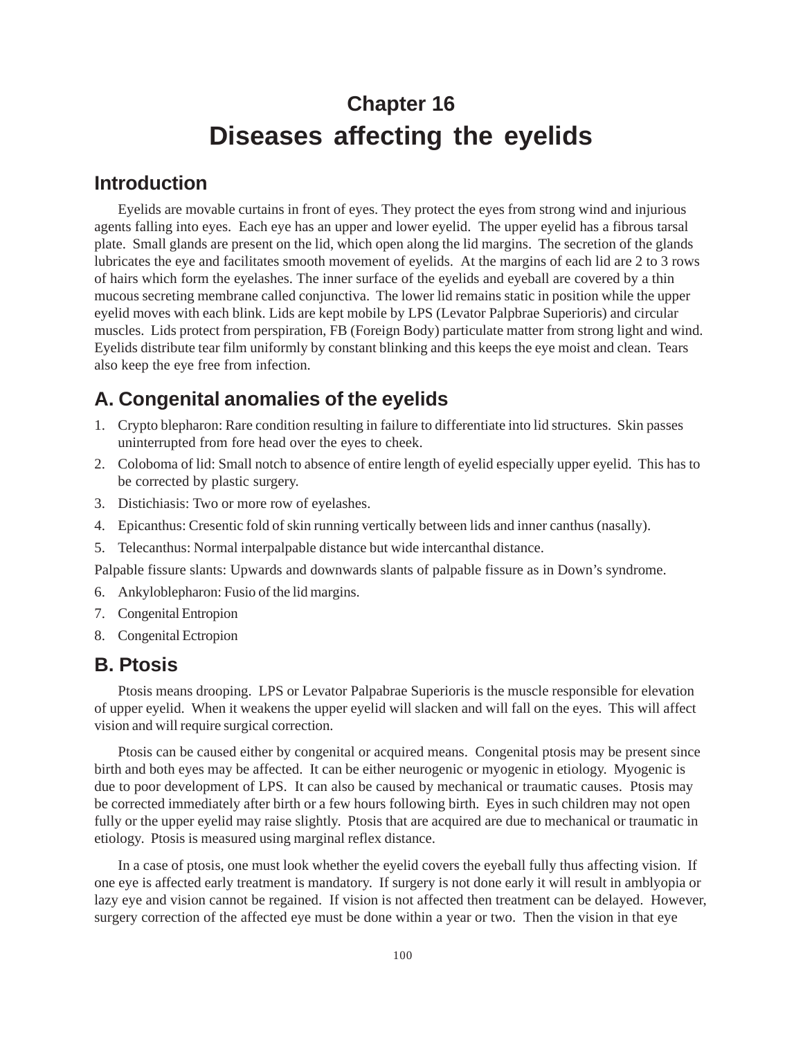# Chapter 16

# Diseases affecting the eyelids

## Introduction

Eyelids are movable curtains in front of eyes. They protect the eyes from strong wind and injurious agents falling into eyes. Each eye has an upper and lower eyelid. The upper eyelid has a fibrous tarsal plate. Small glands are present on the lid, which open along the lid margins. The secretion of the glands lubricates the eye and facilitates smooth movement of eyelids. At the margins of each lid are 2 to 3 rows of hairs which form the eyelashes. The inner surface of the eyelids and eyeball are covered by a thin mucous secreting membrane called conjunctiva. The lower lid remains static in position while the upper eyelid moves with each blink. Lids are kept mobile by LPS (Levator Palpbrae Superioris) and circular muscles. Lids protect from perspiration, FB (Foreign Body) particulate matter from strong light and wind. Eyelids distribute tear film uniformly by constant blinking and this keeps the eye moist and clean. Tears also keep the eye free from infection.

## A. Congenital anomalies of the eyelids

1. Crypto blepharon: Rare condition resulting in failure to differentiate into lid structures. Skin passes uninterrupted from fore head over the eyes to cheek.
2. Coloboma of lid: Small notch to absence of entire length of eyelid especially upper eyelid. This has to be corrected by plastic surgery.
3. Distichiasis: Two or more row of eyelashes.
4. Epicanthus: Cresentic fold of skin running vertically between lids and inner canthus (nasally).
5. Telecanthus: Normal interpalpable distance but wide intercanthal distance.

Palpable fissure slants: Upwards and downwards slants of palpable fissure as in Down's syndrome.

6. Ankyloblepharon: Fusio of the lid margins.
7. Congenital Entropion
8. Congenital Ectropion

## B. Ptosis

Ptosis means drooping. LPS or Levator Palpabrae Superioris is the muscle responsible for elevation of upper eyelid. When it weakens the upper eyelid will slacken and will fall on the eyes. This will affect vision and will require surgical correction.

Ptosis can be caused either by congenital or acquired means. Congenital ptosis may be present since birth and both eyes may be affected. It can be either neurogenic or myogenic in etiology. Myogenic is due to poor development of LPS. It can also be caused by mechanical or traumatic causes. Ptosis may be corrected immediately after birth or a few hours following birth. Eyes in such children may not open fully or the upper eyelid may raise slightly. Ptosis that are acquired are due to mechanical or traumatic in etiology. Ptosis is measured using marginal reflex distance.

In a case of ptosis, one must look whether the eyelid covers the eyeball fully thus affecting vision. If one eye is affected early treatment is mandatory. If surgery is not done early it will result in amblyopia or lazy eye and vision cannot be regained. If vision is not affected then treatment can be delayed. However, surgery correction of the affected eye must be done within a year or two. Then the vision in that eye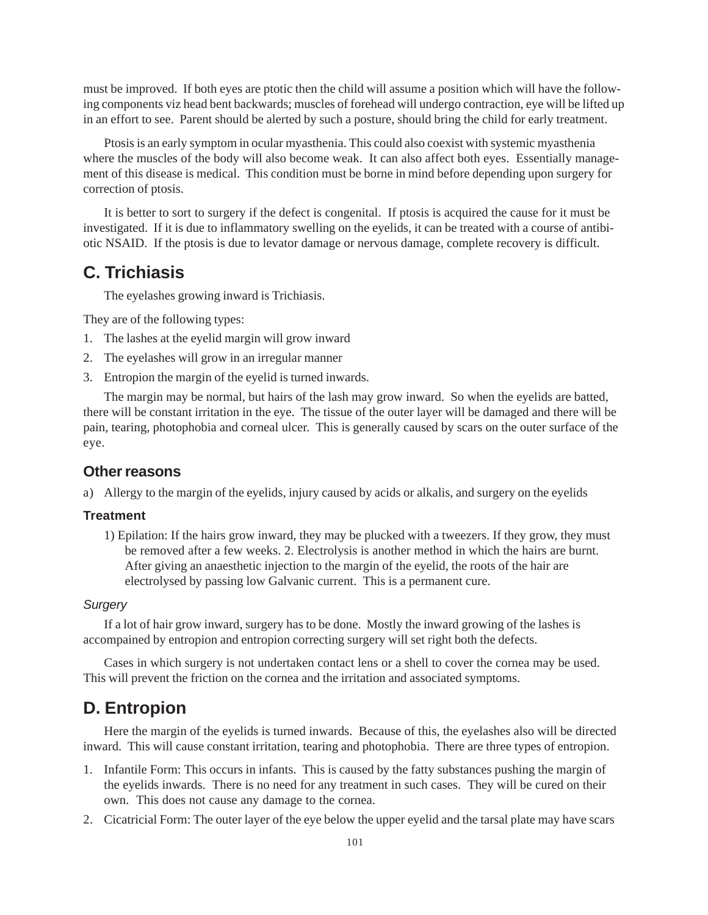must be improved. If both eyes are ptotic then the child will assume a position which will have the following components viz head bent backwards; muscles of forehead will undergo contraction, eye will be lifted up in an effort to see. Parent should be alerted by such a posture, should bring the child for early treatment.

Ptosis is an early symptom in ocular myasthenia. This could also coexist with systemic myasthenia where the muscles of the body will also become weak. It can also affect both eyes. Essentially management of this disease is medical. This condition must be borne in mind before depending upon surgery for correction of ptosis.

It is better to sort to surgery if the defect is congenital. If ptosis is acquired the cause for it must be investigated. If it is due to inflammatory swelling on the eyelids, it can be treated with a course of antibiotic NSAID. If the ptosis is due to levator damage or nervous damage, complete recovery is difficult.

## C. Trichiasis

The eyelashes growing inward is Trichiasis.

They are of the following types:

1. The lashes at the eyelid margin will grow inward
2. The eyelashes will grow in an irregular manner
3. Entropion the margin of the eyelid is turned inwards.

The margin may be normal, but hairs of the lash may grow inward. So when the eyelids are batted, there will be constant irritation in the eye. The tissue of the outer layer will be damaged and there will be pain, tearing, photophobia and corneal ulcer. This is generally caused by scars on the outer surface of the eye.

### Other reasons

a) Allergy to the margin of the eyelids, injury caused by acids or alkalis, and surgery on the eyelids

#### Treatment

1) Epilation: If the hairs grow inward, they may be plucked with a tweezers. If they grow, they must be removed after a few weeks. 2. Electrolysis is another method in which the hairs are burnt. After giving an anaesthetic injection to the margin of the eyelid, the roots of the hair are electrolysed by passing low Galvanic current. This is a permanent cure.

*Surgery*

If a lot of hair grow inward, surgery has to be done. Mostly the inward growing of the lashes is accompained by entropion and entropion correcting surgery will set right both the defects.

Cases in which surgery is not undertaken contact lens or a shell to cover the cornea may be used. This will prevent the friction on the cornea and the irritation and associated symptoms.

## D. Entropion

Here the margin of the eyelids is turned inwards. Because of this, the eyelashes also will be directed inward. This will cause constant irritation, tearing and photophobia. There are three types of entropion.

1. Infantile Form: This occurs in infants. This is caused by the fatty substances pushing the margin of the eyelids inwards. There is no need for any treatment in such cases. They will be cured on their own. This does not cause any damage to the cornea.
2. Cicatricial Form: The outer layer of the eye below the upper eyelid and the tarsal plate may have scars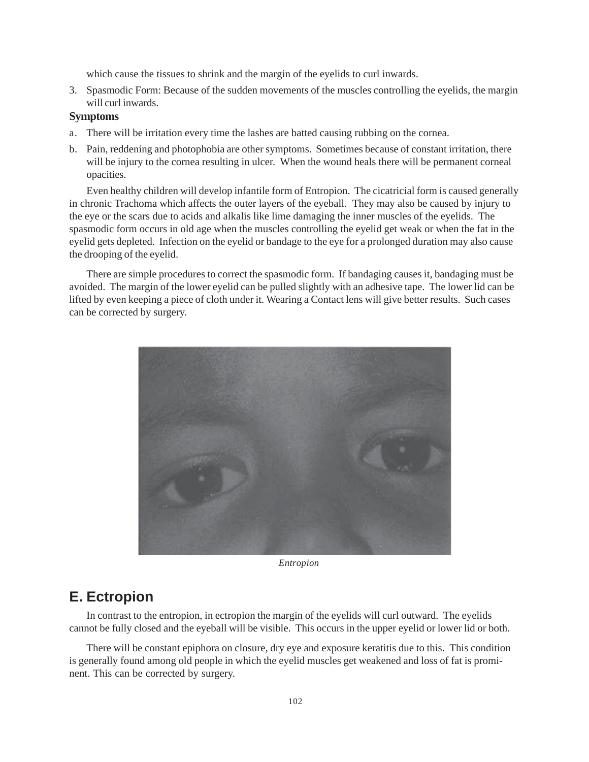which cause the tissues to shrink and the margin of the eyelids to curl inwards.

3. Spasmodic Form: Because of the sudden movements of the muscles controlling the eyelids, the margin will curl inwards.

**Symptoms**

a. There will be irritation every time the lashes are batted causing rubbing on the cornea.

b. Pain, reddening and photophobia are other symptoms. Sometimes because of constant irritation, there will be injury to the cornea resulting in ulcer. When the wound heals there will be permanent corneal opacities.

Even healthy children will develop infantile form of Entropion. The cicatricial form is caused generally in chronic Trachoma which affects the outer layers of the eyeball. They may also be caused by injury to the eye or the scars due to acids and alkalis like lime damaging the inner muscles of the eyelids. The spasmodic form occurs in old age when the muscles controlling the eyelid get weak or when the fat in the eyelid gets depleted. Infection on the eyelid or bandage to the eye for a prolonged duration may also cause the drooping of the eyelid.

There are simple procedures to correct the spasmodic form. If bandaging causes it, bandaging must be avoided. The margin of the lower eyelid can be pulled slightly with an adhesive tape. The lower lid can be lifted by even keeping a piece of cloth under it. Wearing a Contact lens will give better results. Such cases can be corrected by surgery.

*Entropion*

## E. Ectropion

In contrast to the entropion, in ectropion the margin of the eyelids will curl outward. The eyelids cannot be fully closed and the eyeball will be visible. This occurs in the upper eyelid or lower lid or both.

There will be constant epiphora on closure, dry eye and exposure keratitis due to this. This condition is generally found among old people in which the eyelid muscles get weakened and loss of fat is prominent. This can be corrected by surgery.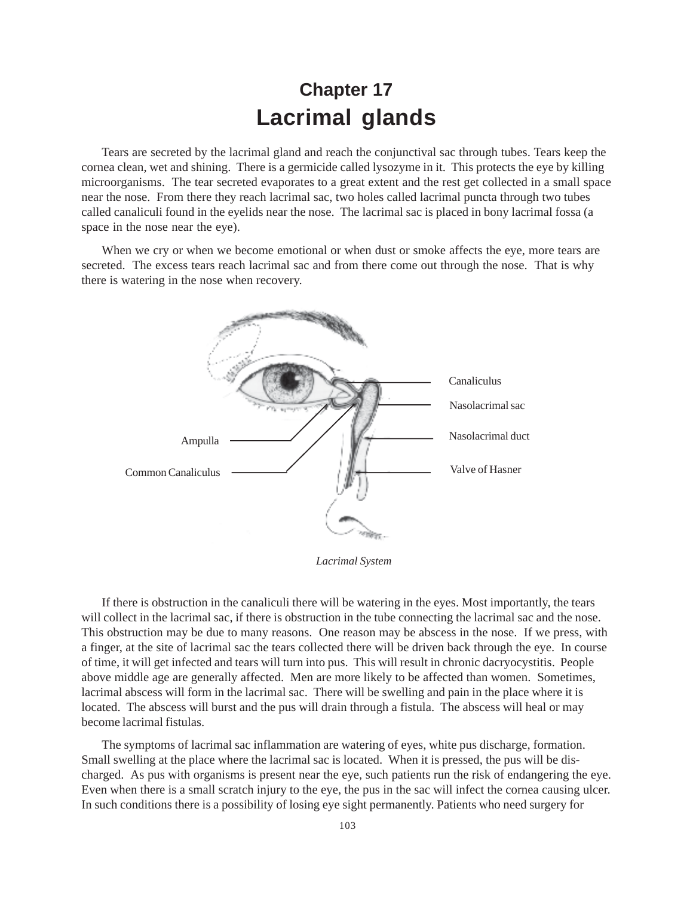# Chapter 17
# Lacrimal glands

Tears are secreted by the lacrimal gland and reach the conjunctival sac through tubes. Tears keep the cornea clean, wet and shining. There is a germicide called lysozyme in it. This protects the eye by killing microorganisms. The tear secreted evaporates to a great extent and the rest get collected in a small space near the nose. From there they reach lacrimal sac, two holes called lacrimal puncta through two tubes called canaliculi found in the eyelids near the nose. The lacrimal sac is placed in bony lacrimal fossa (a space in the nose near the eye).

When we cry or when we become emotional or when dust or smoke affects the eye, more tears are secreted. The excess tears reach lacrimal sac and from there come out through the nose. That is why there is watering in the nose when recovery.

Canaliculus

Nasolacrimal sac

Nasolacrimal duct

Valve of Hasner

Ampulla

Common Canaliculus

*Lacrimal System*

If there is obstruction in the canaliculi there will be watering in the eyes. Most importantly, the tears will collect in the lacrimal sac, if there is obstruction in the tube connecting the lacrimal sac and the nose. This obstruction may be due to many reasons. One reason may be abscess in the nose. If we press, with a finger, at the site of lacrimal sac the tears collected there will be driven back through the eye. In course of time, it will get infected and tears will turn into pus. This will result in chronic dacryocystitis. People above middle age are generally affected. Men are more likely to be affected than women. Sometimes, lacrimal abscess will form in the lacrimal sac. There will be swelling and pain in the place where it is located. The abscess will burst and the pus will drain through a fistula. The abscess will heal or may become lacrimal fistulas.

The symptoms of lacrimal sac inflammation are watering of eyes, white pus discharge, formation. Small swelling at the place where the lacrimal sac is located. When it is pressed, the pus will be discharged. As pus with organisms is present near the eye, such patients run the risk of endangering the eye. Even when there is a small scratch injury to the eye, the pus in the sac will infect the cornea causing ulcer. In such conditions there is a possibility of losing eye sight permanently. Patients who need surgery for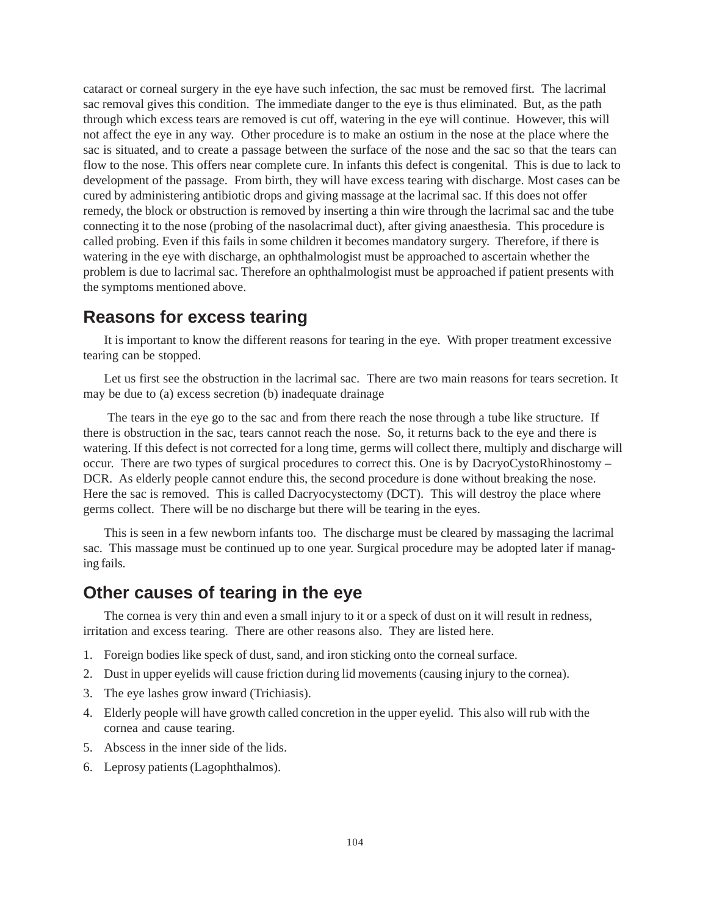cataract or corneal surgery in the eye have such infection, the sac must be removed first. The lacrimal sac removal gives this condition. The immediate danger to the eye is thus eliminated. But, as the path through which excess tears are removed is cut off, watering in the eye will continue. However, this will not affect the eye in any way. Other procedure is to make an ostium in the nose at the place where the sac is situated, and to create a passage between the surface of the nose and the sac so that the tears can flow to the nose. This offers near complete cure. In infants this defect is congenital. This is due to lack to development of the passage. From birth, they will have excess tearing with discharge. Most cases can be cured by administering antibiotic drops and giving massage at the lacrimal sac. If this does not offer remedy, the block or obstruction is removed by inserting a thin wire through the lacrimal sac and the tube connecting it to the nose (probing of the nasolacrimal duct), after giving anaesthesia. This procedure is called probing. Even if this fails in some children it becomes mandatory surgery. Therefore, if there is watering in the eye with discharge, an ophthalmologist must be approached to ascertain whether the problem is due to lacrimal sac. Therefore an ophthalmologist must be approached if patient presents with the symptoms mentioned above.

## Reasons for excess tearing

It is important to know the different reasons for tearing in the eye. With proper treatment excessive tearing can be stopped.

Let us first see the obstruction in the lacrimal sac. There are two main reasons for tears secretion. It may be due to (a) excess secretion (b) inadequate drainage

The tears in the eye go to the sac and from there reach the nose through a tube like structure. If there is obstruction in the sac, tears cannot reach the nose. So, it returns back to the eye and there is watering. If this defect is not corrected for a long time, germs will collect there, multiply and discharge will occur. There are two types of surgical procedures to correct this. One is by DacryoCystoRhinostomy – DCR. As elderly people cannot endure this, the second procedure is done without breaking the nose. Here the sac is removed. This is called Dacryocystectomy (DCT). This will destroy the place where germs collect. There will be no discharge but there will be tearing in the eyes.

This is seen in a few newborn infants too. The discharge must be cleared by massaging the lacrimal sac. This massage must be continued up to one year. Surgical procedure may be adopted later if managing fails.

## Other causes of tearing in the eye

The cornea is very thin and even a small injury to it or a speck of dust on it will result in redness, irritation and excess tearing. There are other reasons also. They are listed here.

1. Foreign bodies like speck of dust, sand, and iron sticking onto the corneal surface.
2. Dust in upper eyelids will cause friction during lid movements (causing injury to the cornea).
3. The eye lashes grow inward (Trichiasis).
4. Elderly people will have growth called concretion in the upper eyelid. This also will rub with the cornea and cause tearing.
5. Abscess in the inner side of the lids.
6. Leprosy patients (Lagophthalmos).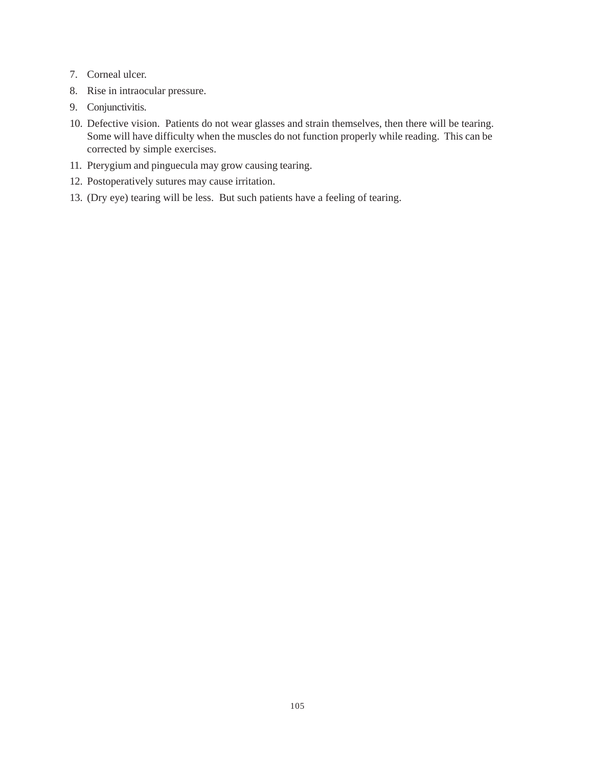7. Corneal ulcer.
8. Rise in intraocular pressure.
9. Conjunctivitis.
10. Defective vision. Patients do not wear glasses and strain themselves, then there will be tearing. Some will have difficulty when the muscles do not function properly while reading. This can be corrected by simple exercises.
11. Pterygium and pinguecula may grow causing tearing.
12. Postoperatively sutures may cause irritation.
13. (Dry eye) tearing will be less. But such patients have a feeling of tearing.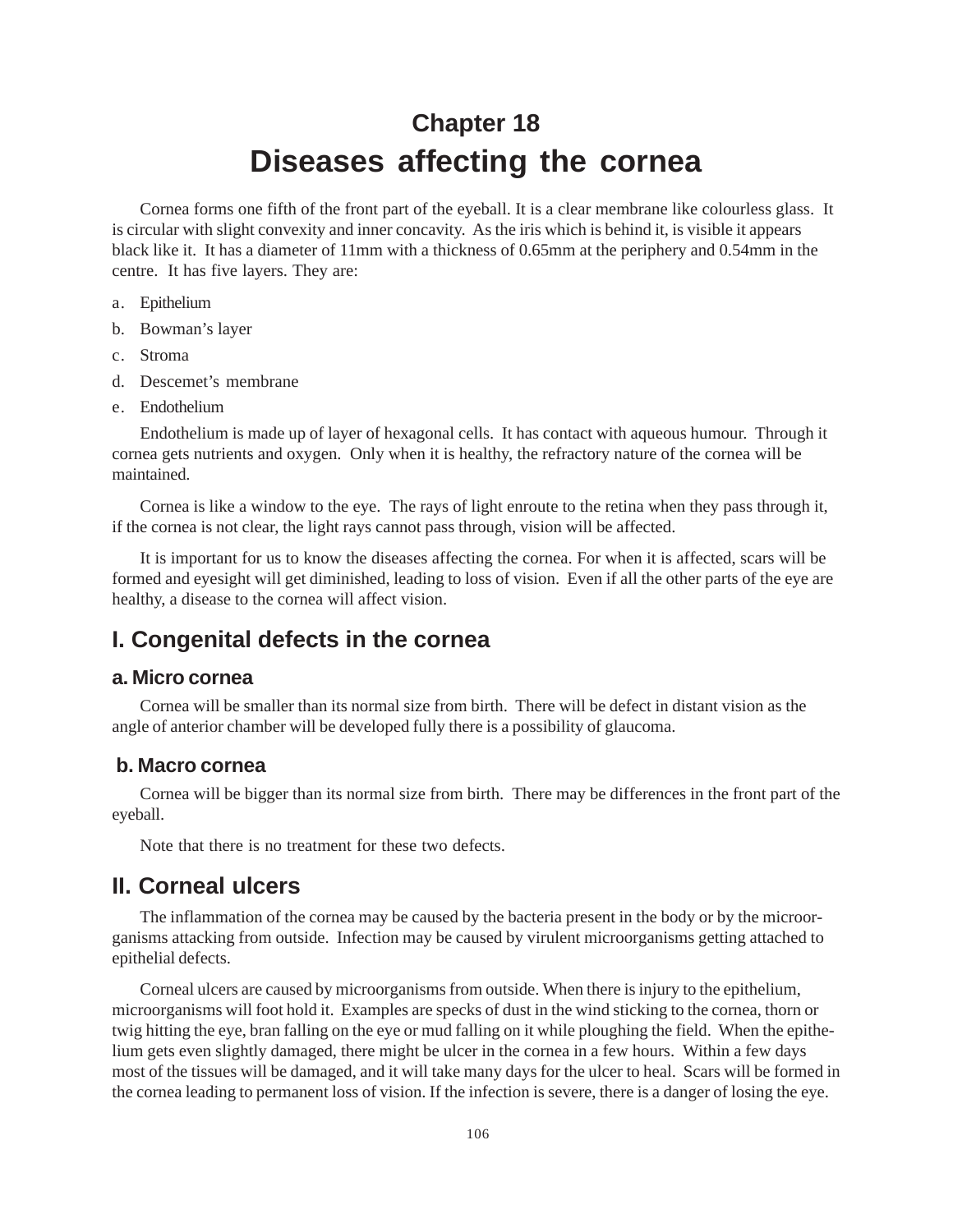# Chapter 18

# Diseases affecting the cornea

Cornea forms one fifth of the front part of the eyeball. It is a clear membrane like colourless glass. It is circular with slight convexity and inner concavity. As the iris which is behind it, is visible it appears black like it. It has a diameter of 11mm with a thickness of 0.65mm at the periphery and 0.54mm in the centre. It has five layers. They are:

a. Epithelium
b. Bowman's layer
c. Stroma
d. Descemet's membrane
e. Endothelium

Endothelium is made up of layer of hexagonal cells. It has contact with aqueous humour. Through it cornea gets nutrients and oxygen. Only when it is healthy, the refractory nature of the cornea will be maintained.

Cornea is like a window to the eye. The rays of light enroute to the retina when they pass through it, if the cornea is not clear, the light rays cannot pass through, vision will be affected.

It is important for us to know the diseases affecting the cornea. For when it is affected, scars will be formed and eyesight will get diminished, leading to loss of vision. Even if all the other parts of the eye are healthy, a disease to the cornea will affect vision.

## I. Congenital defects in the cornea

### a. Micro cornea

Cornea will be smaller than its normal size from birth. There will be defect in distant vision as the angle of anterior chamber will be developed fully there is a possibility of glaucoma.

### b. Macro cornea

Cornea will be bigger than its normal size from birth. There may be differences in the front part of the eyeball.

Note that there is no treatment for these two defects.

## II. Corneal ulcers

The inflammation of the cornea may be caused by the bacteria present in the body or by the microorganisms attacking from outside. Infection may be caused by virulent microorganisms getting attached to epithelial defects.

Corneal ulcers are caused by microorganisms from outside. When there is injury to the epithelium, microorganisms will foot hold it. Examples are specks of dust in the wind sticking to the cornea, thorn or twig hitting the eye, bran falling on the eye or mud falling on it while ploughing the field. When the epithelium gets even slightly damaged, there might be ulcer in the cornea in a few hours. Within a few days most of the tissues will be damaged, and it will take many days for the ulcer to heal. Scars will be formed in the cornea leading to permanent loss of vision. If the infection is severe, there is a danger of losing the eye.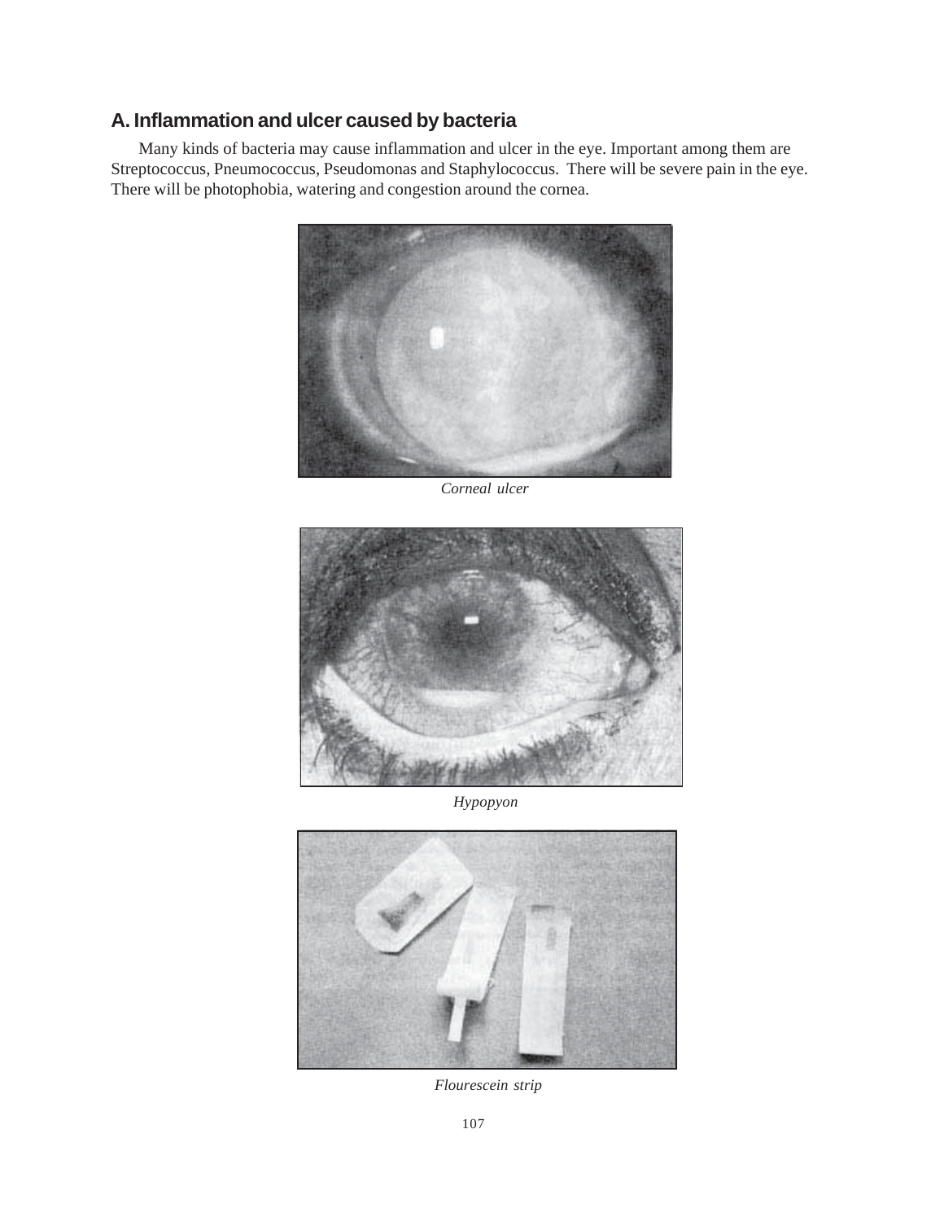## A. Inflammation and ulcer caused by bacteria

Many kinds of bacteria may cause inflammation and ulcer in the eye. Important among them are Streptococcus, Pneumococcus, Pseudomonas and Staphylococcus. There will be severe pain in the eye. There will be photophobia, watering and congestion around the cornea.

*Corneal ulcer*

*Hypopyon*

*Flourescein strip*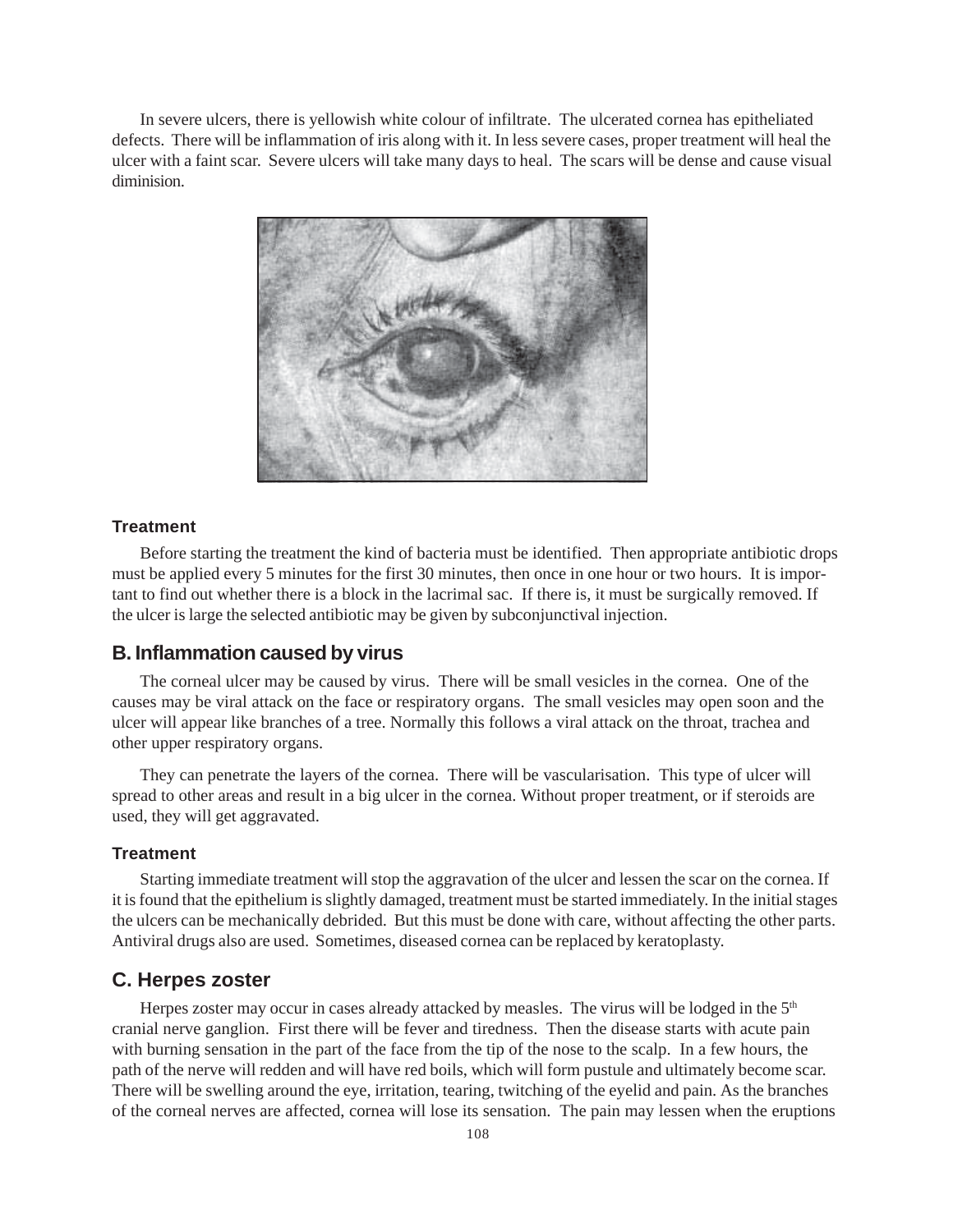In severe ulcers, there is yellowish white colour of infiltrate. The ulcerated cornea has epitheliated defects. There will be inflammation of iris along with it. In less severe cases, proper treatment will heal the ulcer with a faint scar. Severe ulcers will take many days to heal. The scars will be dense and cause visual diminision.

#### Treatment

Before starting the treatment the kind of bacteria must be identified. Then appropriate antibiotic drops must be applied every 5 minutes for the first 30 minutes, then once in one hour or two hours. It is important to find out whether there is a block in the lacrimal sac. If there is, it must be surgically removed. If the ulcer is large the selected antibiotic may be given by subconjunctival injection.

### B. Inflammation caused by virus

The corneal ulcer may be caused by virus. There will be small vesicles in the cornea. One of the causes may be viral attack on the face or respiratory organs. The small vesicles may open soon and the ulcer will appear like branches of a tree. Normally this follows a viral attack on the throat, trachea and other upper respiratory organs.

They can penetrate the layers of the cornea. There will be vascularisation. This type of ulcer will spread to other areas and result in a big ulcer in the cornea. Without proper treatment, or if steroids are used, they will get aggravated.

#### Treatment

Starting immediate treatment will stop the aggravation of the ulcer and lessen the scar on the cornea. If it is found that the epithelium is slightly damaged, treatment must be started immediately. In the initial stages the ulcers can be mechanically debrided. But this must be done with care, without affecting the other parts. Antiviral drugs also are used. Sometimes, diseased cornea can be replaced by keratoplasty.

### C. Herpes zoster

Herpes zoster may occur in cases already attacked by measles. The virus will be lodged in the 5th cranial nerve ganglion. First there will be fever and tiredness. Then the disease starts with acute pain with burning sensation in the part of the face from the tip of the nose to the scalp. In a few hours, the path of the nerve will redden and will have red boils, which will form pustule and ultimately become scar. There will be swelling around the eye, irritation, tearing, twitching of the eyelid and pain. As the branches of the corneal nerves are affected, cornea will lose its sensation. The pain may lessen when the eruptions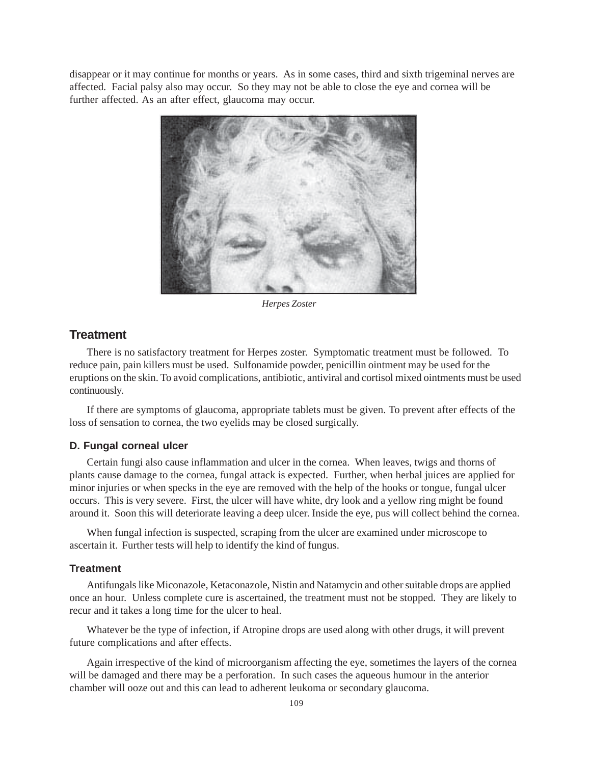disappear or it may continue for months or years. As in some cases, third and sixth trigeminal nerves are affected. Facial palsy also may occur. So they may not be able to close the eye and cornea will be further affected. As an after effect, glaucoma may occur.

*Herpes Zoster*

## Treatment

There is no satisfactory treatment for Herpes zoster. Symptomatic treatment must be followed. To reduce pain, pain killers must be used. Sulfonamide powder, penicillin ointment may be used for the eruptions on the skin. To avoid complications, antibiotic, antiviral and cortisol mixed ointments must be used continuously.

If there are symptoms of glaucoma, appropriate tablets must be given. To prevent after effects of the loss of sensation to cornea, the two eyelids may be closed surgically.

### D. Fungal corneal ulcer

Certain fungi also cause inflammation and ulcer in the cornea. When leaves, twigs and thorns of plants cause damage to the cornea, fungal attack is expected. Further, when herbal juices are applied for minor injuries or when specks in the eye are removed with the help of the hooks or tongue, fungal ulcer occurs. This is very severe. First, the ulcer will have white, dry look and a yellow ring might be found around it. Soon this will deteriorate leaving a deep ulcer. Inside the eye, pus will collect behind the cornea.

When fungal infection is suspected, scraping from the ulcer are examined under microscope to ascertain it. Further tests will help to identify the kind of fungus.

### Treatment

Antifungals like Miconazole, Ketaconazole, Nistin and Natamycin and other suitable drops are applied once an hour. Unless complete cure is ascertained, the treatment must not be stopped. They are likely to recur and it takes a long time for the ulcer to heal.

Whatever be the type of infection, if Atropine drops are used along with other drugs, it will prevent future complications and after effects.

Again irrespective of the kind of microorganism affecting the eye, sometimes the layers of the cornea will be damaged and there may be a perforation. In such cases the aqueous humour in the anterior chamber will ooze out and this can lead to adherent leukoma or secondary glaucoma.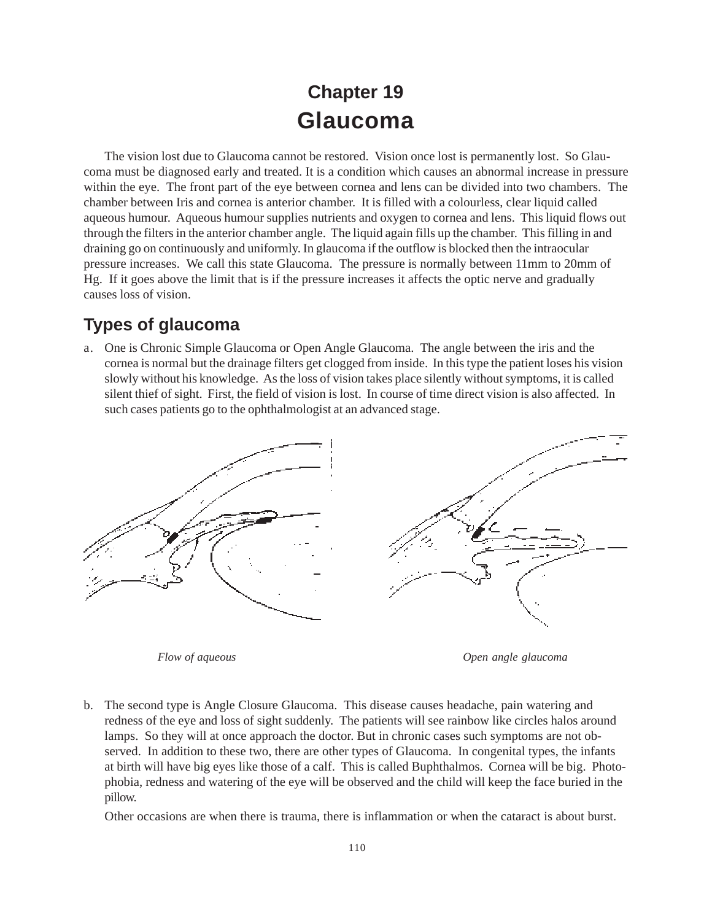# Chapter 19
# Glaucoma

The vision lost due to Glaucoma cannot be restored. Vision once lost is permanently lost. So Glaucoma must be diagnosed early and treated. It is a condition which causes an abnormal increase in pressure within the eye. The front part of the eye between cornea and lens can be divided into two chambers. The chamber between Iris and cornea is anterior chamber. It is filled with a colourless, clear liquid called aqueous humour. Aqueous humour supplies nutrients and oxygen to cornea and lens. This liquid flows out through the filters in the anterior chamber angle. The liquid again fills up the chamber. This filling in and draining go on continuously and uniformly. In glaucoma if the outflow is blocked then the intraocular pressure increases. We call this state Glaucoma. The pressure is normally between 11mm to 20mm of Hg. If it goes above the limit that is if the pressure increases it affects the optic nerve and gradually causes loss of vision.

## Types of glaucoma

a. One is Chronic Simple Glaucoma or Open Angle Glaucoma. The angle between the iris and the cornea is normal but the drainage filters get clogged from inside. In this type the patient loses his vision slowly without his knowledge. As the loss of vision takes place silently without symptoms, it is called silent thief of sight. First, the field of vision is lost. In course of time direct vision is also affected. In such cases patients go to the ophthalmologist at an advanced stage.

*Flow of aqueous*

*Open angle glaucoma*

b. The second type is Angle Closure Glaucoma. This disease causes headache, pain watering and redness of the eye and loss of sight suddenly. The patients will see rainbow like circles halos around lamps. So they will at once approach the doctor. But in chronic cases such symptoms are not observed. In addition to these two, there are other types of Glaucoma. In congenital types, the infants at birth will have big eyes like those of a calf. This is called Buphthalmos. Cornea will be big. Photophobia, redness and watering of the eye will be observed and the child will keep the face buried in the pillow.

Other occasions are when there is trauma, there is inflammation or when the cataract is about burst.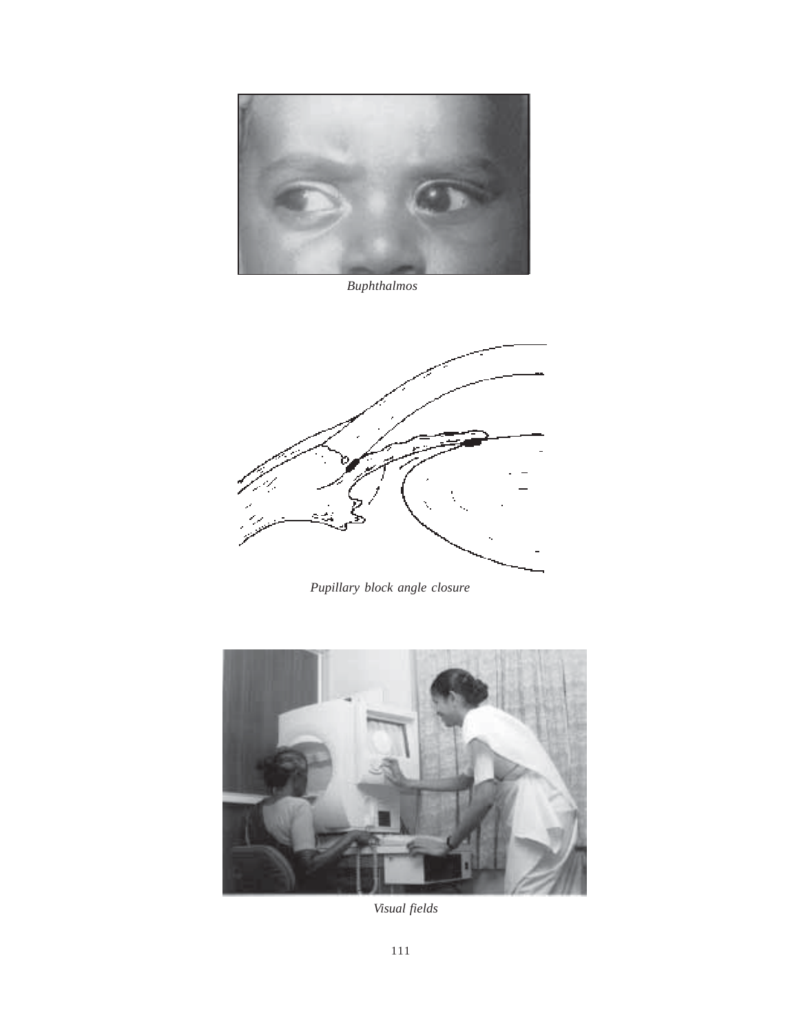*Buphthalmos*

*Pupillary block angle closure*

*Visual fields*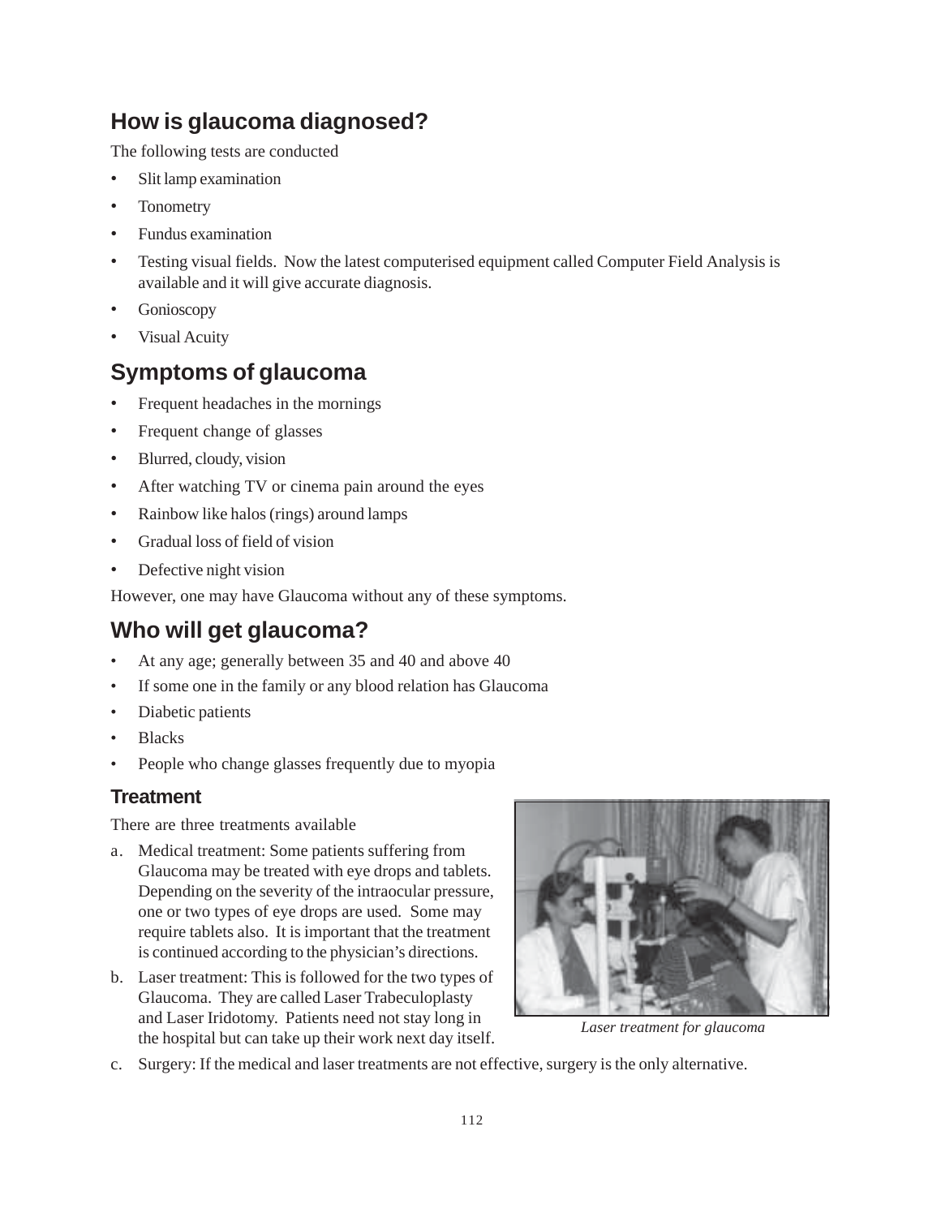## How is glaucoma diagnosed?

The following tests are conducted

- Slit lamp examination
- Tonometry
- Fundus examination
- Testing visual fields. Now the latest computerised equipment called Computer Field Analysis is available and it will give accurate diagnosis.
- Gonioscopy
- Visual Acuity

## Symptoms of glaucoma

- Frequent headaches in the mornings
- Frequent change of glasses
- Blurred, cloudy, vision
- After watching TV or cinema pain around the eyes
- Rainbow like halos (rings) around lamps
- Gradual loss of field of vision
- Defective night vision

However, one may have Glaucoma without any of these symptoms.

## Who will get glaucoma?

- At any age; generally between 35 and 40 and above 40
- If some one in the family or any blood relation has Glaucoma
- Diabetic patients
- Blacks
- People who change glasses frequently due to myopia

### Treatment

There are three treatments available

a. Medical treatment: Some patients suffering from Glaucoma may be treated with eye drops and tablets. Depending on the severity of the intraocular pressure, one or two types of eye drops are used. Some may require tablets also. It is important that the treatment is continued according to the physician's directions.

b. Laser treatment: This is followed for the two types of Glaucoma. They are called Laser Trabeculoplasty and Laser Iridotomy. Patients need not stay long in the hospital but can take up their work next day itself.

*Laser treatment for glaucoma*

c. Surgery: If the medical and laser treatments are not effective, surgery is the only alternative.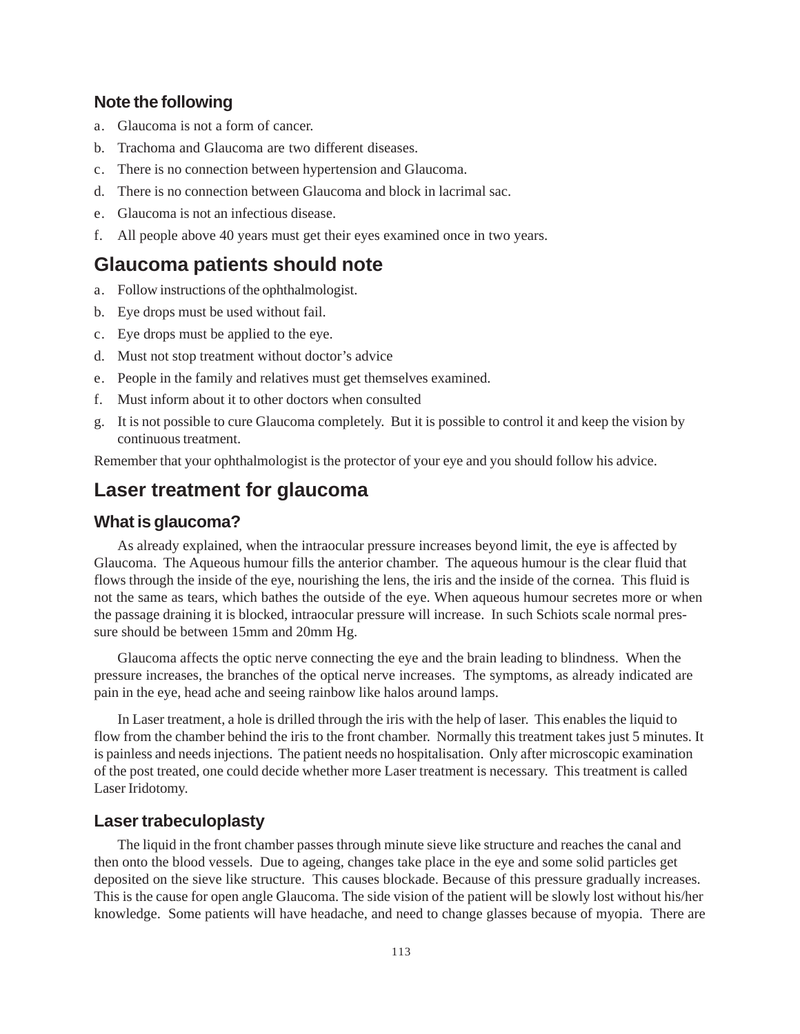### Note the following

a. Glaucoma is not a form of cancer.
b. Trachoma and Glaucoma are two different diseases.
c. There is no connection between hypertension and Glaucoma.
d. There is no connection between Glaucoma and block in lacrimal sac.
e. Glaucoma is not an infectious disease.
f. All people above 40 years must get their eyes examined once in two years.

## Glaucoma patients should note

a. Follow instructions of the ophthalmologist.
b. Eye drops must be used without fail.
c. Eye drops must be applied to the eye.
d. Must not stop treatment without doctor's advice
e. People in the family and relatives must get themselves examined.
f. Must inform about it to other doctors when consulted
g. It is not possible to cure Glaucoma completely. But it is possible to control it and keep the vision by continuous treatment.

Remember that your ophthalmologist is the protector of your eye and you should follow his advice.

## Laser treatment for glaucoma

### What is glaucoma?

As already explained, when the intraocular pressure increases beyond limit, the eye is affected by Glaucoma. The Aqueous humour fills the anterior chamber. The aqueous humour is the clear fluid that flows through the inside of the eye, nourishing the lens, the iris and the inside of the cornea. This fluid is not the same as tears, which bathes the outside of the eye. When aqueous humour secretes more or when the passage draining it is blocked, intraocular pressure will increase. In such Schiots scale normal pressure should be between 15mm and 20mm Hg.

Glaucoma affects the optic nerve connecting the eye and the brain leading to blindness. When the pressure increases, the branches of the optical nerve increases. The symptoms, as already indicated are pain in the eye, head ache and seeing rainbow like halos around lamps.

In Laser treatment, a hole is drilled through the iris with the help of laser. This enables the liquid to flow from the chamber behind the iris to the front chamber. Normally this treatment takes just 5 minutes. It is painless and needs injections. The patient needs no hospitalisation. Only after microscopic examination of the post treated, one could decide whether more Laser treatment is necessary. This treatment is called Laser Iridotomy.

### Laser trabeculoplasty

The liquid in the front chamber passes through minute sieve like structure and reaches the canal and then onto the blood vessels. Due to ageing, changes take place in the eye and some solid particles get deposited on the sieve like structure. This causes blockade. Because of this pressure gradually increases. This is the cause for open angle Glaucoma. The side vision of the patient will be slowly lost without his/her knowledge. Some patients will have headache, and need to change glasses because of myopia. There are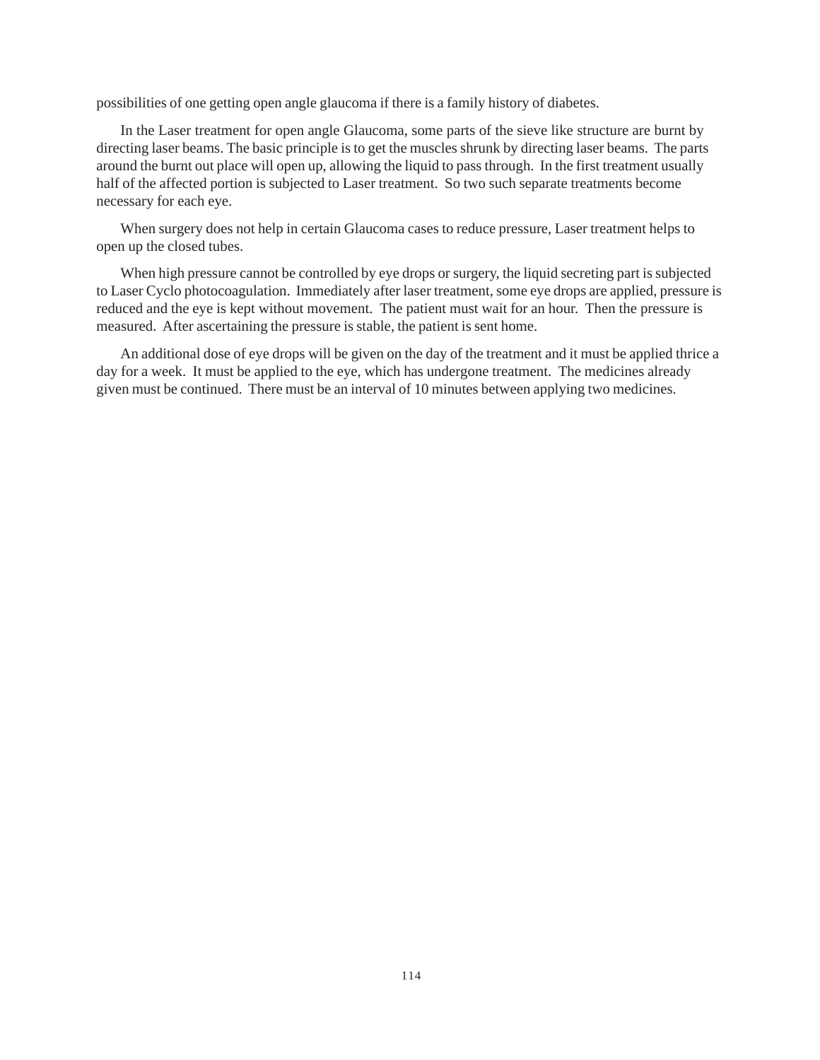possibilities of one getting open angle glaucoma if there is a family history of diabetes.

In the Laser treatment for open angle Glaucoma, some parts of the sieve like structure are burnt by directing laser beams. The basic principle is to get the muscles shrunk by directing laser beams. The parts around the burnt out place will open up, allowing the liquid to pass through. In the first treatment usually half of the affected portion is subjected to Laser treatment. So two such separate treatments become necessary for each eye.

When surgery does not help in certain Glaucoma cases to reduce pressure, Laser treatment helps to open up the closed tubes.

When high pressure cannot be controlled by eye drops or surgery, the liquid secreting part is subjected to Laser Cyclo photocoagulation. Immediately after laser treatment, some eye drops are applied, pressure is reduced and the eye is kept without movement. The patient must wait for an hour. Then the pressure is measured. After ascertaining the pressure is stable, the patient is sent home.

An additional dose of eye drops will be given on the day of the treatment and it must be applied thrice a day for a week. It must be applied to the eye, which has undergone treatment. The medicines already given must be continued. There must be an interval of 10 minutes between applying two medicines.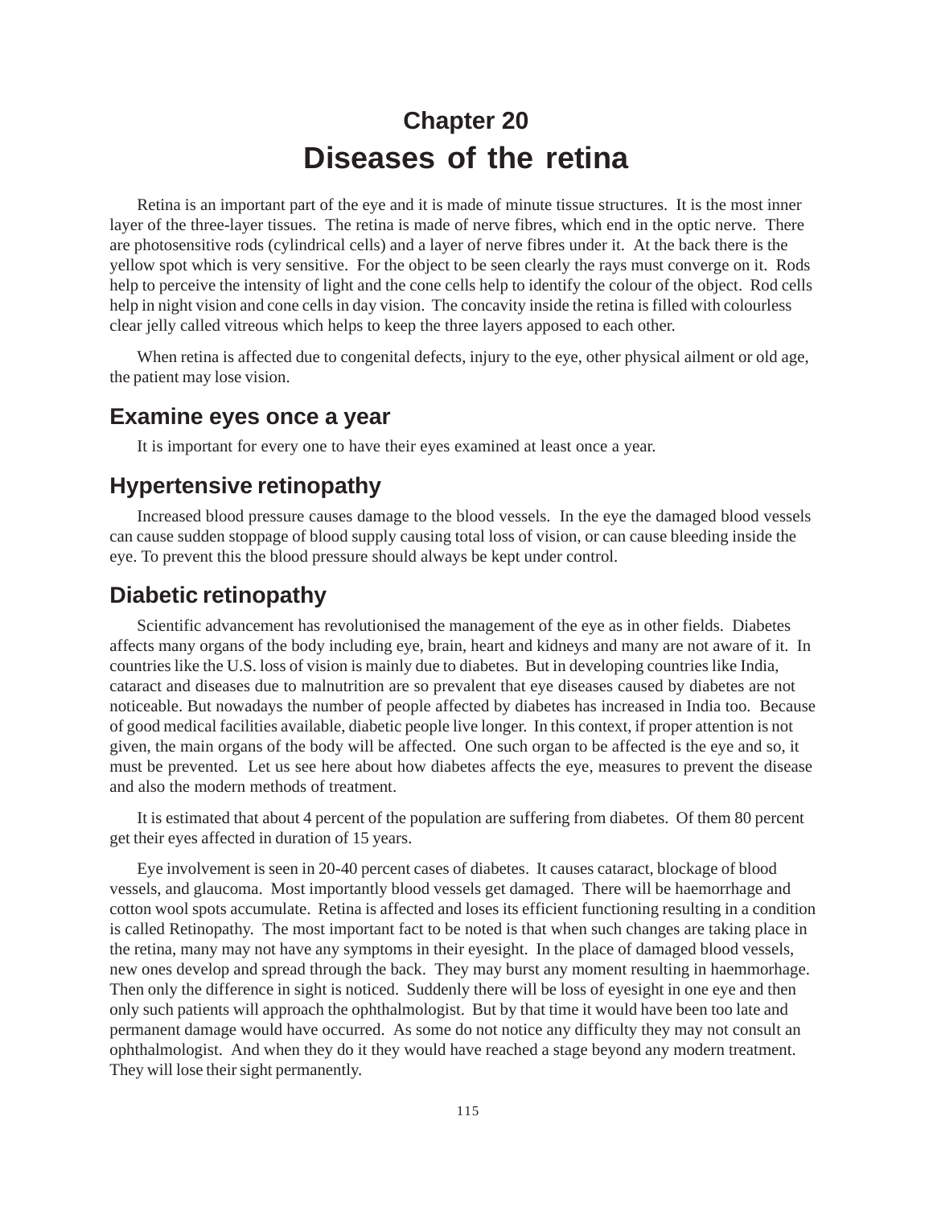# Chapter 20
# Diseases of the retina

Retina is an important part of the eye and it is made of minute tissue structures. It is the most inner layer of the three-layer tissues. The retina is made of nerve fibres, which end in the optic nerve. There are photosensitive rods (cylindrical cells) and a layer of nerve fibres under it. At the back there is the yellow spot which is very sensitive. For the object to be seen clearly the rays must converge on it. Rods help to perceive the intensity of light and the cone cells help to identify the colour of the object. Rod cells help in night vision and cone cells in day vision. The concavity inside the retina is filled with colourless clear jelly called vitreous which helps to keep the three layers apposed to each other.

When retina is affected due to congenital defects, injury to the eye, other physical ailment or old age, the patient may lose vision.

## Examine eyes once a year

It is important for every one to have their eyes examined at least once a year.

## Hypertensive retinopathy

Increased blood pressure causes damage to the blood vessels. In the eye the damaged blood vessels can cause sudden stoppage of blood supply causing total loss of vision, or can cause bleeding inside the eye. To prevent this the blood pressure should always be kept under control.

## Diabetic retinopathy

Scientific advancement has revolutionised the management of the eye as in other fields. Diabetes affects many organs of the body including eye, brain, heart and kidneys and many are not aware of it. In countries like the U.S. loss of vision is mainly due to diabetes. But in developing countries like India, cataract and diseases due to malnutrition are so prevalent that eye diseases caused by diabetes are not noticeable. But nowadays the number of people affected by diabetes has increased in India too. Because of good medical facilities available, diabetic people live longer. In this context, if proper attention is not given, the main organs of the body will be affected. One such organ to be affected is the eye and so, it must be prevented. Let us see here about how diabetes affects the eye, measures to prevent the disease and also the modern methods of treatment.

It is estimated that about 4 percent of the population are suffering from diabetes. Of them 80 percent get their eyes affected in duration of 15 years.

Eye involvement is seen in 20-40 percent cases of diabetes. It causes cataract, blockage of blood vessels, and glaucoma. Most importantly blood vessels get damaged. There will be haemorrhage and cotton wool spots accumulate. Retina is affected and loses its efficient functioning resulting in a condition is called Retinopathy. The most important fact to be noted is that when such changes are taking place in the retina, many may not have any symptoms in their eyesight. In the place of damaged blood vessels, new ones develop and spread through the back. They may burst any moment resulting in haemmorhage. Then only the difference in sight is noticed. Suddenly there will be loss of eyesight in one eye and then only such patients will approach the ophthalmologist. But by that time it would have been too late and permanent damage would have occurred. As some do not notice any difficulty they may not consult an ophthalmologist. And when they do it they would have reached a stage beyond any modern treatment. They will lose their sight permanently.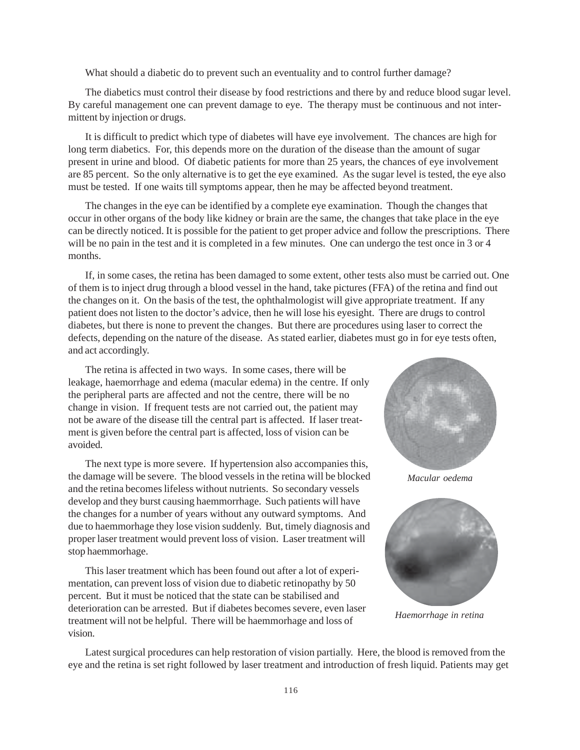What should a diabetic do to prevent such an eventuality and to control further damage?

The diabetics must control their disease by food restrictions and there by and reduce blood sugar level. By careful management one can prevent damage to eye. The therapy must be continuous and not intermittent by injection or drugs.

It is difficult to predict which type of diabetes will have eye involvement. The chances are high for long term diabetics. For, this depends more on the duration of the disease than the amount of sugar present in urine and blood. Of diabetic patients for more than 25 years, the chances of eye involvement are 85 percent. So the only alternative is to get the eye examined. As the sugar level is tested, the eye also must be tested. If one waits till symptoms appear, then he may be affected beyond treatment.

The changes in the eye can be identified by a complete eye examination. Though the changes that occur in other organs of the body like kidney or brain are the same, the changes that take place in the eye can be directly noticed. It is possible for the patient to get proper advice and follow the prescriptions. There will be no pain in the test and it is completed in a few minutes. One can undergo the test once in 3 or 4 months.

If, in some cases, the retina has been damaged to some extent, other tests also must be carried out. One of them is to inject drug through a blood vessel in the hand, take pictures (FFA) of the retina and find out the changes on it. On the basis of the test, the ophthalmologist will give appropriate treatment. If any patient does not listen to the doctor's advice, then he will lose his eyesight. There are drugs to control diabetes, but there is none to prevent the changes. But there are procedures using laser to correct the defects, depending on the nature of the disease. As stated earlier, diabetes must go in for eye tests often, and act accordingly.

The retina is affected in two ways. In some cases, there will be leakage, haemorrhage and edema (macular edema) in the centre. If only the peripheral parts are affected and not the centre, there will be no change in vision. If frequent tests are not carried out, the patient may not be aware of the disease till the central part is affected. If laser treatment is given before the central part is affected, loss of vision can be avoided.

*Macular oedema*

The next type is more severe. If hypertension also accompanies this, the damage will be severe. The blood vessels in the retina will be blocked and the retina becomes lifeless without nutrients. So secondary vessels develop and they burst causing haemmorrhage. Such patients will have the changes for a number of years without any outward symptoms. And due to haemmorhage they lose vision suddenly. But, timely diagnosis and proper laser treatment would prevent loss of vision. Laser treatment will stop haemmorhage.

This laser treatment which has been found out after a lot of experimentation, can prevent loss of vision due to diabetic retinopathy by 50 percent. But it must be noticed that the state can be stabilised and deterioration can be arrested. But if diabetes becomes severe, even laser treatment will not be helpful. There will be haemmorhage and loss of vision.

*Haemorrhage in retina*

Latest surgical procedures can help restoration of vision partially. Here, the blood is removed from the eye and the retina is set right followed by laser treatment and introduction of fresh liquid. Patients may get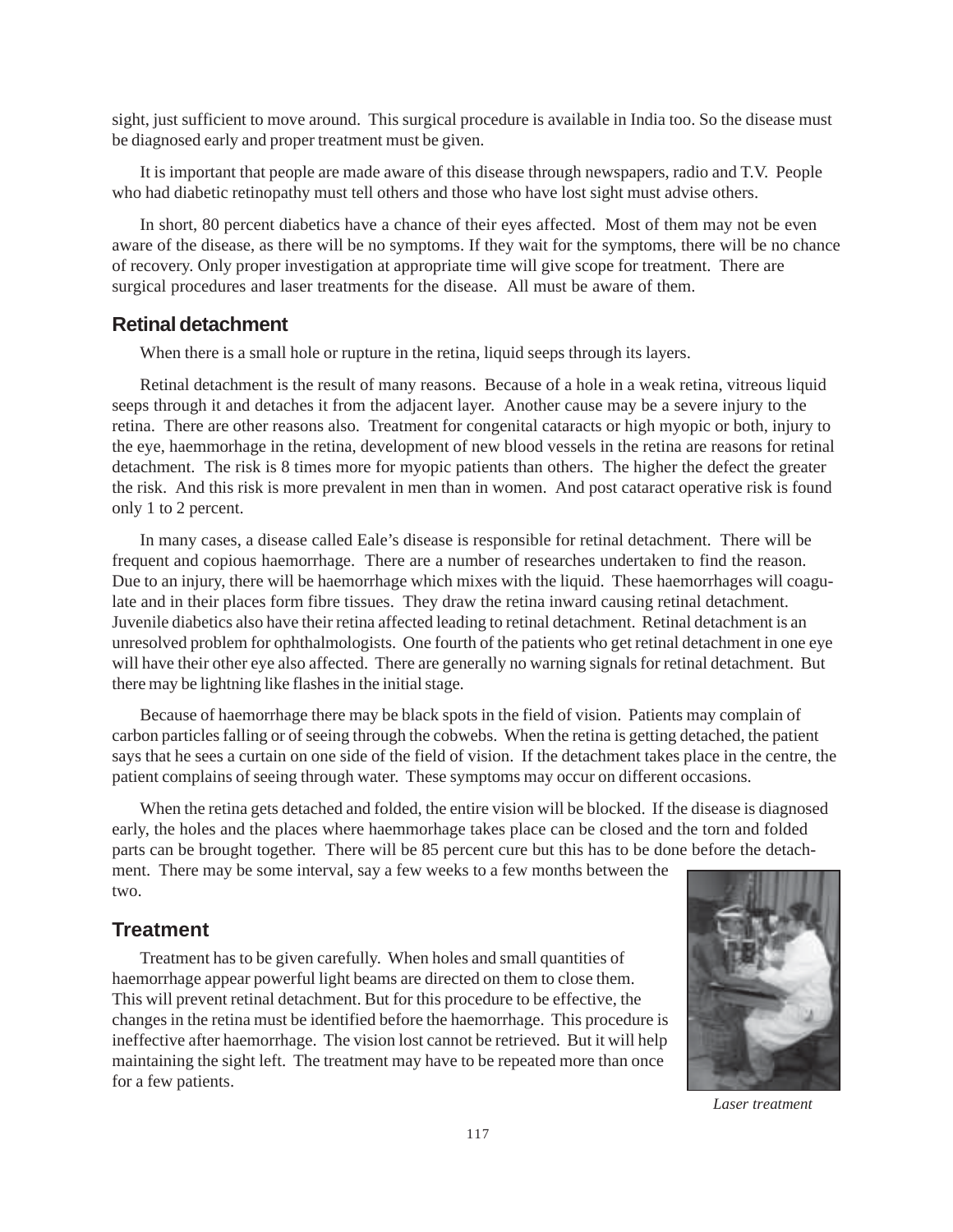sight, just sufficient to move around. This surgical procedure is available in India too. So the disease must be diagnosed early and proper treatment must be given.

It is important that people are made aware of this disease through newspapers, radio and T.V. People who had diabetic retinopathy must tell others and those who have lost sight must advise others.

In short, 80 percent diabetics have a chance of their eyes affected. Most of them may not be even aware of the disease, as there will be no symptoms. If they wait for the symptoms, there will be no chance of recovery. Only proper investigation at appropriate time will give scope for treatment. There are surgical procedures and laser treatments for the disease. All must be aware of them.

## Retinal detachment

When there is a small hole or rupture in the retina, liquid seeps through its layers.

Retinal detachment is the result of many reasons. Because of a hole in a weak retina, vitreous liquid seeps through it and detaches it from the adjacent layer. Another cause may be a severe injury to the retina. There are other reasons also. Treatment for congenital cataracts or high myopic or both, injury to the eye, haemmorhage in the retina, development of new blood vessels in the retina are reasons for retinal detachment. The risk is 8 times more for myopic patients than others. The higher the defect the greater the risk. And this risk is more prevalent in men than in women. And post cataract operative risk is found only 1 to 2 percent.

In many cases, a disease called Eale's disease is responsible for retinal detachment. There will be frequent and copious haemorrhage. There are a number of researches undertaken to find the reason. Due to an injury, there will be haemorrhage which mixes with the liquid. These haemorrhages will coagulate and in their places form fibre tissues. They draw the retina inward causing retinal detachment. Juvenile diabetics also have their retina affected leading to retinal detachment. Retinal detachment is an unresolved problem for ophthalmologists. One fourth of the patients who get retinal detachment in one eye will have their other eye also affected. There are generally no warning signals for retinal detachment. But there may be lightning like flashes in the initial stage.

Because of haemorrhage there may be black spots in the field of vision. Patients may complain of carbon particles falling or of seeing through the cobwebs. When the retina is getting detached, the patient says that he sees a curtain on one side of the field of vision. If the detachment takes place in the centre, the patient complains of seeing through water. These symptoms may occur on different occasions.

When the retina gets detached and folded, the entire vision will be blocked. If the disease is diagnosed early, the holes and the places where haemmorhage takes place can be closed and the torn and folded parts can be brought together. There will be 85 percent cure but this has to be done before the detachment. There may be some interval, say a few weeks to a few months between the two.

## Treatment

Treatment has to be given carefully. When holes and small quantities of haemorrhage appear powerful light beams are directed on them to close them. This will prevent retinal detachment. But for this procedure to be effective, the changes in the retina must be identified before the haemorrhage. This procedure is ineffective after haemorrhage. The vision lost cannot be retrieved. But it will help maintaining the sight left. The treatment may have to be repeated more than once for a few patients.

*Laser treatment*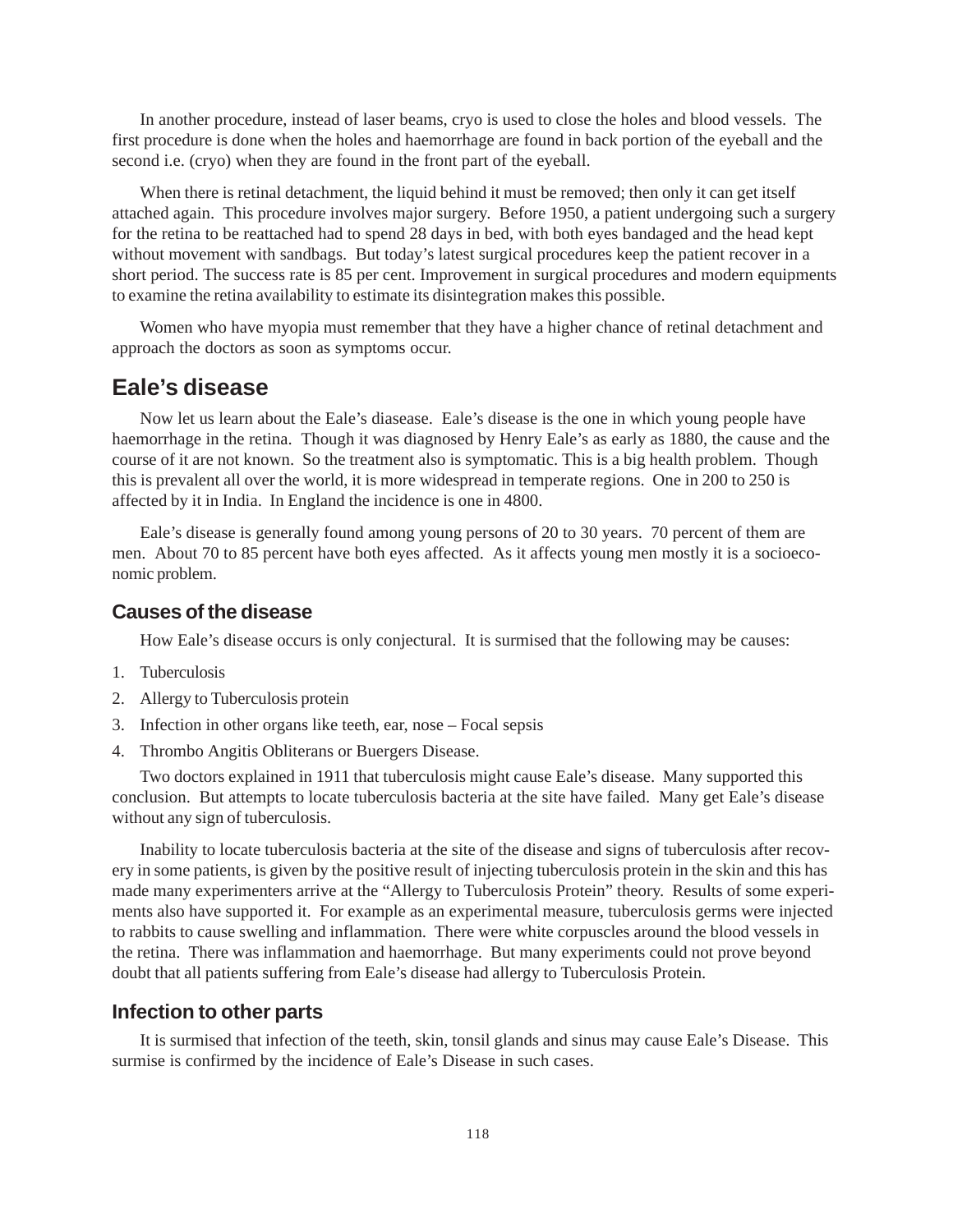In another procedure, instead of laser beams, cryo is used to close the holes and blood vessels. The first procedure is done when the holes and haemorrhage are found in back portion of the eyeball and the second i.e. (cryo) when they are found in the front part of the eyeball.

When there is retinal detachment, the liquid behind it must be removed; then only it can get itself attached again. This procedure involves major surgery. Before 1950, a patient undergoing such a surgery for the retina to be reattached had to spend 28 days in bed, with both eyes bandaged and the head kept without movement with sandbags. But today's latest surgical procedures keep the patient recover in a short period. The success rate is 85 per cent. Improvement in surgical procedures and modern equipments to examine the retina availability to estimate its disintegration makes this possible.

Women who have myopia must remember that they have a higher chance of retinal detachment and approach the doctors as soon as symptoms occur.

## Eale's disease

Now let us learn about the Eale's diasease. Eale's disease is the one in which young people have haemorrhage in the retina. Though it was diagnosed by Henry Eale's as early as 1880, the cause and the course of it are not known. So the treatment also is symptomatic. This is a big health problem. Though this is prevalent all over the world, it is more widespread in temperate regions. One in 200 to 250 is affected by it in India. In England the incidence is one in 4800.

Eale's disease is generally found among young persons of 20 to 30 years. 70 percent of them are men. About 70 to 85 percent have both eyes affected. As it affects young men mostly it is a socioeconomic problem.

### Causes of the disease

How Eale's disease occurs is only conjectural. It is surmised that the following may be causes:

1. Tuberculosis
2. Allergy to Tuberculosis protein
3. Infection in other organs like teeth, ear, nose – Focal sepsis
4. Thrombo Angitis Obliterans or Buergers Disease.

Two doctors explained in 1911 that tuberculosis might cause Eale's disease. Many supported this conclusion. But attempts to locate tuberculosis bacteria at the site have failed. Many get Eale's disease without any sign of tuberculosis.

Inability to locate tuberculosis bacteria at the site of the disease and signs of tuberculosis after recovery in some patients, is given by the positive result of injecting tuberculosis protein in the skin and this has made many experimenters arrive at the "Allergy to Tuberculosis Protein" theory. Results of some experiments also have supported it. For example as an experimental measure, tuberculosis germs were injected to rabbits to cause swelling and inflammation. There were white corpuscles around the blood vessels in the retina. There was inflammation and haemorrhage. But many experiments could not prove beyond doubt that all patients suffering from Eale's disease had allergy to Tuberculosis Protein.

### Infection to other parts

It is surmised that infection of the teeth, skin, tonsil glands and sinus may cause Eale's Disease. This surmise is confirmed by the incidence of Eale's Disease in such cases.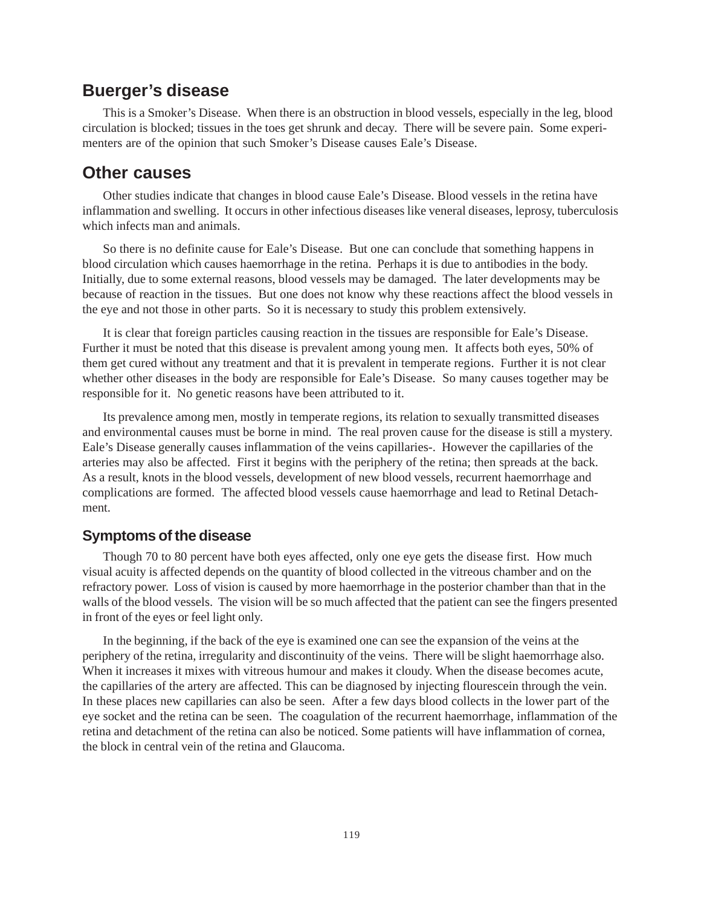## Buerger's disease

This is a Smoker's Disease. When there is an obstruction in blood vessels, especially in the leg, blood circulation is blocked; tissues in the toes get shrunk and decay. There will be severe pain. Some experimenters are of the opinion that such Smoker's Disease causes Eale's Disease.

## Other causes

Other studies indicate that changes in blood cause Eale's Disease. Blood vessels in the retina have inflammation and swelling. It occurs in other infectious diseases like veneral diseases, leprosy, tuberculosis which infects man and animals.

So there is no definite cause for Eale's Disease. But one can conclude that something happens in blood circulation which causes haemorrhage in the retina. Perhaps it is due to antibodies in the body. Initially, due to some external reasons, blood vessels may be damaged. The later developments may be because of reaction in the tissues. But one does not know why these reactions affect the blood vessels in the eye and not those in other parts. So it is necessary to study this problem extensively.

It is clear that foreign particles causing reaction in the tissues are responsible for Eale's Disease. Further it must be noted that this disease is prevalent among young men. It affects both eyes, 50% of them get cured without any treatment and that it is prevalent in temperate regions. Further it is not clear whether other diseases in the body are responsible for Eale's Disease. So many causes together may be responsible for it. No genetic reasons have been attributed to it.

Its prevalence among men, mostly in temperate regions, its relation to sexually transmitted diseases and environmental causes must be borne in mind. The real proven cause for the disease is still a mystery. Eale's Disease generally causes inflammation of the veins capillaries-. However the capillaries of the arteries may also be affected. First it begins with the periphery of the retina; then spreads at the back. As a result, knots in the blood vessels, development of new blood vessels, recurrent haemorrhage and complications are formed. The affected blood vessels cause haemorrhage and lead to Retinal Detachment.

### Symptoms of the disease

Though 70 to 80 percent have both eyes affected, only one eye gets the disease first. How much visual acuity is affected depends on the quantity of blood collected in the vitreous chamber and on the refractory power. Loss of vision is caused by more haemorrhage in the posterior chamber than that in the walls of the blood vessels. The vision will be so much affected that the patient can see the fingers presented in front of the eyes or feel light only.

In the beginning, if the back of the eye is examined one can see the expansion of the veins at the periphery of the retina, irregularity and discontinuity of the veins. There will be slight haemorrhage also. When it increases it mixes with vitreous humour and makes it cloudy. When the disease becomes acute, the capillaries of the artery are affected. This can be diagnosed by injecting flourescein through the vein. In these places new capillaries can also be seen. After a few days blood collects in the lower part of the eye socket and the retina can be seen. The coagulation of the recurrent haemorrhage, inflammation of the retina and detachment of the retina can also be noticed. Some patients will have inflammation of cornea, the block in central vein of the retina and Glaucoma.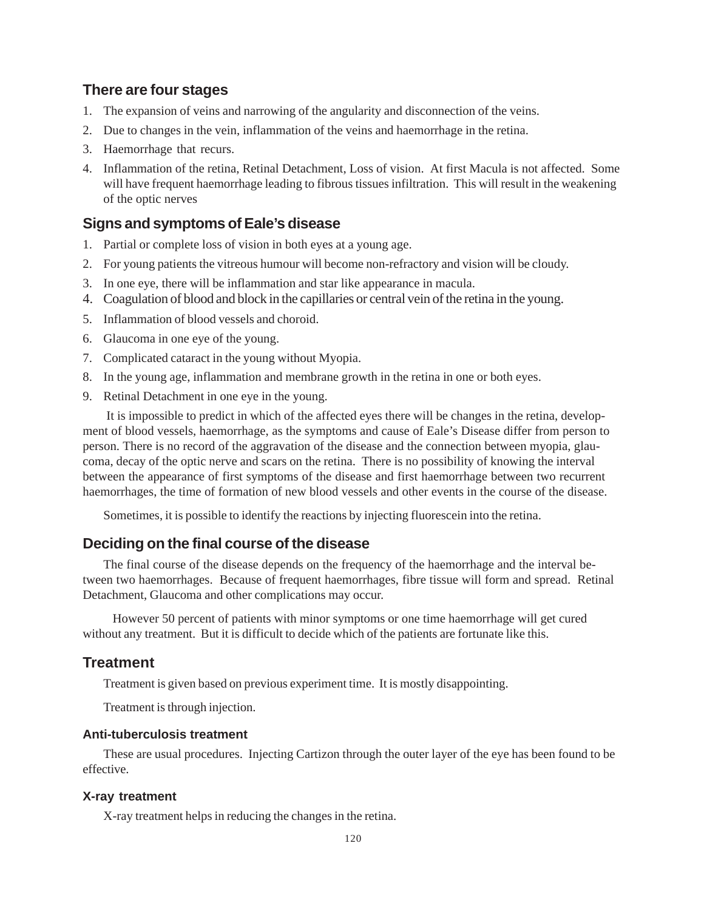## There are four stages

1. The expansion of veins and narrowing of the angularity and disconnection of the veins.
2. Due to changes in the vein, inflammation of the veins and haemorrhage in the retina.
3. Haemorrhage that recurs.
4. Inflammation of the retina, Retinal Detachment, Loss of vision. At first Macula is not affected. Some will have frequent haemorrhage leading to fibrous tissues infiltration. This will result in the weakening of the optic nerves

## Signs and symptoms of Eale's disease

1. Partial or complete loss of vision in both eyes at a young age.
2. For young patients the vitreous humour will become non-refractory and vision will be cloudy.
3. In one eye, there will be inflammation and star like appearance in macula.
4. Coagulation of blood and block in the capillaries or central vein of the retina in the young.
5. Inflammation of blood vessels and choroid.
6. Glaucoma in one eye of the young.
7. Complicated cataract in the young without Myopia.
8. In the young age, inflammation and membrane growth in the retina in one or both eyes.
9. Retinal Detachment in one eye in the young.

It is impossible to predict in which of the affected eyes there will be changes in the retina, development of blood vessels, haemorrhage, as the symptoms and cause of Eale's Disease differ from person to person. There is no record of the aggravation of the disease and the connection between myopia, glaucoma, decay of the optic nerve and scars on the retina. There is no possibility of knowing the interval between the appearance of first symptoms of the disease and first haemorrhage between two recurrent haemorrhages, the time of formation of new blood vessels and other events in the course of the disease.

Sometimes, it is possible to identify the reactions by injecting fluorescein into the retina.

## Deciding on the final course of the disease

The final course of the disease depends on the frequency of the haemorrhage and the interval between two haemorrhages. Because of frequent haemorrhages, fibre tissue will form and spread. Retinal Detachment, Glaucoma and other complications may occur.

However 50 percent of patients with minor symptoms or one time haemorrhage will get cured without any treatment. But it is difficult to decide which of the patients are fortunate like this.

## Treatment

Treatment is given based on previous experiment time. It is mostly disappointing.

Treatment is through injection.

### Anti-tuberculosis treatment

These are usual procedures. Injecting Cartizon through the outer layer of the eye has been found to be effective.

### X-ray treatment

X-ray treatment helps in reducing the changes in the retina.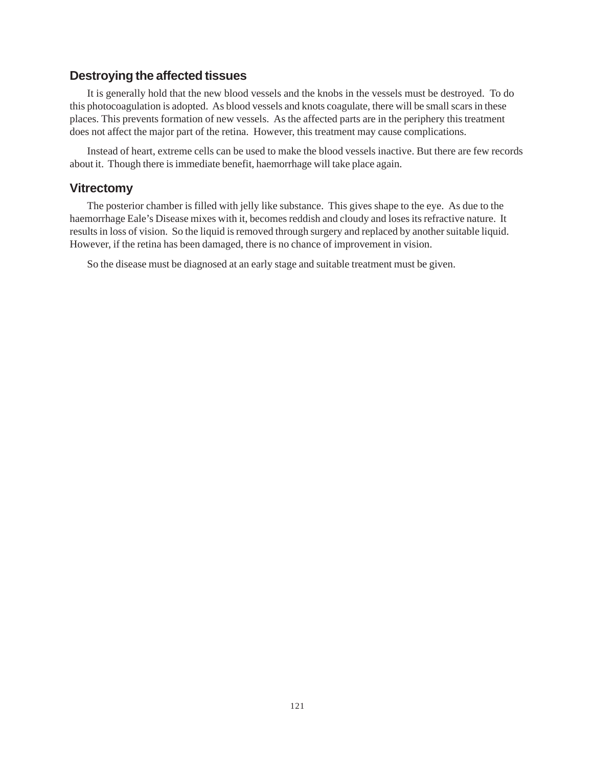## Destroying the affected tissues

It is generally hold that the new blood vessels and the knobs in the vessels must be destroyed. To do this photocoagulation is adopted. As blood vessels and knots coagulate, there will be small scars in these places. This prevents formation of new vessels. As the affected parts are in the periphery this treatment does not affect the major part of the retina. However, this treatment may cause complications.

Instead of heart, extreme cells can be used to make the blood vessels inactive. But there are few records about it. Though there is immediate benefit, haemorrhage will take place again.

## Vitrectomy

The posterior chamber is filled with jelly like substance. This gives shape to the eye. As due to the haemorrhage Eale's Disease mixes with it, becomes reddish and cloudy and loses its refractive nature. It results in loss of vision. So the liquid is removed through surgery and replaced by another suitable liquid. However, if the retina has been damaged, there is no chance of improvement in vision.

So the disease must be diagnosed at an early stage and suitable treatment must be given.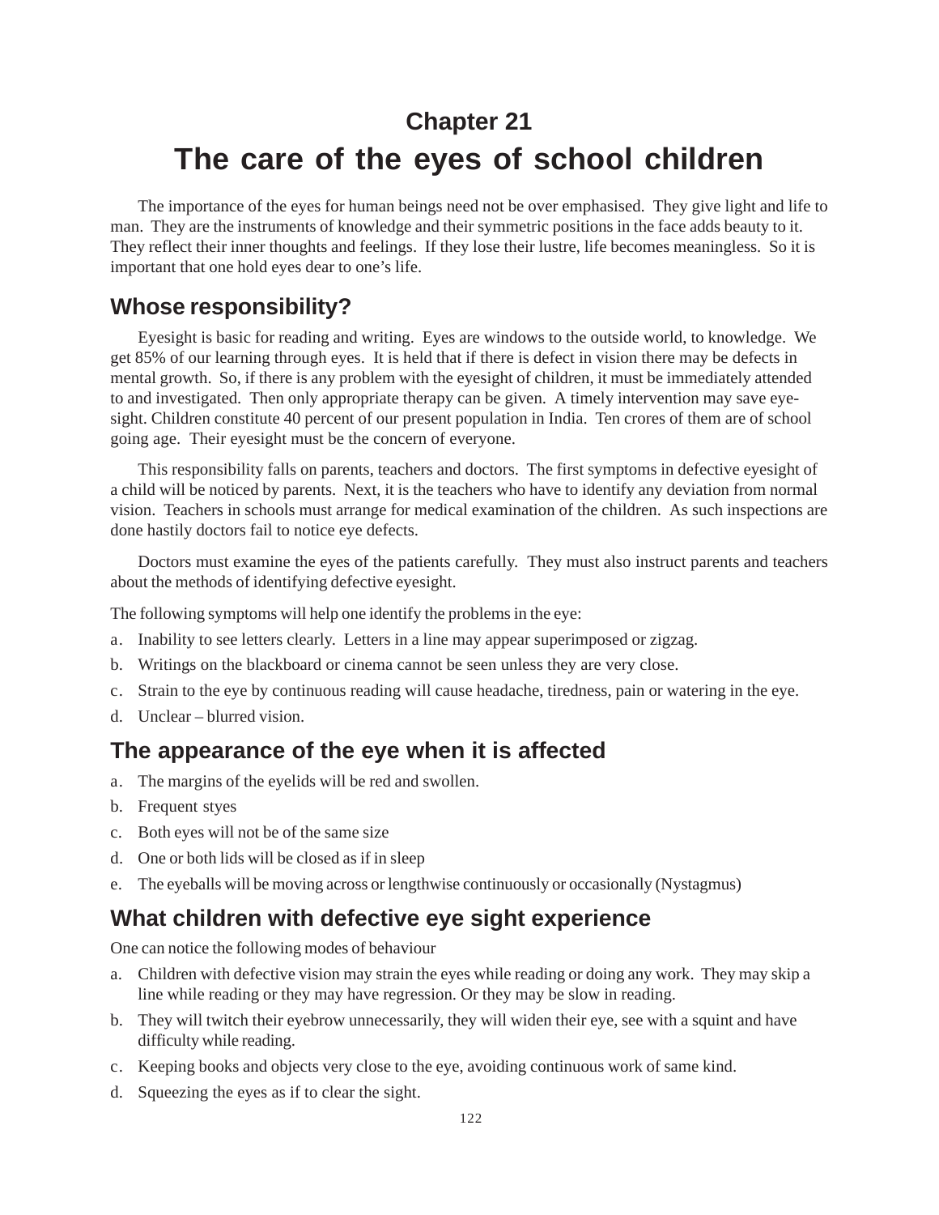# Chapter 21

# The care of the eyes of school children

The importance of the eyes for human beings need not be over emphasised. They give light and life to man. They are the instruments of knowledge and their symmetric positions in the face adds beauty to it. They reflect their inner thoughts and feelings. If they lose their lustre, life becomes meaningless. So it is important that one hold eyes dear to one's life.

## Whose responsibility?

Eyesight is basic for reading and writing. Eyes are windows to the outside world, to knowledge. We get 85% of our learning through eyes. It is held that if there is defect in vision there may be defects in mental growth. So, if there is any problem with the eyesight of children, it must be immediately attended to and investigated. Then only appropriate therapy can be given. A timely intervention may save eye-sight. Children constitute 40 percent of our present population in India. Ten crores of them are of school going age. Their eyesight must be the concern of everyone.

This responsibility falls on parents, teachers and doctors. The first symptoms in defective eyesight of a child will be noticed by parents. Next, it is the teachers who have to identify any deviation from normal vision. Teachers in schools must arrange for medical examination of the children. As such inspections are done hastily doctors fail to notice eye defects.

Doctors must examine the eyes of the patients carefully. They must also instruct parents and teachers about the methods of identifying defective eyesight.

The following symptoms will help one identify the problems in the eye:

a. Inability to see letters clearly. Letters in a line may appear superimposed or zigzag.
b. Writings on the blackboard or cinema cannot be seen unless they are very close.
c. Strain to the eye by continuous reading will cause headache, tiredness, pain or watering in the eye.
d. Unclear – blurred vision.

## The appearance of the eye when it is affected

a. The margins of the eyelids will be red and swollen.
b. Frequent styes
c. Both eyes will not be of the same size
d. One or both lids will be closed as if in sleep
e. The eyeballs will be moving across or lengthwise continuously or occasionally (Nystagmus)

## What children with defective eye sight experience

One can notice the following modes of behaviour

a. Children with defective vision may strain the eyes while reading or doing any work. They may skip a line while reading or they may have regression. Or they may be slow in reading.
b. They will twitch their eyebrow unnecessarily, they will widen their eye, see with a squint and have difficulty while reading.
c. Keeping books and objects very close to the eye, avoiding continuous work of same kind.
d. Squeezing the eyes as if to clear the sight.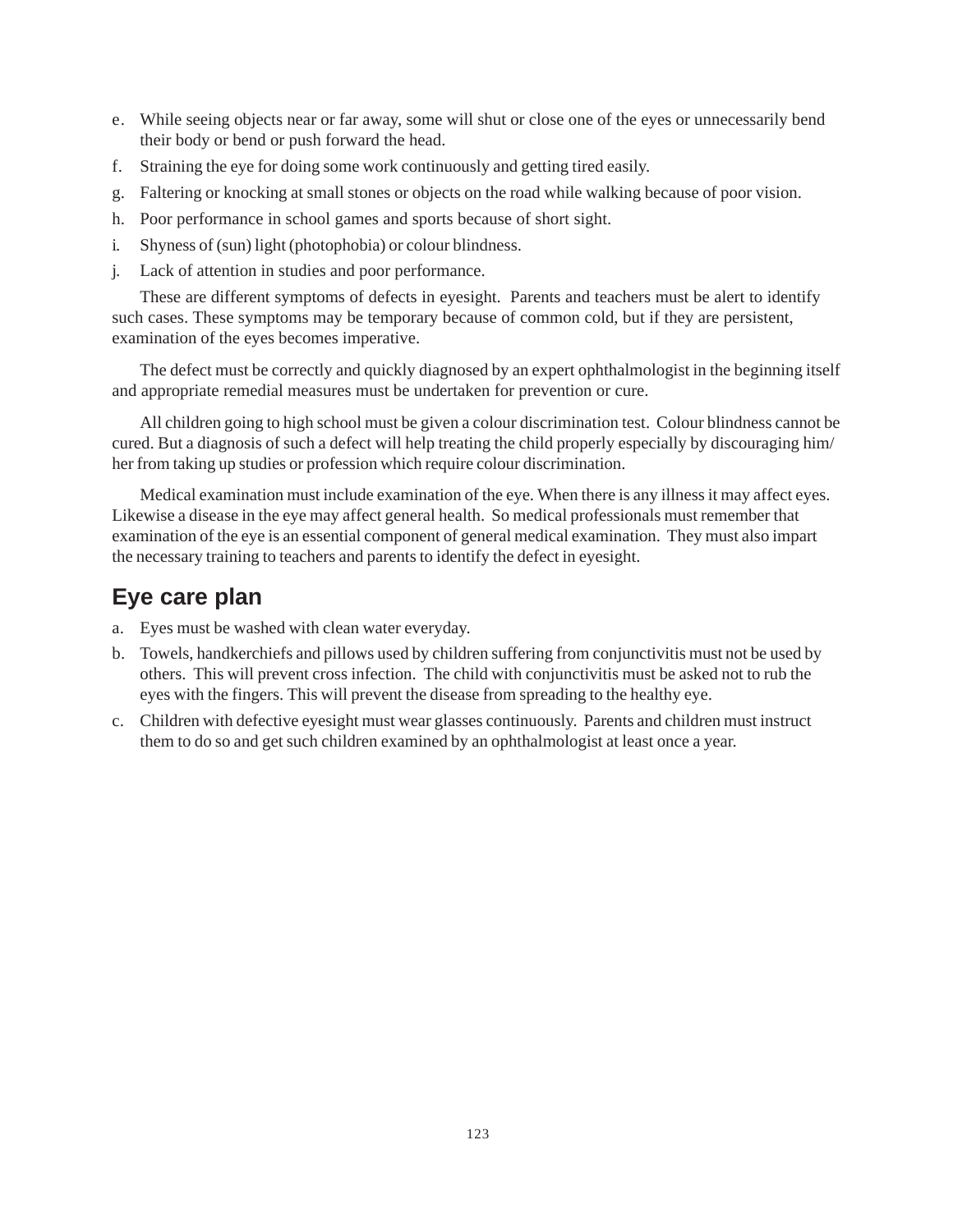e. While seeing objects near or far away, some will shut or close one of the eyes or unnecessarily bend their body or bend or push forward the head.
f. Straining the eye for doing some work continuously and getting tired easily.
g. Faltering or knocking at small stones or objects on the road while walking because of poor vision.
h. Poor performance in school games and sports because of short sight.
i. Shyness of (sun) light (photophobia) or colour blindness.
j. Lack of attention in studies and poor performance.

These are different symptoms of defects in eyesight. Parents and teachers must be alert to identify such cases. These symptoms may be temporary because of common cold, but if they are persistent, examination of the eyes becomes imperative.

The defect must be correctly and quickly diagnosed by an expert ophthalmologist in the beginning itself and appropriate remedial measures must be undertaken for prevention or cure.

All children going to high school must be given a colour discrimination test. Colour blindness cannot be cured. But a diagnosis of such a defect will help treating the child properly especially by discouraging him/her from taking up studies or profession which require colour discrimination.

Medical examination must include examination of the eye. When there is any illness it may affect eyes. Likewise a disease in the eye may affect general health. So medical professionals must remember that examination of the eye is an essential component of general medical examination. They must also impart the necessary training to teachers and parents to identify the defect in eyesight.

## Eye care plan

a. Eyes must be washed with clean water everyday.
b. Towels, handkerchiefs and pillows used by children suffering from conjunctivitis must not be used by others. This will prevent cross infection. The child with conjunctivitis must be asked not to rub the eyes with the fingers. This will prevent the disease from spreading to the healthy eye.
c. Children with defective eyesight must wear glasses continuously. Parents and children must instruct them to do so and get such children examined by an ophthalmologist at least once a year.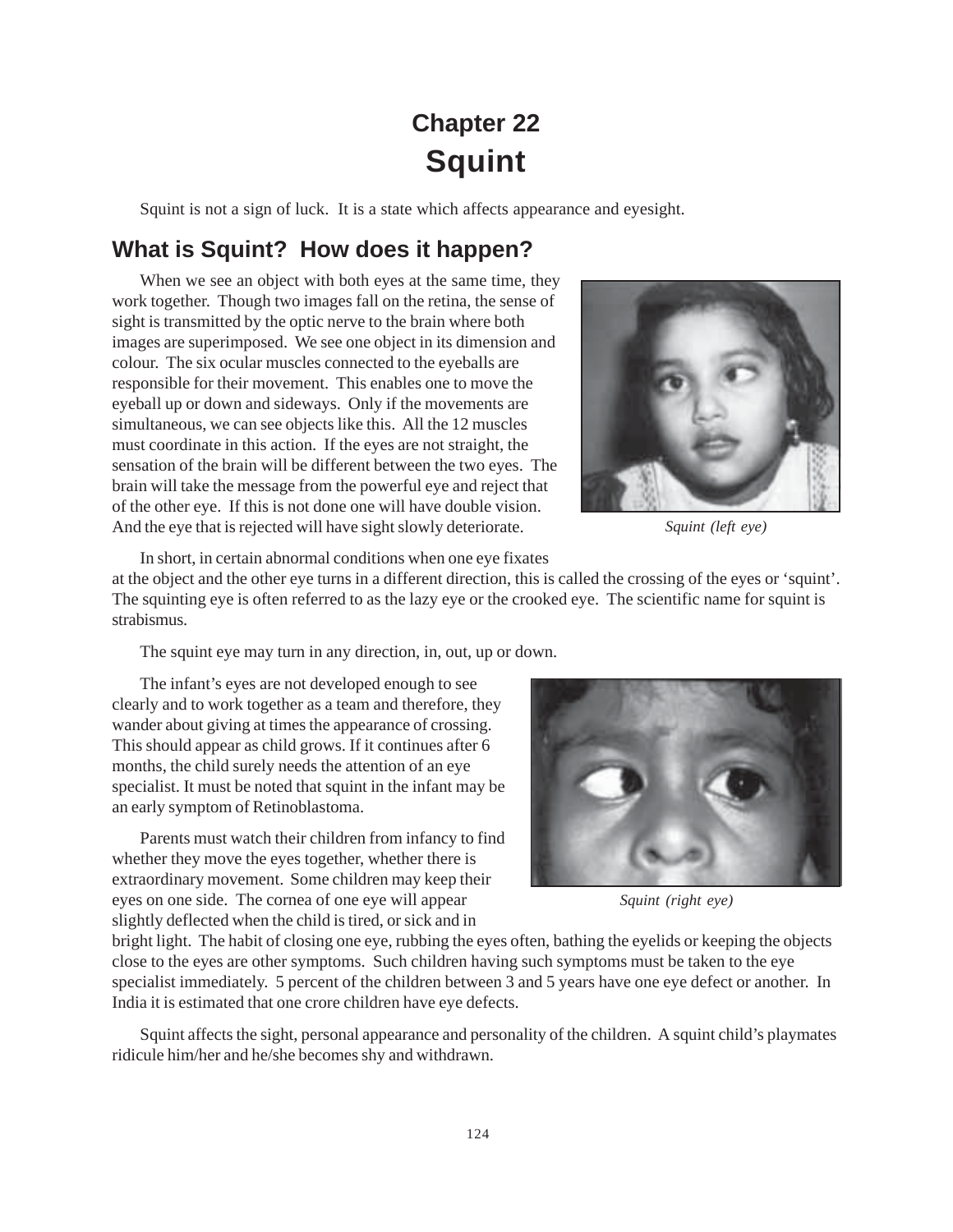# Chapter 22
# Squint

Squint is not a sign of luck. It is a state which affects appearance and eyesight.

## What is Squint? How does it happen?

When we see an object with both eyes at the same time, they work together. Though two images fall on the retina, the sense of sight is transmitted by the optic nerve to the brain where both images are superimposed. We see one object in its dimension and colour. The six ocular muscles connected to the eyeballs are responsible for their movement. This enables one to move the eyeball up or down and sideways. Only if the movements are simultaneous, we can see objects like this. All the 12 muscles must coordinate in this action. If the eyes are not straight, the sensation of the brain will be different between the two eyes. The brain will take the message from the powerful eye and reject that of the other eye. If this is not done one will have double vision. And the eye that is rejected will have sight slowly deteriorate.

*Squint (left eye)*

In short, in certain abnormal conditions when one eye fixates at the object and the other eye turns in a different direction, this is called the crossing of the eyes or 'squint'. The squinting eye is often referred to as the lazy eye or the crooked eye. The scientific name for squint is strabismus.

The squint eye may turn in any direction, in, out, up or down.

The infant's eyes are not developed enough to see clearly and to work together as a team and therefore, they wander about giving at times the appearance of crossing. This should appear as child grows. If it continues after 6 months, the child surely needs the attention of an eye specialist. It must be noted that squint in the infant may be an early symptom of Retinoblastoma.

*Squint (right eye)*

Parents must watch their children from infancy to find whether they move the eyes together, whether there is extraordinary movement. Some children may keep their eyes on one side. The cornea of one eye will appear slightly deflected when the child is tired, or sick and in bright light. The habit of closing one eye, rubbing the eyes often, bathing the eyelids or keeping the objects close to the eyes are other symptoms. Such children having such symptoms must be taken to the eye specialist immediately. 5 percent of the children between 3 and 5 years have one eye defect or another. In India it is estimated that one crore children have eye defects.

Squint affects the sight, personal appearance and personality of the children. A squint child's playmates ridicule him/her and he/she becomes shy and withdrawn.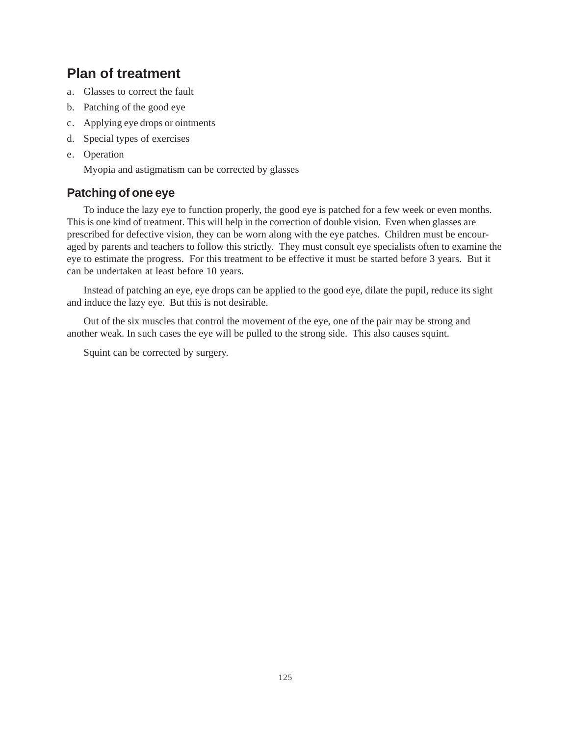## Plan of treatment

a. Glasses to correct the fault
b. Patching of the good eye
c. Applying eye drops or ointments
d. Special types of exercises
e. Operation

Myopia and astigmatism can be corrected by glasses

### Patching of one eye

To induce the lazy eye to function properly, the good eye is patched for a few week or even months. This is one kind of treatment. This will help in the correction of double vision. Even when glasses are prescribed for defective vision, they can be worn along with the eye patches. Children must be encouraged by parents and teachers to follow this strictly. They must consult eye specialists often to examine the eye to estimate the progress. For this treatment to be effective it must be started before 3 years. But it can be undertaken at least before 10 years.

Instead of patching an eye, eye drops can be applied to the good eye, dilate the pupil, reduce its sight and induce the lazy eye. But this is not desirable.

Out of the six muscles that control the movement of the eye, one of the pair may be strong and another weak. In such cases the eye will be pulled to the strong side. This also causes squint.

Squint can be corrected by surgery.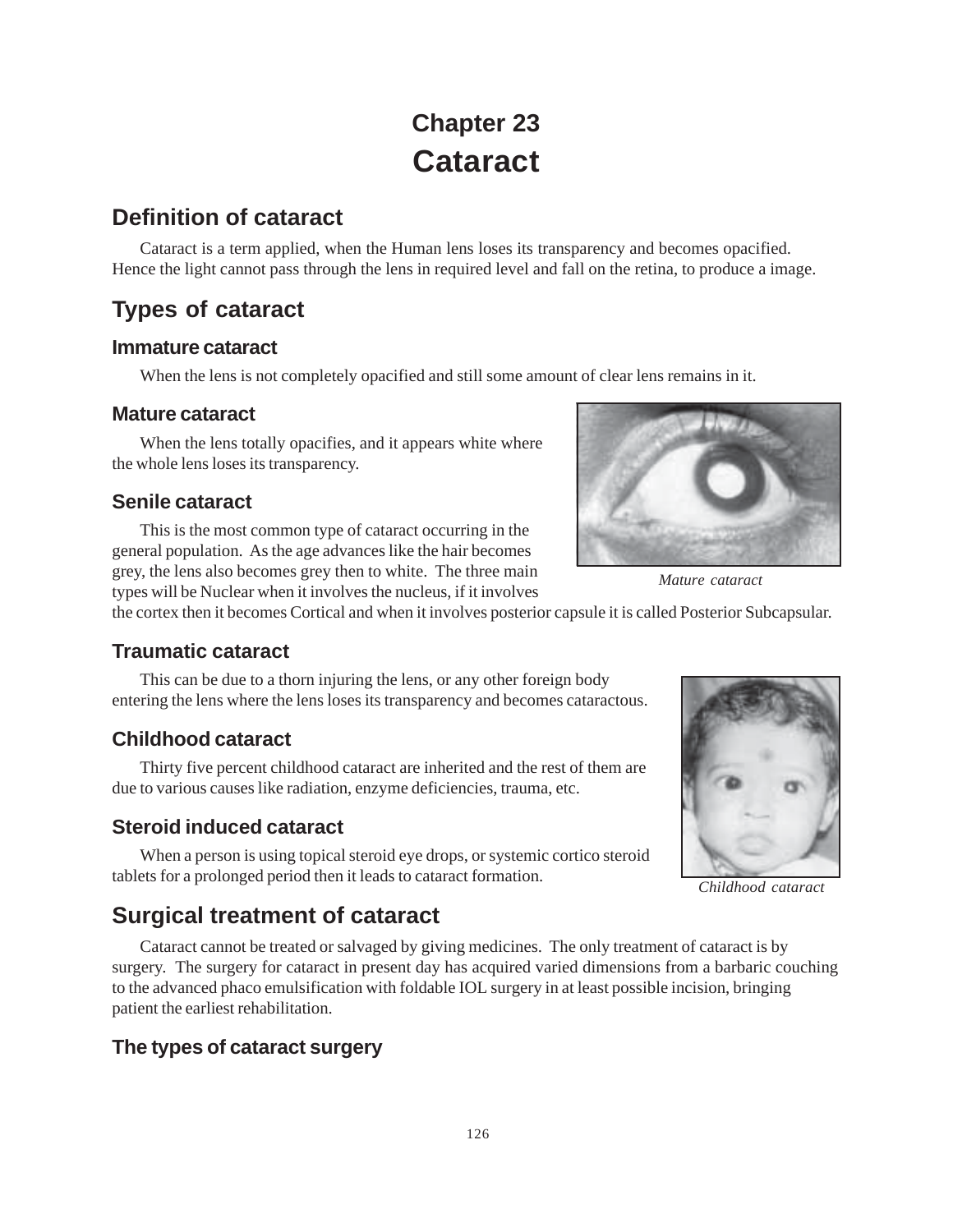# Chapter 23
# Cataract

## Definition of cataract

Cataract is a term applied, when the Human lens loses its transparency and becomes opacified. Hence the light cannot pass through the lens in required level and fall on the retina, to produce a image.

## Types of cataract

### Immature cataract

When the lens is not completely opacified and still some amount of clear lens remains in it.

### Mature cataract

When the lens totally opacifies, and it appears white where the whole lens loses its transparency.

*Mature cataract*

### Senile cataract

This is the most common type of cataract occurring in the general population. As the age advances like the hair becomes grey, the lens also becomes grey then to white. The three main types will be Nuclear when it involves the nucleus, if it involves the cortex then it becomes Cortical and when it involves posterior capsule it is called Posterior Subcapsular.

### Traumatic cataract

This can be due to a thorn injuring the lens, or any other foreign body entering the lens where the lens loses its transparency and becomes cataractous.

### Childhood cataract

Thirty five percent childhood cataract are inherited and the rest of them are due to various causes like radiation, enzyme deficiencies, trauma, etc.

*Childhood cataract*

### Steroid induced cataract

When a person is using topical steroid eye drops, or systemic cortico steroid tablets for a prolonged period then it leads to cataract formation.

## Surgical treatment of cataract

Cataract cannot be treated or salvaged by giving medicines. The only treatment of cataract is by surgery. The surgery for cataract in present day has acquired varied dimensions from a barbaric couching to the advanced phaco emulsification with foldable IOL surgery in at least possible incision, bringing patient the earliest rehabilitation.

### The types of cataract surgery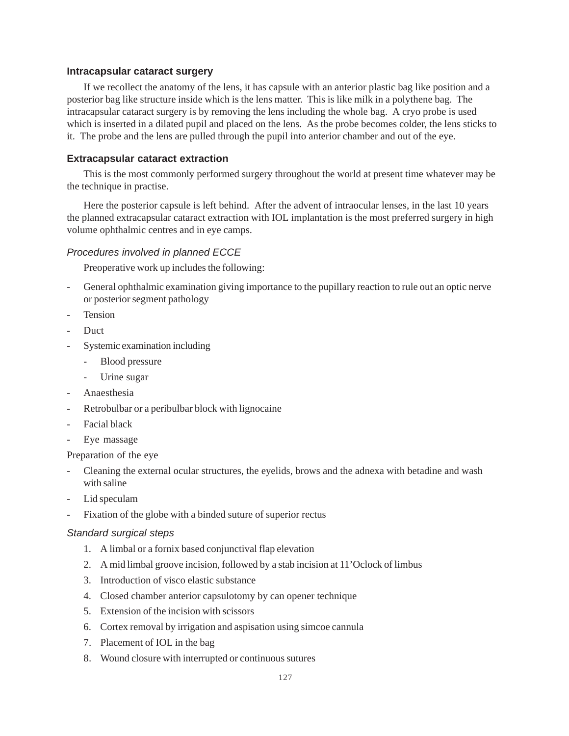### Intracapsular cataract surgery

If we recollect the anatomy of the lens, it has capsule with an anterior plastic bag like position and a posterior bag like structure inside which is the lens matter. This is like milk in a polythene bag. The intracapsular cataract surgery is by removing the lens including the whole bag. A cryo probe is used which is inserted in a dilated pupil and placed on the lens. As the probe becomes colder, the lens sticks to it. The probe and the lens are pulled through the pupil into anterior chamber and out of the eye.

### Extracapsular cataract extraction

This is the most commonly performed surgery throughout the world at present time whatever may be the technique in practise.

Here the posterior capsule is left behind. After the advent of intraocular lenses, in the last 10 years the planned extracapsular cataract extraction with IOL implantation is the most preferred surgery in high volume ophthalmic centres and in eye camps.

#### *Procedures involved in planned ECCE*

Preoperative work up includes the following:

- General ophthalmic examination giving importance to the pupillary reaction to rule out an optic nerve or posterior segment pathology
- Tension
- Duct
- Systemic examination including
  - Blood pressure
  - Urine sugar
- Anaesthesia
- Retrobulbar or a peribulbar block with lignocaine
- Facial black
- Eye massage

Preparation of the eye

- Cleaning the external ocular structures, the eyelids, brows and the adnexa with betadine and wash with saline
- Lid speculam
- Fixation of the globe with a binded suture of superior rectus

#### *Standard surgical steps*

1. A limbal or a fornix based conjunctival flap elevation
2. A mid limbal groove incision, followed by a stab incision at 11'Oclock of limbus
3. Introduction of visco elastic substance
4. Closed chamber anterior capsulotomy by can opener technique
5. Extension of the incision with scissors
6. Cortex removal by irrigation and aspisation using simcoe cannula
7. Placement of IOL in the bag
8. Wound closure with interrupted or continuous sutures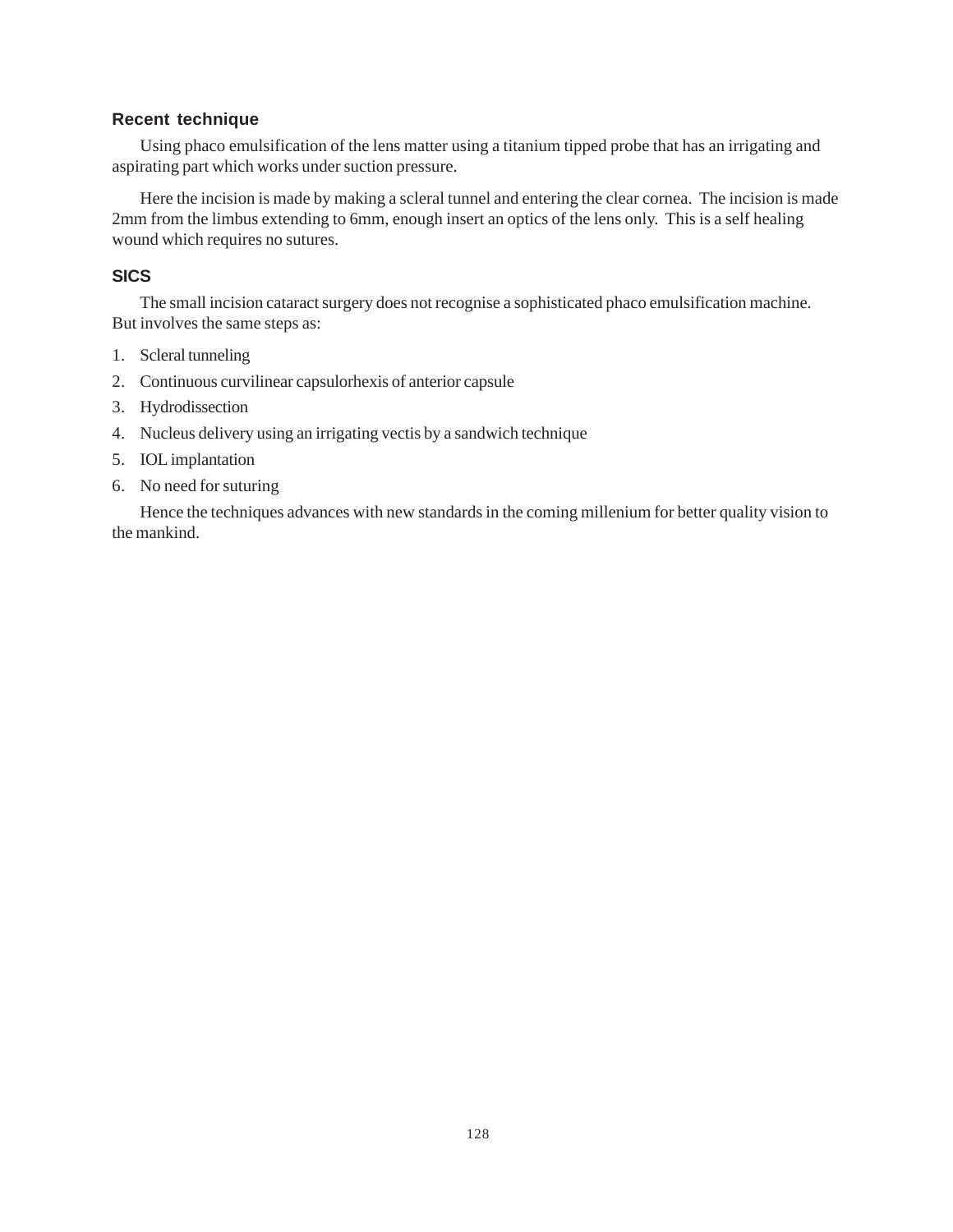### Recent technique

Using phaco emulsification of the lens matter using a titanium tipped probe that has an irrigating and aspirating part which works under suction pressure.

Here the incision is made by making a scleral tunnel and entering the clear cornea. The incision is made 2mm from the limbus extending to 6mm, enough insert an optics of the lens only. This is a self healing wound which requires no sutures.

### SICS

The small incision cataract surgery does not recognise a sophisticated phaco emulsification machine. But involves the same steps as:

1. Scleral tunneling
2. Continuous curvilinear capsulorhexis of anterior capsule
3. Hydrodissection
4. Nucleus delivery using an irrigating vectis by a sandwich technique
5. IOL implantation
6. No need for suturing

Hence the techniques advances with new standards in the coming millenium for better quality vision to the mankind.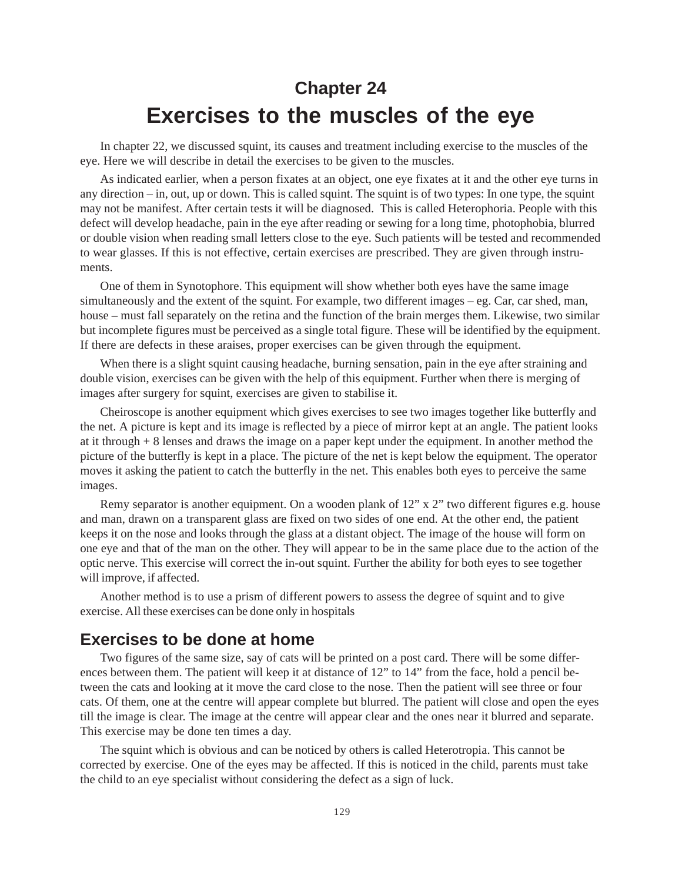# Chapter 24

# Exercises to the muscles of the eye

In chapter 22, we discussed squint, its causes and treatment including exercise to the muscles of the eye. Here we will describe in detail the exercises to be given to the muscles.

As indicated earlier, when a person fixates at an object, one eye fixates at it and the other eye turns in any direction – in, out, up or down. This is called squint. The squint is of two types: In one type, the squint may not be manifest. After certain tests it will be diagnosed. This is called Heterophoria. People with this defect will develop headache, pain in the eye after reading or sewing for a long time, photophobia, blurred or double vision when reading small letters close to the eye. Such patients will be tested and recommended to wear glasses. If this is not effective, certain exercises are prescribed. They are given through instruments.

One of them in Synotophore. This equipment will show whether both eyes have the same image simultaneously and the extent of the squint. For example, two different images – eg. Car, car shed, man, house – must fall separately on the retina and the function of the brain merges them. Likewise, two similar but incomplete figures must be perceived as a single total figure. These will be identified by the equipment. If there are defects in these araises, proper exercises can be given through the equipment.

When there is a slight squint causing headache, burning sensation, pain in the eye after straining and double vision, exercises can be given with the help of this equipment. Further when there is merging of images after surgery for squint, exercises are given to stabilise it.

Cheiroscope is another equipment which gives exercises to see two images together like butterfly and the net. A picture is kept and its image is reflected by a piece of mirror kept at an angle. The patient looks at it through + 8 lenses and draws the image on a paper kept under the equipment. In another method the picture of the butterfly is kept in a place. The picture of the net is kept below the equipment. The operator moves it asking the patient to catch the butterfly in the net. This enables both eyes to perceive the same images.

Remy separator is another equipment. On a wooden plank of 12" x 2" two different figures e.g. house and man, drawn on a transparent glass are fixed on two sides of one end. At the other end, the patient keeps it on the nose and looks through the glass at a distant object. The image of the house will form on one eye and that of the man on the other. They will appear to be in the same place due to the action of the optic nerve. This exercise will correct the in-out squint. Further the ability for both eyes to see together will improve, if affected.

Another method is to use a prism of different powers to assess the degree of squint and to give exercise. All these exercises can be done only in hospitals

## Exercises to be done at home

Two figures of the same size, say of cats will be printed on a post card. There will be some differences between them. The patient will keep it at distance of 12" to 14" from the face, hold a pencil between the cats and looking at it move the card close to the nose. Then the patient will see three or four cats. Of them, one at the centre will appear complete but blurred. The patient will close and open the eyes till the image is clear. The image at the centre will appear clear and the ones near it blurred and separate. This exercise may be done ten times a day.

The squint which is obvious and can be noticed by others is called Heterotropia. This cannot be corrected by exercise. One of the eyes may be affected. If this is noticed in the child, parents must take the child to an eye specialist without considering the defect as a sign of luck.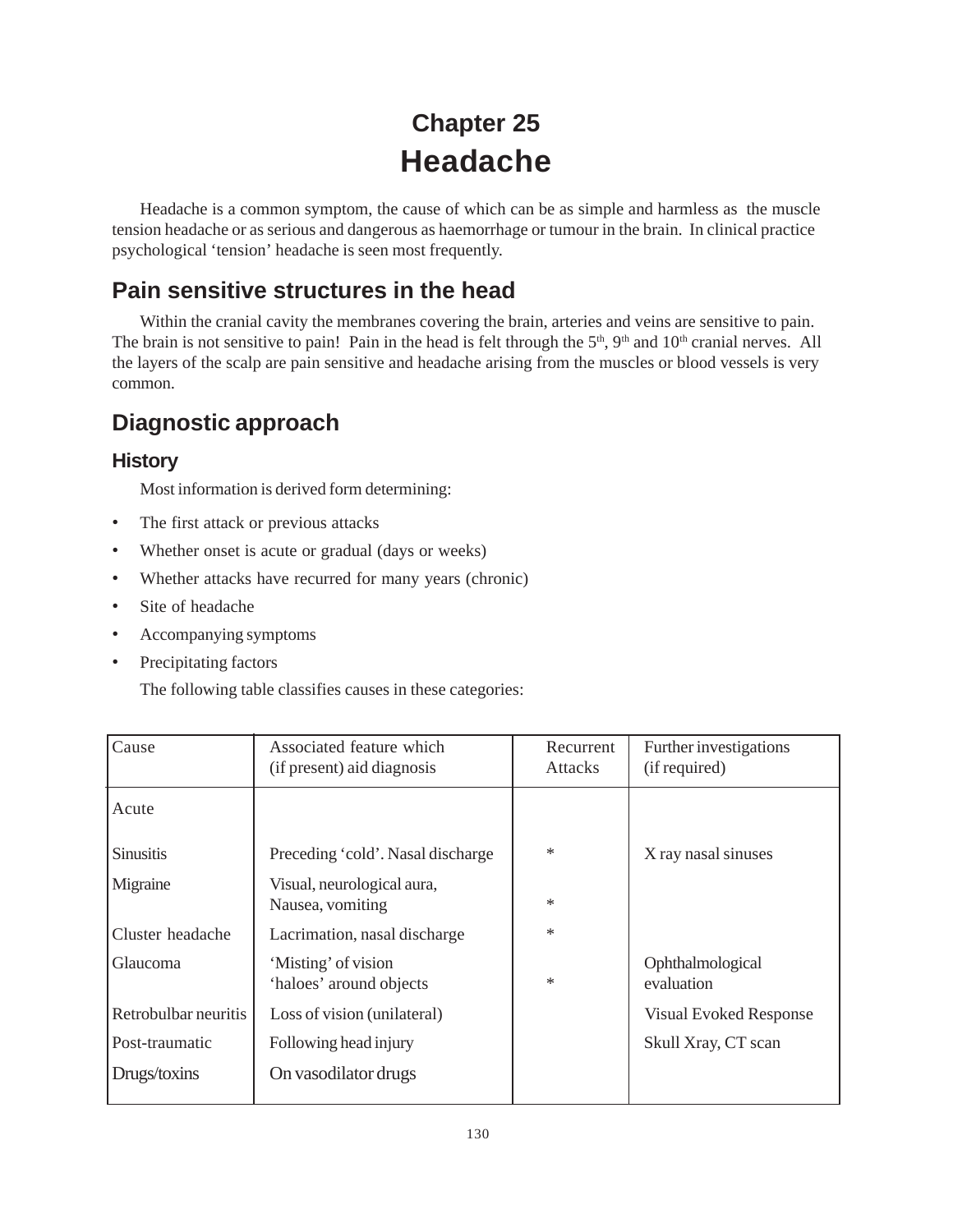# Chapter 25
# Headache

Headache is a common symptom, the cause of which can be as simple and harmless as the muscle tension headache or as serious and dangerous as haemorrhage or tumour in the brain. In clinical practice psychological 'tension' headache is seen most frequently.

## Pain sensitive structures in the head

Within the cranial cavity the membranes covering the brain, arteries and veins are sensitive to pain. The brain is not sensitive to pain! Pain in the head is felt through the $5^{th}$, $9^{th}$ and $10^{th}$ cranial nerves. All the layers of the scalp are pain sensitive and headache arising from the muscles or blood vessels is very common.

## Diagnostic approach

### History

Most information is derived form determining:

- The first attack or previous attacks
- Whether onset is acute or gradual (days or weeks)
- Whether attacks have recurred for many years (chronic)
- Site of headache
- Accompanying symptoms
- Precipitating factors

The following table classifies causes in these categories:

| Cause | Associated feature which (if present) aid diagnosis | Recurrent Attacks | Further investigations (if required) |
|---|---|---|---|
| Acute | | | |
| Sinusitis | Preceding 'cold'. Nasal discharge | * | X ray nasal sinuses |
| Migraine | Visual, neurological aura, Nausea, vomiting | * | |
| Cluster headache | Lacrimation, nasal discharge | * | |
| Glaucoma | 'Misting' of vision 'haloes' around objects | * | Ophthalmological evaluation |
| Retrobulbar neuritis | Loss of vision (unilateral) | | Visual Evoked Response |
| Post-traumatic | Following head injury | | Skull Xray, CT scan |
| Drugs/toxins | On vasodilator drugs | | |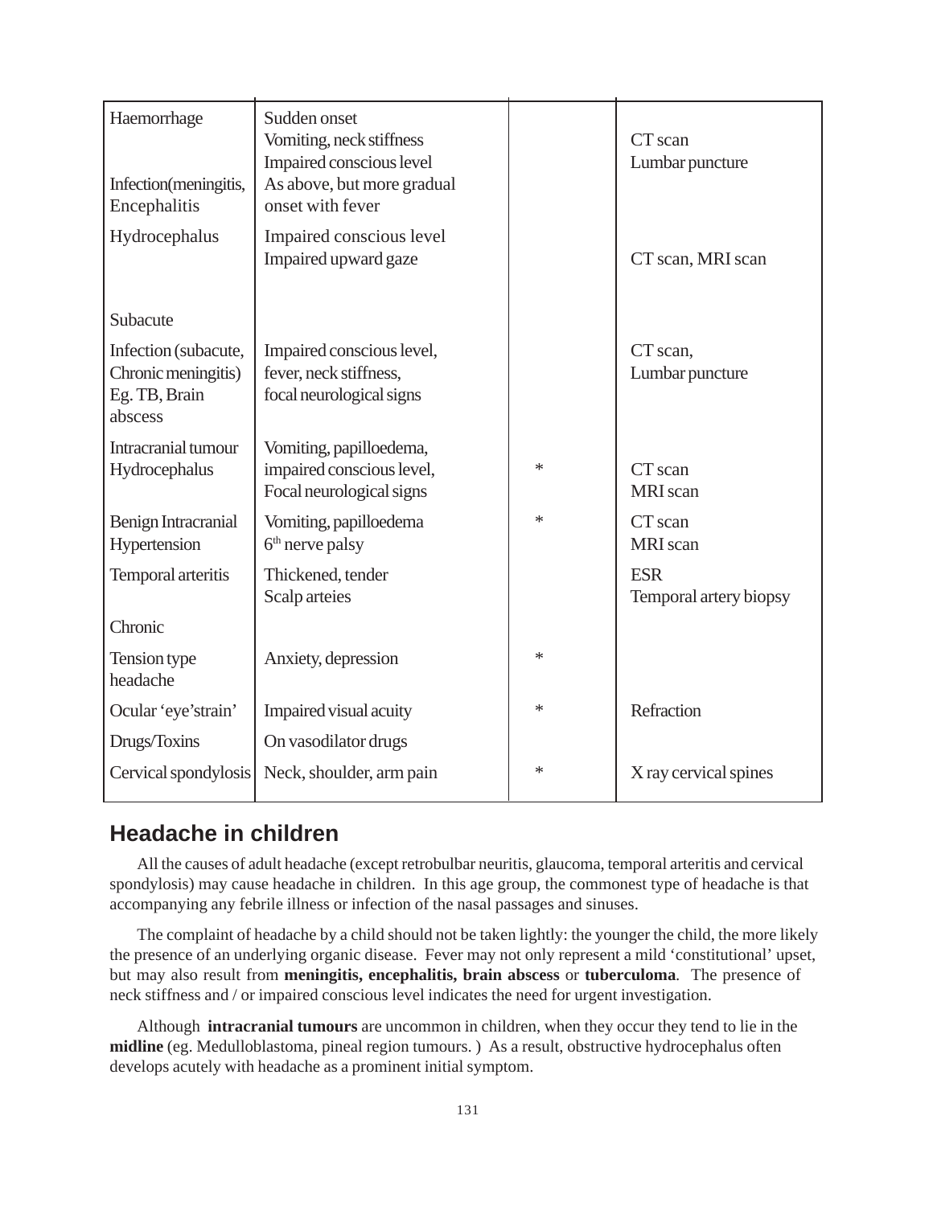| | | | |
|---|---|---|---|
| Haemorrhage | Sudden onset<br>Vomiting, neck stiffness<br>Impaired conscious level | | CT scan<br>Lumbar puncture |
| Infection(meningitis, Encephalitis | As above, but more gradual onset with fever | | |
| Hydrocephalus | Impaired conscious level<br>Impaired upward gaze | | CT scan, MRI scan |
| Subacute | | | |
| Infection (subacute, Chronic meningitis) Eg. TB, Brain abscess | Impaired conscious level, fever, neck stiffness, focal neurological signs | | CT scan,<br>Lumbar puncture |
| Intracranial tumour Hydrocephalus | Vomiting, papilloedema, impaired conscious level, Focal neurological signs | * | CT scan<br>MRI scan |
| Benign Intracranial Hypertension | Vomiting, papilloedema<br>$6^{th}$ nerve palsy | * | CT scan<br>MRI scan |
| Temporal arteritis | Thickened, tender Scalp arteies | | ESR<br>Temporal artery biopsy |
| Chronic | | | |
| Tension type headache | Anxiety, depression | * | |
| Ocular 'eye'strain' | Impaired visual acuity | * | Refraction |
| Drugs/Toxins | On vasodilator drugs | | |
| Cervical spondylosis | Neck, shoulder, arm pain | * | X ray cervical spines |

## Headache in children

All the causes of adult headache (except retrobulbar neuritis, glaucoma, temporal arteritis and cervical spondylosis) may cause headache in children. In this age group, the commonest type of headache is that accompanying any febrile illness or infection of the nasal passages and sinuses.

The complaint of headache by a child should not be taken lightly: the younger the child, the more likely the presence of an underlying organic disease. Fever may not only represent a mild 'constitutional' upset, but may also result from **meningitis, encephalitis, brain abscess** or **tuberculoma**. The presence of neck stiffness and / or impaired conscious level indicates the need for urgent investigation.

Although **intracranial tumours** are uncommon in children, when they occur they tend to lie in the **midline** (eg. Medulloblastoma, pineal region tumours. ) As a result, obstructive hydrocephalus often develops acutely with headache as a prominent initial symptom.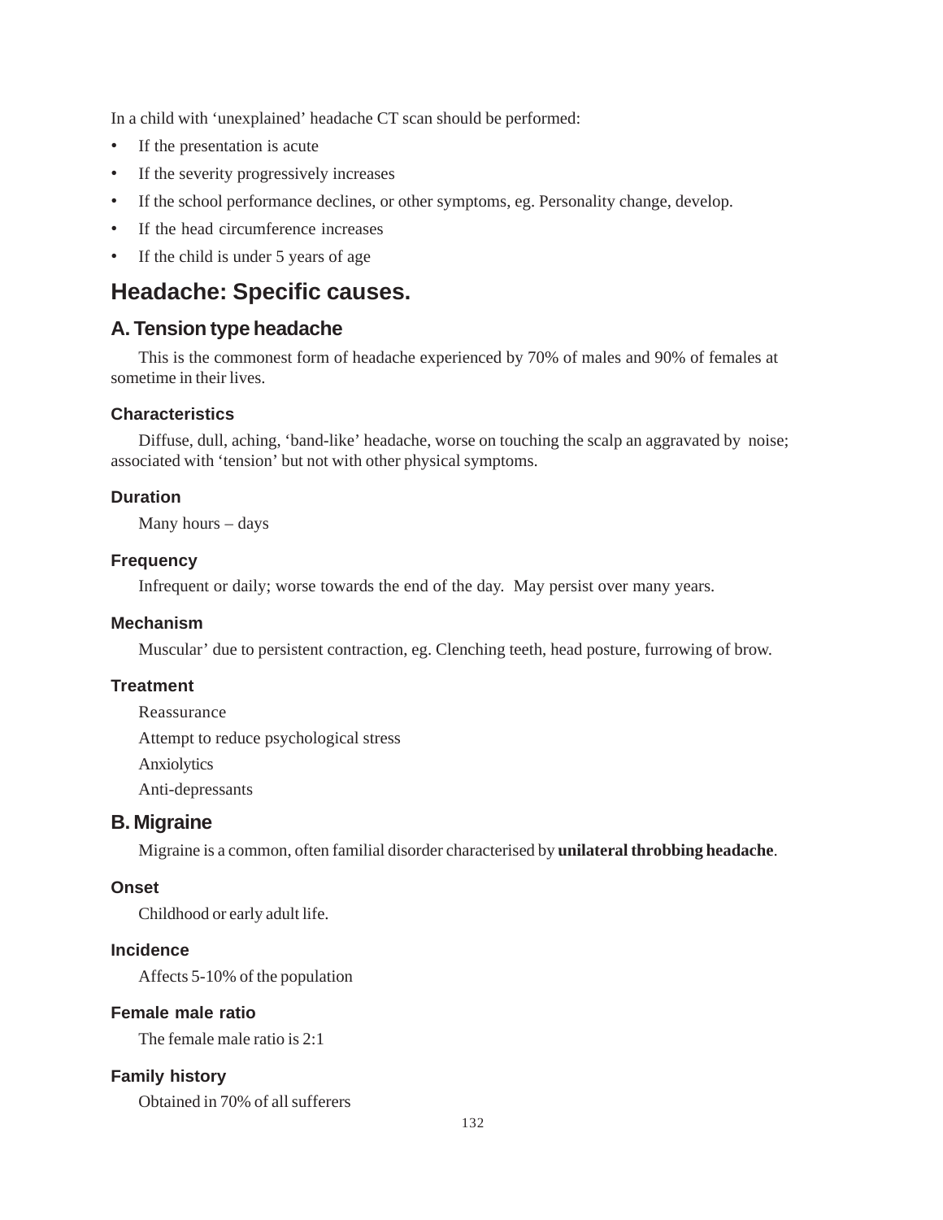In a child with 'unexplained' headache CT scan should be performed:

- If the presentation is acute
- If the severity progressively increases
- If the school performance declines, or other symptoms, eg. Personality change, develop.
- If the head circumference increases
- If the child is under 5 years of age

## Headache: Specific causes.

### A. Tension type headache

This is the commonest form of headache experienced by 70% of males and 90% of females at sometime in their lives.

#### Characteristics

Diffuse, dull, aching, 'band-like' headache, worse on touching the scalp an aggravated by noise; associated with 'tension' but not with other physical symptoms.

#### Duration

Many hours – days

#### Frequency

Infrequent or daily; worse towards the end of the day. May persist over many years.

#### Mechanism

Muscular' due to persistent contraction, eg. Clenching teeth, head posture, furrowing of brow.

#### Treatment

Reassurance

Attempt to reduce psychological stress

Anxiolytics

Anti-depressants

### B. Migraine

Migraine is a common, often familial disorder characterised by **unilateral throbbing headache**.

#### Onset

Childhood or early adult life.

#### Incidence

Affects 5-10% of the population

#### Female male ratio

The female male ratio is 2:1

#### Family history

Obtained in 70% of all sufferers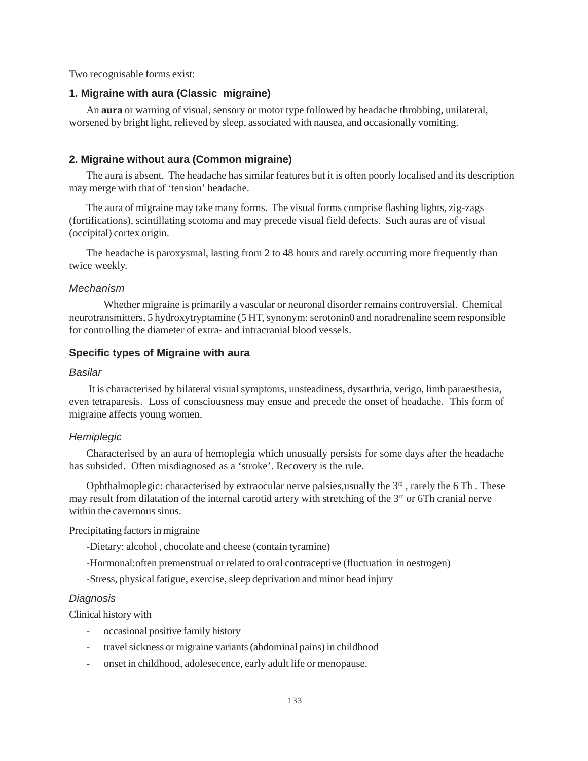Two recognisable forms exist:

### 1. Migraine with aura (Classic migraine)

An **aura** or warning of visual, sensory or motor type followed by headache throbbing, unilateral, worsened by bright light, relieved by sleep, associated with nausea, and occasionally vomiting.

### 2. Migraine without aura (Common migraine)

The aura is absent. The headache has similar features but it is often poorly localised and its description may merge with that of 'tension' headache.

The aura of migraine may take many forms. The visual forms comprise flashing lights, zig-zags (fortifications), scintillating scotoma and may precede visual field defects. Such auras are of visual (occipital) cortex origin.

The headache is paroxysmal, lasting from 2 to 48 hours and rarely occurring more frequently than twice weekly.

*Mechanism*

Whether migraine is primarily a vascular or neuronal disorder remains controversial. Chemical neurotransmitters, 5 hydroxytryptamine (5 HT, synonym: serotonin0 and noradrenaline seem responsible for controlling the diameter of extra- and intracranial blood vessels.

### Specific types of Migraine with aura

*Basilar*

It is characterised by bilateral visual symptoms, unsteadiness, dysarthria, verigo, limb paraesthesia, even tetraparesis. Loss of consciousness may ensue and precede the onset of headache. This form of migraine affects young women.

*Hemiplegic*

Characterised by an aura of hemoplegia which unusually persists for some days after the headache has subsided. Often misdiagnosed as a 'stroke'. Recovery is the rule.

Ophthalmoplegic: characterised by extraocular nerve palsies,usually the 3rd , rarely the 6 Th . These may result from dilatation of the internal carotid artery with stretching of the 3rd or 6Th cranial nerve within the cavernous sinus.

Precipitating factors in migraine

-Dietary: alcohol , chocolate and cheese (contain tyramine)

-Hormonal:often premenstrual or related to oral contraceptive (fluctuation in oestrogen)

-Stress, physical fatigue, exercise, sleep deprivation and minor head injury

*Diagnosis*

Clinical history with

- occasional positive family history
- travel sickness or migraine variants (abdominal pains) in childhood
- onset in childhood, adolesecence, early adult life or menopause.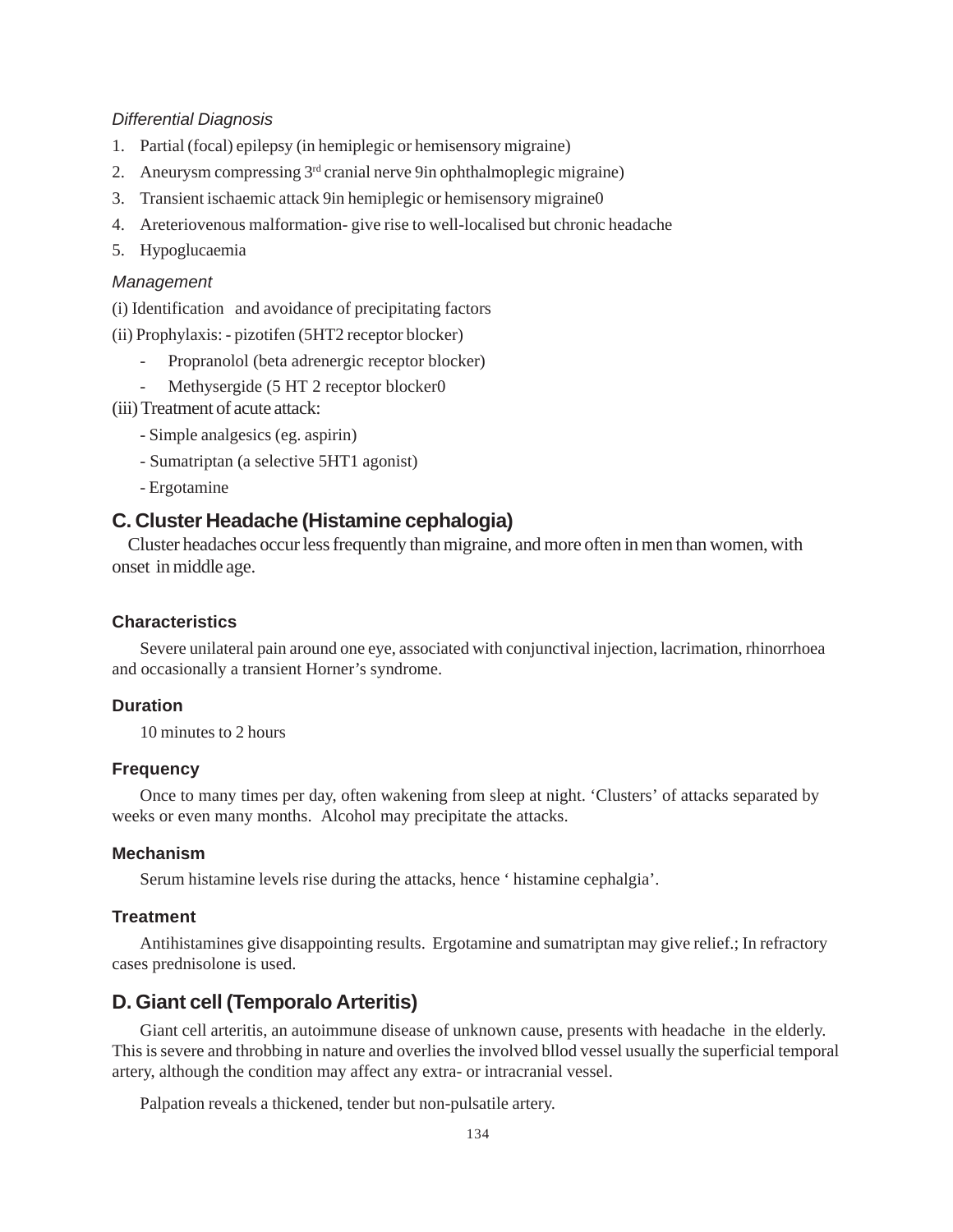*Differential Diagnosis*

1. Partial (focal) epilepsy (in hemiplegic or hemisensory migraine)
2. Aneurysm compressing 3rd cranial nerve 9in ophthalmoplegic migraine)
3. Transient ischaemic attack 9in hemiplegic or hemisensory migraine0
4. Areteriovenous malformation- give rise to well-localised but chronic headache
5. Hypoglucaemia

*Management*

(i) Identification and avoidance of precipitating factors

(ii) Prophylaxis: - pizotifen (5HT2 receptor blocker)

- Propranolol (beta adrenergic receptor blocker)
- Methysergide (5 HT 2 receptor blocker0

(iii) Treatment of acute attack:

- Simple analgesics (eg. aspirin)
- Sumatriptan (a selective 5HT1 agonist)
- Ergotamine

## C. Cluster Headache (Histamine cephalogia)

Cluster headaches occur less frequently than migraine, and more often in men than women, with onset in middle age.

### Characteristics

Severe unilateral pain around one eye, associated with conjunctival injection, lacrimation, rhinorrhoea and occasionally a transient Horner's syndrome.

### Duration

10 minutes to 2 hours

### Frequency

Once to many times per day, often wakening from sleep at night. 'Clusters' of attacks separated by weeks or even many months. Alcohol may precipitate the attacks.

### Mechanism

Serum histamine levels rise during the attacks, hence ' histamine cephalgia'.

### Treatment

Antihistamines give disappointing results. Ergotamine and sumatriptan may give relief.; In refractory cases prednisolone is used.

## D. Giant cell (Temporalo Arteritis)

Giant cell arteritis, an autoimmune disease of unknown cause, presents with headache in the elderly. This is severe and throbbing in nature and overlies the involved bllod vessel usually the superficial temporal artery, although the condition may affect any extra- or intracranial vessel.

Palpation reveals a thickened, tender but non-pulsatile artery.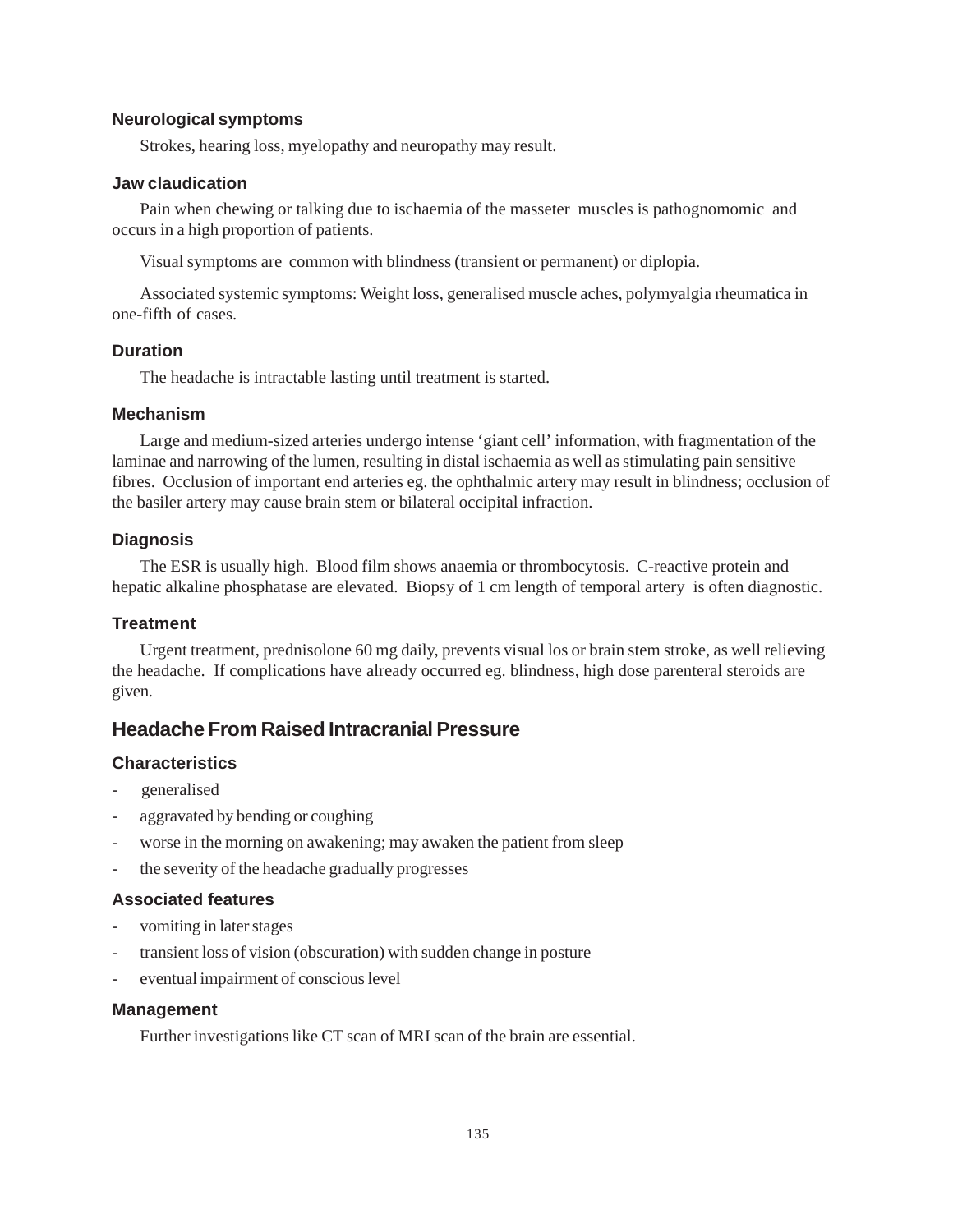### Neurological symptoms

Strokes, hearing loss, myelopathy and neuropathy may result.

### Jaw claudication

Pain when chewing or talking due to ischaemia of the masseter muscles is pathognomomic and occurs in a high proportion of patients.

Visual symptoms are common with blindness (transient or permanent) or diplopia.

Associated systemic symptoms: Weight loss, generalised muscle aches, polymyalgia rheumatica in one-fifth of cases.

### Duration

The headache is intractable lasting until treatment is started.

### Mechanism

Large and medium-sized arteries undergo intense 'giant cell' information, with fragmentation of the laminae and narrowing of the lumen, resulting in distal ischaemia as well as stimulating pain sensitive fibres. Occlusion of important end arteries eg. the ophthalmic artery may result in blindness; occlusion of the basiler artery may cause brain stem or bilateral occipital infraction.

### Diagnosis

The ESR is usually high. Blood film shows anaemia or thrombocytosis. C-reactive protein and hepatic alkaline phosphatase are elevated. Biopsy of 1 cm length of temporal artery is often diagnostic.

### Treatment

Urgent treatment, prednisolone 60 mg daily, prevents visual los or brain stem stroke, as well relieving the headache. If complications have already occurred eg. blindness, high dose parenteral steroids are given.

## Headache From Raised Intracranial Pressure

### Characteristics

- generalised
- aggravated by bending or coughing
- worse in the morning on awakening; may awaken the patient from sleep
- the severity of the headache gradually progresses

### Associated features

- vomiting in later stages
- transient loss of vision (obscuration) with sudden change in posture
- eventual impairment of conscious level

### Management

Further investigations like CT scan of MRI scan of the brain are essential.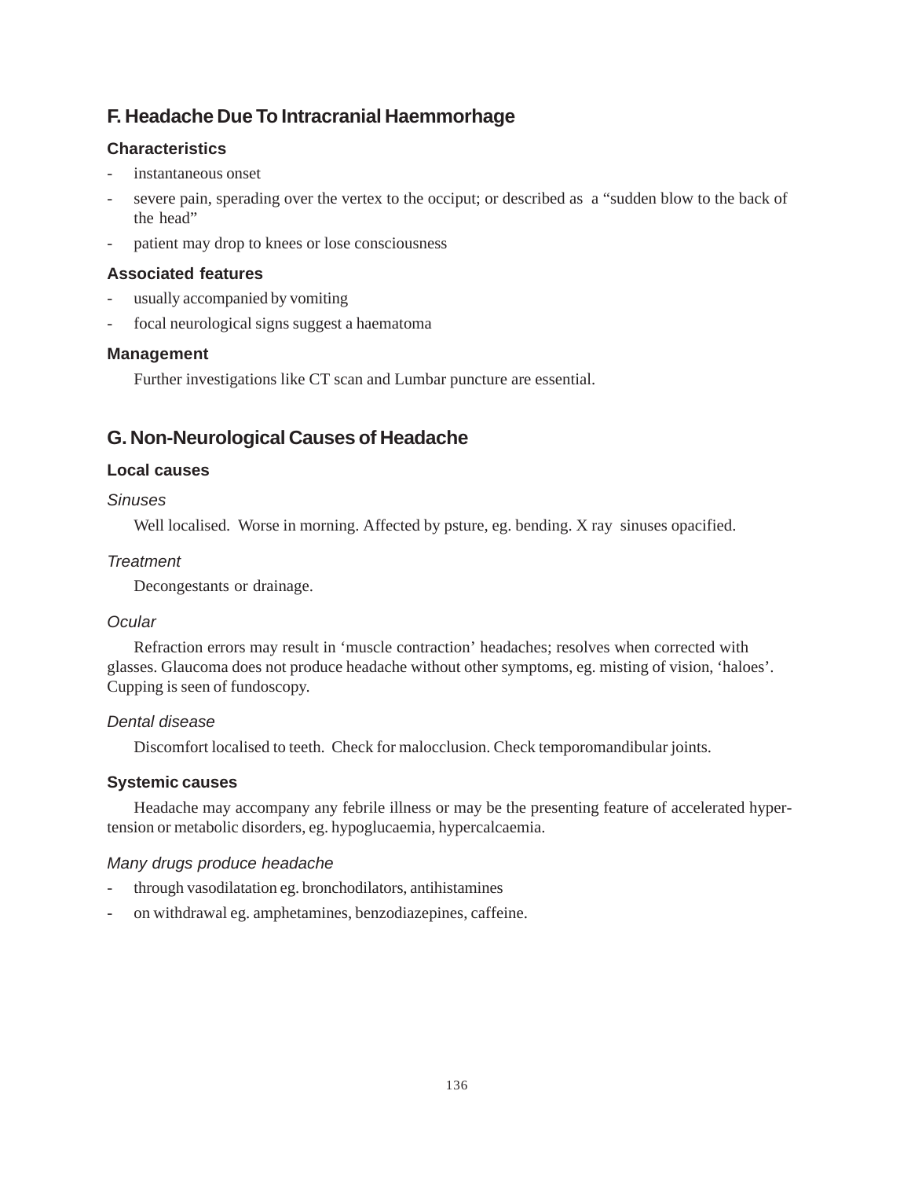## F. Headache Due To Intracranial Haemmorhage

### Characteristics

- instantaneous onset
- severe pain, sperading over the vertex to the occiput; or described as a "sudden blow to the back of the head"
- patient may drop to knees or lose consciousness

### Associated features

- usually accompanied by vomiting
- focal neurological signs suggest a haematoma

### Management

Further investigations like CT scan and Lumbar puncture are essential.

## G. Non-Neurological Causes of Headache

### Local causes

*Sinuses*

Well localised. Worse in morning. Affected by psture, eg. bending. X ray sinuses opacified.

*Treatment*

Decongestants or drainage.

*Ocular*

Refraction errors may result in 'muscle contraction' headaches; resolves when corrected with glasses. Glaucoma does not produce headache without other symptoms, eg. misting of vision, 'haloes'. Cupping is seen of fundoscopy.

*Dental disease*

Discomfort localised to teeth. Check for malocclusion. Check temporomandibular joints.

### Systemic causes

Headache may accompany any febrile illness or may be the presenting feature of accelerated hypertension or metabolic disorders, eg. hypoglucaemia, hypercalcaemia.

*Many drugs produce headache*

- through vasodilatation eg. bronchodilators, antihistamines
- on withdrawal eg. amphetamines, benzodiazepines, caffeine.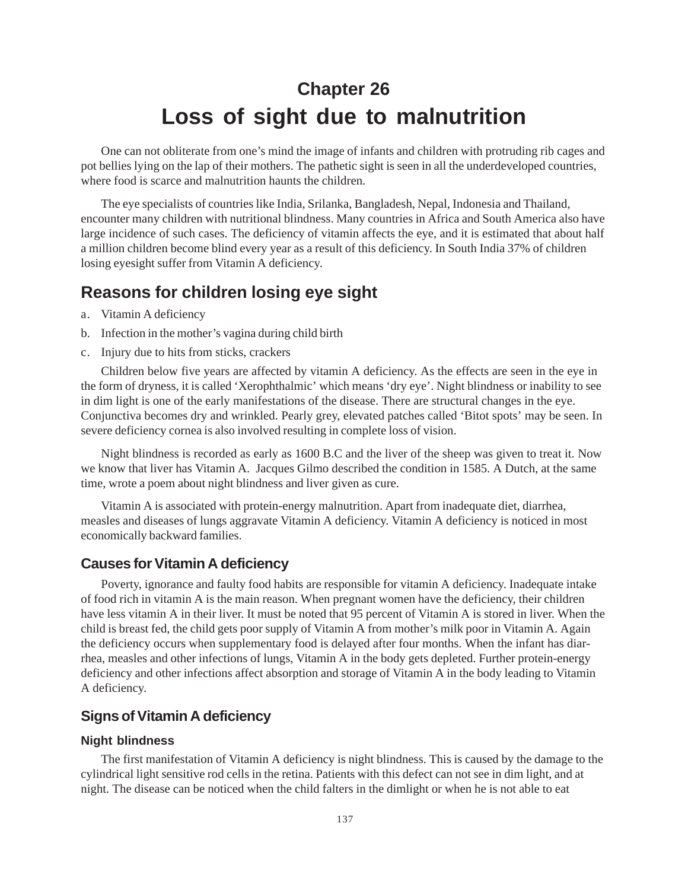# Chapter 26

# Loss of sight due to malnutrition

One can not obliterate from one's mind the image of infants and children with protruding rib cages and pot bellies lying on the lap of their mothers. The pathetic sight is seen in all the underdeveloped countries, where food is scarce and malnutrition haunts the children.

The eye specialists of countries like India, Srilanka, Bangladesh, Nepal, Indonesia and Thailand, encounter many children with nutritional blindness. Many countries in Africa and South America also have large incidence of such cases. The deficiency of vitamin affects the eye, and it is estimated that about half a million children become blind every year as a result of this deficiency. In South India 37% of children losing eyesight suffer from Vitamin A deficiency.

## Reasons for children losing eye sight

a. Vitamin A deficiency
b. Infection in the mother's vagina during child birth
c. Injury due to hits from sticks, crackers

Children below five years are affected by vitamin A deficiency. As the effects are seen in the eye in the form of dryness, it is called 'Xerophthalmic' which means 'dry eye'. Night blindness or inability to see in dim light is one of the early manifestations of the disease. There are structural changes in the eye. Conjunctiva becomes dry and wrinkled. Pearly grey, elevated patches called 'Bitot spots' may be seen. In severe deficiency cornea is also involved resulting in complete loss of vision.

Night blindness is recorded as early as 1600 B.C and the liver of the sheep was given to treat it. Now we know that liver has Vitamin A. Jacques Gilmo described the condition in 1585. A Dutch, at the same time, wrote a poem about night blindness and liver given as cure.

Vitamin A is associated with protein-energy malnutrition. Apart from inadequate diet, diarrhea, measles and diseases of lungs aggravate Vitamin A deficiency. Vitamin A deficiency is noticed in most economically backward families.

### Causes for Vitamin A deficiency

Poverty, ignorance and faulty food habits are responsible for vitamin A deficiency. Inadequate intake of food rich in vitamin A is the main reason. When pregnant women have the deficiency, their children have less vitamin A in their liver. It must be noted that 95 percent of Vitamin A is stored in liver. When the child is breast fed, the child gets poor supply of Vitamin A from mother's milk poor in Vitamin A. Again the deficiency occurs when supplementary food is delayed after four months. When the infant has diarrhea, measles and other infections of lungs, Vitamin A in the body gets depleted. Further protein-energy deficiency and other infections affect absorption and storage of Vitamin A in the body leading to Vitamin A deficiency.

### Signs of Vitamin A deficiency

#### Night blindness

The first manifestation of Vitamin A deficiency is night blindness. This is caused by the damage to the cylindrical light sensitive rod cells in the retina. Patients with this defect can not see in dim light, and at night. The disease can be noticed when the child falters in the dimlight or when he is not able to eat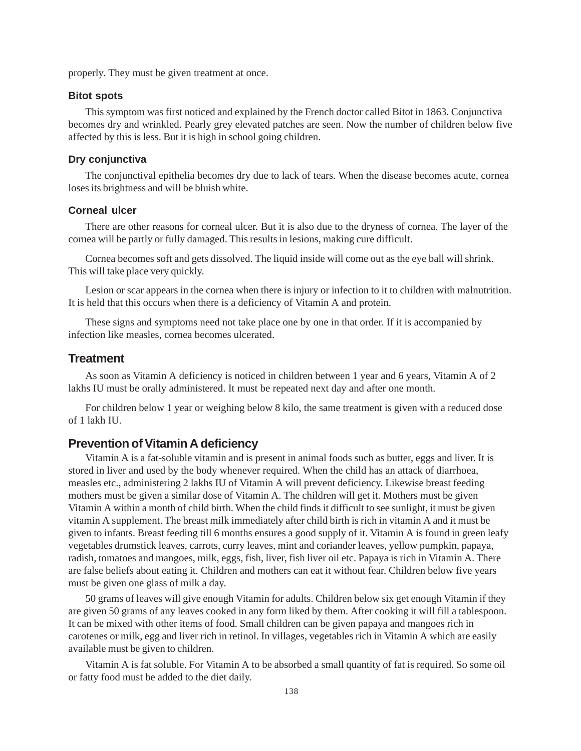properly. They must be given treatment at once.

### Bitot spots

This symptom was first noticed and explained by the French doctor called Bitot in 1863. Conjunctiva becomes dry and wrinkled. Pearly grey elevated patches are seen. Now the number of children below five affected by this is less. But it is high in school going children.

### Dry conjunctiva

The conjunctival epithelia becomes dry due to lack of tears. When the disease becomes acute, cornea loses its brightness and will be bluish white.

### Corneal ulcer

There are other reasons for corneal ulcer. But it is also due to the dryness of cornea. The layer of the cornea will be partly or fully damaged. This results in lesions, making cure difficult.

Cornea becomes soft and gets dissolved. The liquid inside will come out as the eye ball will shrink. This will take place very quickly.

Lesion or scar appears in the cornea when there is injury or infection to it to children with malnutrition. It is held that this occurs when there is a deficiency of Vitamin A and protein.

These signs and symptoms need not take place one by one in that order. If it is accompanied by infection like measles, cornea becomes ulcerated.

## Treatment

As soon as Vitamin A deficiency is noticed in children between 1 year and 6 years, Vitamin A of 2 lakhs IU must be orally administered. It must be repeated next day and after one month.

For children below 1 year or weighing below 8 kilo, the same treatment is given with a reduced dose of 1 lakh IU.

## Prevention of Vitamin A deficiency

Vitamin A is a fat-soluble vitamin and is present in animal foods such as butter, eggs and liver. It is stored in liver and used by the body whenever required. When the child has an attack of diarrhoea, measles etc., administering 2 lakhs IU of Vitamin A will prevent deficiency. Likewise breast feeding mothers must be given a similar dose of Vitamin A. The children will get it. Mothers must be given Vitamin A within a month of child birth. When the child finds it difficult to see sunlight, it must be given vitamin A supplement. The breast milk immediately after child birth is rich in vitamin A and it must be given to infants. Breast feeding till 6 months ensures a good supply of it. Vitamin A is found in green leafy vegetables drumstick leaves, carrots, curry leaves, mint and coriander leaves, yellow pumpkin, papaya, radish, tomatoes and mangoes, milk, eggs, fish, liver, fish liver oil etc. Papaya is rich in Vitamin A. There are false beliefs about eating it. Children and mothers can eat it without fear. Children below five years must be given one glass of milk a day.

50 grams of leaves will give enough Vitamin for adults. Children below six get enough Vitamin if they are given 50 grams of any leaves cooked in any form liked by them. After cooking it will fill a tablespoon. It can be mixed with other items of food. Small children can be given papaya and mangoes rich in carotenes or milk, egg and liver rich in retinol. In villages, vegetables rich in Vitamin A which are easily available must be given to children.

Vitamin A is fat soluble. For Vitamin A to be absorbed a small quantity of fat is required. So some oil or fatty food must be added to the diet daily.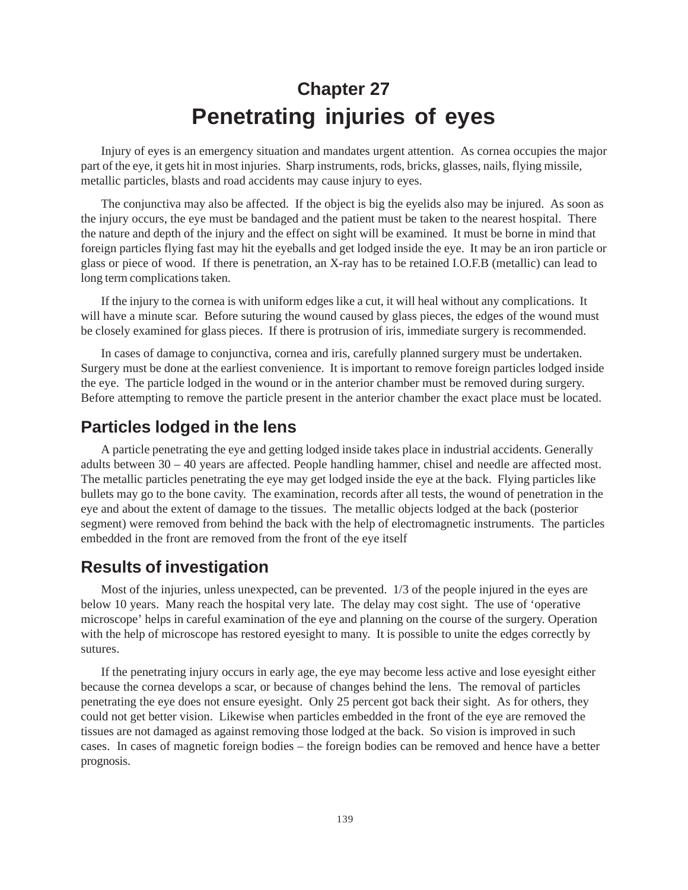# Chapter 27
# Penetrating injuries of eyes

Injury of eyes is an emergency situation and mandates urgent attention. As cornea occupies the major part of the eye, it gets hit in most injuries. Sharp instruments, rods, bricks, glasses, nails, flying missile, metallic particles, blasts and road accidents may cause injury to eyes.

The conjunctiva may also be affected. If the object is big the eyelids also may be injured. As soon as the injury occurs, the eye must be bandaged and the patient must be taken to the nearest hospital. There the nature and depth of the injury and the effect on sight will be examined. It must be borne in mind that foreign particles flying fast may hit the eyeballs and get lodged inside the eye. It may be an iron particle or glass or piece of wood. If there is penetration, an X-ray has to be retained I.O.F.B (metallic) can lead to long term complications taken.

If the injury to the cornea is with uniform edges like a cut, it will heal without any complications. It will have a minute scar. Before suturing the wound caused by glass pieces, the edges of the wound must be closely examined for glass pieces. If there is protrusion of iris, immediate surgery is recommended.

In cases of damage to conjunctiva, cornea and iris, carefully planned surgery must be undertaken. Surgery must be done at the earliest convenience. It is important to remove foreign particles lodged inside the eye. The particle lodged in the wound or in the anterior chamber must be removed during surgery. Before attempting to remove the particle present in the anterior chamber the exact place must be located.

## Particles lodged in the lens

A particle penetrating the eye and getting lodged inside takes place in industrial accidents. Generally adults between 30 – 40 years are affected. People handling hammer, chisel and needle are affected most. The metallic particles penetrating the eye may get lodged inside the eye at the back. Flying particles like bullets may go to the bone cavity. The examination, records after all tests, the wound of penetration in the eye and about the extent of damage to the tissues. The metallic objects lodged at the back (posterior segment) were removed from behind the back with the help of electromagnetic instruments. The particles embedded in the front are removed from the front of the eye itself

## Results of investigation

Most of the injuries, unless unexpected, can be prevented. 1/3 of the people injured in the eyes are below 10 years. Many reach the hospital very late. The delay may cost sight. The use of 'operative microscope' helps in careful examination of the eye and planning on the course of the surgery. Operation with the help of microscope has restored eyesight to many. It is possible to unite the edges correctly by sutures.

If the penetrating injury occurs in early age, the eye may become less active and lose eyesight either because the cornea develops a scar, or because of changes behind the lens. The removal of particles penetrating the eye does not ensure eyesight. Only 25 percent got back their sight. As for others, they could not get better vision. Likewise when particles embedded in the front of the eye are removed the tissues are not damaged as against removing those lodged at the back. So vision is improved in such cases. In cases of magnetic foreign bodies – the foreign bodies can be removed and hence have a better prognosis.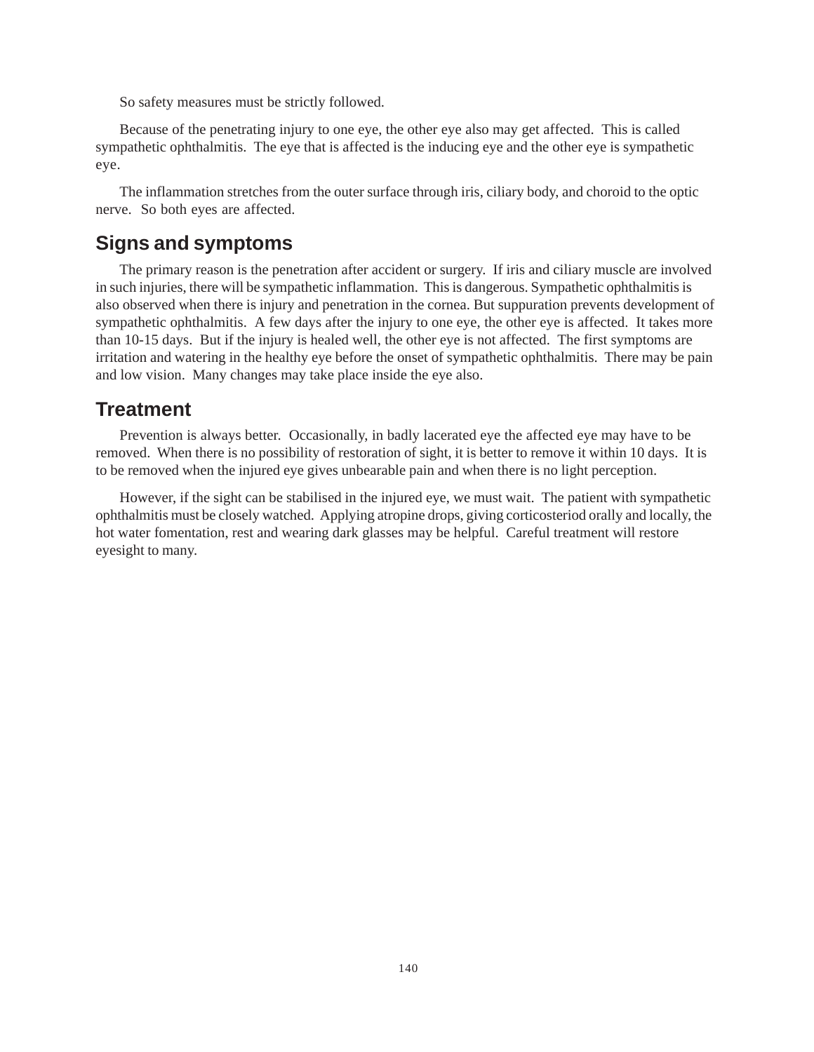So safety measures must be strictly followed.

Because of the penetrating injury to one eye, the other eye also may get affected. This is called sympathetic ophthalmitis. The eye that is affected is the inducing eye and the other eye is sympathetic eye.

The inflammation stretches from the outer surface through iris, ciliary body, and choroid to the optic nerve. So both eyes are affected.

## Signs and symptoms

The primary reason is the penetration after accident or surgery. If iris and ciliary muscle are involved in such injuries, there will be sympathetic inflammation. This is dangerous. Sympathetic ophthalmitis is also observed when there is injury and penetration in the cornea. But suppuration prevents development of sympathetic ophthalmitis. A few days after the injury to one eye, the other eye is affected. It takes more than 10-15 days. But if the injury is healed well, the other eye is not affected. The first symptoms are irritation and watering in the healthy eye before the onset of sympathetic ophthalmitis. There may be pain and low vision. Many changes may take place inside the eye also.

## Treatment

Prevention is always better. Occasionally, in badly lacerated eye the affected eye may have to be removed. When there is no possibility of restoration of sight, it is better to remove it within 10 days. It is to be removed when the injured eye gives unbearable pain and when there is no light perception.

However, if the sight can be stabilised in the injured eye, we must wait. The patient with sympathetic ophthalmitis must be closely watched. Applying atropine drops, giving corticosteriod orally and locally, the hot water fomentation, rest and wearing dark glasses may be helpful. Careful treatment will restore eyesight to many.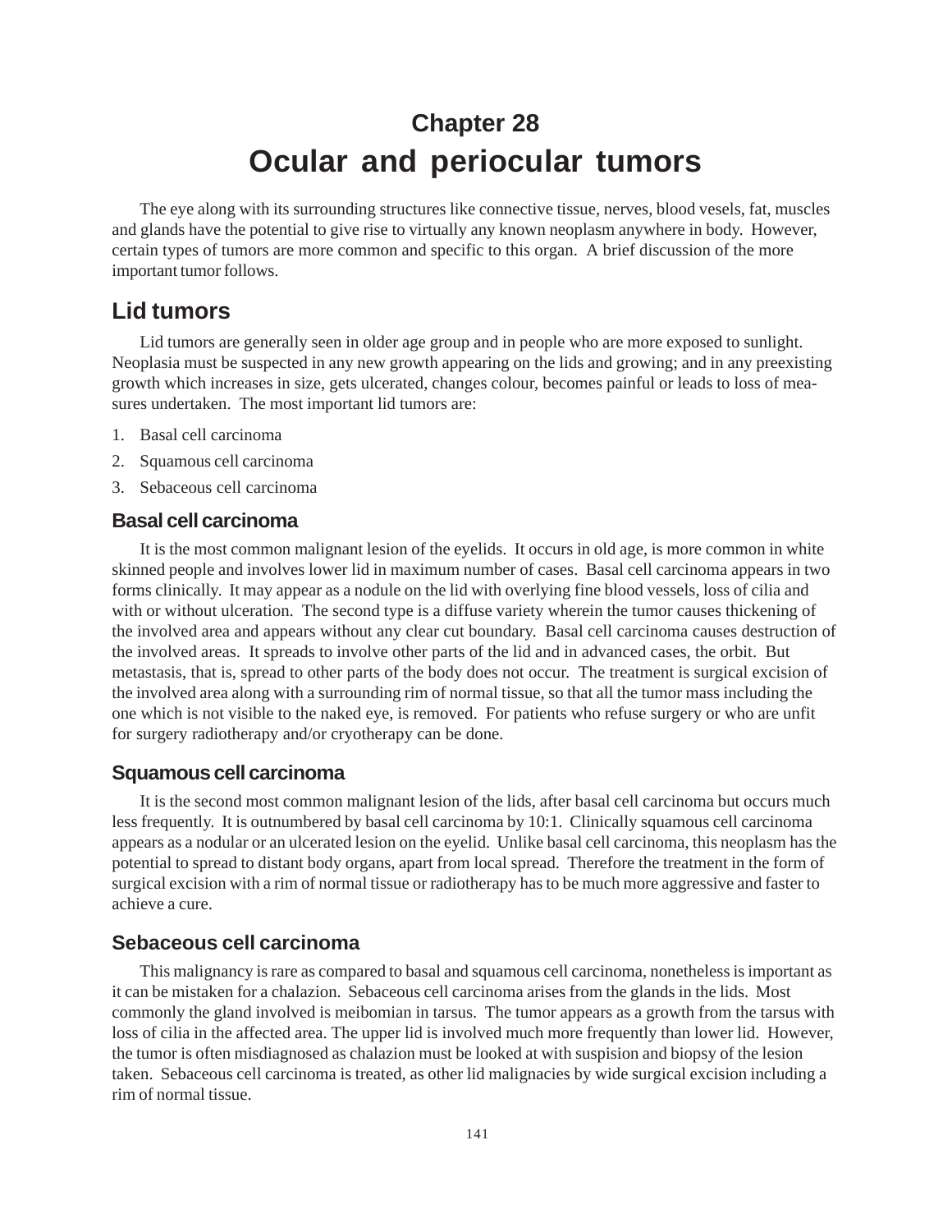# Chapter 28
# Ocular and periocular tumors

The eye along with its surrounding structures like connective tissue, nerves, blood vesels, fat, muscles and glands have the potential to give rise to virtually any known neoplasm anywhere in body. However, certain types of tumors are more common and specific to this organ. A brief discussion of the more important tumor follows.

## Lid tumors

Lid tumors are generally seen in older age group and in people who are more exposed to sunlight. Neoplasia must be suspected in any new growth appearing on the lids and growing; and in any preexisting growth which increases in size, gets ulcerated, changes colour, becomes painful or leads to loss of measures undertaken. The most important lid tumors are:

1. Basal cell carcinoma
2. Squamous cell carcinoma
3. Sebaceous cell carcinoma

### Basal cell carcinoma

It is the most common malignant lesion of the eyelids. It occurs in old age, is more common in white skinned people and involves lower lid in maximum number of cases. Basal cell carcinoma appears in two forms clinically. It may appear as a nodule on the lid with overlying fine blood vessels, loss of cilia and with or without ulceration. The second type is a diffuse variety wherein the tumor causes thickening of the involved area and appears without any clear cut boundary. Basal cell carcinoma causes destruction of the involved areas. It spreads to involve other parts of the lid and in advanced cases, the orbit. But metastasis, that is, spread to other parts of the body does not occur. The treatment is surgical excision of the involved area along with a surrounding rim of normal tissue, so that all the tumor mass including the one which is not visible to the naked eye, is removed. For patients who refuse surgery or who are unfit for surgery radiotherapy and/or cryotherapy can be done.

### Squamous cell carcinoma

It is the second most common malignant lesion of the lids, after basal cell carcinoma but occurs much less frequently. It is outnumbered by basal cell carcinoma by 10:1. Clinically squamous cell carcinoma appears as a nodular or an ulcerated lesion on the eyelid. Unlike basal cell carcinoma, this neoplasm has the potential to spread to distant body organs, apart from local spread. Therefore the treatment in the form of surgical excision with a rim of normal tissue or radiotherapy has to be much more aggressive and faster to achieve a cure.

### Sebaceous cell carcinoma

This malignancy is rare as compared to basal and squamous cell carcinoma, nonetheless is important as it can be mistaken for a chalazion. Sebaceous cell carcinoma arises from the glands in the lids. Most commonly the gland involved is meibomian in tarsus. The tumor appears as a growth from the tarsus with loss of cilia in the affected area. The upper lid is involved much more frequently than lower lid. However, the tumor is often misdiagnosed as chalazion must be looked at with suspision and biopsy of the lesion taken. Sebaceous cell carcinoma is treated, as other lid malignacies by wide surgical excision including a rim of normal tissue.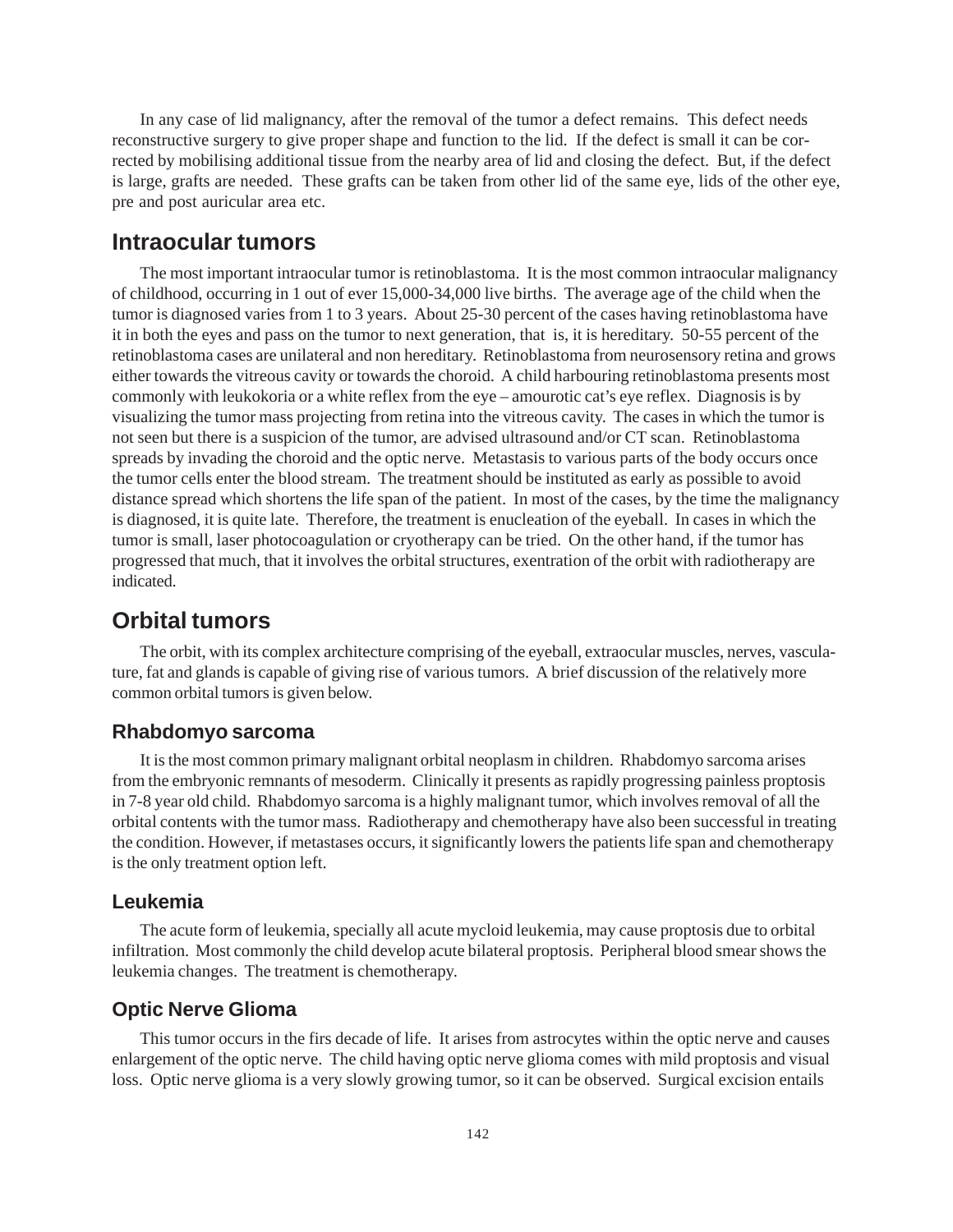In any case of lid malignancy, after the removal of the tumor a defect remains. This defect needs reconstructive surgery to give proper shape and function to the lid. If the defect is small it can be corrected by mobilising additional tissue from the nearby area of lid and closing the defect. But, if the defect is large, grafts are needed. These grafts can be taken from other lid of the same eye, lids of the other eye, pre and post auricular area etc.

## Intraocular tumors

The most important intraocular tumor is retinoblastoma. It is the most common intraocular malignancy of childhood, occurring in 1 out of ever 15,000-34,000 live births. The average age of the child when the tumor is diagnosed varies from 1 to 3 years. About 25-30 percent of the cases having retinoblastoma have it in both the eyes and pass on the tumor to next generation, that is, it is hereditary. 50-55 percent of the retinoblastoma cases are unilateral and non hereditary. Retinoblastoma from neurosensory retina and grows either towards the vitreous cavity or towards the choroid. A child harbouring retinoblastoma presents most commonly with leukokoria or a white reflex from the eye – amourotic cat's eye reflex. Diagnosis is by visualizing the tumor mass projecting from retina into the vitreous cavity. The cases in which the tumor is not seen but there is a suspicion of the tumor, are advised ultrasound and/or CT scan. Retinoblastoma spreads by invading the choroid and the optic nerve. Metastasis to various parts of the body occurs once the tumor cells enter the blood stream. The treatment should be instituted as early as possible to avoid distance spread which shortens the life span of the patient. In most of the cases, by the time the malignancy is diagnosed, it is quite late. Therefore, the treatment is enucleation of the eyeball. In cases in which the tumor is small, laser photocoagulation or cryotherapy can be tried. On the other hand, if the tumor has progressed that much, that it involves the orbital structures, exentration of the orbit with radiotherapy are indicated.

## Orbital tumors

The orbit, with its complex architecture comprising of the eyeball, extraocular muscles, nerves, vasculature, fat and glands is capable of giving rise of various tumors. A brief discussion of the relatively more common orbital tumors is given below.

### Rhabdomyo sarcoma

It is the most common primary malignant orbital neoplasm in children. Rhabdomyo sarcoma arises from the embryonic remnants of mesoderm. Clinically it presents as rapidly progressing painless proptosis in 7-8 year old child. Rhabdomyo sarcoma is a highly malignant tumor, which involves removal of all the orbital contents with the tumor mass. Radiotherapy and chemotherapy have also been successful in treating the condition. However, if metastases occurs, it significantly lowers the patients life span and chemotherapy is the only treatment option left.

### Leukemia

The acute form of leukemia, specially all acute mycloid leukemia, may cause proptosis due to orbital infiltration. Most commonly the child develop acute bilateral proptosis. Peripheral blood smear shows the leukemia changes. The treatment is chemotherapy.

### Optic Nerve Glioma

This tumor occurs in the firs decade of life. It arises from astrocytes within the optic nerve and causes enlargement of the optic nerve. The child having optic nerve glioma comes with mild proptosis and visual loss. Optic nerve glioma is a very slowly growing tumor, so it can be observed. Surgical excision entails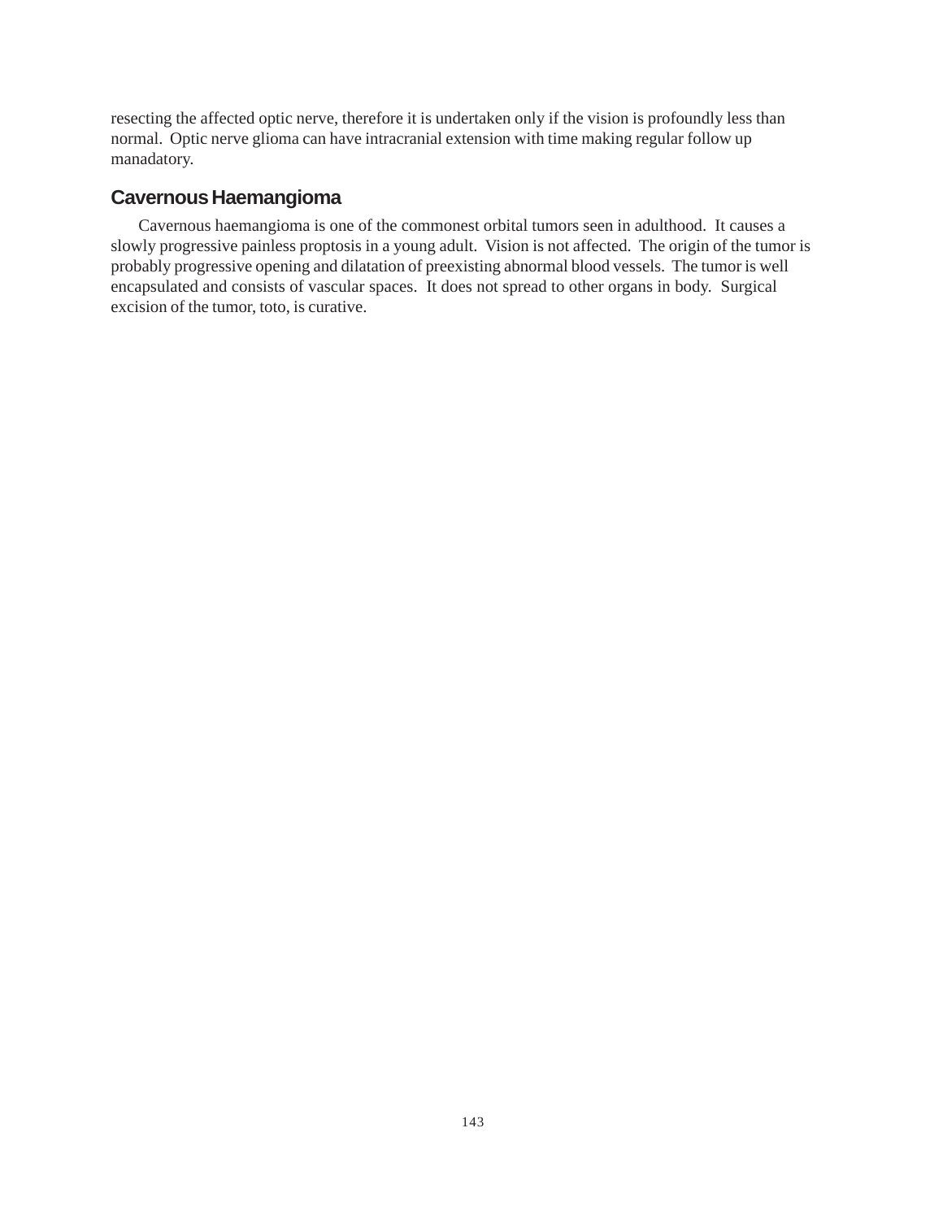resecting the affected optic nerve, therefore it is undertaken only if the vision is profoundly less than normal. Optic nerve glioma can have intracranial extension with time making regular follow up manadatory.

## Cavernous Haemangioma

Cavernous haemangioma is one of the commonest orbital tumors seen in adulthood. It causes a slowly progressive painless proptosis in a young adult. Vision is not affected. The origin of the tumor is probably progressive opening and dilatation of preexisting abnormal blood vessels. The tumor is well encapsulated and consists of vascular spaces. It does not spread to other organs in body. Surgical excision of the tumor, toto, is curative.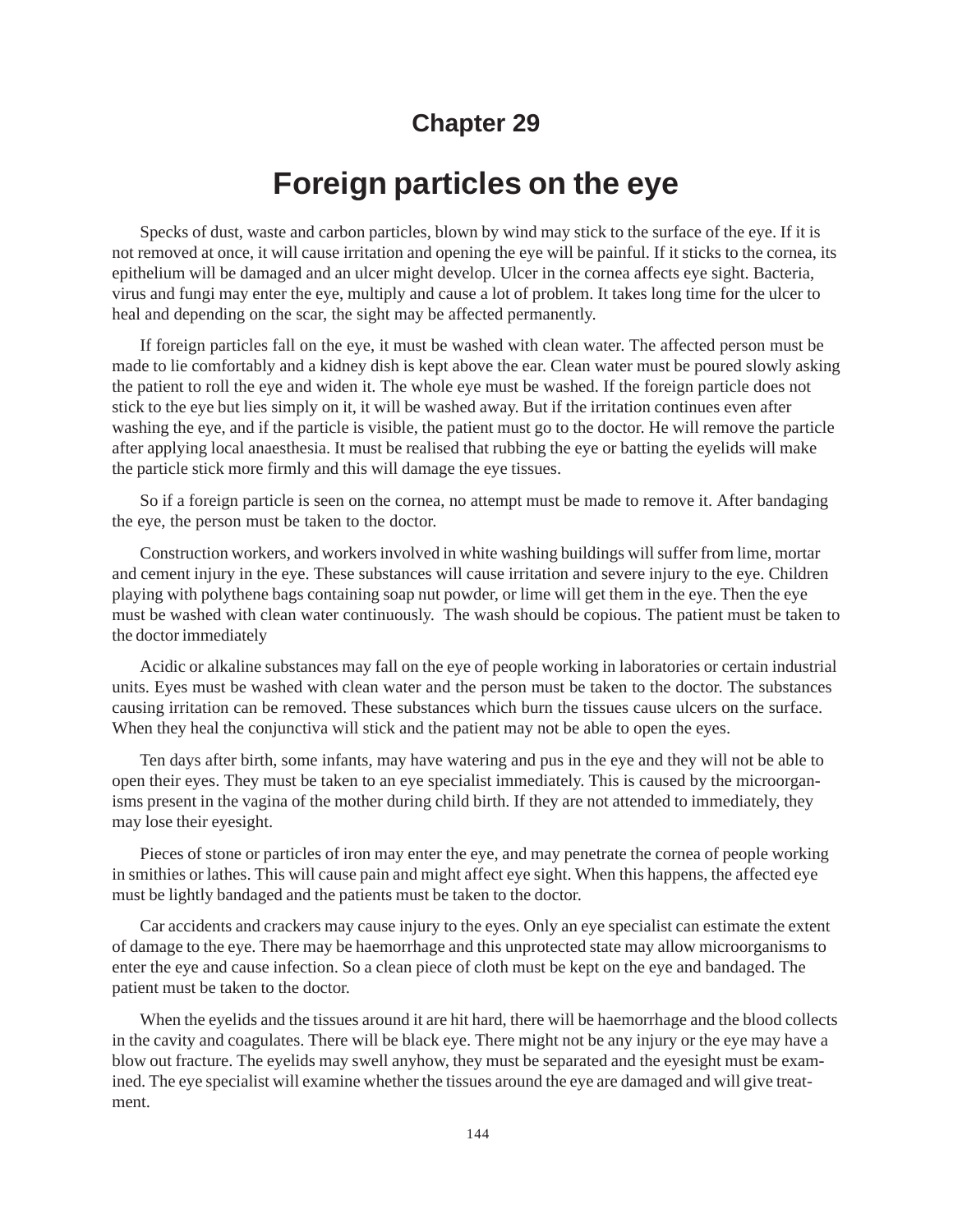## Chapter 29

# Foreign particles on the eye

Specks of dust, waste and carbon particles, blown by wind may stick to the surface of the eye. If it is not removed at once, it will cause irritation and opening the eye will be painful. If it sticks to the cornea, its epithelium will be damaged and an ulcer might develop. Ulcer in the cornea affects eye sight. Bacteria, virus and fungi may enter the eye, multiply and cause a lot of problem. It takes long time for the ulcer to heal and depending on the scar, the sight may be affected permanently.

If foreign particles fall on the eye, it must be washed with clean water. The affected person must be made to lie comfortably and a kidney dish is kept above the ear. Clean water must be poured slowly asking the patient to roll the eye and widen it. The whole eye must be washed. If the foreign particle does not stick to the eye but lies simply on it, it will be washed away. But if the irritation continues even after washing the eye, and if the particle is visible, the patient must go to the doctor. He will remove the particle after applying local anaesthesia. It must be realised that rubbing the eye or batting the eyelids will make the particle stick more firmly and this will damage the eye tissues.

So if a foreign particle is seen on the cornea, no attempt must be made to remove it. After bandaging the eye, the person must be taken to the doctor.

Construction workers, and workers involved in white washing buildings will suffer from lime, mortar and cement injury in the eye. These substances will cause irritation and severe injury to the eye. Children playing with polythene bags containing soap nut powder, or lime will get them in the eye. Then the eye must be washed with clean water continuously. The wash should be copious. The patient must be taken to the doctor immediately

Acidic or alkaline substances may fall on the eye of people working in laboratories or certain industrial units. Eyes must be washed with clean water and the person must be taken to the doctor. The substances causing irritation can be removed. These substances which burn the tissues cause ulcers on the surface. When they heal the conjunctiva will stick and the patient may not be able to open the eyes.

Ten days after birth, some infants, may have watering and pus in the eye and they will not be able to open their eyes. They must be taken to an eye specialist immediately. This is caused by the microorganisms present in the vagina of the mother during child birth. If they are not attended to immediately, they may lose their eyesight.

Pieces of stone or particles of iron may enter the eye, and may penetrate the cornea of people working in smithies or lathes. This will cause pain and might affect eye sight. When this happens, the affected eye must be lightly bandaged and the patients must be taken to the doctor.

Car accidents and crackers may cause injury to the eyes. Only an eye specialist can estimate the extent of damage to the eye. There may be haemorrhage and this unprotected state may allow microorganisms to enter the eye and cause infection. So a clean piece of cloth must be kept on the eye and bandaged. The patient must be taken to the doctor.

When the eyelids and the tissues around it are hit hard, there will be haemorrhage and the blood collects in the cavity and coagulates. There will be black eye. There might not be any injury or the eye may have a blow out fracture. The eyelids may swell anyhow, they must be separated and the eyesight must be examined. The eye specialist will examine whether the tissues around the eye are damaged and will give treatment.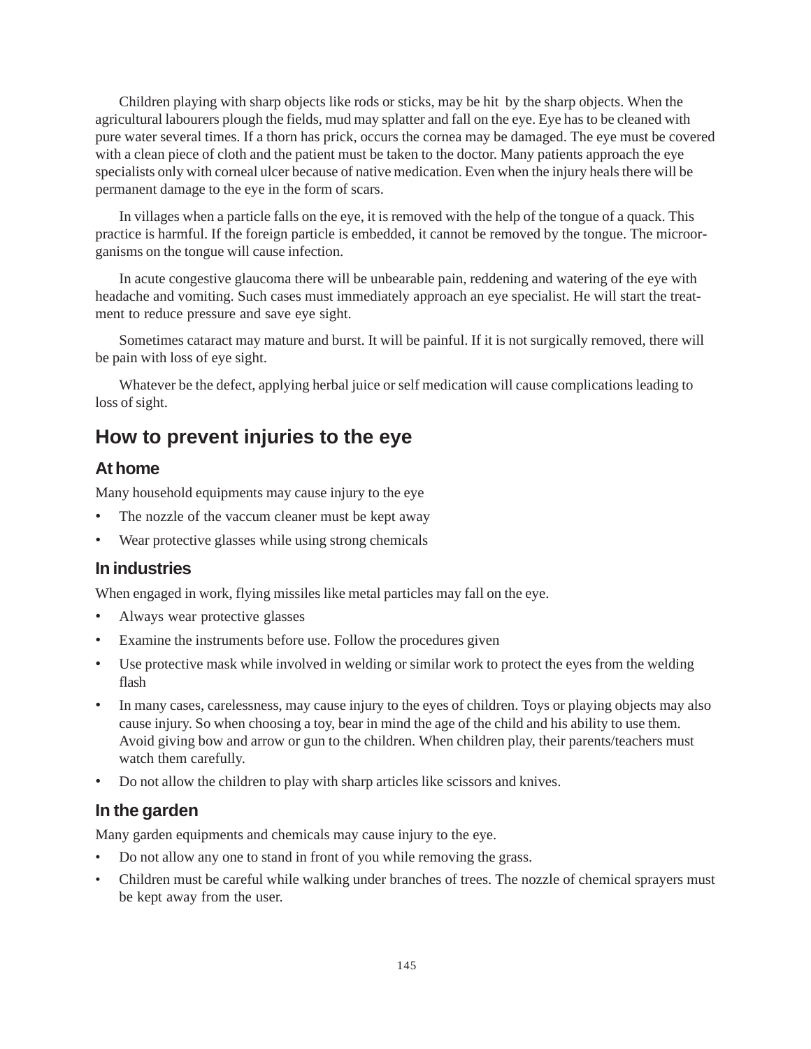Children playing with sharp objects like rods or sticks, may be hit by the sharp objects. When the agricultural labourers plough the fields, mud may splatter and fall on the eye. Eye has to be cleaned with pure water several times. If a thorn has prick, occurs the cornea may be damaged. The eye must be covered with a clean piece of cloth and the patient must be taken to the doctor. Many patients approach the eye specialists only with corneal ulcer because of native medication. Even when the injury heals there will be permanent damage to the eye in the form of scars.

In villages when a particle falls on the eye, it is removed with the help of the tongue of a quack. This practice is harmful. If the foreign particle is embedded, it cannot be removed by the tongue. The microorganisms on the tongue will cause infection.

In acute congestive glaucoma there will be unbearable pain, reddening and watering of the eye with headache and vomiting. Such cases must immediately approach an eye specialist. He will start the treatment to reduce pressure and save eye sight.

Sometimes cataract may mature and burst. It will be painful. If it is not surgically removed, there will be pain with loss of eye sight.

Whatever be the defect, applying herbal juice or self medication will cause complications leading to loss of sight.

## How to prevent injuries to the eye

### At home

Many household equipments may cause injury to the eye

- The nozzle of the vaccum cleaner must be kept away
- Wear protective glasses while using strong chemicals

### In industries

When engaged in work, flying missiles like metal particles may fall on the eye.

- Always wear protective glasses
- Examine the instruments before use. Follow the procedures given
- Use protective mask while involved in welding or similar work to protect the eyes from the welding flash
- In many cases, carelessness, may cause injury to the eyes of children. Toys or playing objects may also cause injury. So when choosing a toy, bear in mind the age of the child and his ability to use them. Avoid giving bow and arrow or gun to the children. When children play, their parents/teachers must watch them carefully.
- Do not allow the children to play with sharp articles like scissors and knives.

### In the garden

Many garden equipments and chemicals may cause injury to the eye.

- Do not allow any one to stand in front of you while removing the grass.
- Children must be careful while walking under branches of trees. The nozzle of chemical sprayers must be kept away from the user.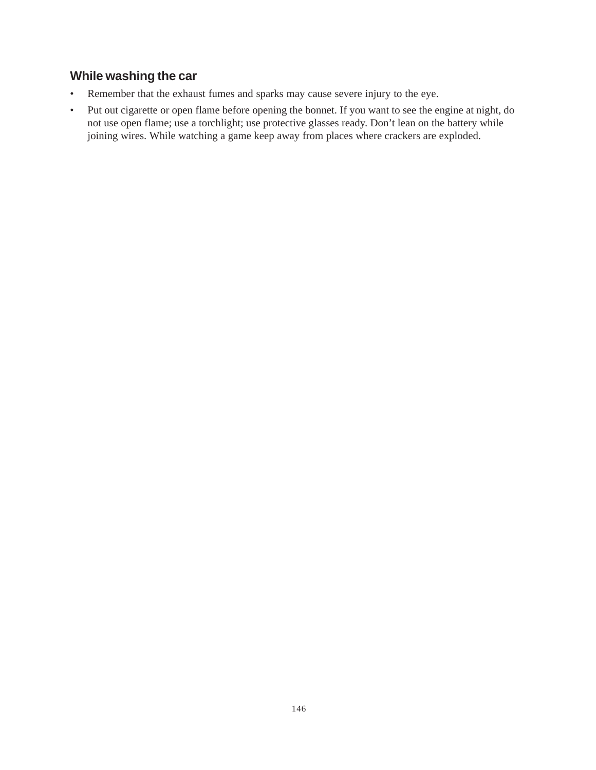### While washing the car

- Remember that the exhaust fumes and sparks may cause severe injury to the eye.
- Put out cigarette or open flame before opening the bonnet. If you want to see the engine at night, do not use open flame; use a torchlight; use protective glasses ready. Don't lean on the battery while joining wires. While watching a game keep away from places where crackers are exploded.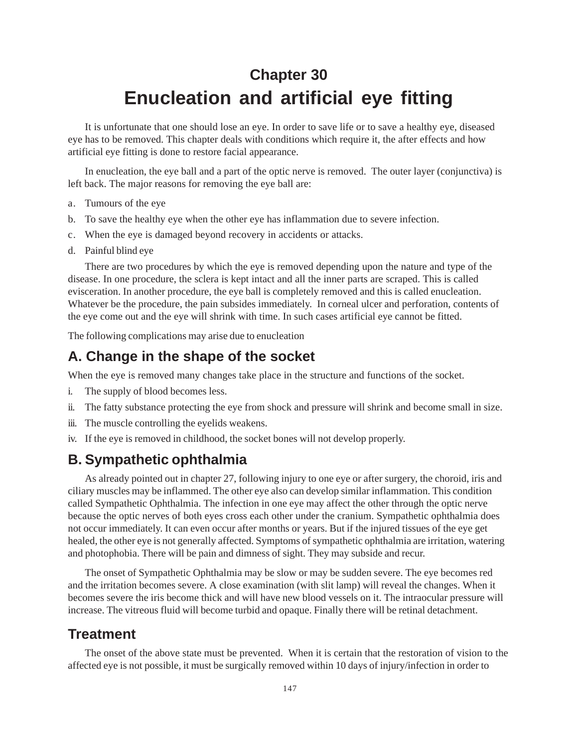# Chapter 30

# Enucleation and artificial eye fitting

It is unfortunate that one should lose an eye. In order to save life or to save a healthy eye, diseased eye has to be removed. This chapter deals with conditions which require it, the after effects and how artificial eye fitting is done to restore facial appearance.

In enucleation, the eye ball and a part of the optic nerve is removed. The outer layer (conjunctiva) is left back. The major reasons for removing the eye ball are:

a. Tumours of the eye
b. To save the healthy eye when the other eye has inflammation due to severe infection.
c. When the eye is damaged beyond recovery in accidents or attacks.
d. Painful blind eye

There are two procedures by which the eye is removed depending upon the nature and type of the disease. In one procedure, the sclera is kept intact and all the inner parts are scraped. This is called evisceration. In another procedure, the eye ball is completely removed and this is called enucleation. Whatever be the procedure, the pain subsides immediately. In corneal ulcer and perforation, contents of the eye come out and the eye will shrink with time. In such cases artificial eye cannot be fitted.

The following complications may arise due to enucleation

## A. Change in the shape of the socket

When the eye is removed many changes take place in the structure and functions of the socket.

i. The supply of blood becomes less.
ii. The fatty substance protecting the eye from shock and pressure will shrink and become small in size.
iii. The muscle controlling the eyelids weakens.
iv. If the eye is removed in childhood, the socket bones will not develop properly.

## B. Sympathetic ophthalmia

As already pointed out in chapter 27, following injury to one eye or after surgery, the choroid, iris and ciliary muscles may be inflammed. The other eye also can develop similar inflammation. This condition called Sympathetic Ophthalmia. The infection in one eye may affect the other through the optic nerve because the optic nerves of both eyes cross each other under the cranium. Sympathetic ophthalmia does not occur immediately. It can even occur after months or years. But if the injured tissues of the eye get healed, the other eye is not generally affected. Symptoms of sympathetic ophthalmia are irritation, watering and photophobia. There will be pain and dimness of sight. They may subside and recur.

The onset of Sympathetic Ophthalmia may be slow or may be sudden severe. The eye becomes red and the irritation becomes severe. A close examination (with slit lamp) will reveal the changes. When it becomes severe the iris become thick and will have new blood vessels on it. The intraocular pressure will increase. The vitreous fluid will become turbid and opaque. Finally there will be retinal detachment.

## Treatment

The onset of the above state must be prevented. When it is certain that the restoration of vision to the affected eye is not possible, it must be surgically removed within 10 days of injury/infection in order to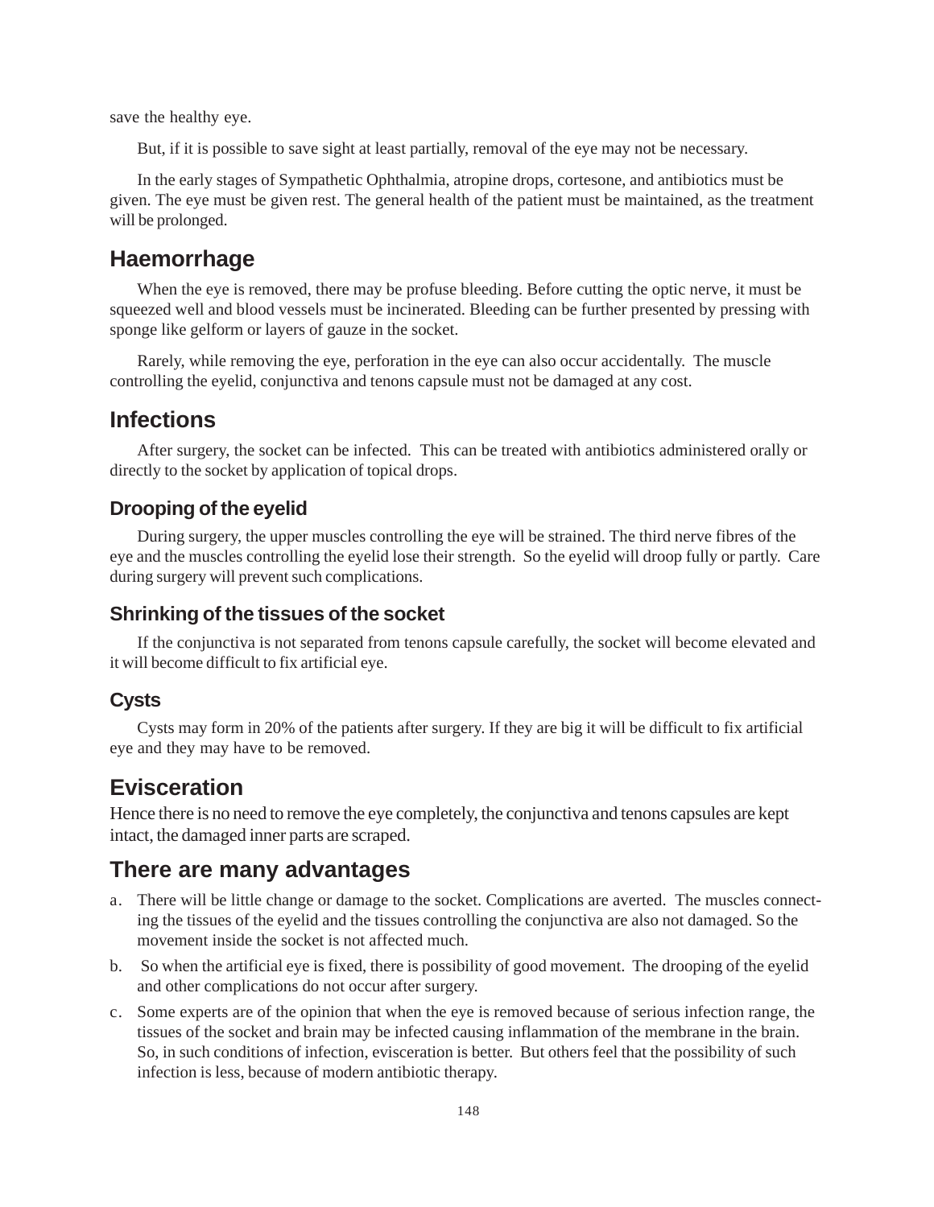save the healthy eye.

But, if it is possible to save sight at least partially, removal of the eye may not be necessary.

In the early stages of Sympathetic Ophthalmia, atropine drops, cortesone, and antibiotics must be given. The eye must be given rest. The general health of the patient must be maintained, as the treatment will be prolonged.

## Haemorrhage

When the eye is removed, there may be profuse bleeding. Before cutting the optic nerve, it must be squeezed well and blood vessels must be incinerated. Bleeding can be further presented by pressing with sponge like gelform or layers of gauze in the socket.

Rarely, while removing the eye, perforation in the eye can also occur accidentally. The muscle controlling the eyelid, conjunctiva and tenons capsule must not be damaged at any cost.

## Infections

After surgery, the socket can be infected. This can be treated with antibiotics administered orally or directly to the socket by application of topical drops.

### Drooping of the eyelid

During surgery, the upper muscles controlling the eye will be strained. The third nerve fibres of the eye and the muscles controlling the eyelid lose their strength. So the eyelid will droop fully or partly. Care during surgery will prevent such complications.

### Shrinking of the tissues of the socket

If the conjunctiva is not separated from tenons capsule carefully, the socket will become elevated and it will become difficult to fix artificial eye.

### Cysts

Cysts may form in 20% of the patients after surgery. If they are big it will be difficult to fix artificial eye and they may have to be removed.

## Evisceration

Hence there is no need to remove the eye completely, the conjunctiva and tenons capsules are kept intact, the damaged inner parts are scraped.

## There are many advantages

a. There will be little change or damage to the socket. Complications are averted. The muscles connecting the tissues of the eyelid and the tissues controlling the conjunctiva are also not damaged. So the movement inside the socket is not affected much.

b. So when the artificial eye is fixed, there is possibility of good movement. The drooping of the eyelid and other complications do not occur after surgery.

c. Some experts are of the opinion that when the eye is removed because of serious infection range, the tissues of the socket and brain may be infected causing inflammation of the membrane in the brain. So, in such conditions of infection, evisceration is better. But others feel that the possibility of such infection is less, because of modern antibiotic therapy.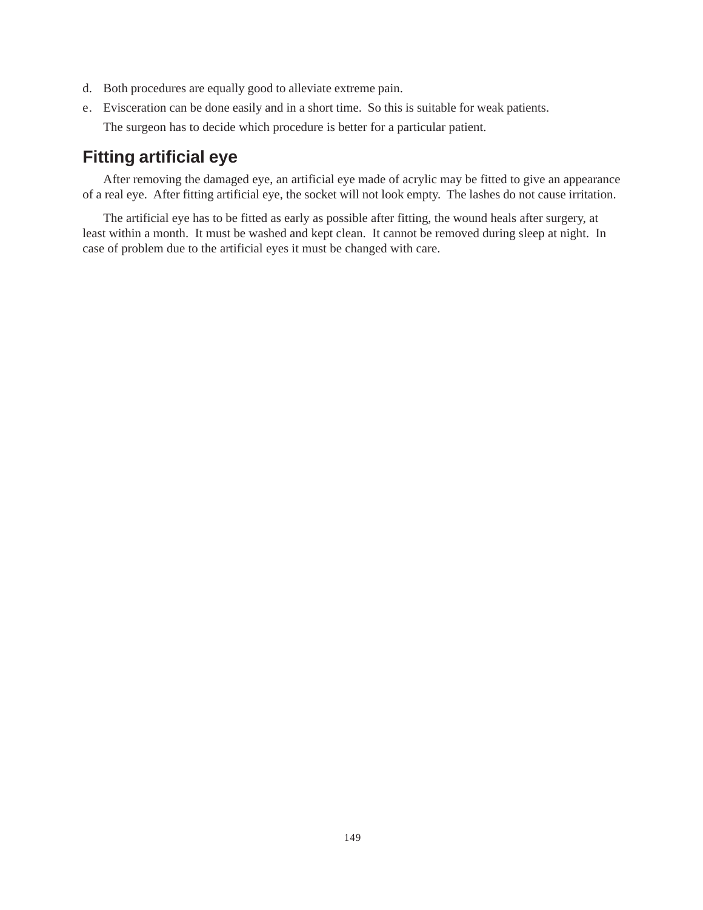d. Both procedures are equally good to alleviate extreme pain.

e. Evisceration can be done easily and in a short time. So this is suitable for weak patients.

The surgeon has to decide which procedure is better for a particular patient.

## Fitting artificial eye

After removing the damaged eye, an artificial eye made of acrylic may be fitted to give an appearance of a real eye. After fitting artificial eye, the socket will not look empty. The lashes do not cause irritation.

The artificial eye has to be fitted as early as possible after fitting, the wound heals after surgery, at least within a month. It must be washed and kept clean. It cannot be removed during sleep at night. In case of problem due to the artificial eyes it must be changed with care.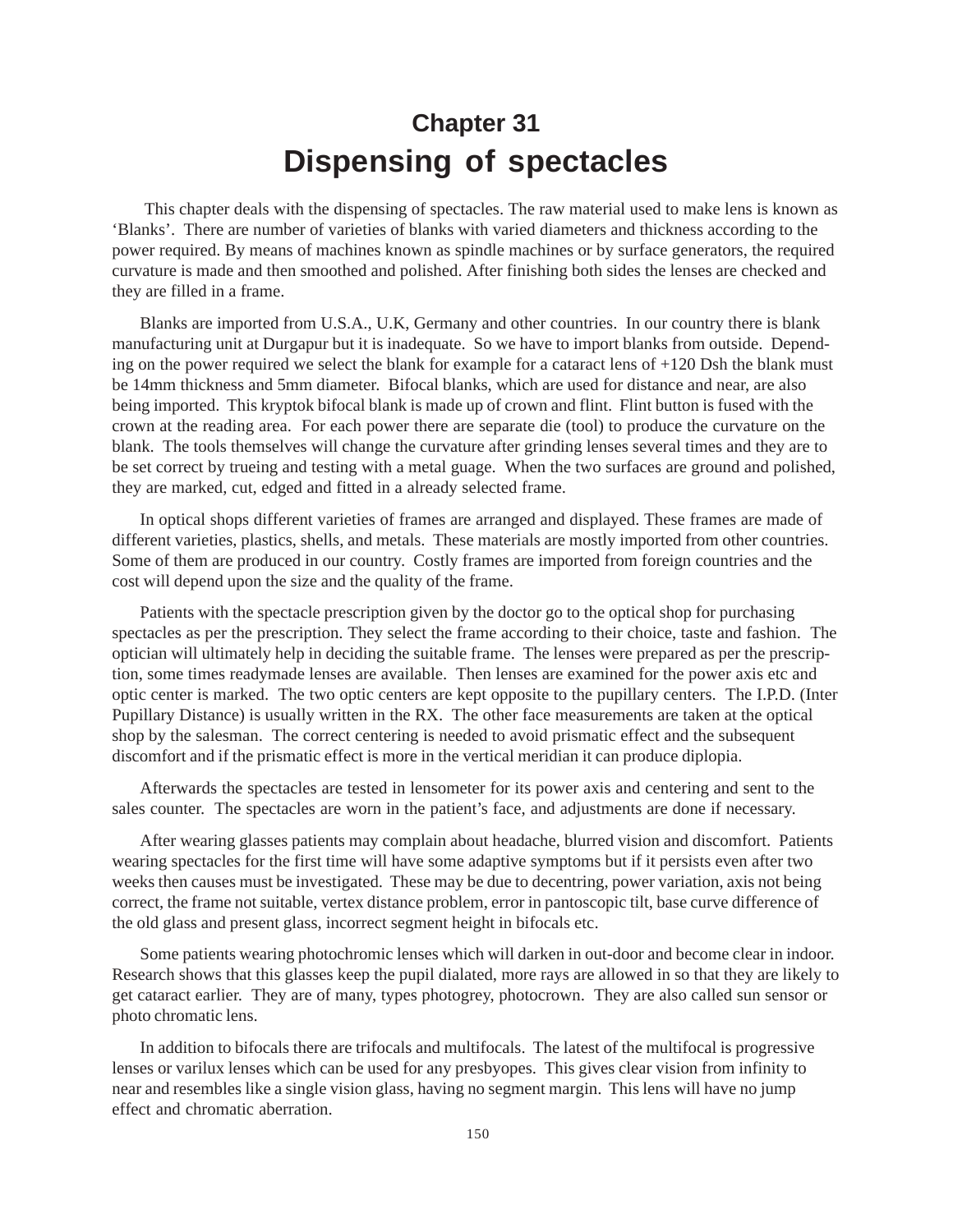# Chapter 31

# Dispensing of spectacles

This chapter deals with the dispensing of spectacles. The raw material used to make lens is known as 'Blanks'. There are number of varieties of blanks with varied diameters and thickness according to the power required. By means of machines known as spindle machines or by surface generators, the required curvature is made and then smoothed and polished. After finishing both sides the lenses are checked and they are filled in a frame.

Blanks are imported from U.S.A., U.K, Germany and other countries. In our country there is blank manufacturing unit at Durgapur but it is inadequate. So we have to import blanks from outside. Depending on the power required we select the blank for example for a cataract lens of +120 Dsh the blank must be 14mm thickness and 5mm diameter. Bifocal blanks, which are used for distance and near, are also being imported. This kryptok bifocal blank is made up of crown and flint. Flint button is fused with the crown at the reading area. For each power there are separate die (tool) to produce the curvature on the blank. The tools themselves will change the curvature after grinding lenses several times and they are to be set correct by trueing and testing with a metal guage. When the two surfaces are ground and polished, they are marked, cut, edged and fitted in a already selected frame.

In optical shops different varieties of frames are arranged and displayed. These frames are made of different varieties, plastics, shells, and metals. These materials are mostly imported from other countries. Some of them are produced in our country. Costly frames are imported from foreign countries and the cost will depend upon the size and the quality of the frame.

Patients with the spectacle prescription given by the doctor go to the optical shop for purchasing spectacles as per the prescription. They select the frame according to their choice, taste and fashion. The optician will ultimately help in deciding the suitable frame. The lenses were prepared as per the prescription, some times readymade lenses are available. Then lenses are examined for the power axis etc and optic center is marked. The two optic centers are kept opposite to the pupillary centers. The I.P.D. (Inter Pupillary Distance) is usually written in the RX. The other face measurements are taken at the optical shop by the salesman. The correct centering is needed to avoid prismatic effect and the subsequent discomfort and if the prismatic effect is more in the vertical meridian it can produce diplopia.

Afterwards the spectacles are tested in lensometer for its power axis and centering and sent to the sales counter. The spectacles are worn in the patient's face, and adjustments are done if necessary.

After wearing glasses patients may complain about headache, blurred vision and discomfort. Patients wearing spectacles for the first time will have some adaptive symptoms but if it persists even after two weeks then causes must be investigated. These may be due to decentring, power variation, axis not being correct, the frame not suitable, vertex distance problem, error in pantoscopic tilt, base curve difference of the old glass and present glass, incorrect segment height in bifocals etc.

Some patients wearing photochromic lenses which will darken in out-door and become clear in indoor. Research shows that this glasses keep the pupil dialated, more rays are allowed in so that they are likely to get cataract earlier. They are of many, types photogrey, photocrown. They are also called sun sensor or photo chromatic lens.

In addition to bifocals there are trifocals and multifocals. The latest of the multifocal is progressive lenses or varilux lenses which can be used for any presbyopes. This gives clear vision from infinity to near and resembles like a single vision glass, having no segment margin. This lens will have no jump effect and chromatic aberration.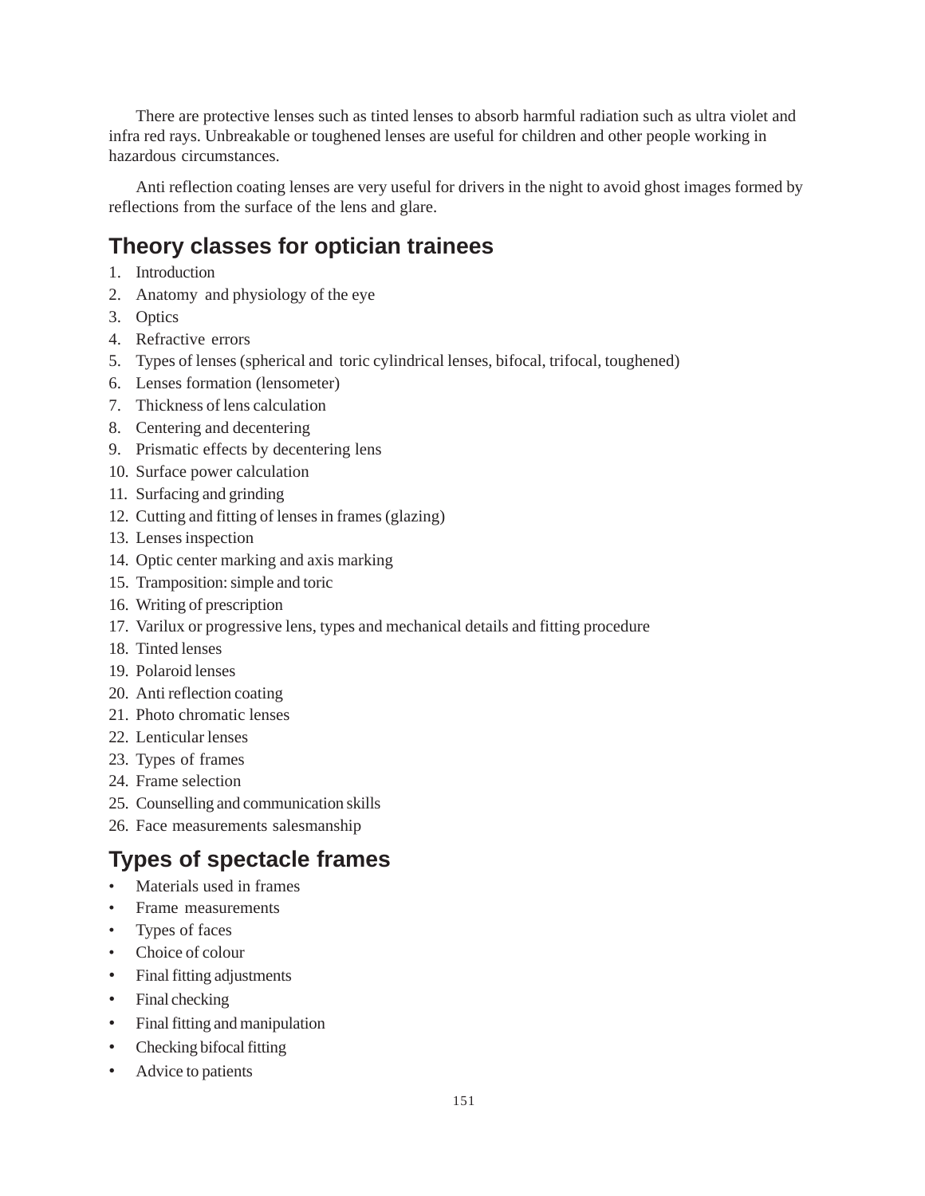There are protective lenses such as tinted lenses to absorb harmful radiation such as ultra violet and infra red rays. Unbreakable or toughened lenses are useful for children and other people working in hazardous circumstances.

Anti reflection coating lenses are very useful for drivers in the night to avoid ghost images formed by reflections from the surface of the lens and glare.

## Theory classes for optician trainees

1. Introduction
2. Anatomy and physiology of the eye
3. Optics
4. Refractive errors
5. Types of lenses (spherical and toric cylindrical lenses, bifocal, trifocal, toughened)
6. Lenses formation (lensometer)
7. Thickness of lens calculation
8. Centering and decentering
9. Prismatic effects by decentering lens
10. Surface power calculation
11. Surfacing and grinding
12. Cutting and fitting of lenses in frames (glazing)
13. Lenses inspection
14. Optic center marking and axis marking
15. Tramposition: simple and toric
16. Writing of prescription
17. Varilux or progressive lens, types and mechanical details and fitting procedure
18. Tinted lenses
19. Polaroid lenses
20. Anti reflection coating
21. Photo chromatic lenses
22. Lenticular lenses
23. Types of frames
24. Frame selection
25. Counselling and communication skills
26. Face measurements salesmanship

## Types of spectacle frames

- Materials used in frames
- Frame measurements
- Types of faces
- Choice of colour
- Final fitting adjustments
- Final checking
- Final fitting and manipulation
- Checking bifocal fitting
- Advice to patients